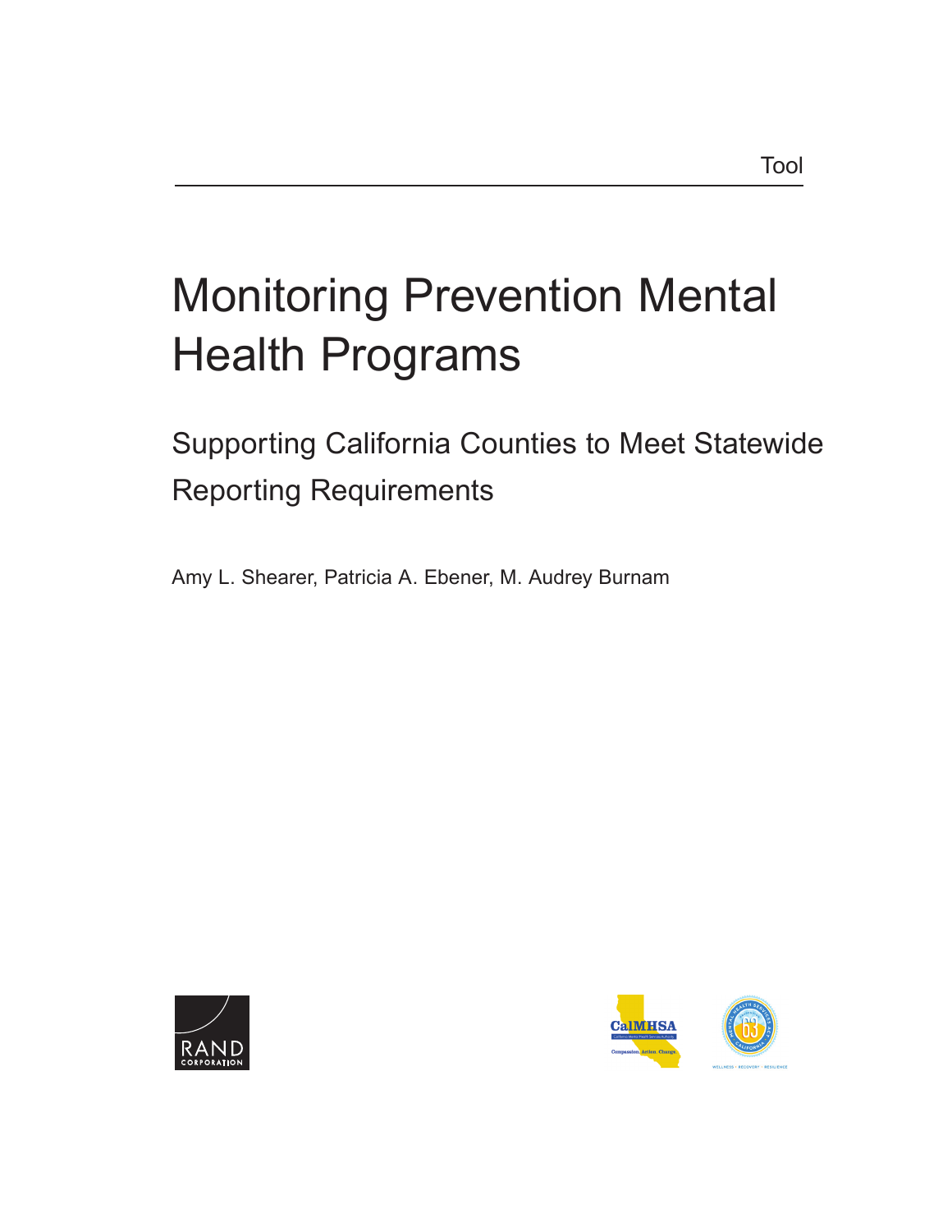Tool

# Monitoring Prevention Mental Health Programs

## Supporting California Counties to Meet Statewide Reporting Requirements

Amy L. Shearer, Patricia A. Ebener, M. Audrey Burnam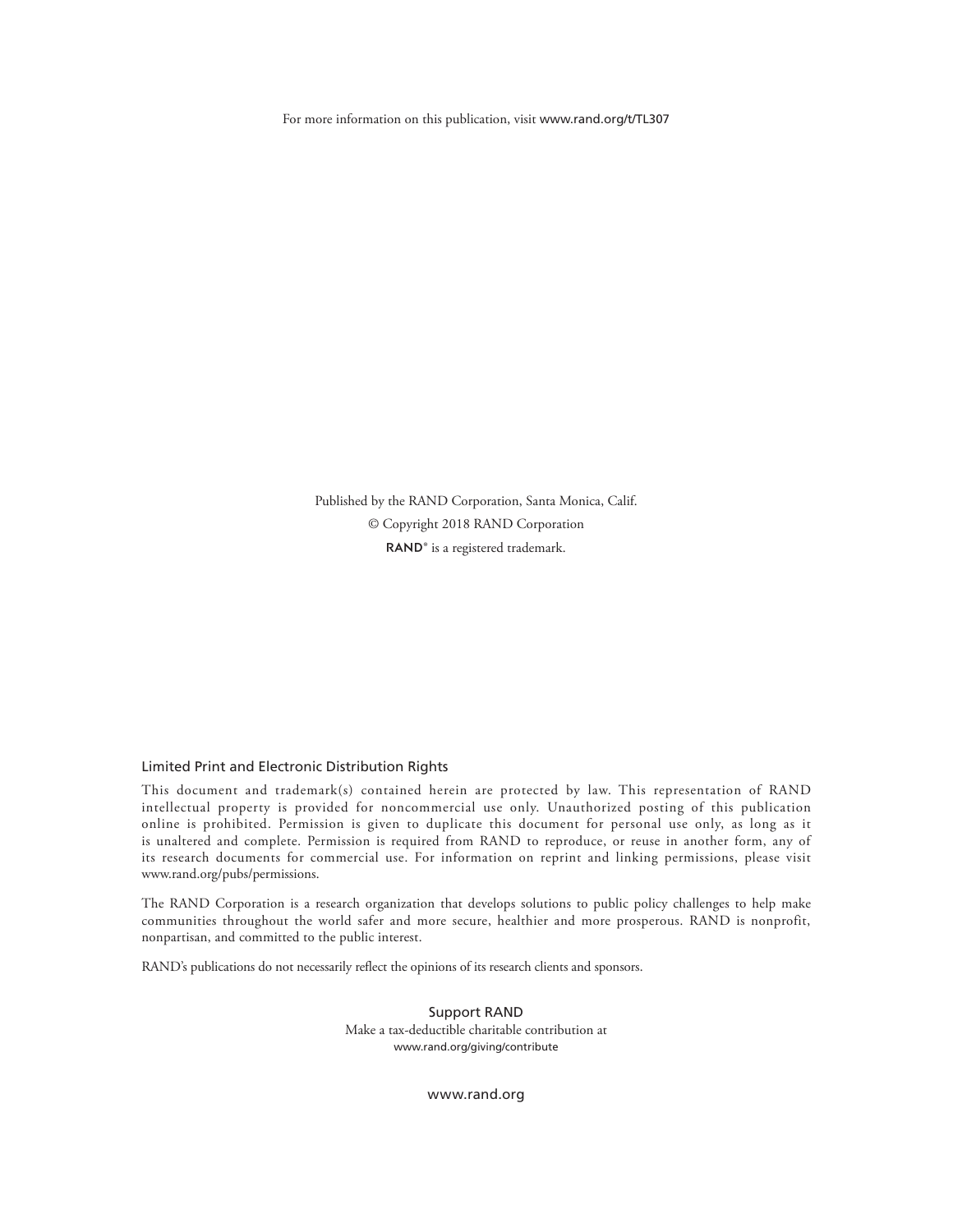For more information on this publication, visit www.rand.org/t/TL307

Published by the RAND Corporation, Santa Monica, Calif.

© Copyright 2018 RAND Corporation

RAND® is a registered trademark.

## Limited Print and Electronic Distribution Rights

This document and trademark(s) contained herein are protected by law. This representation of RAND intellectual property is provided for noncommercial use only. Unauthorized posting of this publication online is prohibited. Permission is given to duplicate this document for personal use only, as long as it is unaltered and complete. Permission is required from RAND to reproduce, or reuse in another form, any of its research documents for commercial use. For information on reprint and linking permissions, please visit www.rand.org/pubs/permissions.

The RAND Corporation is a research organization that develops solutions to public policy challenges to help make communities throughout the world safer and more secure, healthier and more prosperous. RAND is nonprofit, nonpartisan, and committed to the public interest.

RAND's publications do not necessarily reflect the opinions of its research clients and sponsors.

**Support RAND**

Make a tax-deductible charitable contribution at
www.rand.org/giving/contribute

www.rand.org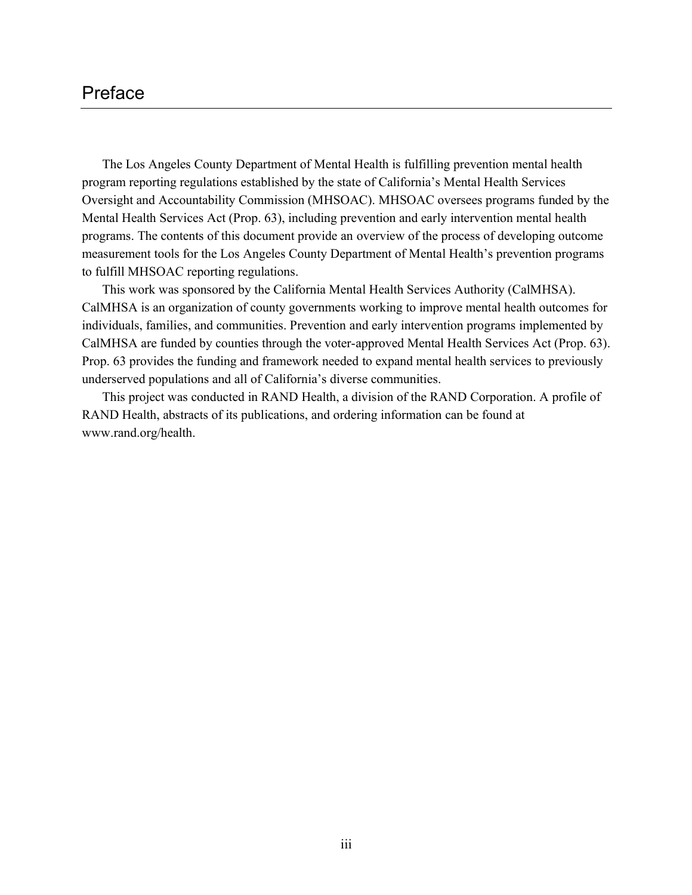# Preface

The Los Angeles County Department of Mental Health is fulfilling prevention mental health program reporting regulations established by the state of California's Mental Health Services Oversight and Accountability Commission (MHSOAC). MHSOAC oversees programs funded by the Mental Health Services Act (Prop. 63), including prevention and early intervention mental health programs. The contents of this document provide an overview of the process of developing outcome measurement tools for the Los Angeles County Department of Mental Health's prevention programs to fulfill MHSOAC reporting regulations.

This work was sponsored by the California Mental Health Services Authority (CalMHSA). CalMHSA is an organization of county governments working to improve mental health outcomes for individuals, families, and communities. Prevention and early intervention programs implemented by CalMHSA are funded by counties through the voter-approved Mental Health Services Act (Prop. 63). Prop. 63 provides the funding and framework needed to expand mental health services to previously underserved populations and all of California's diverse communities.

This project was conducted in RAND Health, a division of the RAND Corporation. A profile of RAND Health, abstracts of its publications, and ordering information can be found at www.rand.org/health.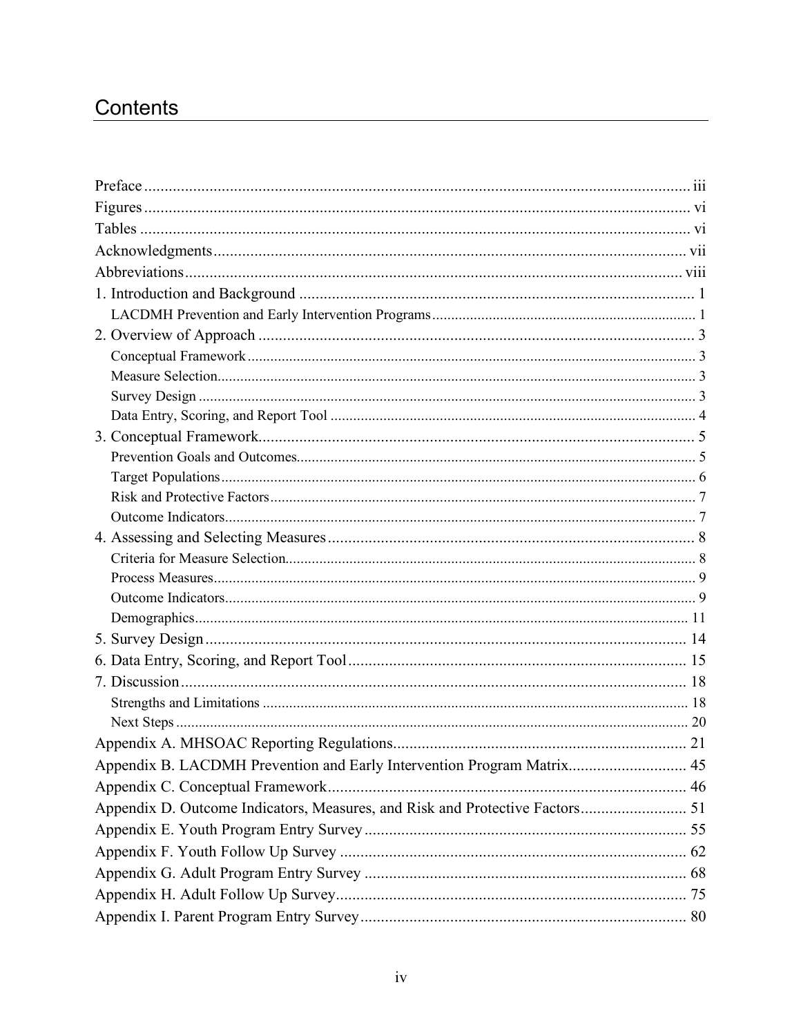# Contents

- Preface ... iii
- Figures ... vi
- Tables ... vi
- Acknowledgments ... vii
- Abbreviations ... viii
- 1. Introduction and Background ... 1
  - LACDMH Prevention and Early Intervention Programs ... 1
- 2. Overview of Approach ... 3
  - Conceptual Framework ... 3
  - Measure Selection ... 3
  - Survey Design ... 3
  - Data Entry, Scoring, and Report Tool ... 4
- 3. Conceptual Framework ... 5
  - Prevention Goals and Outcomes ... 5
  - Target Populations ... 6
  - Risk and Protective Factors ... 7
  - Outcome Indicators ... 7
- 4. Assessing and Selecting Measures ... 8
  - Criteria for Measure Selection ... 8
  - Process Measures ... 9
  - Outcome Indicators ... 9
  - Demographics ... 11
- 5. Survey Design ... 14
- 6. Data Entry, Scoring, and Report Tool ... 15
- 7. Discussion ... 18
  - Strengths and Limitations ... 18
  - Next Steps ... 20
- Appendix A. MHSOAC Reporting Regulations ... 21
- Appendix B. LACDMH Prevention and Early Intervention Program Matrix ... 45
- Appendix C. Conceptual Framework ... 46
- Appendix D. Outcome Indicators, Measures, and Risk and Protective Factors ... 51
- Appendix E. Youth Program Entry Survey ... 55
- Appendix F. Youth Follow Up Survey ... 62
- Appendix G. Adult Program Entry Survey ... 68
- Appendix H. Adult Follow Up Survey ... 75
- Appendix I. Parent Program Entry Survey ... 80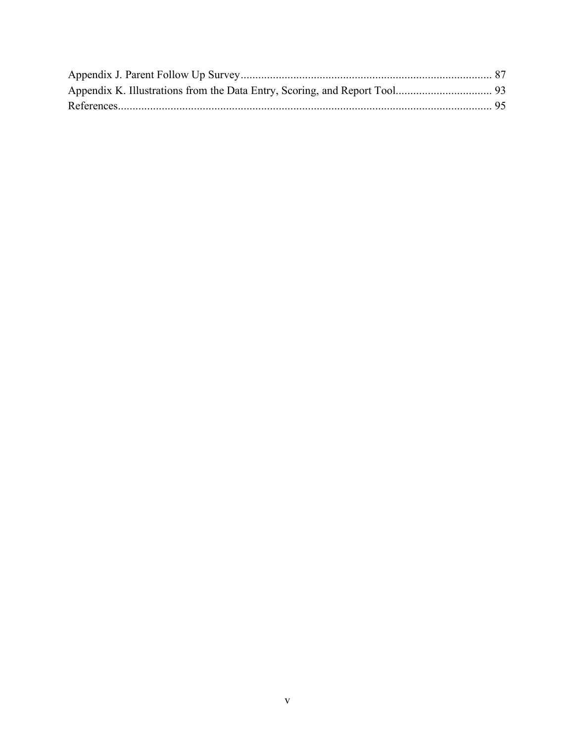Appendix J. Parent Follow Up Survey ..................................................................................... 87
Appendix K. Illustrations from the Data Entry, Scoring, and Report Tool ................................. 93
References ................................................................................................................................ 95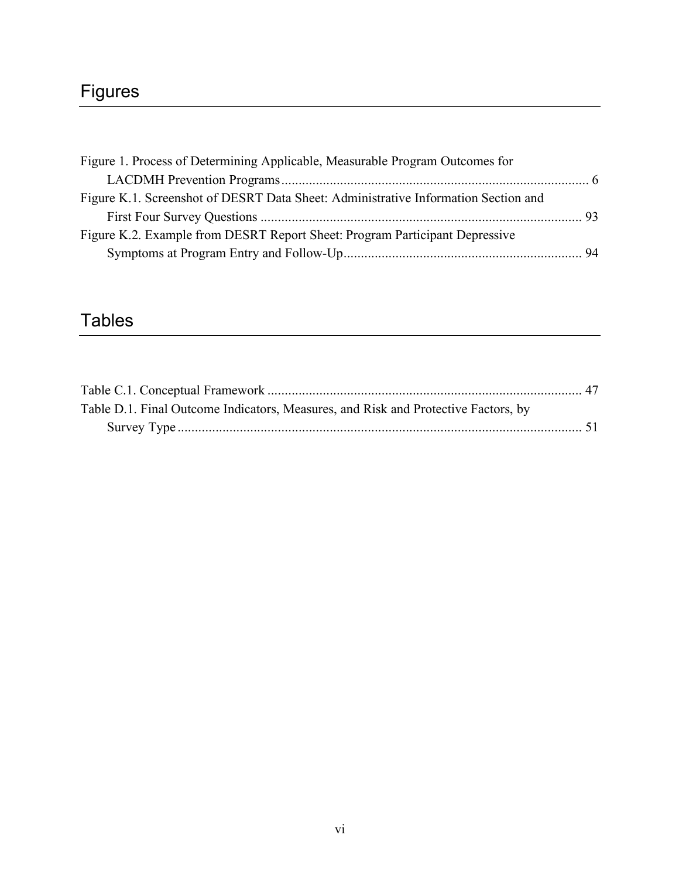# Figures

Figure 1. Process of Determining Applicable, Measurable Program Outcomes for LACDMH Prevention Programs ......................................................................................... 6

Figure K.1. Screenshot of DESRT Data Sheet: Administrative Information Section and First Four Survey Questions ............................................................................................ 93

Figure K.2. Example from DESRT Report Sheet: Program Participant Depressive Symptoms at Program Entry and Follow-Up.................................................................... 94

# Tables

Table C.1. Conceptual Framework .......................................................................................... 47

Table D.1. Final Outcome Indicators, Measures, and Risk and Protective Factors, by Survey Type .................................................................................................................... 51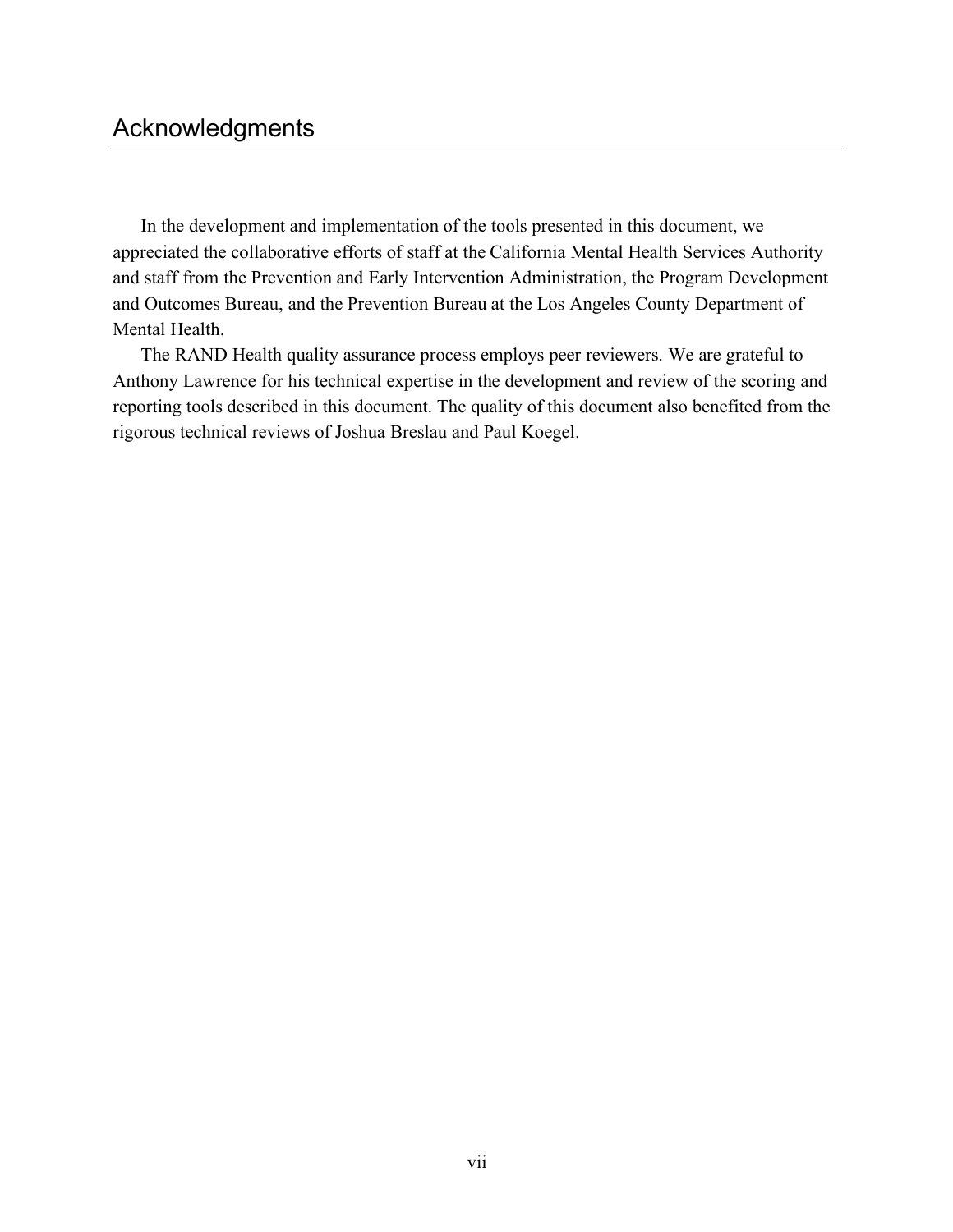# Acknowledgments

In the development and implementation of the tools presented in this document, we appreciated the collaborative efforts of staff at the California Mental Health Services Authority and staff from the Prevention and Early Intervention Administration, the Program Development and Outcomes Bureau, and the Prevention Bureau at the Los Angeles County Department of Mental Health.

The RAND Health quality assurance process employs peer reviewers. We are grateful to Anthony Lawrence for his technical expertise in the development and review of the scoring and reporting tools described in this document. The quality of this document also benefited from the rigorous technical reviews of Joshua Breslau and Paul Koegel.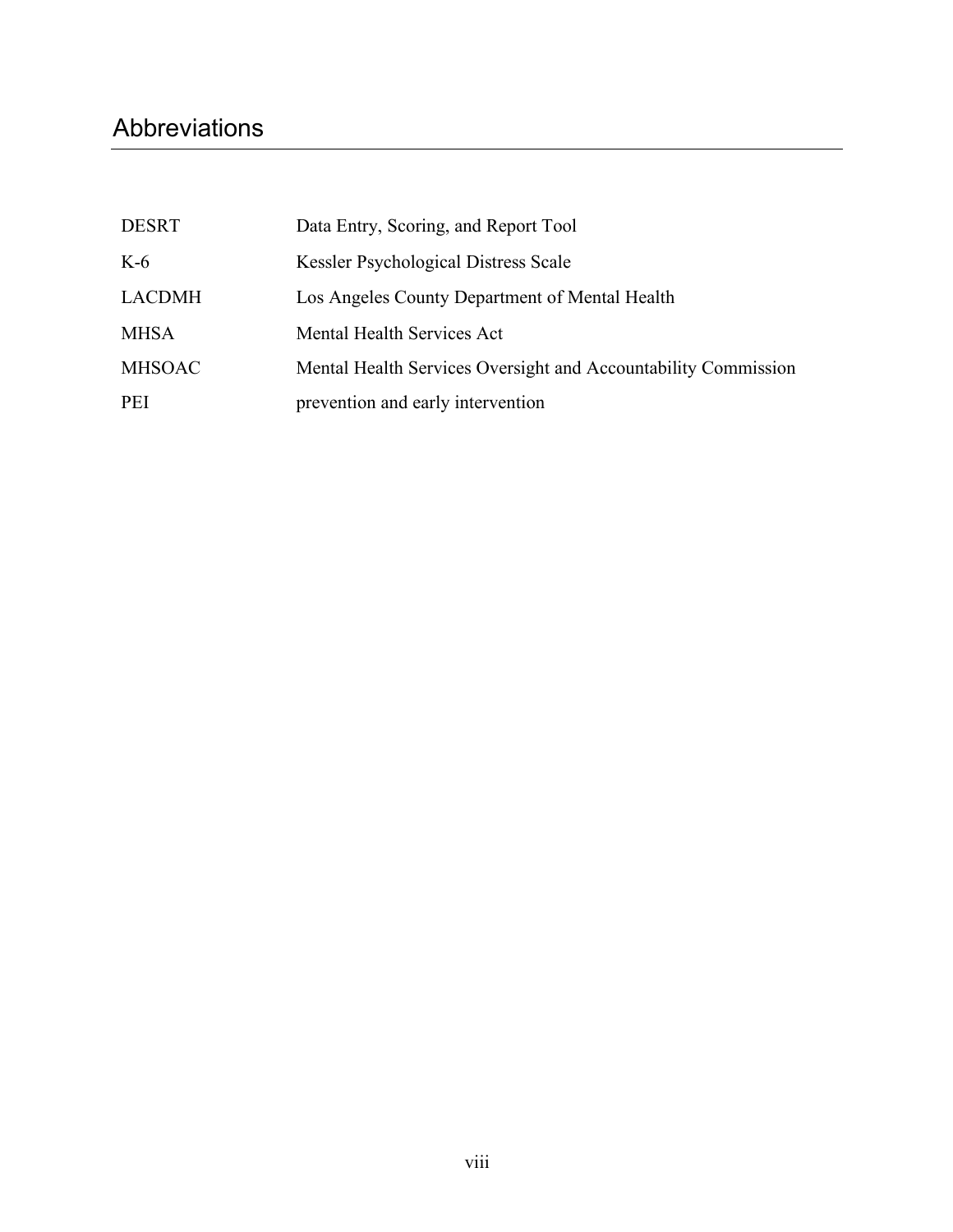# Abbreviations

| | |
|---|---|
| DESRT | Data Entry, Scoring, and Report Tool |
| K-6 | Kessler Psychological Distress Scale |
| LACDMH | Los Angeles County Department of Mental Health |
| MHSA | Mental Health Services Act |
| MHSOAC | Mental Health Services Oversight and Accountability Commission |
| PEI | prevention and early intervention |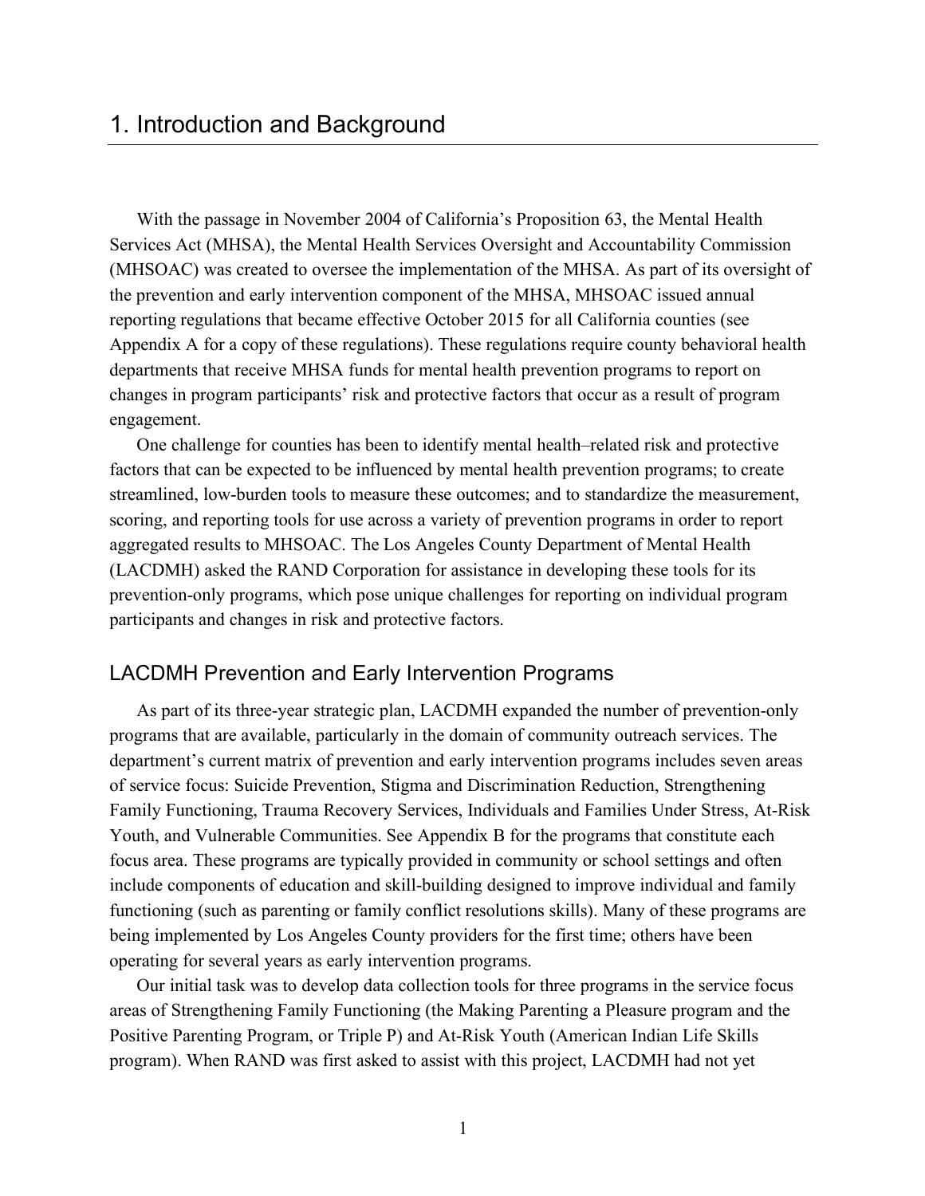# 1. Introduction and Background

With the passage in November 2004 of California's Proposition 63, the Mental Health Services Act (MHSA), the Mental Health Services Oversight and Accountability Commission (MHSOAC) was created to oversee the implementation of the MHSA. As part of its oversight of the prevention and early intervention component of the MHSA, MHSOAC issued annual reporting regulations that became effective October 2015 for all California counties (see Appendix A for a copy of these regulations). These regulations require county behavioral health departments that receive MHSA funds for mental health prevention programs to report on changes in program participants' risk and protective factors that occur as a result of program engagement.

One challenge for counties has been to identify mental health–related risk and protective factors that can be expected to be influenced by mental health prevention programs; to create streamlined, low-burden tools to measure these outcomes; and to standardize the measurement, scoring, and reporting tools for use across a variety of prevention programs in order to report aggregated results to MHSOAC. The Los Angeles County Department of Mental Health (LACDMH) asked the RAND Corporation for assistance in developing these tools for its prevention-only programs, which pose unique challenges for reporting on individual program participants and changes in risk and protective factors.

## LACDMH Prevention and Early Intervention Programs

As part of its three-year strategic plan, LACDMH expanded the number of prevention-only programs that are available, particularly in the domain of community outreach services. The department's current matrix of prevention and early intervention programs includes seven areas of service focus: Suicide Prevention, Stigma and Discrimination Reduction, Strengthening Family Functioning, Trauma Recovery Services, Individuals and Families Under Stress, At-Risk Youth, and Vulnerable Communities. See Appendix B for the programs that constitute each focus area. These programs are typically provided in community or school settings and often include components of education and skill-building designed to improve individual and family functioning (such as parenting or family conflict resolutions skills). Many of these programs are being implemented by Los Angeles County providers for the first time; others have been operating for several years as early intervention programs.

Our initial task was to develop data collection tools for three programs in the service focus areas of Strengthening Family Functioning (the Making Parenting a Pleasure program and the Positive Parenting Program, or Triple P) and At-Risk Youth (American Indian Life Skills program). When RAND was first asked to assist with this project, LACDMH had not yet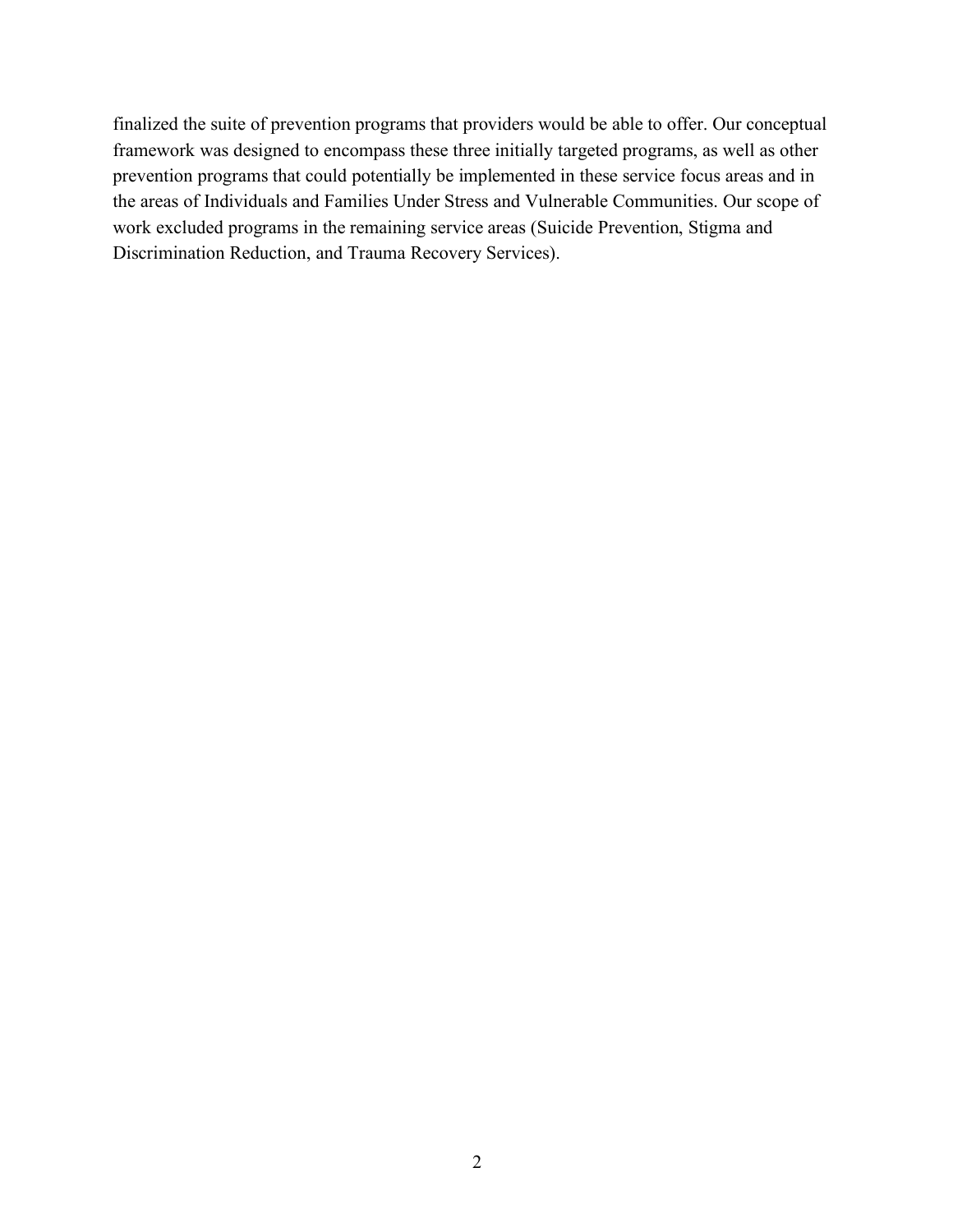finalized the suite of prevention programs that providers would be able to offer. Our conceptual framework was designed to encompass these three initially targeted programs, as well as other prevention programs that could potentially be implemented in these service focus areas and in the areas of Individuals and Families Under Stress and Vulnerable Communities. Our scope of work excluded programs in the remaining service areas (Suicide Prevention, Stigma and Discrimination Reduction, and Trauma Recovery Services).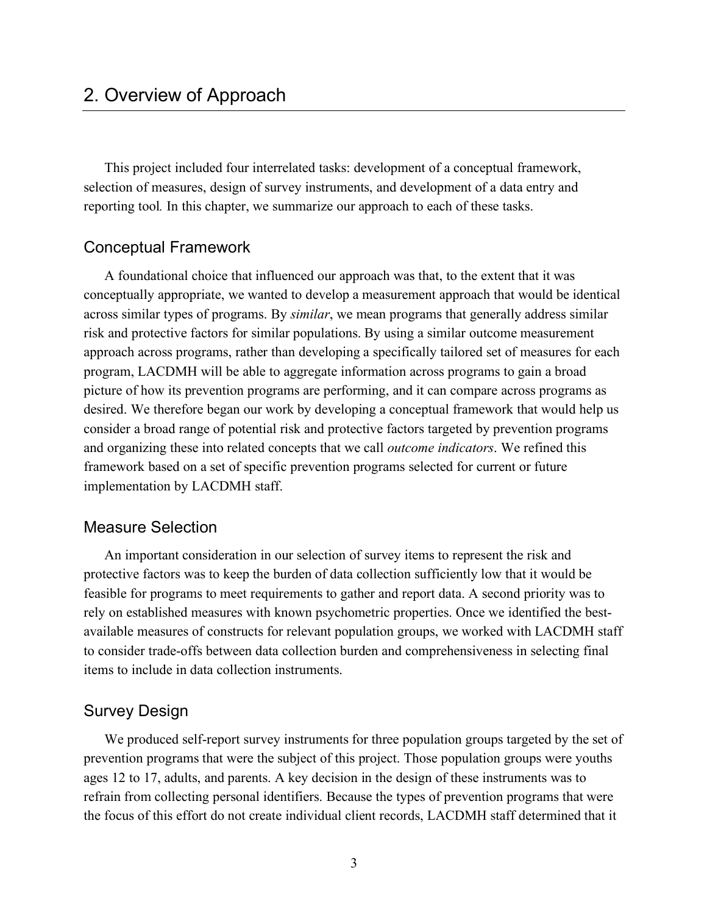# 2. Overview of Approach

This project included four interrelated tasks: development of a conceptual framework, selection of measures, design of survey instruments, and development of a data entry and reporting tool. In this chapter, we summarize our approach to each of these tasks.

## Conceptual Framework

A foundational choice that influenced our approach was that, to the extent that it was conceptually appropriate, we wanted to develop a measurement approach that would be identical across similar types of programs. By *similar*, we mean programs that generally address similar risk and protective factors for similar populations. By using a similar outcome measurement approach across programs, rather than developing a specifically tailored set of measures for each program, LACDMH will be able to aggregate information across programs to gain a broad picture of how its prevention programs are performing, and it can compare across programs as desired. We therefore began our work by developing a conceptual framework that would help us consider a broad range of potential risk and protective factors targeted by prevention programs and organizing these into related concepts that we call *outcome indicators*. We refined this framework based on a set of specific prevention programs selected for current or future implementation by LACDMH staff.

## Measure Selection

An important consideration in our selection of survey items to represent the risk and protective factors was to keep the burden of data collection sufficiently low that it would be feasible for programs to meet requirements to gather and report data. A second priority was to rely on established measures with known psychometric properties. Once we identified the best-available measures of constructs for relevant population groups, we worked with LACDMH staff to consider trade-offs between data collection burden and comprehensiveness in selecting final items to include in data collection instruments.

## Survey Design

We produced self-report survey instruments for three population groups targeted by the set of prevention programs that were the subject of this project. Those population groups were youths ages 12 to 17, adults, and parents. A key decision in the design of these instruments was to refrain from collecting personal identifiers. Because the types of prevention programs that were the focus of this effort do not create individual client records, LACDMH staff determined that it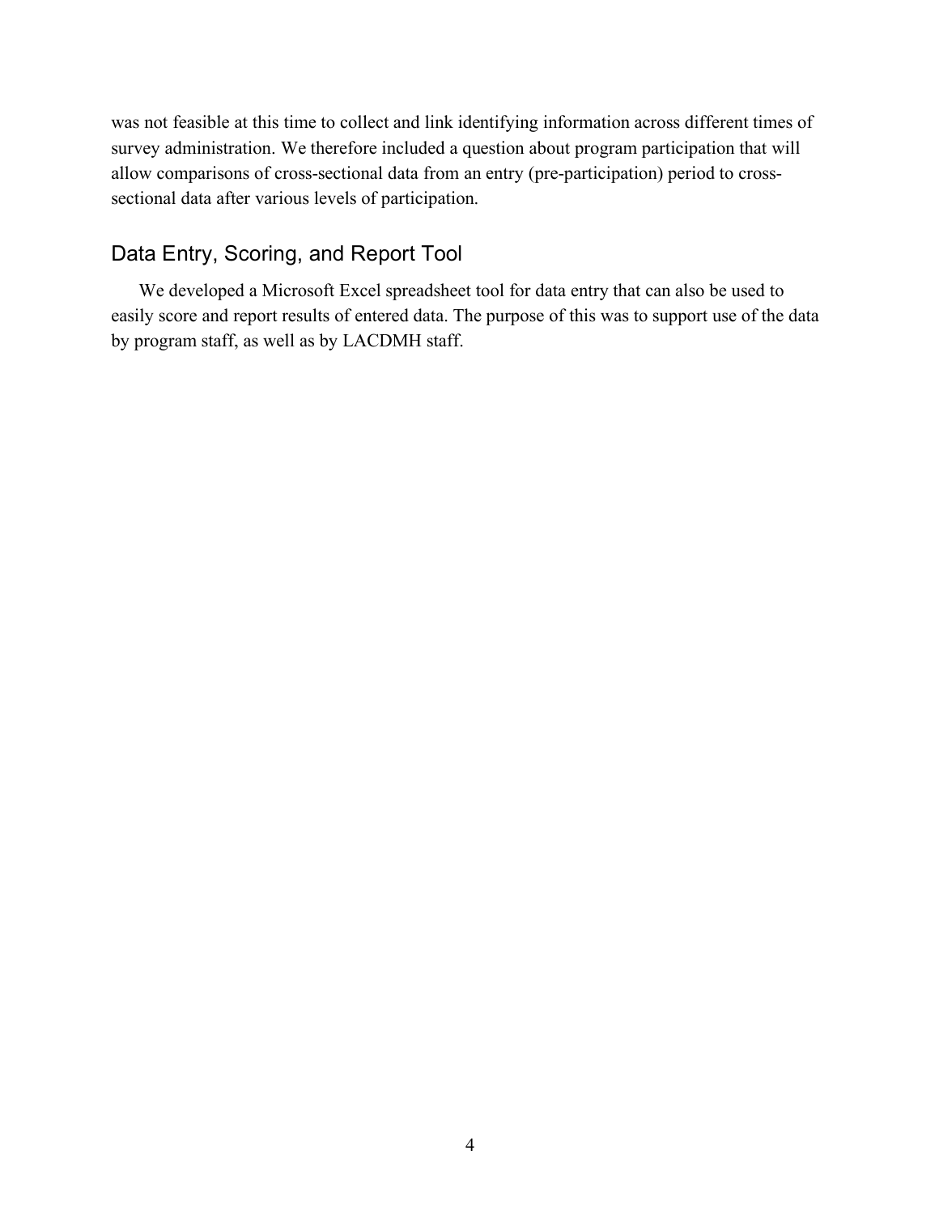was not feasible at this time to collect and link identifying information across different times of survey administration. We therefore included a question about program participation that will allow comparisons of cross-sectional data from an entry (pre-participation) period to cross-sectional data after various levels of participation.

## Data Entry, Scoring, and Report Tool

We developed a Microsoft Excel spreadsheet tool for data entry that can also be used to easily score and report results of entered data. The purpose of this was to support use of the data by program staff, as well as by LACDMH staff.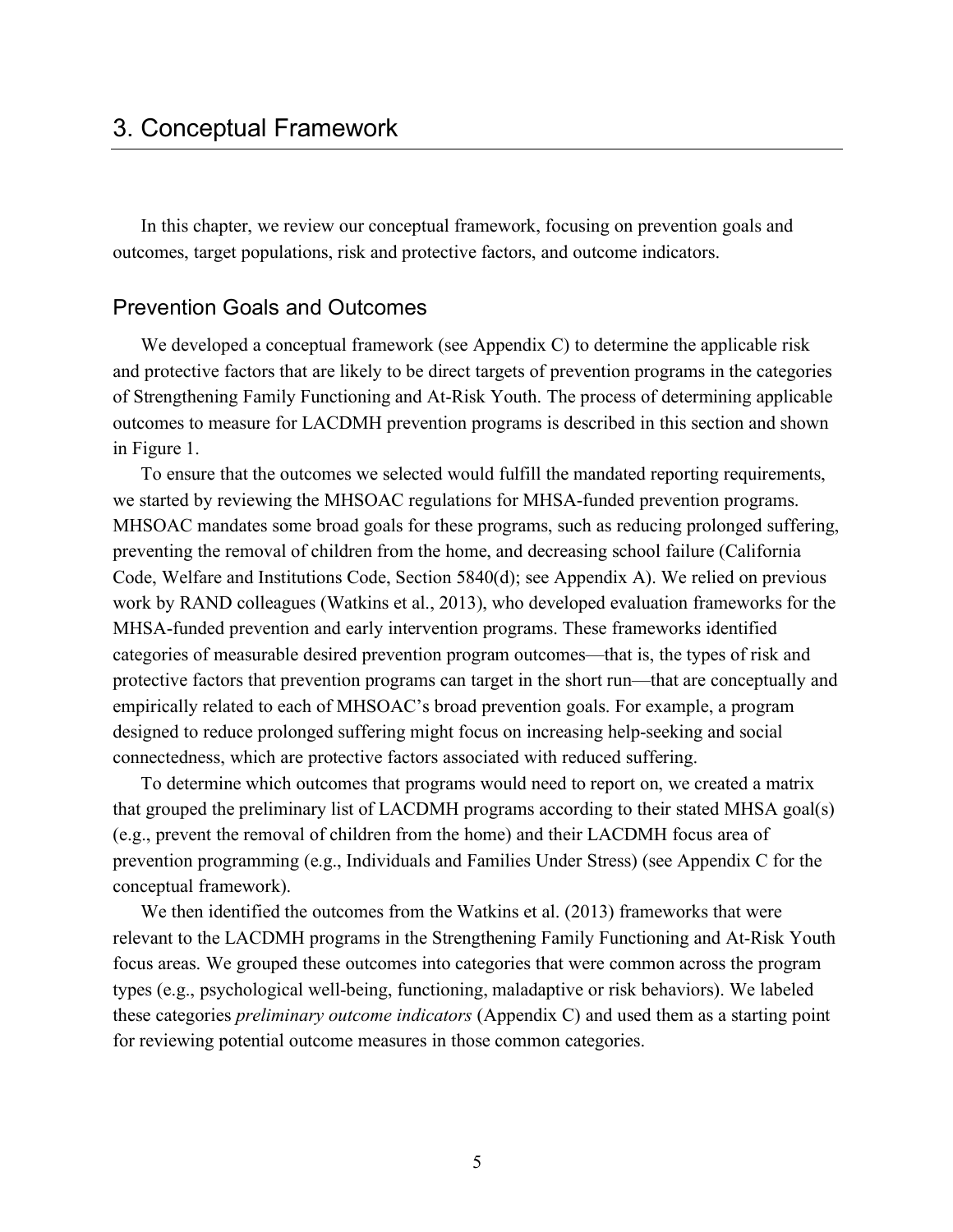# 3. Conceptual Framework

In this chapter, we review our conceptual framework, focusing on prevention goals and outcomes, target populations, risk and protective factors, and outcome indicators.

## Prevention Goals and Outcomes

We developed a conceptual framework (see Appendix C) to determine the applicable risk and protective factors that are likely to be direct targets of prevention programs in the categories of Strengthening Family Functioning and At-Risk Youth. The process of determining applicable outcomes to measure for LACDMH prevention programs is described in this section and shown in Figure 1.

To ensure that the outcomes we selected would fulfill the mandated reporting requirements, we started by reviewing the MHSOAC regulations for MHSA-funded prevention programs. MHSOAC mandates some broad goals for these programs, such as reducing prolonged suffering, preventing the removal of children from the home, and decreasing school failure (California Code, Welfare and Institutions Code, Section 5840(d); see Appendix A). We relied on previous work by RAND colleagues (Watkins et al., 2013), who developed evaluation frameworks for the MHSA-funded prevention and early intervention programs. These frameworks identified categories of measurable desired prevention program outcomes—that is, the types of risk and protective factors that prevention programs can target in the short run—that are conceptually and empirically related to each of MHSOAC's broad prevention goals. For example, a program designed to reduce prolonged suffering might focus on increasing help-seeking and social connectedness, which are protective factors associated with reduced suffering.

To determine which outcomes that programs would need to report on, we created a matrix that grouped the preliminary list of LACDMH programs according to their stated MHSA goal(s) (e.g., prevent the removal of children from the home) and their LACDMH focus area of prevention programming (e.g., Individuals and Families Under Stress) (see Appendix C for the conceptual framework).

We then identified the outcomes from the Watkins et al. (2013) frameworks that were relevant to the LACDMH programs in the Strengthening Family Functioning and At-Risk Youth focus areas. We grouped these outcomes into categories that were common across the program types (e.g., psychological well-being, functioning, maladaptive or risk behaviors). We labeled these categories *preliminary outcome indicators* (Appendix C) and used them as a starting point for reviewing potential outcome measures in those common categories.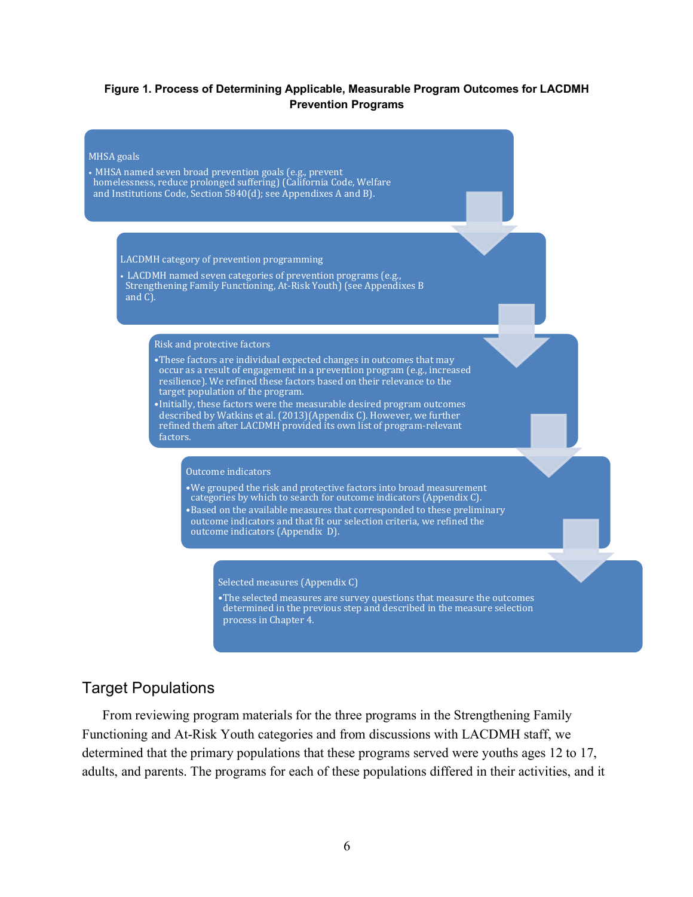**Figure 1. Process of Determining Applicable, Measurable Program Outcomes for LACDMH Prevention Programs**

MHSA goals

- MHSA named seven broad prevention goals (e.g., prevent homelessness, reduce prolonged suffering) (California Code, Welfare and Institutions Code, Section 5840(d); see Appendixes A and B).

LACDMH category of prevention programming

- LACDMH named seven categories of prevention programs (e.g., Strengthening Family Functioning, At-Risk Youth) (see Appendixes B and C).

Risk and protective factors

- These factors are individual expected changes in outcomes that may occur as a result of engagement in a prevention program (e.g., increased resilience). We refined these factors based on their relevance to the target population of the program.
- Initially, these factors were the measurable desired program outcomes described by Watkins et al. (2013)(Appendix C). However, we further refined them after LACDMH provided its own list of program-relevant factors.

Outcome indicators

- We grouped the risk and protective factors into broad measurement categories by which to search for outcome indicators (Appendix C).
- Based on the available measures that corresponded to these preliminary outcome indicators and that fit our selection criteria, we refined the outcome indicators (Appendix D).

Selected measures (Appendix C)

- The selected measures are survey questions that measure the outcomes determined in the previous step and described in the measure selection process in Chapter 4.

## Target Populations

From reviewing program materials for the three programs in the Strengthening Family Functioning and At-Risk Youth categories and from discussions with LACDMH staff, we determined that the primary populations that these programs served were youths ages 12 to 17, adults, and parents. The programs for each of these populations differed in their activities, and it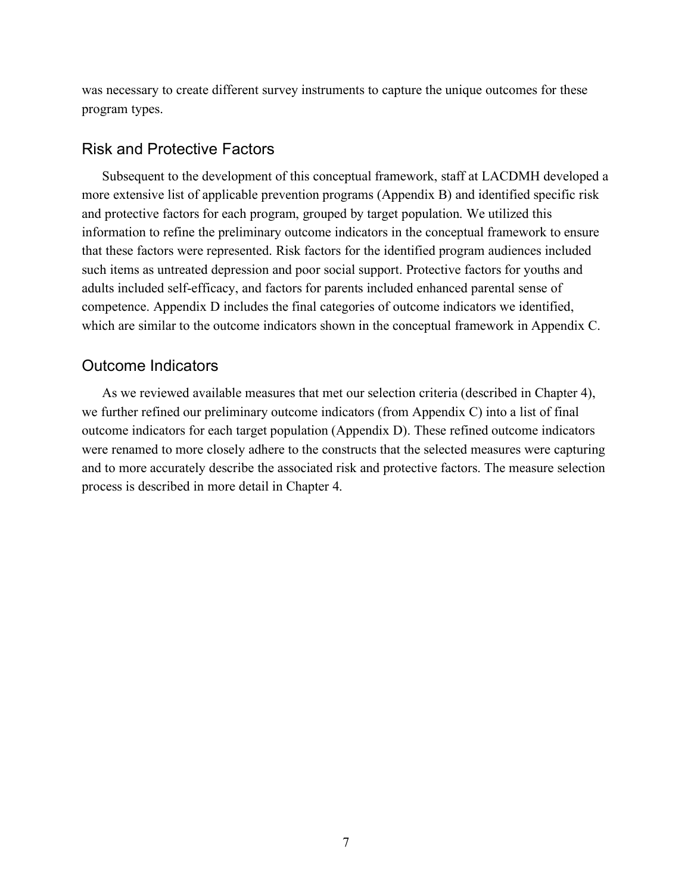was necessary to create different survey instruments to capture the unique outcomes for these program types.

## Risk and Protective Factors

Subsequent to the development of this conceptual framework, staff at LACDMH developed a more extensive list of applicable prevention programs (Appendix B) and identified specific risk and protective factors for each program, grouped by target population. We utilized this information to refine the preliminary outcome indicators in the conceptual framework to ensure that these factors were represented. Risk factors for the identified program audiences included such items as untreated depression and poor social support. Protective factors for youths and adults included self-efficacy, and factors for parents included enhanced parental sense of competence. Appendix D includes the final categories of outcome indicators we identified, which are similar to the outcome indicators shown in the conceptual framework in Appendix C.

## Outcome Indicators

As we reviewed available measures that met our selection criteria (described in Chapter 4), we further refined our preliminary outcome indicators (from Appendix C) into a list of final outcome indicators for each target population (Appendix D). These refined outcome indicators were renamed to more closely adhere to the constructs that the selected measures were capturing and to more accurately describe the associated risk and protective factors. The measure selection process is described in more detail in Chapter 4.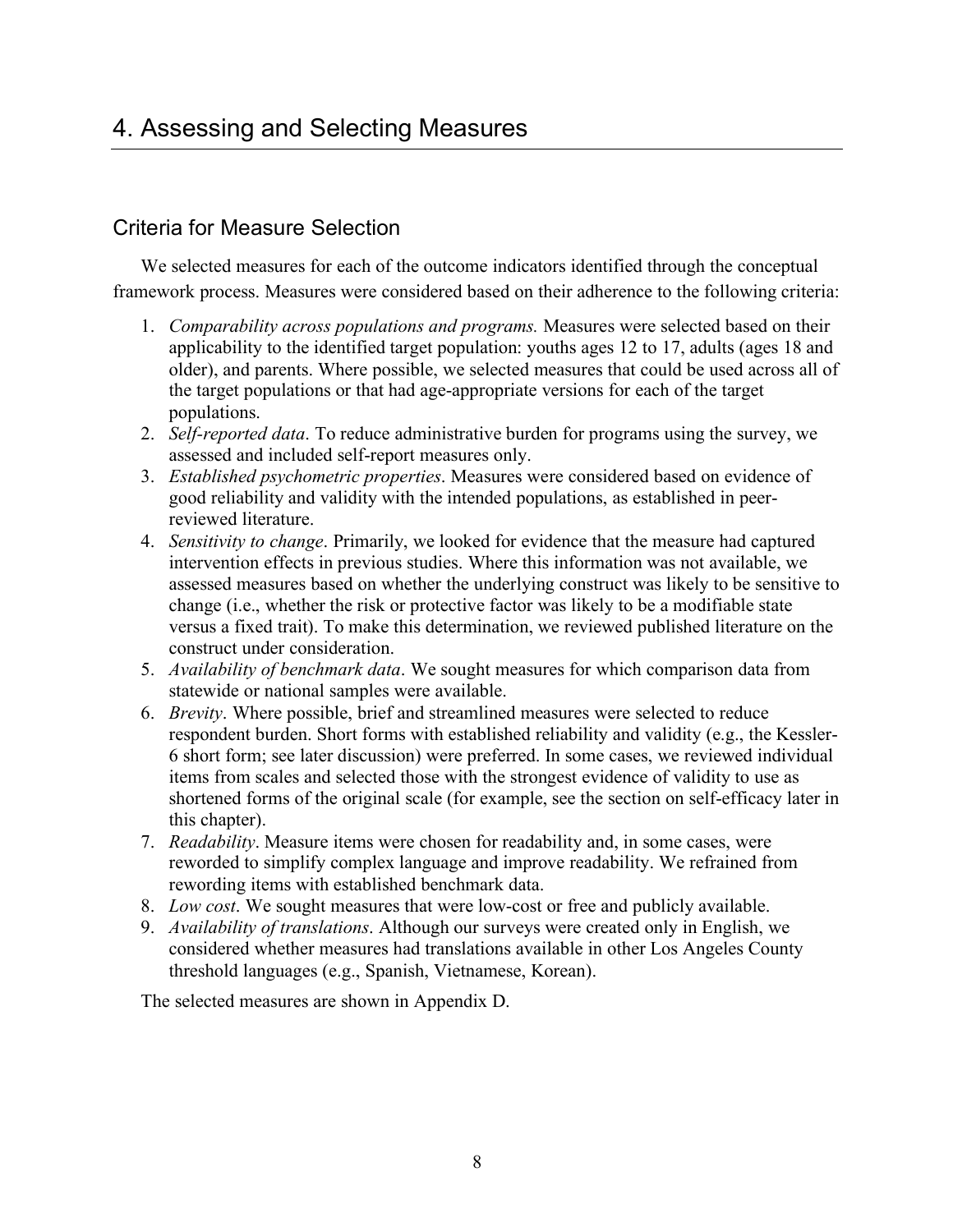# 4. Assessing and Selecting Measures

## Criteria for Measure Selection

We selected measures for each of the outcome indicators identified through the conceptual framework process. Measures were considered based on their adherence to the following criteria:

1. *Comparability across populations and programs.* Measures were selected based on their applicability to the identified target population: youths ages 12 to 17, adults (ages 18 and older), and parents. Where possible, we selected measures that could be used across all of the target populations or that had age-appropriate versions for each of the target populations.
2. *Self-reported data*. To reduce administrative burden for programs using the survey, we assessed and included self-report measures only.
3. *Established psychometric properties*. Measures were considered based on evidence of good reliability and validity with the intended populations, as established in peer-reviewed literature.
4. *Sensitivity to change*. Primarily, we looked for evidence that the measure had captured intervention effects in previous studies. Where this information was not available, we assessed measures based on whether the underlying construct was likely to be sensitive to change (i.e., whether the risk or protective factor was likely to be a modifiable state versus a fixed trait). To make this determination, we reviewed published literature on the construct under consideration.
5. *Availability of benchmark data*. We sought measures for which comparison data from statewide or national samples were available.
6. *Brevity*. Where possible, brief and streamlined measures were selected to reduce respondent burden. Short forms with established reliability and validity (e.g., the Kessler-6 short form; see later discussion) were preferred. In some cases, we reviewed individual items from scales and selected those with the strongest evidence of validity to use as shortened forms of the original scale (for example, see the section on self-efficacy later in this chapter).
7. *Readability*. Measure items were chosen for readability and, in some cases, were reworded to simplify complex language and improve readability. We refrained from rewording items with established benchmark data.
8. *Low cost*. We sought measures that were low-cost or free and publicly available.
9. *Availability of translations*. Although our surveys were created only in English, we considered whether measures had translations available in other Los Angeles County threshold languages (e.g., Spanish, Vietnamese, Korean).

The selected measures are shown in Appendix D.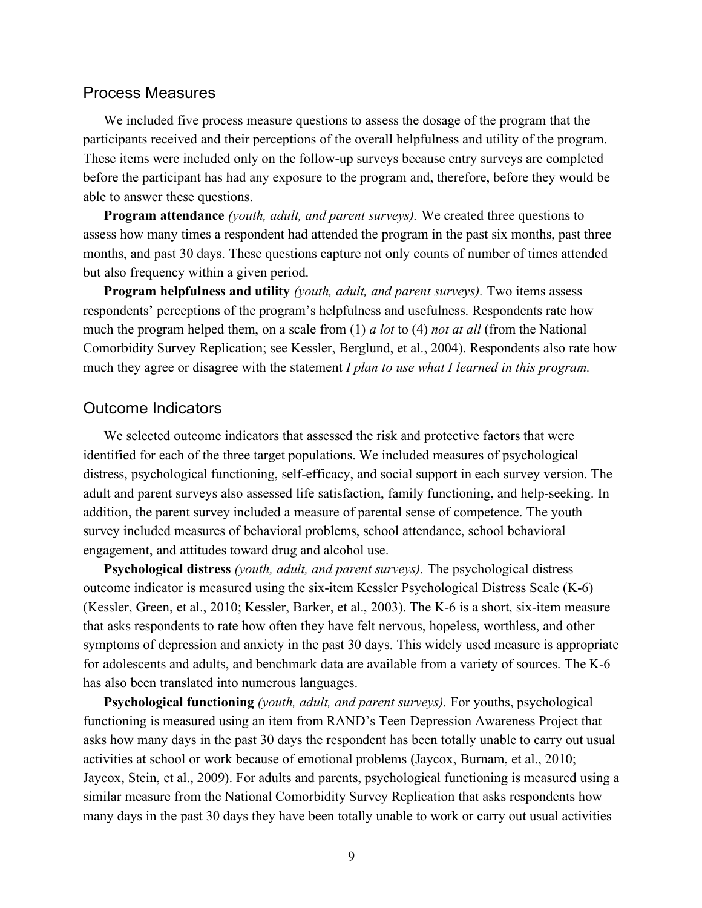## Process Measures

We included five process measure questions to assess the dosage of the program that the participants received and their perceptions of the overall helpfulness and utility of the program. These items were included only on the follow-up surveys because entry surveys are completed before the participant has had any exposure to the program and, therefore, before they would be able to answer these questions.

**Program attendance** *(youth, adult, and parent surveys).* We created three questions to assess how many times a respondent had attended the program in the past six months, past three months, and past 30 days. These questions capture not only counts of number of times attended but also frequency within a given period.

**Program helpfulness and utility** *(youth, adult, and parent surveys).* Two items assess respondents' perceptions of the program's helpfulness and usefulness. Respondents rate how much the program helped them, on a scale from (1) *a lot* to (4) *not at all* (from the National Comorbidity Survey Replication; see Kessler, Berglund, et al., 2004). Respondents also rate how much they agree or disagree with the statement *I plan to use what I learned in this program.*

## Outcome Indicators

We selected outcome indicators that assessed the risk and protective factors that were identified for each of the three target populations. We included measures of psychological distress, psychological functioning, self-efficacy, and social support in each survey version. The adult and parent surveys also assessed life satisfaction, family functioning, and help-seeking. In addition, the parent survey included a measure of parental sense of competence. The youth survey included measures of behavioral problems, school attendance, school behavioral engagement, and attitudes toward drug and alcohol use.

**Psychological distress** *(youth, adult, and parent surveys).* The psychological distress outcome indicator is measured using the six-item Kessler Psychological Distress Scale (K-6) (Kessler, Green, et al., 2010; Kessler, Barker, et al., 2003). The K-6 is a short, six-item measure that asks respondents to rate how often they have felt nervous, hopeless, worthless, and other symptoms of depression and anxiety in the past 30 days. This widely used measure is appropriate for adolescents and adults, and benchmark data are available from a variety of sources. The K-6 has also been translated into numerous languages.

**Psychological functioning** *(youth, adult, and parent surveys).* For youths, psychological functioning is measured using an item from RAND's Teen Depression Awareness Project that asks how many days in the past 30 days the respondent has been totally unable to carry out usual activities at school or work because of emotional problems (Jaycox, Burnam, et al., 2010; Jaycox, Stein, et al., 2009). For adults and parents, psychological functioning is measured using a similar measure from the National Comorbidity Survey Replication that asks respondents how many days in the past 30 days they have been totally unable to work or carry out usual activities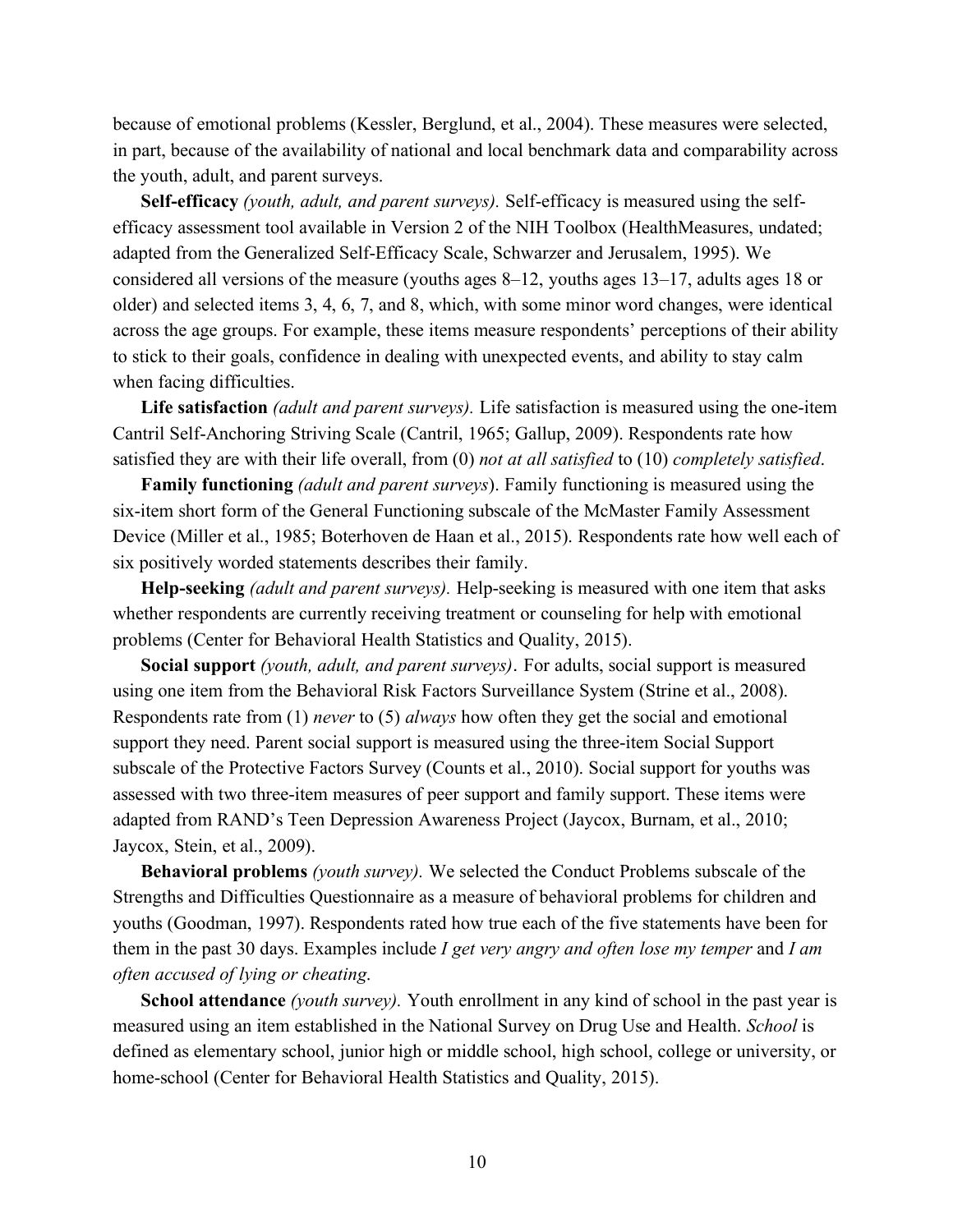because of emotional problems (Kessler, Berglund, et al., 2004). These measures were selected, in part, because of the availability of national and local benchmark data and comparability across the youth, adult, and parent surveys.

**Self-efficacy** *(youth, adult, and parent surveys).* Self-efficacy is measured using the self-efficacy assessment tool available in Version 2 of the NIH Toolbox (HealthMeasures, undated; adapted from the Generalized Self-Efficacy Scale, Schwarzer and Jerusalem, 1995). We considered all versions of the measure (youths ages 8–12, youths ages 13–17, adults ages 18 or older) and selected items 3, 4, 6, 7, and 8, which, with some minor word changes, were identical across the age groups. For example, these items measure respondents' perceptions of their ability to stick to their goals, confidence in dealing with unexpected events, and ability to stay calm when facing difficulties.

**Life satisfaction** *(adult and parent surveys).* Life satisfaction is measured using the one-item Cantril Self-Anchoring Striving Scale (Cantril, 1965; Gallup, 2009). Respondents rate how satisfied they are with their life overall, from (0) *not at all satisfied* to (10) *completely satisfied*.

**Family functioning** *(adult and parent surveys*). Family functioning is measured using the six-item short form of the General Functioning subscale of the McMaster Family Assessment Device (Miller et al., 1985; Boterhoven de Haan et al., 2015). Respondents rate how well each of six positively worded statements describes their family.

**Help-seeking** *(adult and parent surveys).* Help-seeking is measured with one item that asks whether respondents are currently receiving treatment or counseling for help with emotional problems (Center for Behavioral Health Statistics and Quality, 2015).

**Social support** *(youth, adult, and parent surveys)*. For adults, social support is measured using one item from the Behavioral Risk Factors Surveillance System (Strine et al., 2008). Respondents rate from (1) *never* to (5) *always* how often they get the social and emotional support they need. Parent social support is measured using the three-item Social Support subscale of the Protective Factors Survey (Counts et al., 2010). Social support for youths was assessed with two three-item measures of peer support and family support. These items were adapted from RAND's Teen Depression Awareness Project (Jaycox, Burnam, et al., 2010; Jaycox, Stein, et al., 2009).

**Behavioral problems** *(youth survey).* We selected the Conduct Problems subscale of the Strengths and Difficulties Questionnaire as a measure of behavioral problems for children and youths (Goodman, 1997). Respondents rated how true each of the five statements have been for them in the past 30 days. Examples include *I get very angry and often lose my temper* and *I am often accused of lying or cheating*.

**School attendance** *(youth survey).* Youth enrollment in any kind of school in the past year is measured using an item established in the National Survey on Drug Use and Health. *School* is defined as elementary school, junior high or middle school, high school, college or university, or home-school (Center for Behavioral Health Statistics and Quality, 2015).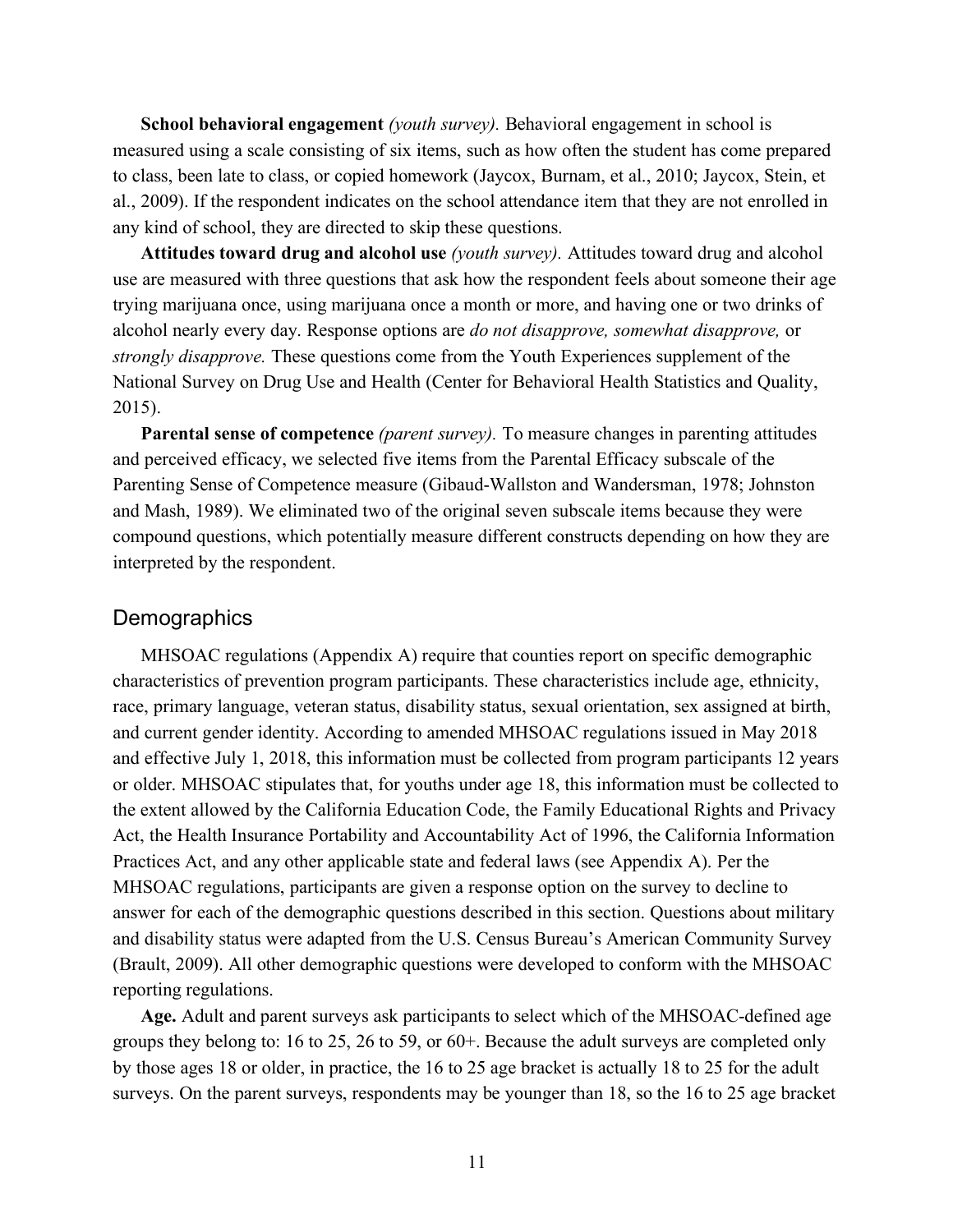**School behavioral engagement** *(youth survey).* Behavioral engagement in school is measured using a scale consisting of six items, such as how often the student has come prepared to class, been late to class, or copied homework (Jaycox, Burnam, et al., 2010; Jaycox, Stein, et al., 2009). If the respondent indicates on the school attendance item that they are not enrolled in any kind of school, they are directed to skip these questions.

**Attitudes toward drug and alcohol use** *(youth survey).* Attitudes toward drug and alcohol use are measured with three questions that ask how the respondent feels about someone their age trying marijuana once, using marijuana once a month or more, and having one or two drinks of alcohol nearly every day. Response options are *do not disapprove, somewhat disapprove,* or *strongly disapprove.* These questions come from the Youth Experiences supplement of the National Survey on Drug Use and Health (Center for Behavioral Health Statistics and Quality, 2015).

**Parental sense of competence** *(parent survey).* To measure changes in parenting attitudes and perceived efficacy, we selected five items from the Parental Efficacy subscale of the Parenting Sense of Competence measure (Gibaud-Wallston and Wandersman, 1978; Johnston and Mash, 1989). We eliminated two of the original seven subscale items because they were compound questions, which potentially measure different constructs depending on how they are interpreted by the respondent.

## Demographics

MHSOAC regulations (Appendix A) require that counties report on specific demographic characteristics of prevention program participants. These characteristics include age, ethnicity, race, primary language, veteran status, disability status, sexual orientation, sex assigned at birth, and current gender identity. According to amended MHSOAC regulations issued in May 2018 and effective July 1, 2018, this information must be collected from program participants 12 years or older. MHSOAC stipulates that, for youths under age 18, this information must be collected to the extent allowed by the California Education Code, the Family Educational Rights and Privacy Act, the Health Insurance Portability and Accountability Act of 1996, the California Information Practices Act, and any other applicable state and federal laws (see Appendix A). Per the MHSOAC regulations, participants are given a response option on the survey to decline to answer for each of the demographic questions described in this section. Questions about military and disability status were adapted from the U.S. Census Bureau's American Community Survey (Brault, 2009). All other demographic questions were developed to conform with the MHSOAC reporting regulations.

**Age.** Adult and parent surveys ask participants to select which of the MHSOAC-defined age groups they belong to: 16 to 25, 26 to 59, or 60+. Because the adult surveys are completed only by those ages 18 or older, in practice, the 16 to 25 age bracket is actually 18 to 25 for the adult surveys. On the parent surveys, respondents may be younger than 18, so the 16 to 25 age bracket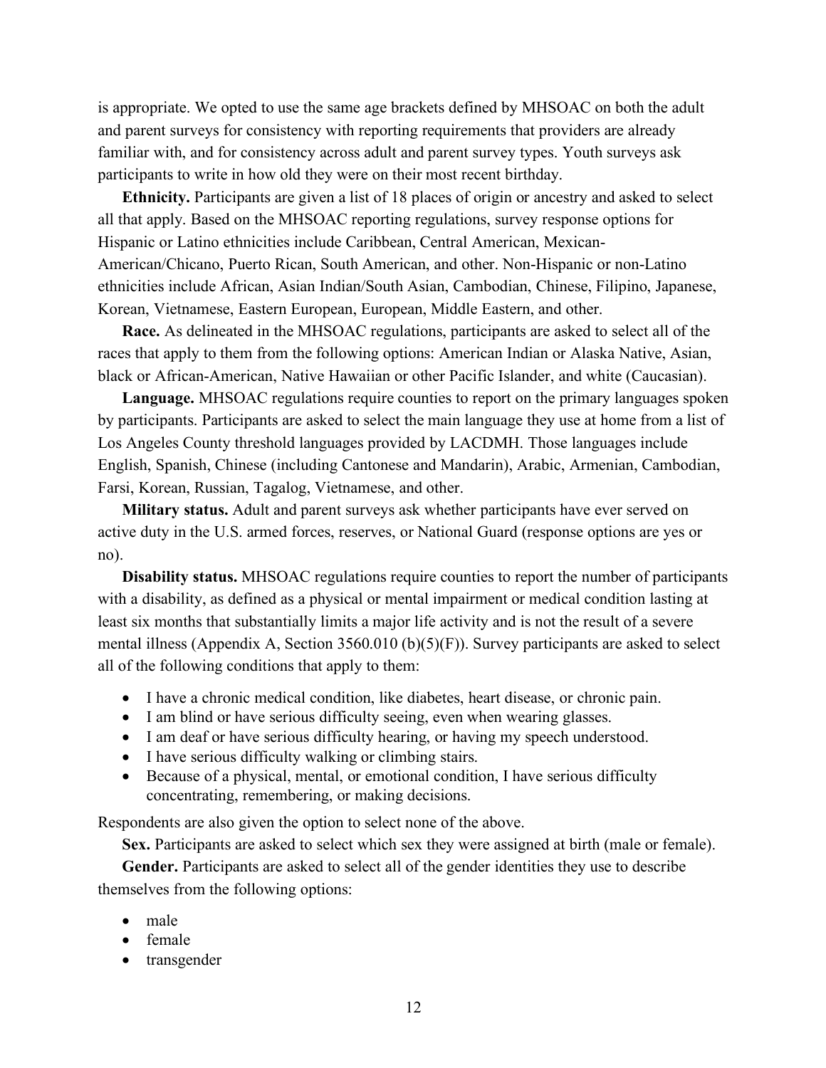is appropriate. We opted to use the same age brackets defined by MHSOAC on both the adult and parent surveys for consistency with reporting requirements that providers are already familiar with, and for consistency across adult and parent survey types. Youth surveys ask participants to write in how old they were on their most recent birthday.

**Ethnicity.** Participants are given a list of 18 places of origin or ancestry and asked to select all that apply. Based on the MHSOAC reporting regulations, survey response options for Hispanic or Latino ethnicities include Caribbean, Central American, Mexican-American/Chicano, Puerto Rican, South American, and other. Non-Hispanic or non-Latino ethnicities include African, Asian Indian/South Asian, Cambodian, Chinese, Filipino, Japanese, Korean, Vietnamese, Eastern European, European, Middle Eastern, and other.

**Race.** As delineated in the MHSOAC regulations, participants are asked to select all of the races that apply to them from the following options: American Indian or Alaska Native, Asian, black or African-American, Native Hawaiian or other Pacific Islander, and white (Caucasian).

**Language.** MHSOAC regulations require counties to report on the primary languages spoken by participants. Participants are asked to select the main language they use at home from a list of Los Angeles County threshold languages provided by LACDMH. Those languages include English, Spanish, Chinese (including Cantonese and Mandarin), Arabic, Armenian, Cambodian, Farsi, Korean, Russian, Tagalog, Vietnamese, and other.

**Military status.** Adult and parent surveys ask whether participants have ever served on active duty in the U.S. armed forces, reserves, or National Guard (response options are yes or no).

**Disability status.** MHSOAC regulations require counties to report the number of participants with a disability, as defined as a physical or mental impairment or medical condition lasting at least six months that substantially limits a major life activity and is not the result of a severe mental illness (Appendix A, Section 3560.010 (b)(5)(F)). Survey participants are asked to select all of the following conditions that apply to them:

- I have a chronic medical condition, like diabetes, heart disease, or chronic pain.
- I am blind or have serious difficulty seeing, even when wearing glasses.
- I am deaf or have serious difficulty hearing, or having my speech understood.
- I have serious difficulty walking or climbing stairs.
- Because of a physical, mental, or emotional condition, I have serious difficulty concentrating, remembering, or making decisions.

Respondents are also given the option to select none of the above.

**Sex.** Participants are asked to select which sex they were assigned at birth (male or female).

**Gender.** Participants are asked to select all of the gender identities they use to describe themselves from the following options:

- male
- female
- transgender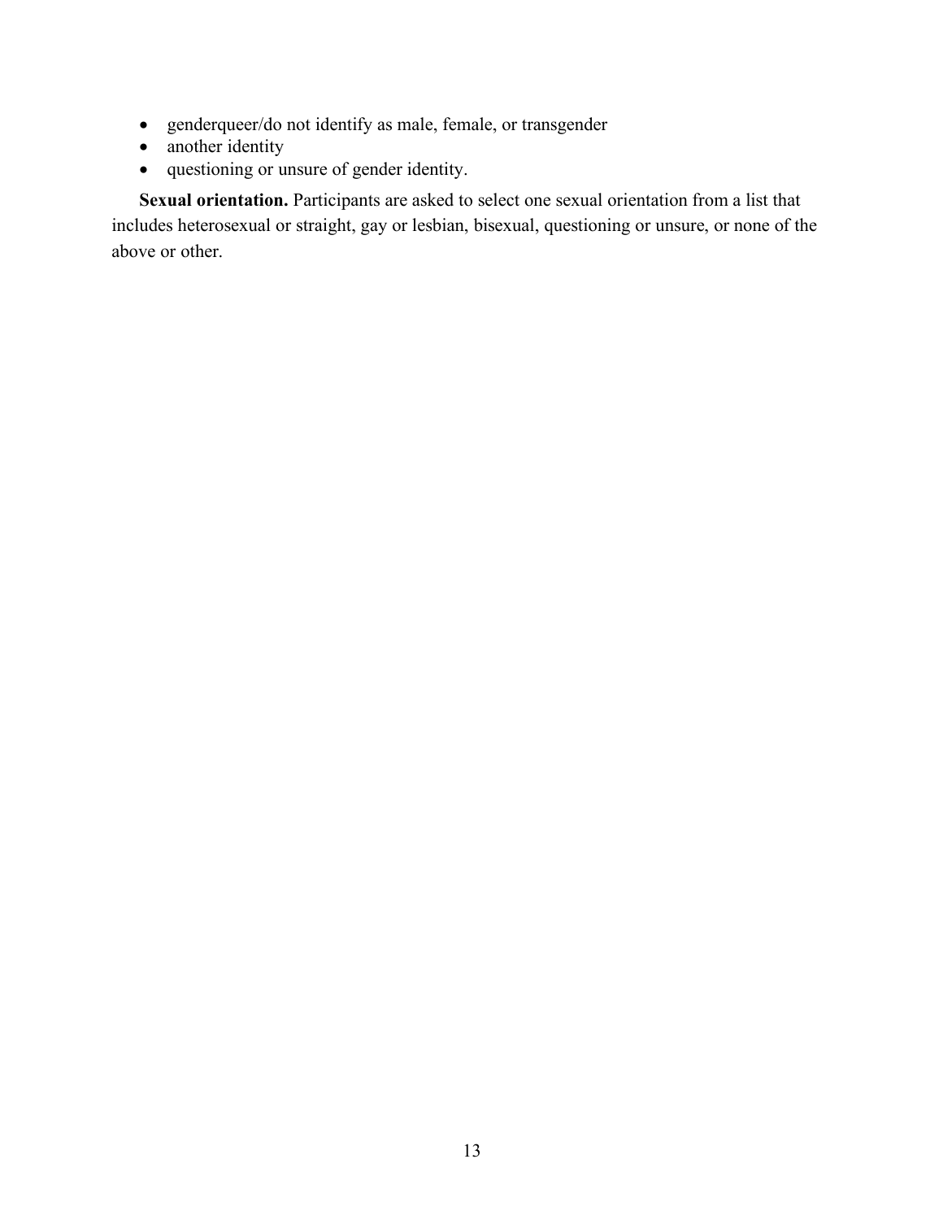- genderqueer/do not identify as male, female, or transgender
- another identity
- questioning or unsure of gender identity.

**Sexual orientation.** Participants are asked to select one sexual orientation from a list that includes heterosexual or straight, gay or lesbian, bisexual, questioning or unsure, or none of the above or other.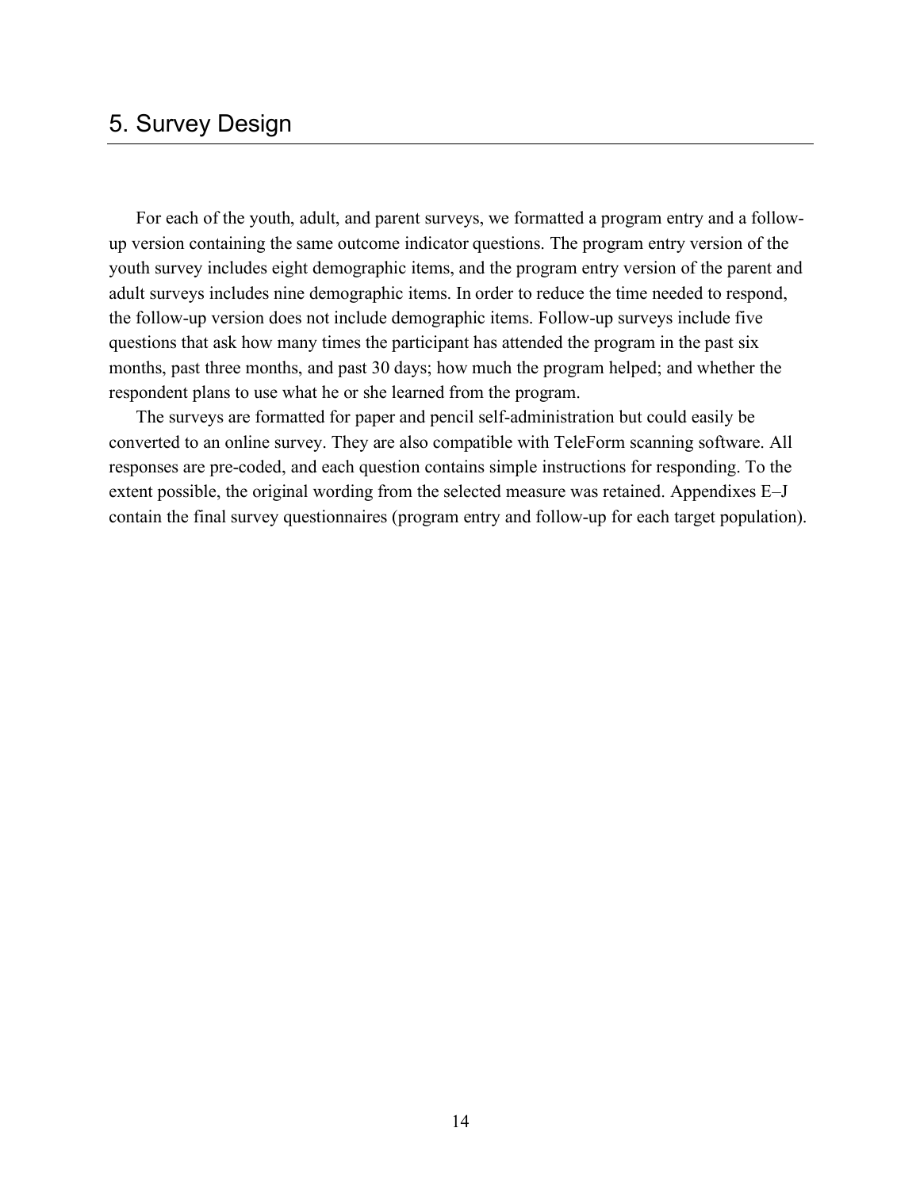# 5. Survey Design

For each of the youth, adult, and parent surveys, we formatted a program entry and a follow-up version containing the same outcome indicator questions. The program entry version of the youth survey includes eight demographic items, and the program entry version of the parent and adult surveys includes nine demographic items. In order to reduce the time needed to respond, the follow-up version does not include demographic items. Follow-up surveys include five questions that ask how many times the participant has attended the program in the past six months, past three months, and past 30 days; how much the program helped; and whether the respondent plans to use what he or she learned from the program.

The surveys are formatted for paper and pencil self-administration but could easily be converted to an online survey. They are also compatible with TeleForm scanning software. All responses are pre-coded, and each question contains simple instructions for responding. To the extent possible, the original wording from the selected measure was retained. Appendixes E–J contain the final survey questionnaires (program entry and follow-up for each target population).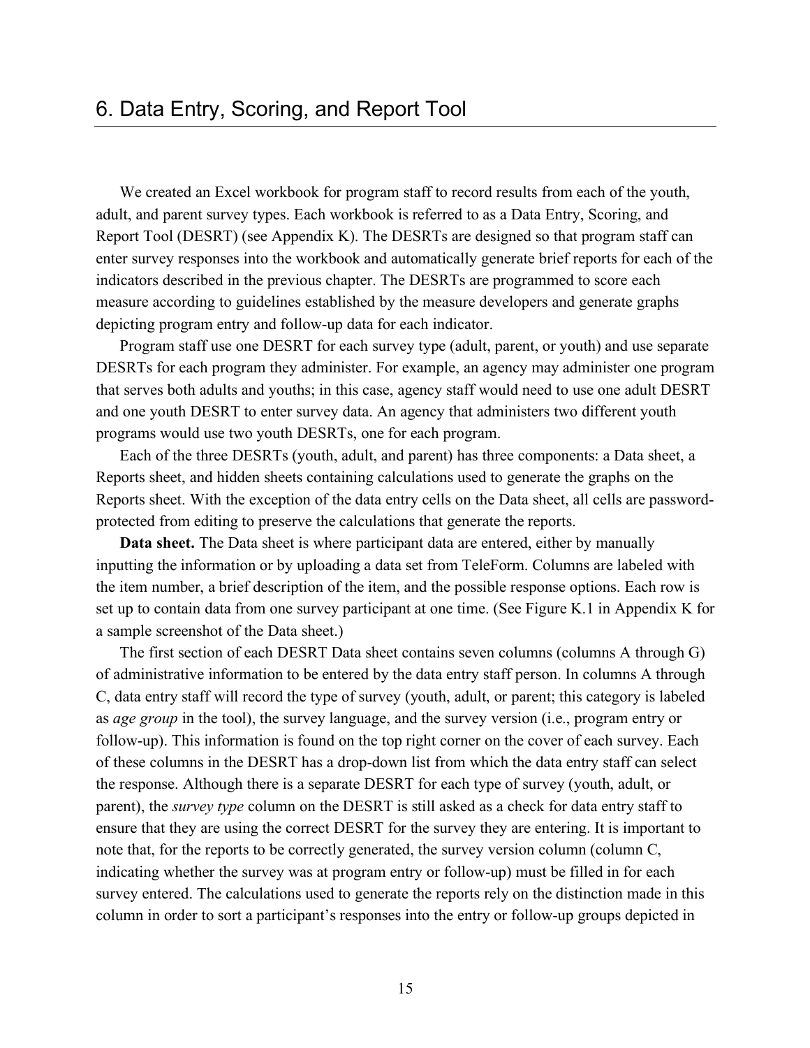# 6. Data Entry, Scoring, and Report Tool

We created an Excel workbook for program staff to record results from each of the youth, adult, and parent survey types. Each workbook is referred to as a Data Entry, Scoring, and Report Tool (DESRT) (see Appendix K). The DESRTs are designed so that program staff can enter survey responses into the workbook and automatically generate brief reports for each of the indicators described in the previous chapter. The DESRTs are programmed to score each measure according to guidelines established by the measure developers and generate graphs depicting program entry and follow-up data for each indicator.

Program staff use one DESRT for each survey type (adult, parent, or youth) and use separate DESRTs for each program they administer. For example, an agency may administer one program that serves both adults and youths; in this case, agency staff would need to use one adult DESRT and one youth DESRT to enter survey data. An agency that administers two different youth programs would use two youth DESRTs, one for each program.

Each of the three DESRTs (youth, adult, and parent) has three components: a Data sheet, a Reports sheet, and hidden sheets containing calculations used to generate the graphs on the Reports sheet. With the exception of the data entry cells on the Data sheet, all cells are password-protected from editing to preserve the calculations that generate the reports.

**Data sheet.** The Data sheet is where participant data are entered, either by manually inputting the information or by uploading a data set from TeleForm. Columns are labeled with the item number, a brief description of the item, and the possible response options. Each row is set up to contain data from one survey participant at one time. (See Figure K.1 in Appendix K for a sample screenshot of the Data sheet.)

The first section of each DESRT Data sheet contains seven columns (columns A through G) of administrative information to be entered by the data entry staff person. In columns A through C, data entry staff will record the type of survey (youth, adult, or parent; this category is labeled as *age group* in the tool), the survey language, and the survey version (i.e., program entry or follow-up). This information is found on the top right corner on the cover of each survey. Each of these columns in the DESRT has a drop-down list from which the data entry staff can select the response. Although there is a separate DESRT for each type of survey (youth, adult, or parent), the *survey type* column on the DESRT is still asked as a check for data entry staff to ensure that they are using the correct DESRT for the survey they are entering. It is important to note that, for the reports to be correctly generated, the survey version column (column C, indicating whether the survey was at program entry or follow-up) must be filled in for each survey entered. The calculations used to generate the reports rely on the distinction made in this column in order to sort a participant's responses into the entry or follow-up groups depicted in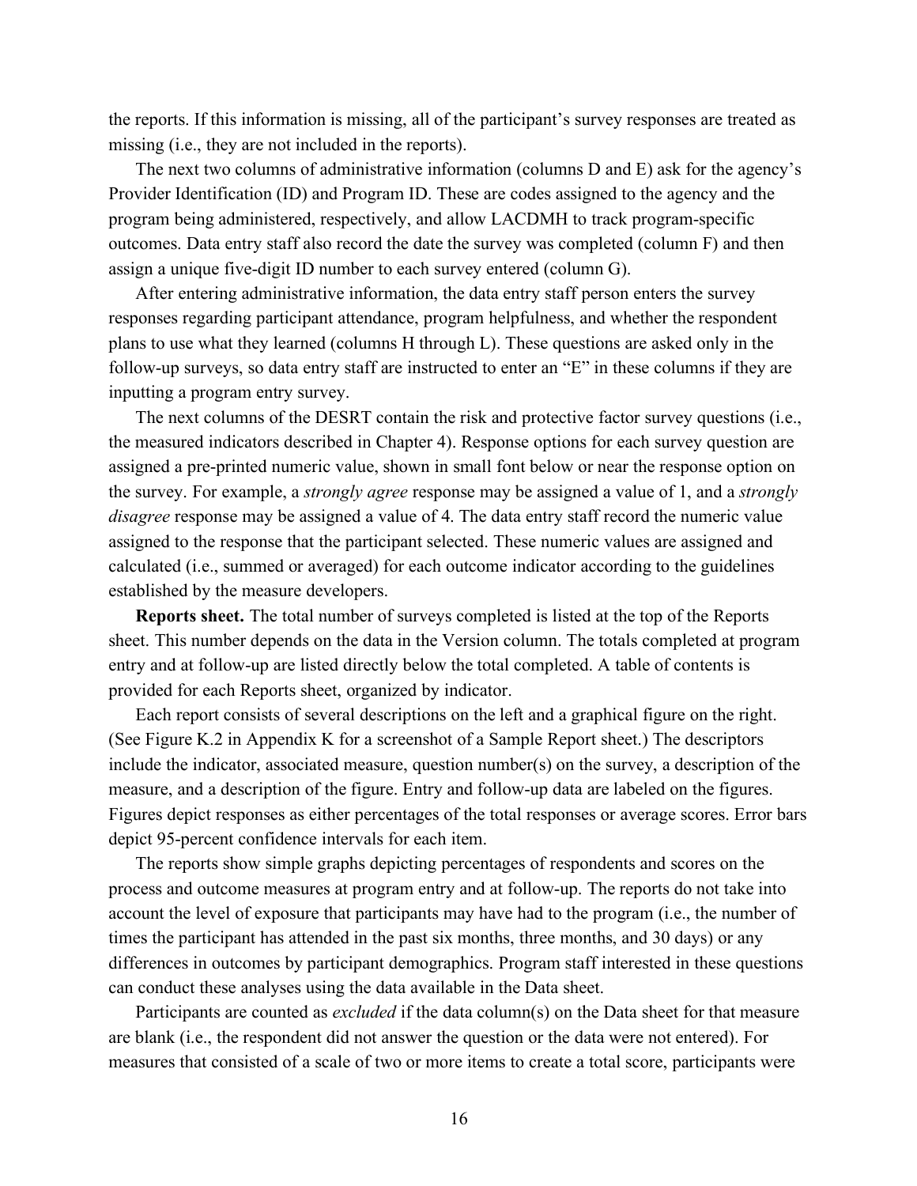the reports. If this information is missing, all of the participant's survey responses are treated as missing (i.e., they are not included in the reports).

The next two columns of administrative information (columns D and E) ask for the agency's Provider Identification (ID) and Program ID. These are codes assigned to the agency and the program being administered, respectively, and allow LACDMH to track program-specific outcomes. Data entry staff also record the date the survey was completed (column F) and then assign a unique five-digit ID number to each survey entered (column G).

After entering administrative information, the data entry staff person enters the survey responses regarding participant attendance, program helpfulness, and whether the respondent plans to use what they learned (columns H through L). These questions are asked only in the follow-up surveys, so data entry staff are instructed to enter an "E" in these columns if they are inputting a program entry survey.

The next columns of the DESRT contain the risk and protective factor survey questions (i.e., the measured indicators described in Chapter 4). Response options for each survey question are assigned a pre-printed numeric value, shown in small font below or near the response option on the survey. For example, a *strongly agree* response may be assigned a value of 1, and a *strongly disagree* response may be assigned a value of 4. The data entry staff record the numeric value assigned to the response that the participant selected. These numeric values are assigned and calculated (i.e., summed or averaged) for each outcome indicator according to the guidelines established by the measure developers.

**Reports sheet.** The total number of surveys completed is listed at the top of the Reports sheet. This number depends on the data in the Version column. The totals completed at program entry and at follow-up are listed directly below the total completed. A table of contents is provided for each Reports sheet, organized by indicator.

Each report consists of several descriptions on the left and a graphical figure on the right. (See Figure K.2 in Appendix K for a screenshot of a Sample Report sheet.) The descriptors include the indicator, associated measure, question number(s) on the survey, a description of the measure, and a description of the figure. Entry and follow-up data are labeled on the figures. Figures depict responses as either percentages of the total responses or average scores. Error bars depict 95-percent confidence intervals for each item.

The reports show simple graphs depicting percentages of respondents and scores on the process and outcome measures at program entry and at follow-up. The reports do not take into account the level of exposure that participants may have had to the program (i.e., the number of times the participant has attended in the past six months, three months, and 30 days) or any differences in outcomes by participant demographics. Program staff interested in these questions can conduct these analyses using the data available in the Data sheet.

Participants are counted as *excluded* if the data column(s) on the Data sheet for that measure are blank (i.e., the respondent did not answer the question or the data were not entered). For measures that consisted of a scale of two or more items to create a total score, participants were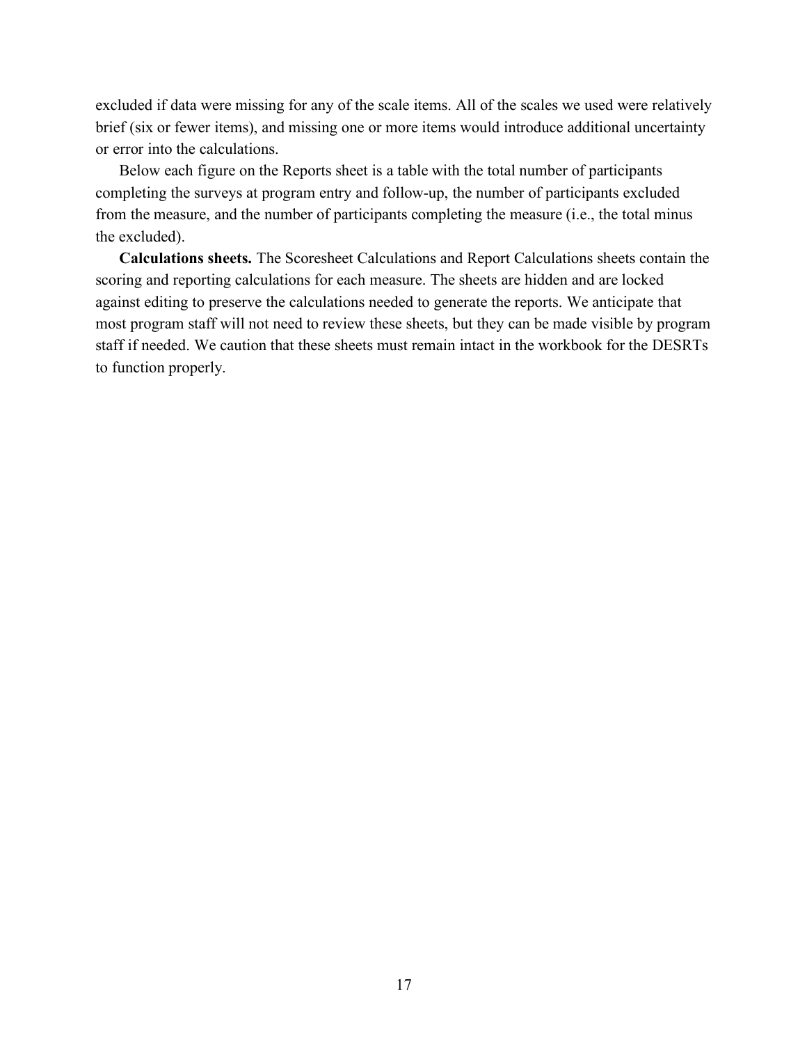excluded if data were missing for any of the scale items. All of the scales we used were relatively brief (six or fewer items), and missing one or more items would introduce additional uncertainty or error into the calculations.

Below each figure on the Reports sheet is a table with the total number of participants completing the surveys at program entry and follow-up, the number of participants excluded from the measure, and the number of participants completing the measure (i.e., the total minus the excluded).

**Calculations sheets.** The Scoresheet Calculations and Report Calculations sheets contain the scoring and reporting calculations for each measure. The sheets are hidden and are locked against editing to preserve the calculations needed to generate the reports. We anticipate that most program staff will not need to review these sheets, but they can be made visible by program staff if needed. We caution that these sheets must remain intact in the workbook for the DESRTs to function properly.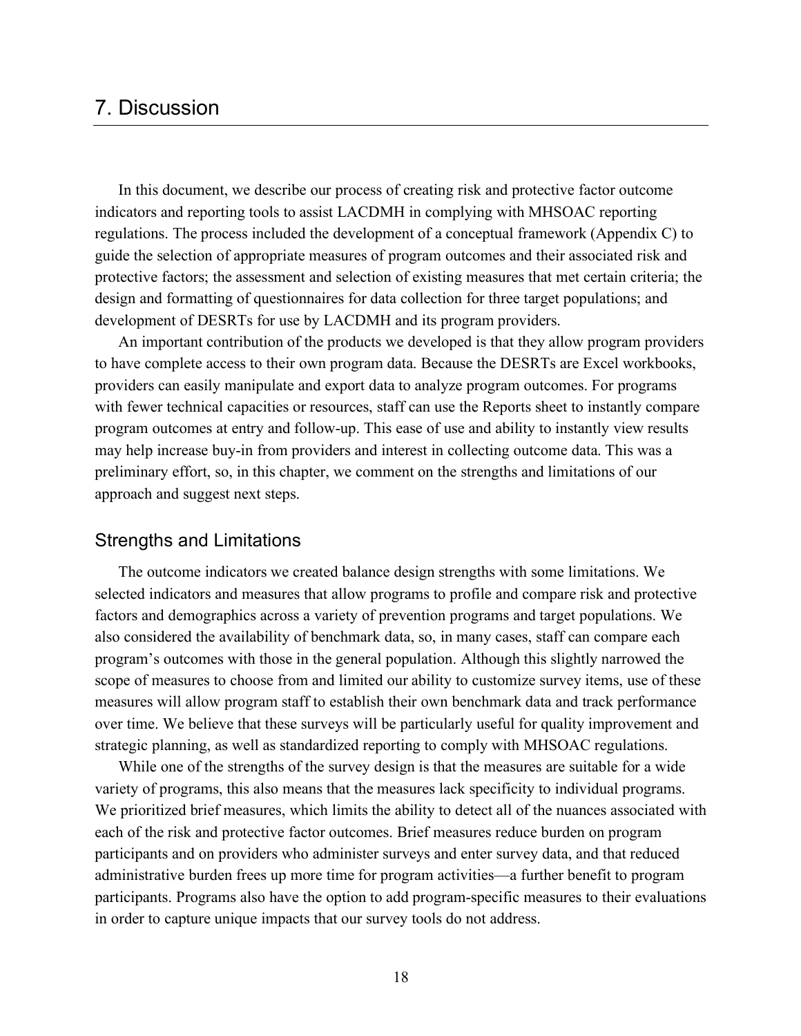# 7. Discussion

In this document, we describe our process of creating risk and protective factor outcome indicators and reporting tools to assist LACDMH in complying with MHSOAC reporting regulations. The process included the development of a conceptual framework (Appendix C) to guide the selection of appropriate measures of program outcomes and their associated risk and protective factors; the assessment and selection of existing measures that met certain criteria; the design and formatting of questionnaires for data collection for three target populations; and development of DESRTs for use by LACDMH and its program providers.

An important contribution of the products we developed is that they allow program providers to have complete access to their own program data. Because the DESRTs are Excel workbooks, providers can easily manipulate and export data to analyze program outcomes. For programs with fewer technical capacities or resources, staff can use the Reports sheet to instantly compare program outcomes at entry and follow-up. This ease of use and ability to instantly view results may help increase buy-in from providers and interest in collecting outcome data. This was a preliminary effort, so, in this chapter, we comment on the strengths and limitations of our approach and suggest next steps.

## Strengths and Limitations

The outcome indicators we created balance design strengths with some limitations. We selected indicators and measures that allow programs to profile and compare risk and protective factors and demographics across a variety of prevention programs and target populations. We also considered the availability of benchmark data, so, in many cases, staff can compare each program's outcomes with those in the general population. Although this slightly narrowed the scope of measures to choose from and limited our ability to customize survey items, use of these measures will allow program staff to establish their own benchmark data and track performance over time. We believe that these surveys will be particularly useful for quality improvement and strategic planning, as well as standardized reporting to comply with MHSOAC regulations.

While one of the strengths of the survey design is that the measures are suitable for a wide variety of programs, this also means that the measures lack specificity to individual programs. We prioritized brief measures, which limits the ability to detect all of the nuances associated with each of the risk and protective factor outcomes. Brief measures reduce burden on program participants and on providers who administer surveys and enter survey data, and that reduced administrative burden frees up more time for program activities—a further benefit to program participants. Programs also have the option to add program-specific measures to their evaluations in order to capture unique impacts that our survey tools do not address.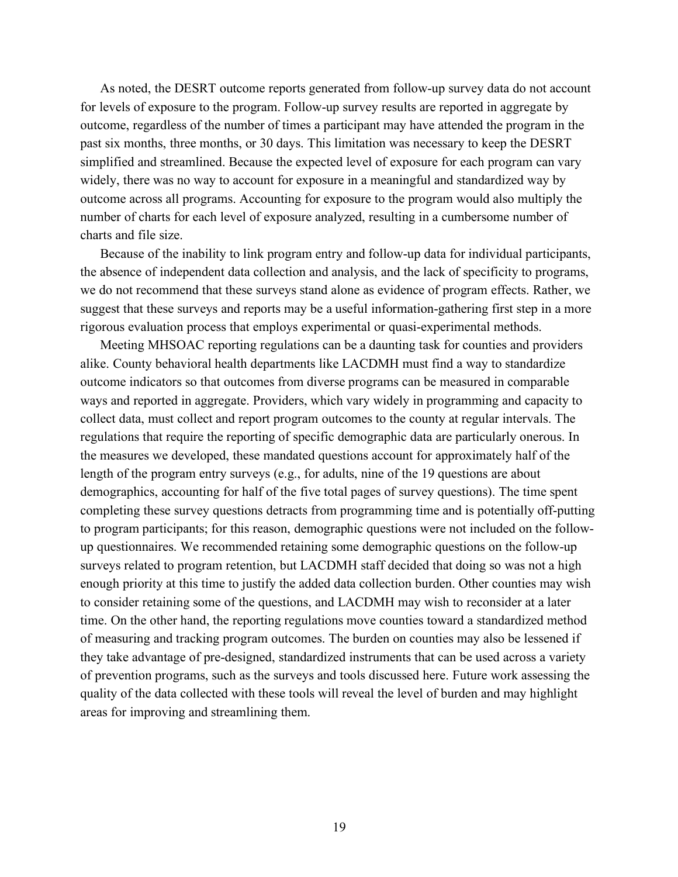As noted, the DESRT outcome reports generated from follow-up survey data do not account for levels of exposure to the program. Follow-up survey results are reported in aggregate by outcome, regardless of the number of times a participant may have attended the program in the past six months, three months, or 30 days. This limitation was necessary to keep the DESRT simplified and streamlined. Because the expected level of exposure for each program can vary widely, there was no way to account for exposure in a meaningful and standardized way by outcome across all programs. Accounting for exposure to the program would also multiply the number of charts for each level of exposure analyzed, resulting in a cumbersome number of charts and file size.

Because of the inability to link program entry and follow-up data for individual participants, the absence of independent data collection and analysis, and the lack of specificity to programs, we do not recommend that these surveys stand alone as evidence of program effects. Rather, we suggest that these surveys and reports may be a useful information-gathering first step in a more rigorous evaluation process that employs experimental or quasi-experimental methods.

Meeting MHSOAC reporting regulations can be a daunting task for counties and providers alike. County behavioral health departments like LACDMH must find a way to standardize outcome indicators so that outcomes from diverse programs can be measured in comparable ways and reported in aggregate. Providers, which vary widely in programming and capacity to collect data, must collect and report program outcomes to the county at regular intervals. The regulations that require the reporting of specific demographic data are particularly onerous. In the measures we developed, these mandated questions account for approximately half of the length of the program entry surveys (e.g., for adults, nine of the 19 questions are about demographics, accounting for half of the five total pages of survey questions). The time spent completing these survey questions detracts from programming time and is potentially off-putting to program participants; for this reason, demographic questions were not included on the follow-up questionnaires. We recommended retaining some demographic questions on the follow-up surveys related to program retention, but LACDMH staff decided that doing so was not a high enough priority at this time to justify the added data collection burden. Other counties may wish to consider retaining some of the questions, and LACDMH may wish to reconsider at a later time. On the other hand, the reporting regulations move counties toward a standardized method of measuring and tracking program outcomes. The burden on counties may also be lessened if they take advantage of pre-designed, standardized instruments that can be used across a variety of prevention programs, such as the surveys and tools discussed here. Future work assessing the quality of the data collected with these tools will reveal the level of burden and may highlight areas for improving and streamlining them.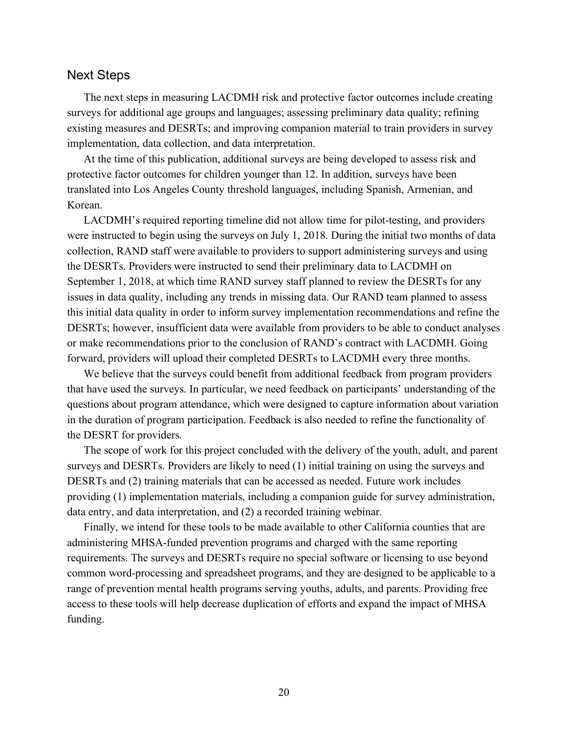## Next Steps

The next steps in measuring LACDMH risk and protective factor outcomes include creating surveys for additional age groups and languages; assessing preliminary data quality; refining existing measures and DESRTs; and improving companion material to train providers in survey implementation, data collection, and data interpretation.

At the time of this publication, additional surveys are being developed to assess risk and protective factor outcomes for children younger than 12. In addition, surveys have been translated into Los Angeles County threshold languages, including Spanish, Armenian, and Korean.

LACDMH's required reporting timeline did not allow time for pilot-testing, and providers were instructed to begin using the surveys on July 1, 2018. During the initial two months of data collection, RAND staff were available to providers to support administering surveys and using the DESRTs. Providers were instructed to send their preliminary data to LACDMH on September 1, 2018, at which time RAND survey staff planned to review the DESRTs for any issues in data quality, including any trends in missing data. Our RAND team planned to assess this initial data quality in order to inform survey implementation recommendations and refine the DESRTs; however, insufficient data were available from providers to be able to conduct analyses or make recommendations prior to the conclusion of RAND's contract with LACDMH. Going forward, providers will upload their completed DESRTs to LACDMH every three months.

We believe that the surveys could benefit from additional feedback from program providers that have used the surveys. In particular, we need feedback on participants' understanding of the questions about program attendance, which were designed to capture information about variation in the duration of program participation. Feedback is also needed to refine the functionality of the DESRT for providers.

The scope of work for this project concluded with the delivery of the youth, adult, and parent surveys and DESRTs. Providers are likely to need (1) initial training on using the surveys and DESRTs and (2) training materials that can be accessed as needed. Future work includes providing (1) implementation materials, including a companion guide for survey administration, data entry, and data interpretation, and (2) a recorded training webinar.

Finally, we intend for these tools to be made available to other California counties that are administering MHSA-funded prevention programs and charged with the same reporting requirements. The surveys and DESRTs require no special software or licensing to use beyond common word-processing and spreadsheet programs, and they are designed to be applicable to a range of prevention mental health programs serving youths, adults, and parents. Providing free access to these tools will help decrease duplication of efforts and expand the impact of MHSA funding.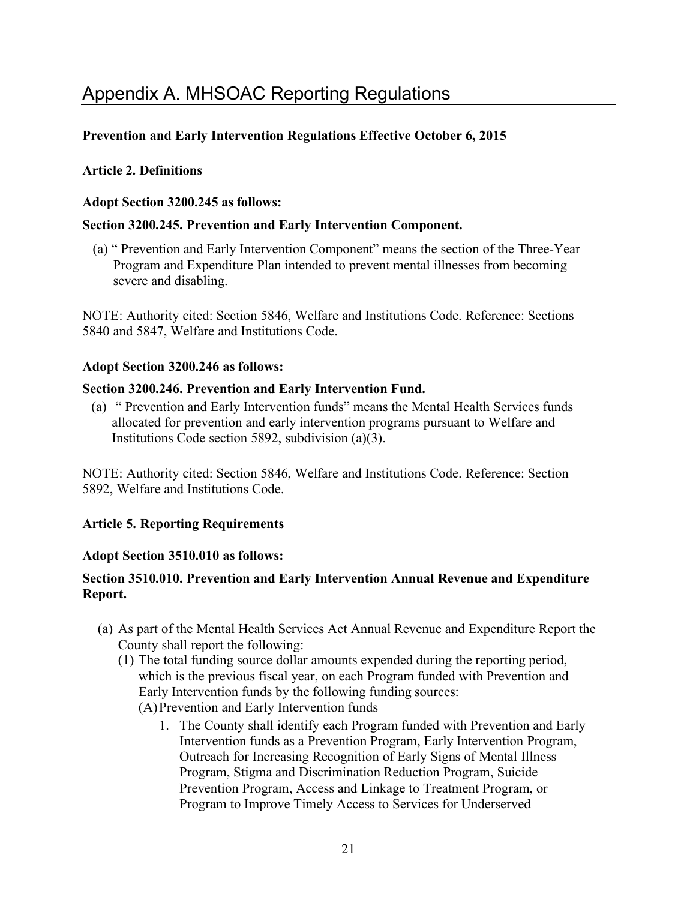# Appendix A. MHSOAC Reporting Regulations

**Prevention and Early Intervention Regulations Effective October 6, 2015**

**Article 2. Definitions**

**Adopt Section 3200.245 as follows:**

**Section 3200.245. Prevention and Early Intervention Component.**

(a) " Prevention and Early Intervention Component" means the section of the Three-Year Program and Expenditure Plan intended to prevent mental illnesses from becoming severe and disabling.

NOTE: Authority cited: Section 5846, Welfare and Institutions Code. Reference: Sections 5840 and 5847, Welfare and Institutions Code.

**Adopt Section 3200.246 as follows:**

**Section 3200.246. Prevention and Early Intervention Fund.**

(a) " Prevention and Early Intervention funds" means the Mental Health Services funds allocated for prevention and early intervention programs pursuant to Welfare and Institutions Code section 5892, subdivision (a)(3).

NOTE: Authority cited: Section 5846, Welfare and Institutions Code. Reference: Section 5892, Welfare and Institutions Code.

**Article 5. Reporting Requirements**

**Adopt Section 3510.010 as follows:**

**Section 3510.010. Prevention and Early Intervention Annual Revenue and Expenditure Report.**

(a) As part of the Mental Health Services Act Annual Revenue and Expenditure Report the County shall report the following:
  (1) The total funding source dollar amounts expended during the reporting period, which is the previous fiscal year, on each Program funded with Prevention and Early Intervention funds by the following funding sources:
    (A) Prevention and Early Intervention funds
      1. The County shall identify each Program funded with Prevention and Early Intervention funds as a Prevention Program, Early Intervention Program, Outreach for Increasing Recognition of Early Signs of Mental Illness Program, Stigma and Discrimination Reduction Program, Suicide Prevention Program, Access and Linkage to Treatment Program, or Program to Improve Timely Access to Services for Underserved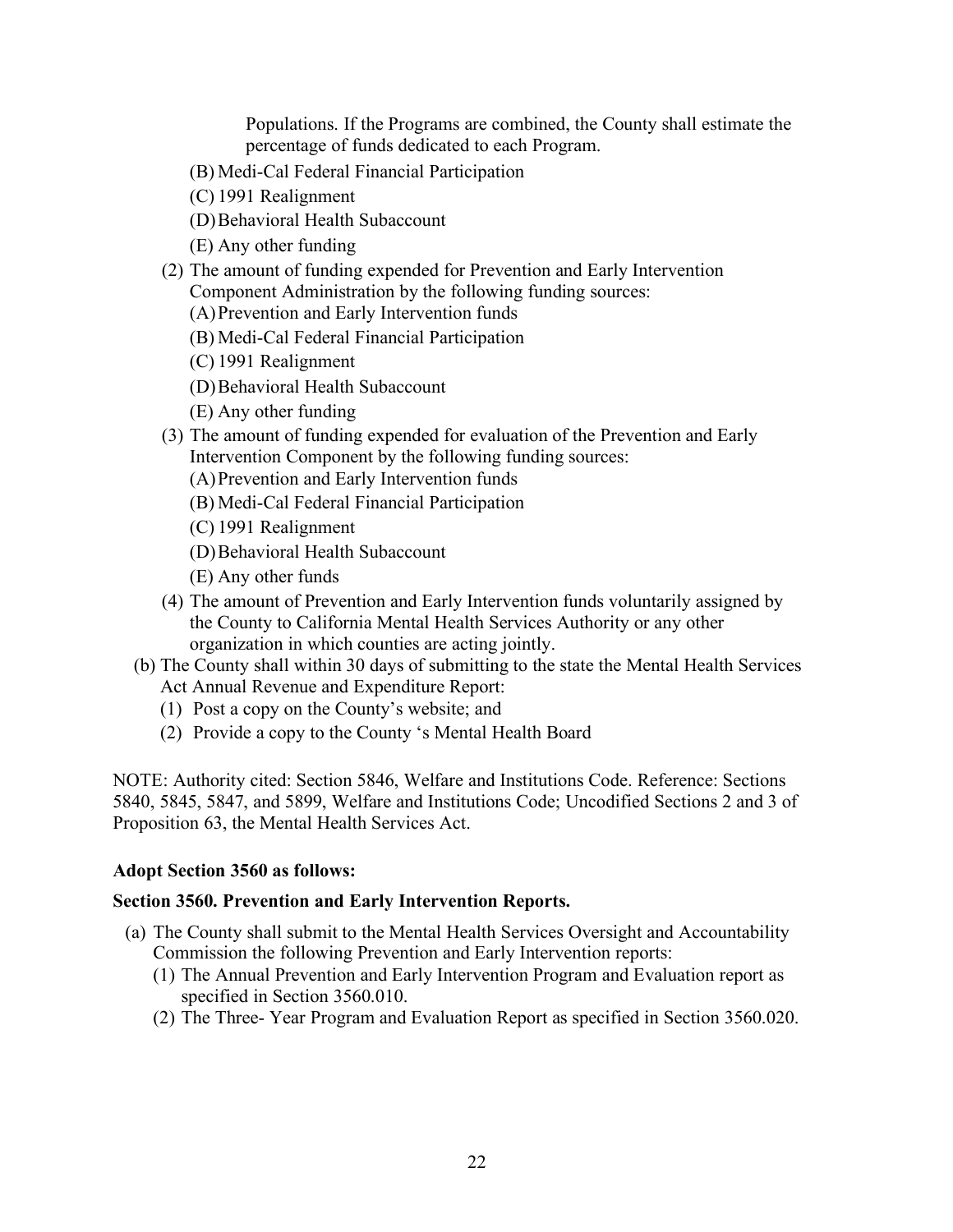Populations. If the Programs are combined, the County shall estimate the percentage of funds dedicated to each Program.

   (B) Medi-Cal Federal Financial Participation

   (C) 1991 Realignment

   (D) Behavioral Health Subaccount

   (E) Any other funding

(2) The amount of funding expended for Prevention and Early Intervention Component Administration by the following funding sources:

   (A) Prevention and Early Intervention funds

   (B) Medi-Cal Federal Financial Participation

   (C) 1991 Realignment

   (D) Behavioral Health Subaccount

   (E) Any other funding

(3) The amount of funding expended for evaluation of the Prevention and Early Intervention Component by the following funding sources:

   (A) Prevention and Early Intervention funds

   (B) Medi-Cal Federal Financial Participation

   (C) 1991 Realignment

   (D) Behavioral Health Subaccount

   (E) Any other funds

(4) The amount of Prevention and Early Intervention funds voluntarily assigned by the County to California Mental Health Services Authority or any other organization in which counties are acting jointly.

(b) The County shall within 30 days of submitting to the state the Mental Health Services Act Annual Revenue and Expenditure Report:

   (1) Post a copy on the County's website; and

   (2) Provide a copy to the County 's Mental Health Board

NOTE: Authority cited: Section 5846, Welfare and Institutions Code. Reference: Sections 5840, 5845, 5847, and 5899, Welfare and Institutions Code; Uncodified Sections 2 and 3 of Proposition 63, the Mental Health Services Act.

**Adopt Section 3560 as follows:**

**Section 3560. Prevention and Early Intervention Reports.**

(a) The County shall submit to the Mental Health Services Oversight and Accountability Commission the following Prevention and Early Intervention reports:

   (1) The Annual Prevention and Early Intervention Program and Evaluation report as specified in Section 3560.010.

   (2) The Three- Year Program and Evaluation Report as specified in Section 3560.020.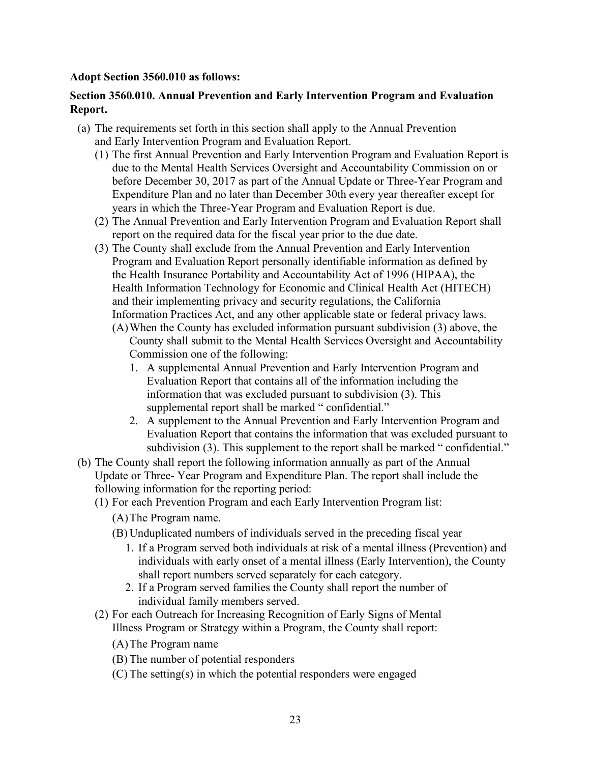**Adopt Section 3560.010 as follows:**

**Section 3560.010. Annual Prevention and Early Intervention Program and Evaluation Report.**

(a) The requirements set forth in this section shall apply to the Annual Prevention and Early Intervention Program and Evaluation Report.

   (1) The first Annual Prevention and Early Intervention Program and Evaluation Report is due to the Mental Health Services Oversight and Accountability Commission on or before December 30, 2017 as part of the Annual Update or Three-Year Program and Expenditure Plan and no later than December 30th every year thereafter except for years in which the Three-Year Program and Evaluation Report is due.

   (2) The Annual Prevention and Early Intervention Program and Evaluation Report shall report on the required data for the fiscal year prior to the due date.

   (3) The County shall exclude from the Annual Prevention and Early Intervention Program and Evaluation Report personally identifiable information as defined by the Health Insurance Portability and Accountability Act of 1996 (HIPAA), the Health Information Technology for Economic and Clinical Health Act (HITECH) and their implementing privacy and security regulations, the California Information Practices Act, and any other applicable state or federal privacy laws.

      (A) When the County has excluded information pursuant subdivision (3) above, the County shall submit to the Mental Health Services Oversight and Accountability Commission one of the following:

         1. A supplemental Annual Prevention and Early Intervention Program and Evaluation Report that contains all of the information including the information that was excluded pursuant to subdivision (3). This supplemental report shall be marked " confidential."

         2. A supplement to the Annual Prevention and Early Intervention Program and Evaluation Report that contains the information that was excluded pursuant to subdivision (3). This supplement to the report shall be marked " confidential."

(b) The County shall report the following information annually as part of the Annual Update or Three- Year Program and Expenditure Plan. The report shall include the following information for the reporting period:

   (1) For each Prevention Program and each Early Intervention Program list:

      (A) The Program name.

      (B) Unduplicated numbers of individuals served in the preceding fiscal year

         1. If a Program served both individuals at risk of a mental illness (Prevention) and individuals with early onset of a mental illness (Early Intervention), the County shall report numbers served separately for each category.

         2. If a Program served families the County shall report the number of individual family members served.

   (2) For each Outreach for Increasing Recognition of Early Signs of Mental Illness Program or Strategy within a Program, the County shall report:

      (A) The Program name

      (B) The number of potential responders

      (C) The setting(s) in which the potential responders were engaged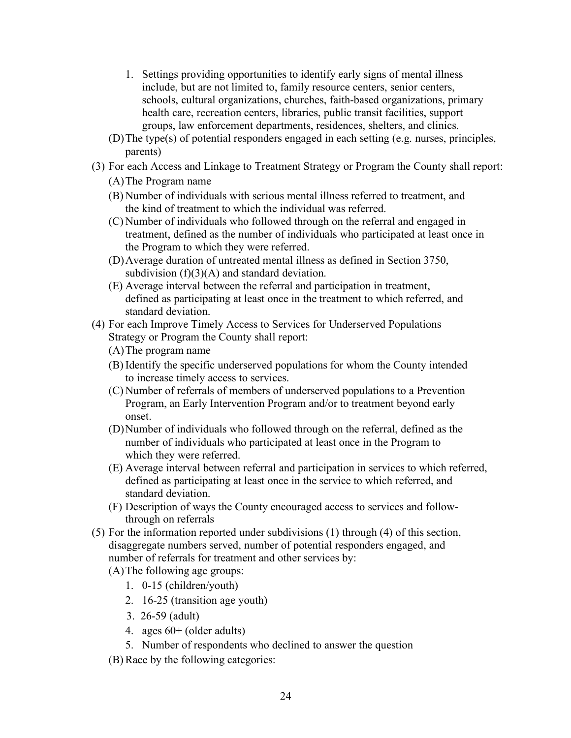1. Settings providing opportunities to identify early signs of mental illness include, but are not limited to, family resource centers, senior centers, schools, cultural organizations, churches, faith-based organizations, primary health care, recreation centers, libraries, public transit facilities, support groups, law enforcement departments, residences, shelters, and clinics.

(D) The type(s) of potential responders engaged in each setting (e.g. nurses, principles, parents)

(3) For each Access and Linkage to Treatment Strategy or Program the County shall report:

(A) The Program name

(B) Number of individuals with serious mental illness referred to treatment, and the kind of treatment to which the individual was referred.

(C) Number of individuals who followed through on the referral and engaged in treatment, defined as the number of individuals who participated at least once in the Program to which they were referred.

(D) Average duration of untreated mental illness as defined in Section 3750, subdivision (f)(3)(A) and standard deviation.

(E) Average interval between the referral and participation in treatment, defined as participating at least once in the treatment to which referred, and standard deviation.

(4) For each Improve Timely Access to Services for Underserved Populations Strategy or Program the County shall report:

(A) The program name

(B) Identify the specific underserved populations for whom the County intended to increase timely access to services.

(C) Number of referrals of members of underserved populations to a Prevention Program, an Early Intervention Program and/or to treatment beyond early onset.

(D) Number of individuals who followed through on the referral, defined as the number of individuals who participated at least once in the Program to which they were referred.

(E) Average interval between referral and participation in services to which referred, defined as participating at least once in the service to which referred, and standard deviation.

(F) Description of ways the County encouraged access to services and follow-through on referrals

(5) For the information reported under subdivisions (1) through (4) of this section, disaggregate numbers served, number of potential responders engaged, and number of referrals for treatment and other services by:

(A) The following age groups:

1. 0-15 (children/youth)
2. 16-25 (transition age youth)
3. 26-59 (adult)
4. ages 60+ (older adults)
5. Number of respondents who declined to answer the question

(B) Race by the following categories: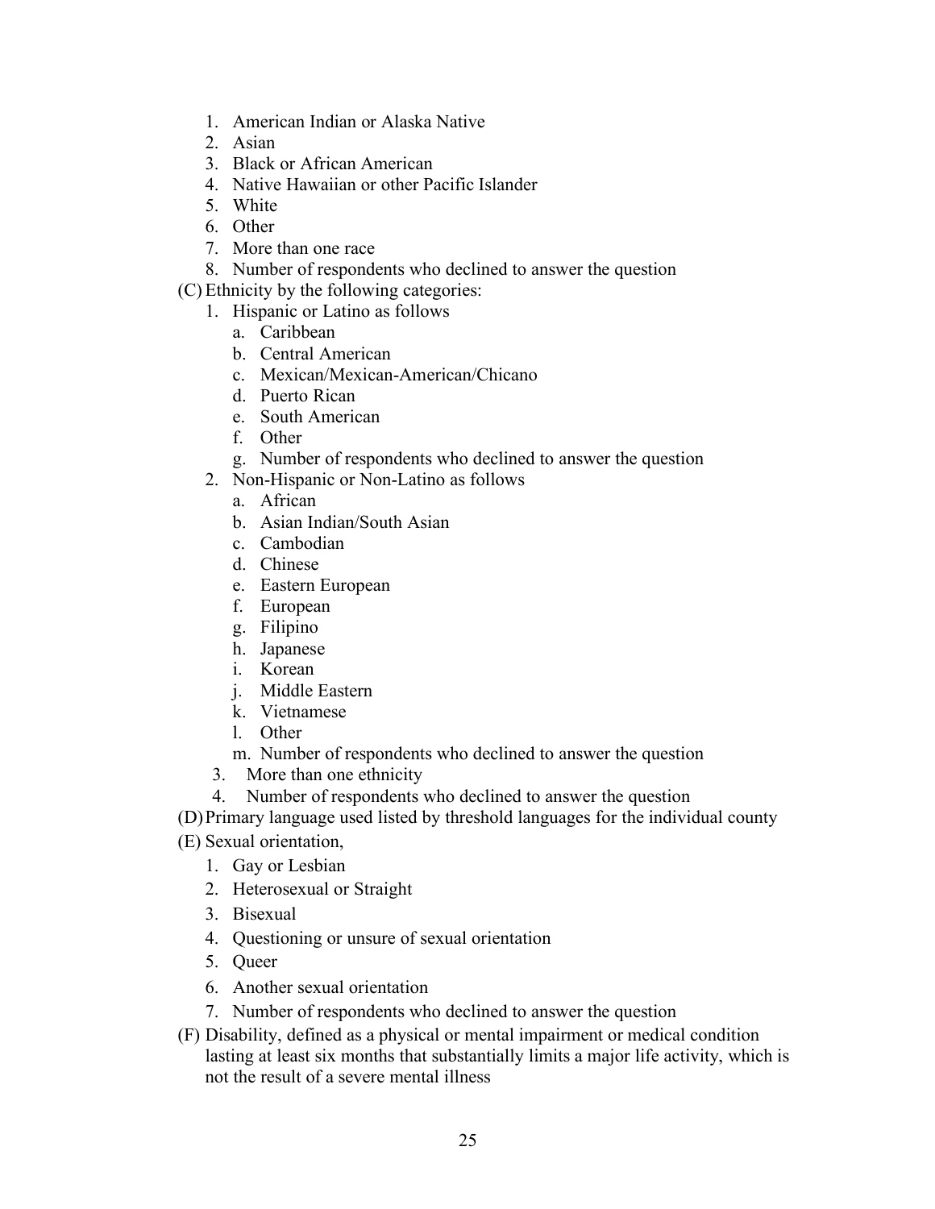1. American Indian or Alaska Native
2. Asian
3. Black or African American
4. Native Hawaiian or other Pacific Islander
5. White
6. Other
7. More than one race
8. Number of respondents who declined to answer the question

(C) Ethnicity by the following categories:

1. Hispanic or Latino as follows
   a. Caribbean
   b. Central American
   c. Mexican/Mexican-American/Chicano
   d. Puerto Rican
   e. South American
   f. Other
   g. Number of respondents who declined to answer the question
2. Non-Hispanic or Non-Latino as follows
   a. African
   b. Asian Indian/South Asian
   c. Cambodian
   d. Chinese
   e. Eastern European
   f. European
   g. Filipino
   h. Japanese
   i. Korean
   j. Middle Eastern
   k. Vietnamese
   l. Other
   m. Number of respondents who declined to answer the question
3. More than one ethnicity
4. Number of respondents who declined to answer the question

(D) Primary language used listed by threshold languages for the individual county

(E) Sexual orientation,

1. Gay or Lesbian
2. Heterosexual or Straight
3. Bisexual
4. Questioning or unsure of sexual orientation
5. Queer
6. Another sexual orientation
7. Number of respondents who declined to answer the question

(F) Disability, defined as a physical or mental impairment or medical condition lasting at least six months that substantially limits a major life activity, which is not the result of a severe mental illness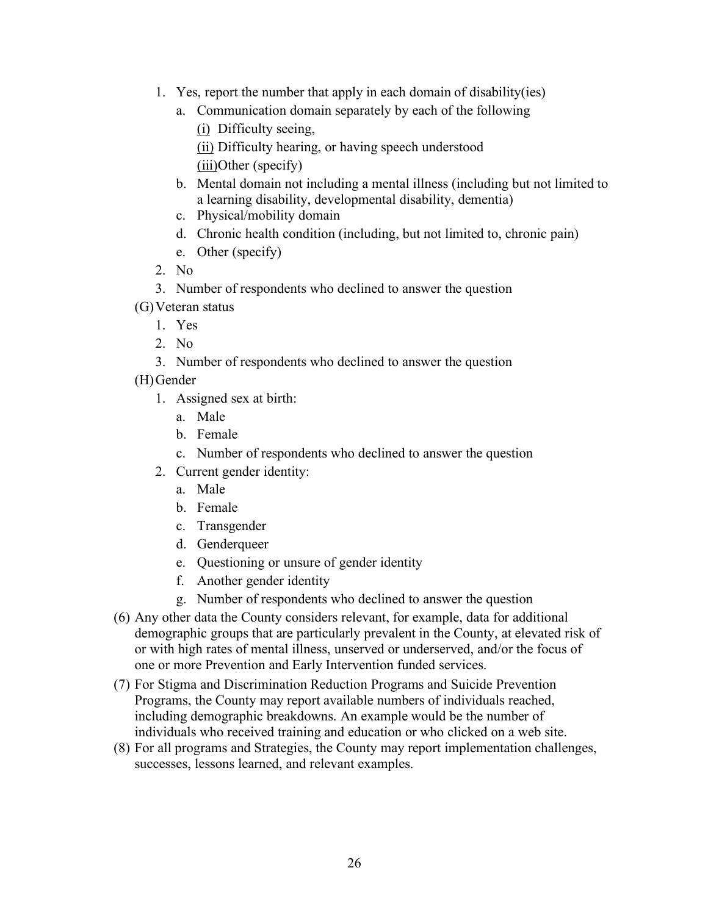1. Yes, report the number that apply in each domain of disability(ies)
   a. Communication domain separately by each of the following
      (i) Difficulty seeing,
      (ii) Difficulty hearing, or having speech understood
      (iii)Other (specify)
   b. Mental domain not including a mental illness (including but not limited to a learning disability, developmental disability, dementia)
   c. Physical/mobility domain
   d. Chronic health condition (including, but not limited to, chronic pain)
   e. Other (specify)
2. No
3. Number of respondents who declined to answer the question

(G) Veteran status

1. Yes
2. No
3. Number of respondents who declined to answer the question

(H) Gender

1. Assigned sex at birth:
   a. Male
   b. Female
   c. Number of respondents who declined to answer the question
2. Current gender identity:
   a. Male
   b. Female
   c. Transgender
   d. Genderqueer
   e. Questioning or unsure of gender identity
   f. Another gender identity
   g. Number of respondents who declined to answer the question

(6) Any other data the County considers relevant, for example, data for additional demographic groups that are particularly prevalent in the County, at elevated risk of or with high rates of mental illness, unserved or underserved, and/or the focus of one or more Prevention and Early Intervention funded services.

(7) For Stigma and Discrimination Reduction Programs and Suicide Prevention Programs, the County may report available numbers of individuals reached, including demographic breakdowns. An example would be the number of individuals who received training and education or who clicked on a web site.

(8) For all programs and Strategies, the County may report implementation challenges, successes, lessons learned, and relevant examples.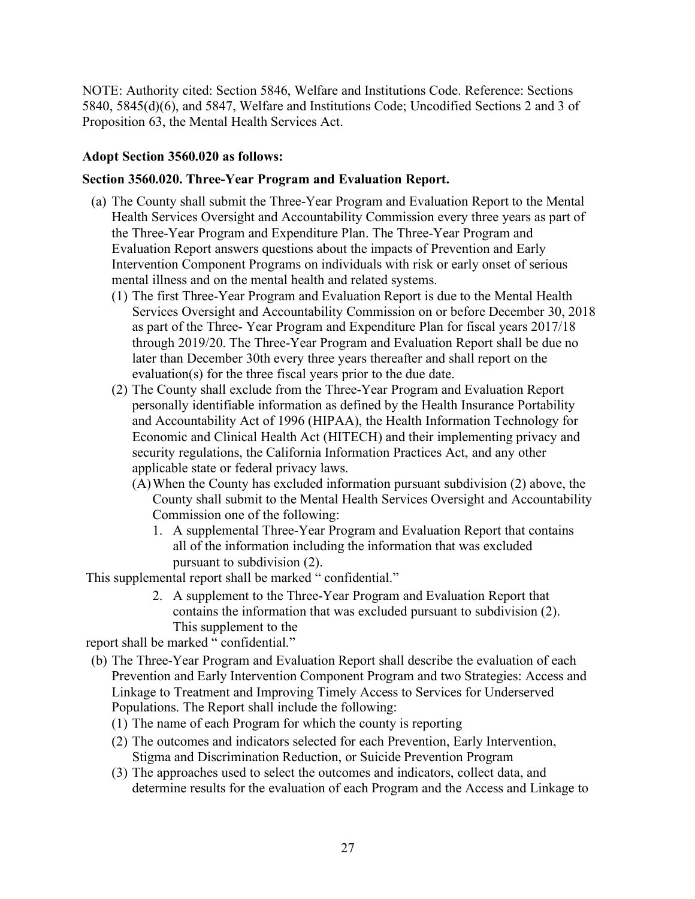NOTE: Authority cited: Section 5846, Welfare and Institutions Code. Reference: Sections 5840, 5845(d)(6), and 5847, Welfare and Institutions Code; Uncodified Sections 2 and 3 of Proposition 63, the Mental Health Services Act.

**Adopt Section 3560.020 as follows:**

**Section 3560.020. Three-Year Program and Evaluation Report.**

(a) The County shall submit the Three-Year Program and Evaluation Report to the Mental Health Services Oversight and Accountability Commission every three years as part of the Three-Year Program and Expenditure Plan. The Three-Year Program and Evaluation Report answers questions about the impacts of Prevention and Early Intervention Component Programs on individuals with risk or early onset of serious mental illness and on the mental health and related systems.

   (1) The first Three-Year Program and Evaluation Report is due to the Mental Health Services Oversight and Accountability Commission on or before December 30, 2018 as part of the Three- Year Program and Expenditure Plan for fiscal years 2017/18 through 2019/20. The Three-Year Program and Evaluation Report shall be due no later than December 30th every three years thereafter and shall report on the evaluation(s) for the three fiscal years prior to the due date.

   (2) The County shall exclude from the Three-Year Program and Evaluation Report personally identifiable information as defined by the Health Insurance Portability and Accountability Act of 1996 (HIPAA), the Health Information Technology for Economic and Clinical Health Act (HITECH) and their implementing privacy and security regulations, the California Information Practices Act, and any other applicable state or federal privacy laws.

      (A) When the County has excluded information pursuant subdivision (2) above, the County shall submit to the Mental Health Services Oversight and Accountability Commission one of the following:

         1. A supplemental Three-Year Program and Evaluation Report that contains all of the information including the information that was excluded pursuant to subdivision (2).

This supplemental report shall be marked " confidential."

         2. A supplement to the Three-Year Program and Evaluation Report that contains the information that was excluded pursuant to subdivision (2). This supplement to the

report shall be marked " confidential."

(b) The Three-Year Program and Evaluation Report shall describe the evaluation of each Prevention and Early Intervention Component Program and two Strategies: Access and Linkage to Treatment and Improving Timely Access to Services for Underserved Populations. The Report shall include the following:

   (1) The name of each Program for which the county is reporting

   (2) The outcomes and indicators selected for each Prevention, Early Intervention, Stigma and Discrimination Reduction, or Suicide Prevention Program

   (3) The approaches used to select the outcomes and indicators, collect data, and determine results for the evaluation of each Program and the Access and Linkage to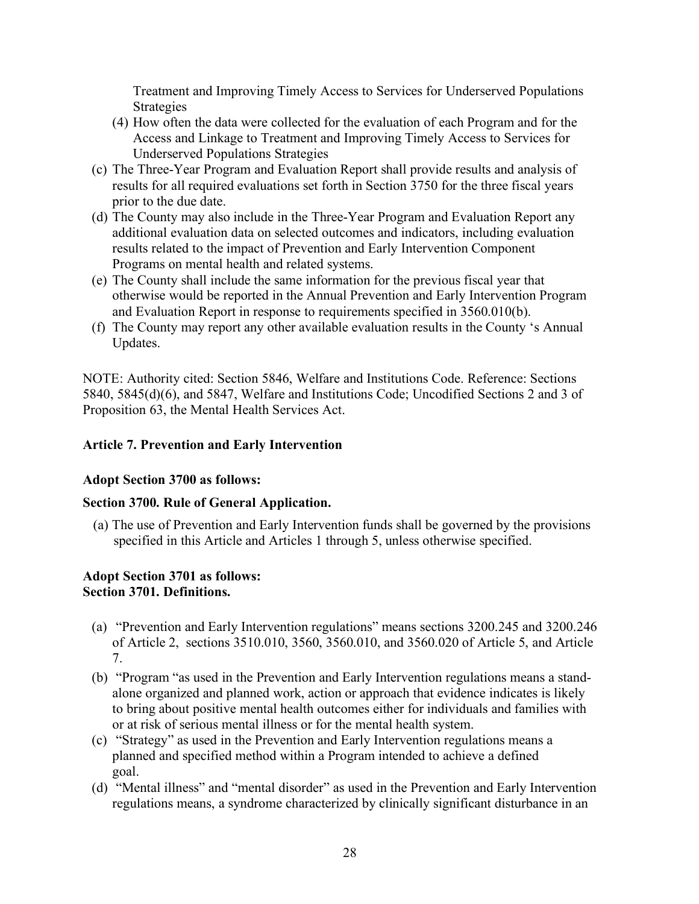Treatment and Improving Timely Access to Services for Underserved Populations Strategies

(4) How often the data were collected for the evaluation of each Program and for the Access and Linkage to Treatment and Improving Timely Access to Services for Underserved Populations Strategies

(c) The Three-Year Program and Evaluation Report shall provide results and analysis of results for all required evaluations set forth in Section 3750 for the three fiscal years prior to the due date.

(d) The County may also include in the Three-Year Program and Evaluation Report any additional evaluation data on selected outcomes and indicators, including evaluation results related to the impact of Prevention and Early Intervention Component Programs on mental health and related systems.

(e) The County shall include the same information for the previous fiscal year that otherwise would be reported in the Annual Prevention and Early Intervention Program and Evaluation Report in response to requirements specified in 3560.010(b).

(f) The County may report any other available evaluation results in the County 's Annual Updates.

NOTE: Authority cited: Section 5846, Welfare and Institutions Code. Reference: Sections 5840, 5845(d)(6), and 5847, Welfare and Institutions Code; Uncodified Sections 2 and 3 of Proposition 63, the Mental Health Services Act.

**Article 7. Prevention and Early Intervention**

**Adopt Section 3700 as follows:**

**Section 3700. Rule of General Application.**

(a) The use of Prevention and Early Intervention funds shall be governed by the provisions specified in this Article and Articles 1 through 5, unless otherwise specified.

**Adopt Section 3701 as follows:**
**Section 3701. Definitions.**

(a) "Prevention and Early Intervention regulations" means sections 3200.245 and 3200.246 of Article 2, sections 3510.010, 3560, 3560.010, and 3560.020 of Article 5, and Article 7.

(b) "Program "as used in the Prevention and Early Intervention regulations means a stand-alone organized and planned work, action or approach that evidence indicates is likely to bring about positive mental health outcomes either for individuals and families with or at risk of serious mental illness or for the mental health system.

(c) "Strategy" as used in the Prevention and Early Intervention regulations means a planned and specified method within a Program intended to achieve a defined goal.

(d) "Mental illness" and "mental disorder" as used in the Prevention and Early Intervention regulations means, a syndrome characterized by clinically significant disturbance in an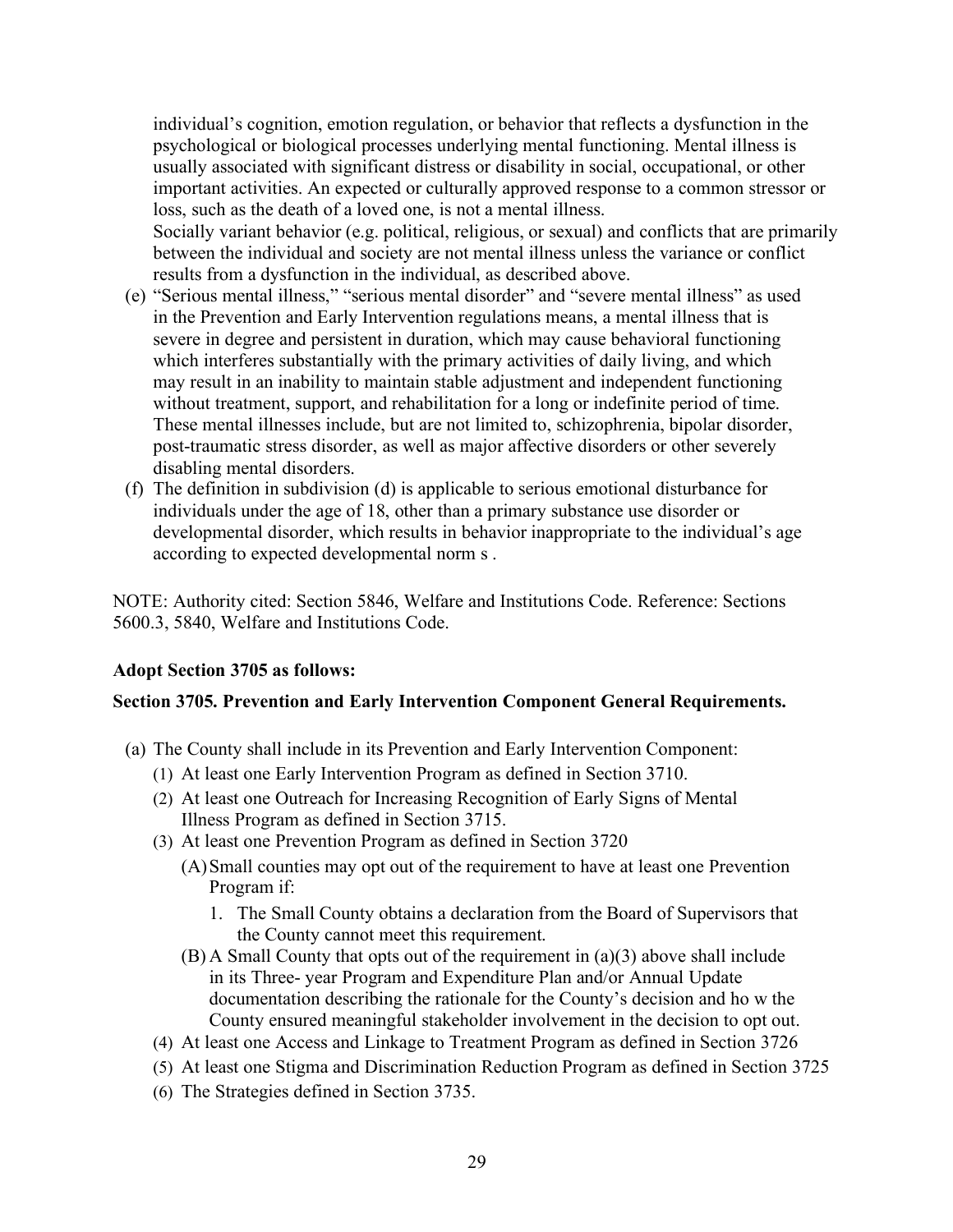individual's cognition, emotion regulation, or behavior that reflects a dysfunction in the psychological or biological processes underlying mental functioning. Mental illness is usually associated with significant distress or disability in social, occupational, or other important activities. An expected or culturally approved response to a common stressor or loss, such as the death of a loved one, is not a mental illness.
Socially variant behavior (e.g. political, religious, or sexual) and conflicts that are primarily between the individual and society are not mental illness unless the variance or conflict results from a dysfunction in the individual, as described above.

(e) "Serious mental illness," "serious mental disorder" and "severe mental illness" as used in the Prevention and Early Intervention regulations means, a mental illness that is severe in degree and persistent in duration, which may cause behavioral functioning which interferes substantially with the primary activities of daily living, and which may result in an inability to maintain stable adjustment and independent functioning without treatment, support, and rehabilitation for a long or indefinite period of time. These mental illnesses include, but are not limited to, schizophrenia, bipolar disorder, post-traumatic stress disorder, as well as major affective disorders or other severely disabling mental disorders.

(f) The definition in subdivision (d) is applicable to serious emotional disturbance for individuals under the age of 18, other than a primary substance use disorder or developmental disorder, which results in behavior inappropriate to the individual's age according to expected developmental norm s .

NOTE: Authority cited: Section 5846, Welfare and Institutions Code. Reference: Sections 5600.3, 5840, Welfare and Institutions Code.

**Adopt Section 3705 as follows:**

**Section 3705. Prevention and Early Intervention Component General Requirements.**

(a) The County shall include in its Prevention and Early Intervention Component:
   (1) At least one Early Intervention Program as defined in Section 3710.
   (2) At least one Outreach for Increasing Recognition of Early Signs of Mental Illness Program as defined in Section 3715.
   (3) At least one Prevention Program as defined in Section 3720
      (A) Small counties may opt out of the requirement to have at least one Prevention Program if:
         1. The Small County obtains a declaration from the Board of Supervisors that the County cannot meet this requirement.
      (B) A Small County that opts out of the requirement in (a)(3) above shall include in its Three- year Program and Expenditure Plan and/or Annual Update documentation describing the rationale for the County's decision and ho w the County ensured meaningful stakeholder involvement in the decision to opt out.
   (4) At least one Access and Linkage to Treatment Program as defined in Section 3726
   (5) At least one Stigma and Discrimination Reduction Program as defined in Section 3725
   (6) The Strategies defined in Section 3735.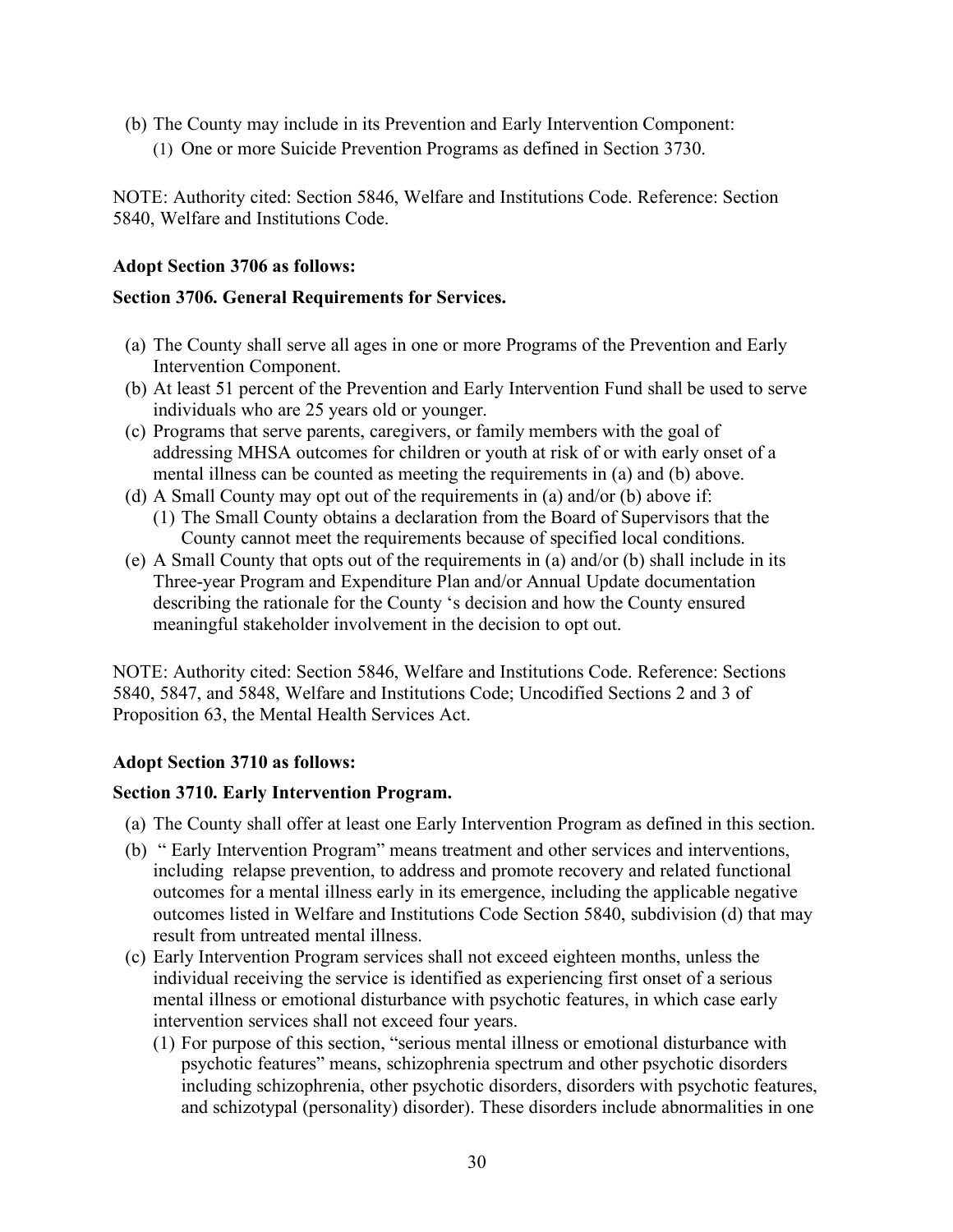(b) The County may include in its Prevention and Early Intervention Component:
   (1) One or more Suicide Prevention Programs as defined in Section 3730.

NOTE: Authority cited: Section 5846, Welfare and Institutions Code. Reference: Section 5840, Welfare and Institutions Code.

**Adopt Section 3706 as follows:**

**Section 3706. General Requirements for Services.**

(a) The County shall serve all ages in one or more Programs of the Prevention and Early Intervention Component.
(b) At least 51 percent of the Prevention and Early Intervention Fund shall be used to serve individuals who are 25 years old or younger.
(c) Programs that serve parents, caregivers, or family members with the goal of addressing MHSA outcomes for children or youth at risk of or with early onset of a mental illness can be counted as meeting the requirements in (a) and (b) above.
(d) A Small County may opt out of the requirements in (a) and/or (b) above if:
   (1) The Small County obtains a declaration from the Board of Supervisors that the County cannot meet the requirements because of specified local conditions.
(e) A Small County that opts out of the requirements in (a) and/or (b) shall include in its Three-year Program and Expenditure Plan and/or Annual Update documentation describing the rationale for the County 's decision and how the County ensured meaningful stakeholder involvement in the decision to opt out.

NOTE: Authority cited: Section 5846, Welfare and Institutions Code. Reference: Sections 5840, 5847, and 5848, Welfare and Institutions Code; Uncodified Sections 2 and 3 of Proposition 63, the Mental Health Services Act.

**Adopt Section 3710 as follows:**

**Section 3710. Early Intervention Program.**

(a) The County shall offer at least one Early Intervention Program as defined in this section.
(b) " Early Intervention Program" means treatment and other services and interventions, including relapse prevention, to address and promote recovery and related functional outcomes for a mental illness early in its emergence, including the applicable negative outcomes listed in Welfare and Institutions Code Section 5840, subdivision (d) that may result from untreated mental illness.
(c) Early Intervention Program services shall not exceed eighteen months, unless the individual receiving the service is identified as experiencing first onset of a serious mental illness or emotional disturbance with psychotic features, in which case early intervention services shall not exceed four years.
   (1) For purpose of this section, "serious mental illness or emotional disturbance with psychotic features" means, schizophrenia spectrum and other psychotic disorders including schizophrenia, other psychotic disorders, disorders with psychotic features, and schizotypal (personality) disorder). These disorders include abnormalities in one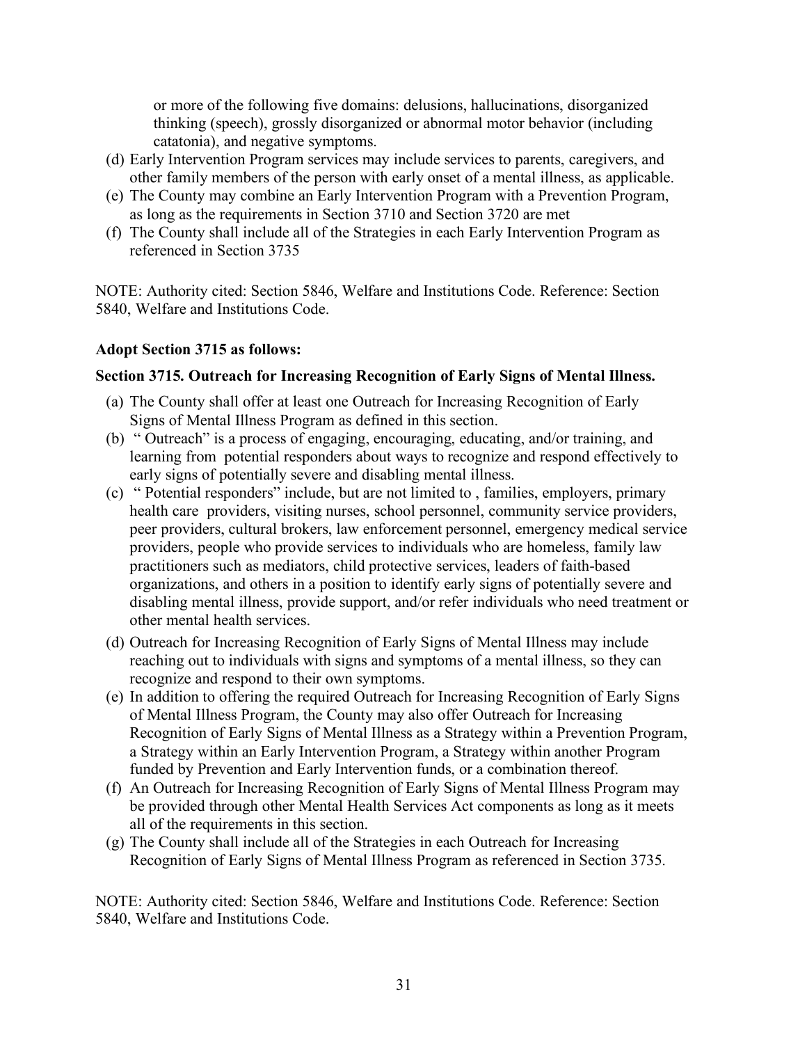or more of the following five domains: delusions, hallucinations, disorganized thinking (speech), grossly disorganized or abnormal motor behavior (including catatonia), and negative symptoms.

(d) Early Intervention Program services may include services to parents, caregivers, and other family members of the person with early onset of a mental illness, as applicable.

(e) The County may combine an Early Intervention Program with a Prevention Program, as long as the requirements in Section 3710 and Section 3720 are met

(f) The County shall include all of the Strategies in each Early Intervention Program as referenced in Section 3735

NOTE: Authority cited: Section 5846, Welfare and Institutions Code. Reference: Section 5840, Welfare and Institutions Code.

**Adopt Section 3715 as follows:**

**Section 3715. Outreach for Increasing Recognition of Early Signs of Mental Illness.**

(a) The County shall offer at least one Outreach for Increasing Recognition of Early Signs of Mental Illness Program as defined in this section.

(b) " Outreach" is a process of engaging, encouraging, educating, and/or training, and learning from potential responders about ways to recognize and respond effectively to early signs of potentially severe and disabling mental illness.

(c) " Potential responders" include, but are not limited to , families, employers, primary health care providers, visiting nurses, school personnel, community service providers, peer providers, cultural brokers, law enforcement personnel, emergency medical service providers, people who provide services to individuals who are homeless, family law practitioners such as mediators, child protective services, leaders of faith-based organizations, and others in a position to identify early signs of potentially severe and disabling mental illness, provide support, and/or refer individuals who need treatment or other mental health services.

(d) Outreach for Increasing Recognition of Early Signs of Mental Illness may include reaching out to individuals with signs and symptoms of a mental illness, so they can recognize and respond to their own symptoms.

(e) In addition to offering the required Outreach for Increasing Recognition of Early Signs of Mental Illness Program, the County may also offer Outreach for Increasing Recognition of Early Signs of Mental Illness as a Strategy within a Prevention Program, a Strategy within an Early Intervention Program, a Strategy within another Program funded by Prevention and Early Intervention funds, or a combination thereof.

(f) An Outreach for Increasing Recognition of Early Signs of Mental Illness Program may be provided through other Mental Health Services Act components as long as it meets all of the requirements in this section.

(g) The County shall include all of the Strategies in each Outreach for Increasing Recognition of Early Signs of Mental Illness Program as referenced in Section 3735.

NOTE: Authority cited: Section 5846, Welfare and Institutions Code. Reference: Section 5840, Welfare and Institutions Code.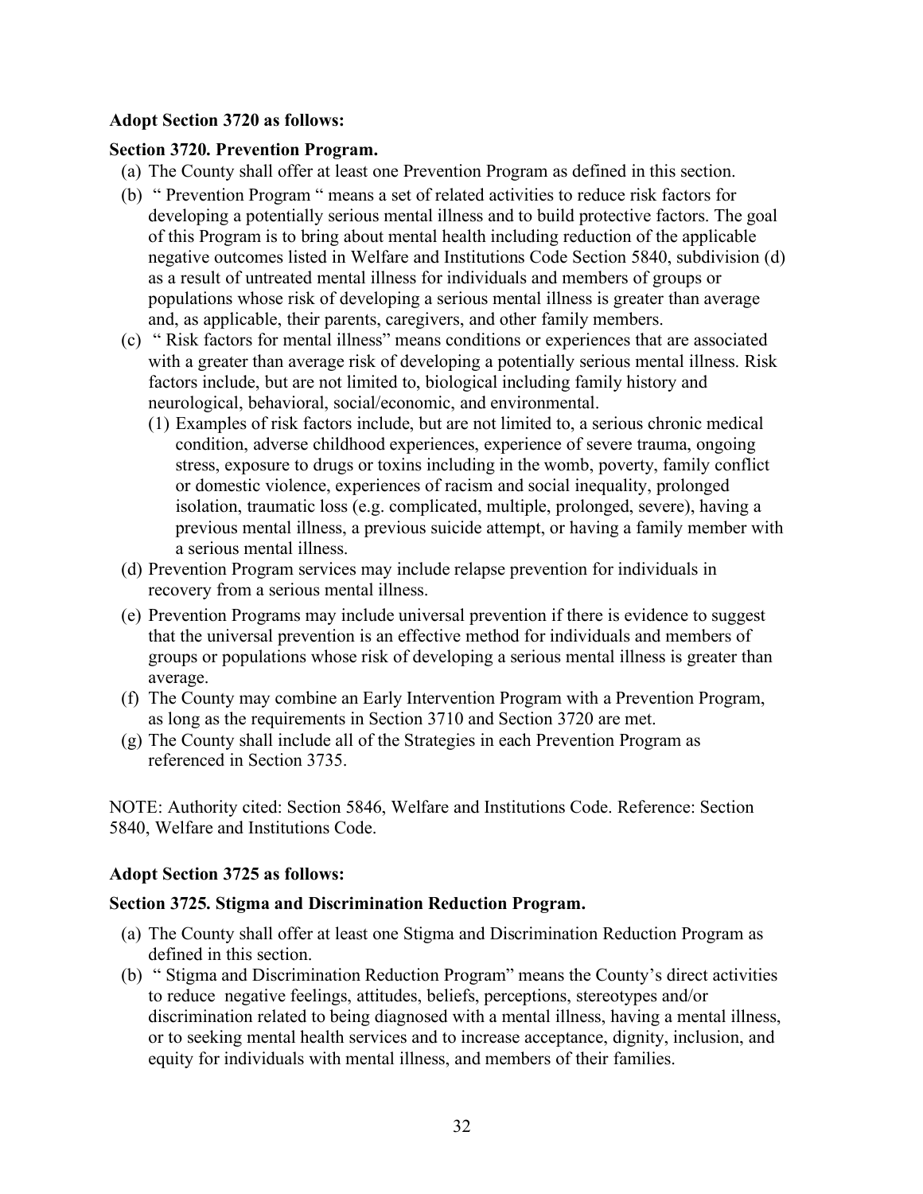**Adopt Section 3720 as follows:**

**Section 3720. Prevention Program.**

(a) The County shall offer at least one Prevention Program as defined in this section.

(b) " Prevention Program " means a set of related activities to reduce risk factors for developing a potentially serious mental illness and to build protective factors. The goal of this Program is to bring about mental health including reduction of the applicable negative outcomes listed in Welfare and Institutions Code Section 5840, subdivision (d) as a result of untreated mental illness for individuals and members of groups or populations whose risk of developing a serious mental illness is greater than average and, as applicable, their parents, caregivers, and other family members.

(c) " Risk factors for mental illness" means conditions or experiences that are associated with a greater than average risk of developing a potentially serious mental illness. Risk factors include, but are not limited to, biological including family history and neurological, behavioral, social/economic, and environmental.

  (1) Examples of risk factors include, but are not limited to, a serious chronic medical condition, adverse childhood experiences, experience of severe trauma, ongoing stress, exposure to drugs or toxins including in the womb, poverty, family conflict or domestic violence, experiences of racism and social inequality, prolonged isolation, traumatic loss (e.g. complicated, multiple, prolonged, severe), having a previous mental illness, a previous suicide attempt, or having a family member with a serious mental illness.

(d) Prevention Program services may include relapse prevention for individuals in recovery from a serious mental illness.

(e) Prevention Programs may include universal prevention if there is evidence to suggest that the universal prevention is an effective method for individuals and members of groups or populations whose risk of developing a serious mental illness is greater than average.

(f) The County may combine an Early Intervention Program with a Prevention Program, as long as the requirements in Section 3710 and Section 3720 are met.

(g) The County shall include all of the Strategies in each Prevention Program as referenced in Section 3735.

NOTE: Authority cited: Section 5846, Welfare and Institutions Code. Reference: Section 5840, Welfare and Institutions Code.

**Adopt Section 3725 as follows:**

**Section 3725. Stigma and Discrimination Reduction Program.**

(a) The County shall offer at least one Stigma and Discrimination Reduction Program as defined in this section.

(b) " Stigma and Discrimination Reduction Program" means the County's direct activities to reduce negative feelings, attitudes, beliefs, perceptions, stereotypes and/or discrimination related to being diagnosed with a mental illness, having a mental illness, or to seeking mental health services and to increase acceptance, dignity, inclusion, and equity for individuals with mental illness, and members of their families.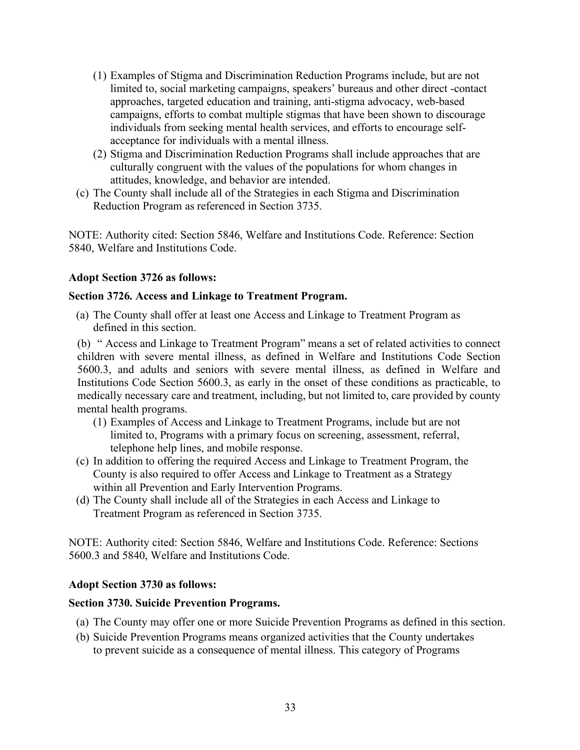(1) Examples of Stigma and Discrimination Reduction Programs include, but are not limited to, social marketing campaigns, speakers' bureaus and other direct -contact approaches, targeted education and training, anti-stigma advocacy, web-based campaigns, efforts to combat multiple stigmas that have been shown to discourage individuals from seeking mental health services, and efforts to encourage self-acceptance for individuals with a mental illness.

(2) Stigma and Discrimination Reduction Programs shall include approaches that are culturally congruent with the values of the populations for whom changes in attitudes, knowledge, and behavior are intended.

(c) The County shall include all of the Strategies in each Stigma and Discrimination Reduction Program as referenced in Section 3735.

NOTE: Authority cited: Section 5846, Welfare and Institutions Code. Reference: Section 5840, Welfare and Institutions Code.

**Adopt Section 3726 as follows:**

**Section 3726. Access and Linkage to Treatment Program.**

(a) The County shall offer at least one Access and Linkage to Treatment Program as defined in this section.

(b) " Access and Linkage to Treatment Program" means a set of related activities to connect children with severe mental illness, as defined in Welfare and Institutions Code Section 5600.3, and adults and seniors with severe mental illness, as defined in Welfare and Institutions Code Section 5600.3, as early in the onset of these conditions as practicable, to medically necessary care and treatment, including, but not limited to, care provided by county mental health programs.

(1) Examples of Access and Linkage to Treatment Programs, include but are not limited to, Programs with a primary focus on screening, assessment, referral, telephone help lines, and mobile response.

(c) In addition to offering the required Access and Linkage to Treatment Program, the County is also required to offer Access and Linkage to Treatment as a Strategy within all Prevention and Early Intervention Programs.

(d) The County shall include all of the Strategies in each Access and Linkage to Treatment Program as referenced in Section 3735.

NOTE: Authority cited: Section 5846, Welfare and Institutions Code. Reference: Sections 5600.3 and 5840, Welfare and Institutions Code.

**Adopt Section 3730 as follows:**

**Section 3730. Suicide Prevention Programs.**

(a) The County may offer one or more Suicide Prevention Programs as defined in this section.

(b) Suicide Prevention Programs means organized activities that the County undertakes to prevent suicide as a consequence of mental illness. This category of Programs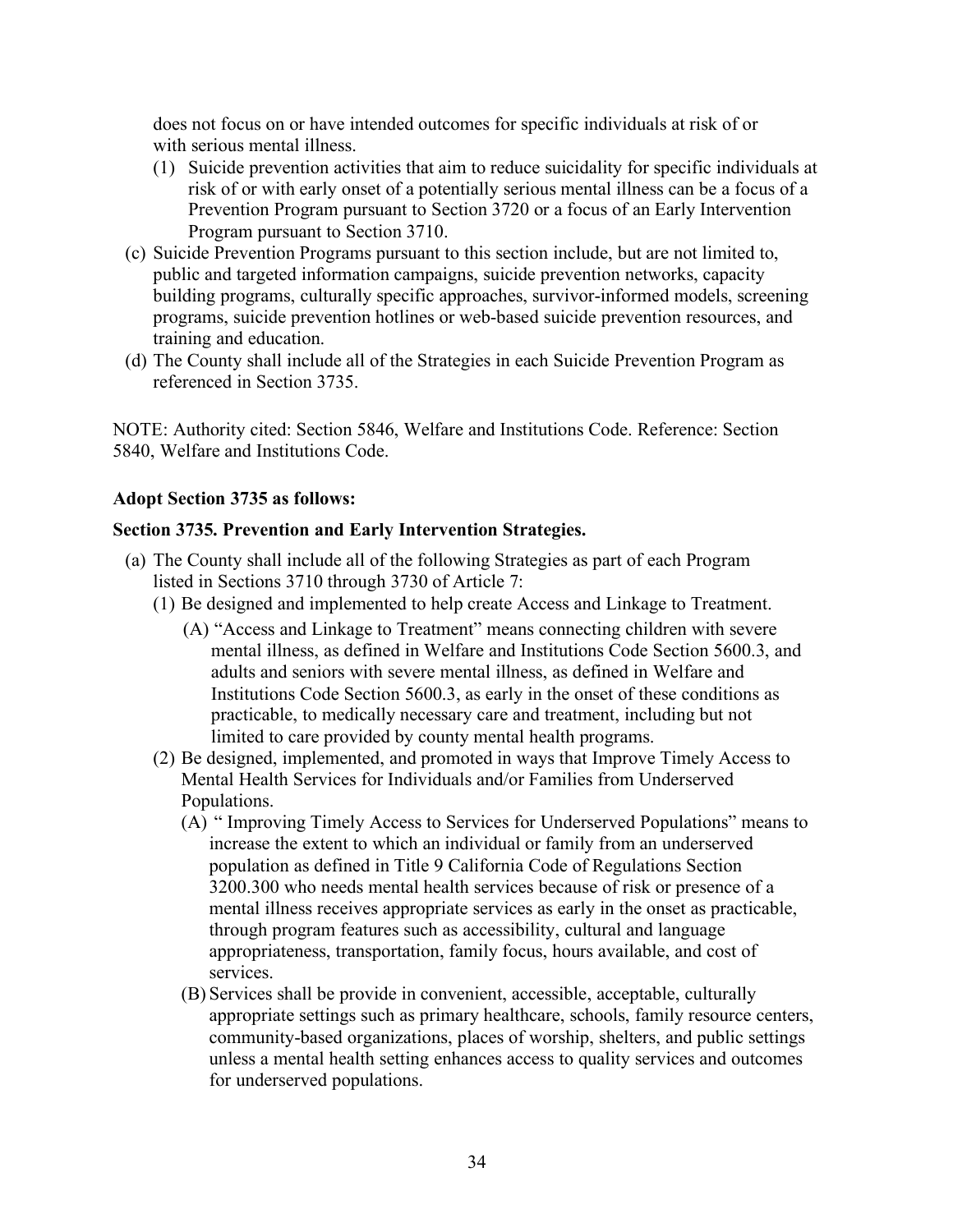does not focus on or have intended outcomes for specific individuals at risk of or with serious mental illness.

(1) Suicide prevention activities that aim to reduce suicidality for specific individuals at risk of or with early onset of a potentially serious mental illness can be a focus of a Prevention Program pursuant to Section 3720 or a focus of an Early Intervention Program pursuant to Section 3710.

(c) Suicide Prevention Programs pursuant to this section include, but are not limited to, public and targeted information campaigns, suicide prevention networks, capacity building programs, culturally specific approaches, survivor-informed models, screening programs, suicide prevention hotlines or web-based suicide prevention resources, and training and education.

(d) The County shall include all of the Strategies in each Suicide Prevention Program as referenced in Section 3735.

NOTE: Authority cited: Section 5846, Welfare and Institutions Code. Reference: Section 5840, Welfare and Institutions Code.

**Adopt Section 3735 as follows:**

**Section 3735. Prevention and Early Intervention Strategies.**

(a) The County shall include all of the following Strategies as part of each Program listed in Sections 3710 through 3730 of Article 7:

(1) Be designed and implemented to help create Access and Linkage to Treatment.

(A) "Access and Linkage to Treatment" means connecting children with severe mental illness, as defined in Welfare and Institutions Code Section 5600.3, and adults and seniors with severe mental illness, as defined in Welfare and Institutions Code Section 5600.3, as early in the onset of these conditions as practicable, to medically necessary care and treatment, including but not limited to care provided by county mental health programs.

(2) Be designed, implemented, and promoted in ways that Improve Timely Access to Mental Health Services for Individuals and/or Families from Underserved Populations.

(A) " Improving Timely Access to Services for Underserved Populations" means to increase the extent to which an individual or family from an underserved population as defined in Title 9 California Code of Regulations Section 3200.300 who needs mental health services because of risk or presence of a mental illness receives appropriate services as early in the onset as practicable, through program features such as accessibility, cultural and language appropriateness, transportation, family focus, hours available, and cost of services.

(B) Services shall be provide in convenient, accessible, acceptable, culturally appropriate settings such as primary healthcare, schools, family resource centers, community-based organizations, places of worship, shelters, and public settings unless a mental health setting enhances access to quality services and outcomes for underserved populations.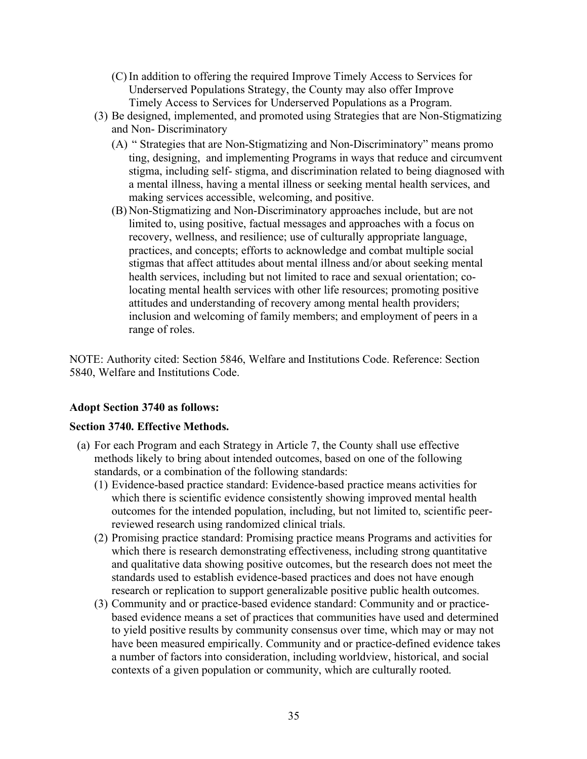(C) In addition to offering the required Improve Timely Access to Services for Underserved Populations Strategy, the County may also offer Improve Timely Access to Services for Underserved Populations as a Program.

(3) Be designed, implemented, and promoted using Strategies that are Non-Stigmatizing and Non- Discriminatory

(A) " Strategies that are Non-Stigmatizing and Non-Discriminatory" means promo ting, designing, and implementing Programs in ways that reduce and circumvent stigma, including self- stigma, and discrimination related to being diagnosed with a mental illness, having a mental illness or seeking mental health services, and making services accessible, welcoming, and positive.

(B) Non-Stigmatizing and Non-Discriminatory approaches include, but are not limited to, using positive, factual messages and approaches with a focus on recovery, wellness, and resilience; use of culturally appropriate language, practices, and concepts; efforts to acknowledge and combat multiple social stigmas that affect attitudes about mental illness and/or about seeking mental health services, including but not limited to race and sexual orientation; co-locating mental health services with other life resources; promoting positive attitudes and understanding of recovery among mental health providers; inclusion and welcoming of family members; and employment of peers in a range of roles.

NOTE: Authority cited: Section 5846, Welfare and Institutions Code. Reference: Section 5840, Welfare and Institutions Code.

**Adopt Section 3740 as follows:**

**Section 3740. Effective Methods.**

(a) For each Program and each Strategy in Article 7, the County shall use effective methods likely to bring about intended outcomes, based on one of the following standards, or a combination of the following standards:

(1) Evidence-based practice standard: Evidence-based practice means activities for which there is scientific evidence consistently showing improved mental health outcomes for the intended population, including, but not limited to, scientific peer-reviewed research using randomized clinical trials.

(2) Promising practice standard: Promising practice means Programs and activities for which there is research demonstrating effectiveness, including strong quantitative and qualitative data showing positive outcomes, but the research does not meet the standards used to establish evidence-based practices and does not have enough research or replication to support generalizable positive public health outcomes.

(3) Community and or practice-based evidence standard: Community and or practice-based evidence means a set of practices that communities have used and determined to yield positive results by community consensus over time, which may or may not have been measured empirically. Community and or practice-defined evidence takes a number of factors into consideration, including worldview, historical, and social contexts of a given population or community, which are culturally rooted.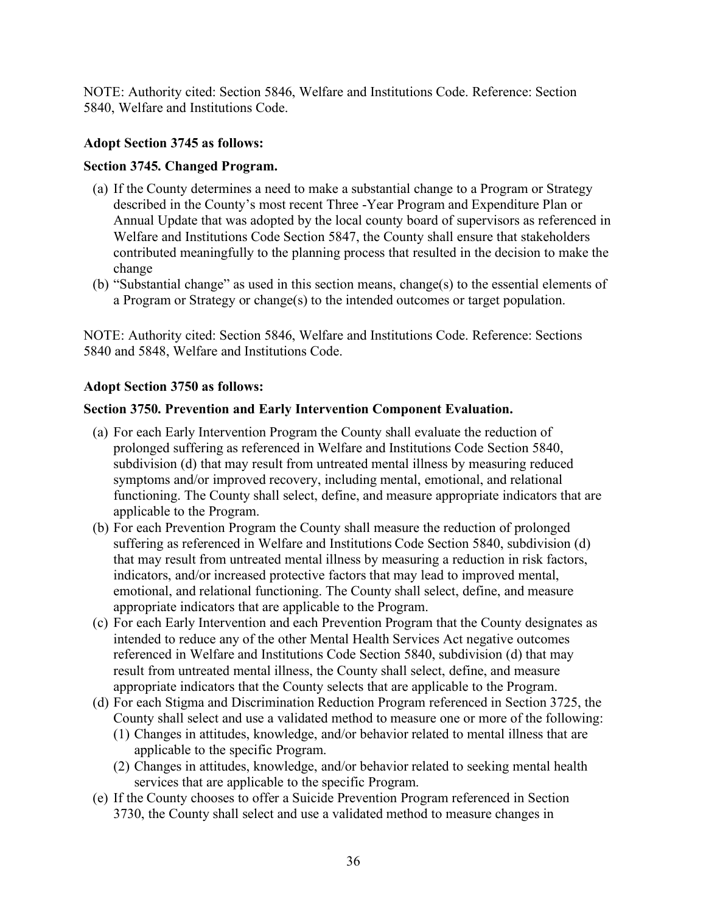NOTE: Authority cited: Section 5846, Welfare and Institutions Code. Reference: Section 5840, Welfare and Institutions Code.

**Adopt Section 3745 as follows:**

**Section 3745. Changed Program.**

(a) If the County determines a need to make a substantial change to a Program or Strategy described in the County's most recent Three -Year Program and Expenditure Plan or Annual Update that was adopted by the local county board of supervisors as referenced in Welfare and Institutions Code Section 5847, the County shall ensure that stakeholders contributed meaningfully to the planning process that resulted in the decision to make the change

(b) "Substantial change" as used in this section means, change(s) to the essential elements of a Program or Strategy or change(s) to the intended outcomes or target population.

NOTE: Authority cited: Section 5846, Welfare and Institutions Code. Reference: Sections 5840 and 5848, Welfare and Institutions Code.

**Adopt Section 3750 as follows:**

**Section 3750. Prevention and Early Intervention Component Evaluation.**

(a) For each Early Intervention Program the County shall evaluate the reduction of prolonged suffering as referenced in Welfare and Institutions Code Section 5840, subdivision (d) that may result from untreated mental illness by measuring reduced symptoms and/or improved recovery, including mental, emotional, and relational functioning. The County shall select, define, and measure appropriate indicators that are applicable to the Program.

(b) For each Prevention Program the County shall measure the reduction of prolonged suffering as referenced in Welfare and Institutions Code Section 5840, subdivision (d) that may result from untreated mental illness by measuring a reduction in risk factors, indicators, and/or increased protective factors that may lead to improved mental, emotional, and relational functioning. The County shall select, define, and measure appropriate indicators that are applicable to the Program.

(c) For each Early Intervention and each Prevention Program that the County designates as intended to reduce any of the other Mental Health Services Act negative outcomes referenced in Welfare and Institutions Code Section 5840, subdivision (d) that may result from untreated mental illness, the County shall select, define, and measure appropriate indicators that the County selects that are applicable to the Program.

(d) For each Stigma and Discrimination Reduction Program referenced in Section 3725, the County shall select and use a validated method to measure one or more of the following:
   (1) Changes in attitudes, knowledge, and/or behavior related to mental illness that are applicable to the specific Program.
   (2) Changes in attitudes, knowledge, and/or behavior related to seeking mental health services that are applicable to the specific Program.

(e) If the County chooses to offer a Suicide Prevention Program referenced in Section 3730, the County shall select and use a validated method to measure changes in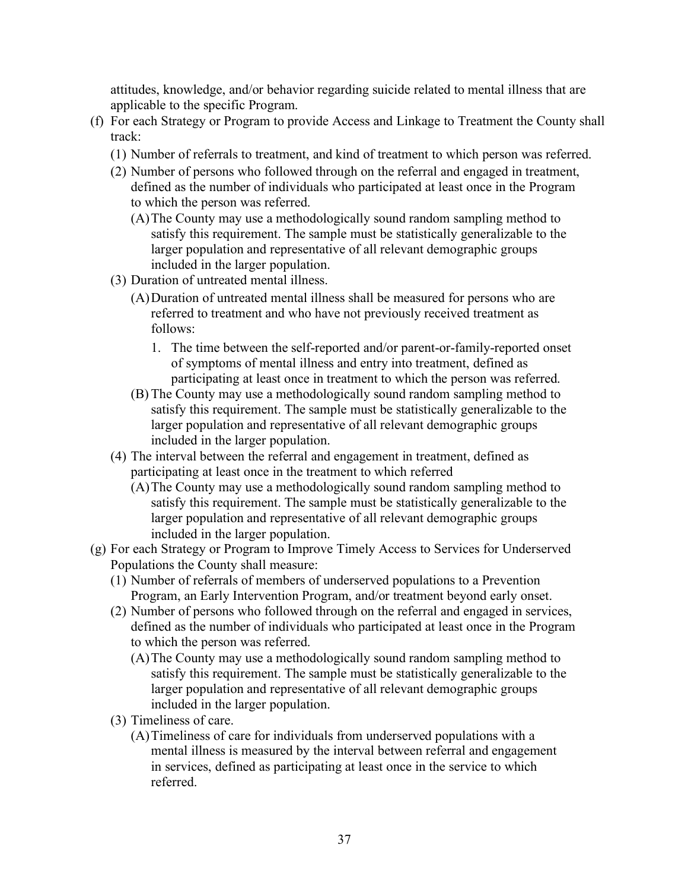attitudes, knowledge, and/or behavior regarding suicide related to mental illness that are applicable to the specific Program.

(f) For each Strategy or Program to provide Access and Linkage to Treatment the County shall track:

  (1) Number of referrals to treatment, and kind of treatment to which person was referred.

  (2) Number of persons who followed through on the referral and engaged in treatment, defined as the number of individuals who participated at least once in the Program to which the person was referred.

    (A) The County may use a methodologically sound random sampling method to satisfy this requirement. The sample must be statistically generalizable to the larger population and representative of all relevant demographic groups included in the larger population.

  (3) Duration of untreated mental illness.

    (A) Duration of untreated mental illness shall be measured for persons who are referred to treatment and who have not previously received treatment as follows:

      1. The time between the self-reported and/or parent-or-family-reported onset of symptoms of mental illness and entry into treatment, defined as participating at least once in treatment to which the person was referred.

    (B) The County may use a methodologically sound random sampling method to satisfy this requirement. The sample must be statistically generalizable to the larger population and representative of all relevant demographic groups included in the larger population.

  (4) The interval between the referral and engagement in treatment, defined as participating at least once in the treatment to which referred

    (A) The County may use a methodologically sound random sampling method to satisfy this requirement. The sample must be statistically generalizable to the larger population and representative of all relevant demographic groups included in the larger population.

(g) For each Strategy or Program to Improve Timely Access to Services for Underserved Populations the County shall measure:

  (1) Number of referrals of members of underserved populations to a Prevention Program, an Early Intervention Program, and/or treatment beyond early onset.

  (2) Number of persons who followed through on the referral and engaged in services, defined as the number of individuals who participated at least once in the Program to which the person was referred.

    (A) The County may use a methodologically sound random sampling method to satisfy this requirement. The sample must be statistically generalizable to the larger population and representative of all relevant demographic groups included in the larger population.

  (3) Timeliness of care.

    (A) Timeliness of care for individuals from underserved populations with a mental illness is measured by the interval between referral and engagement in services, defined as participating at least once in the service to which referred.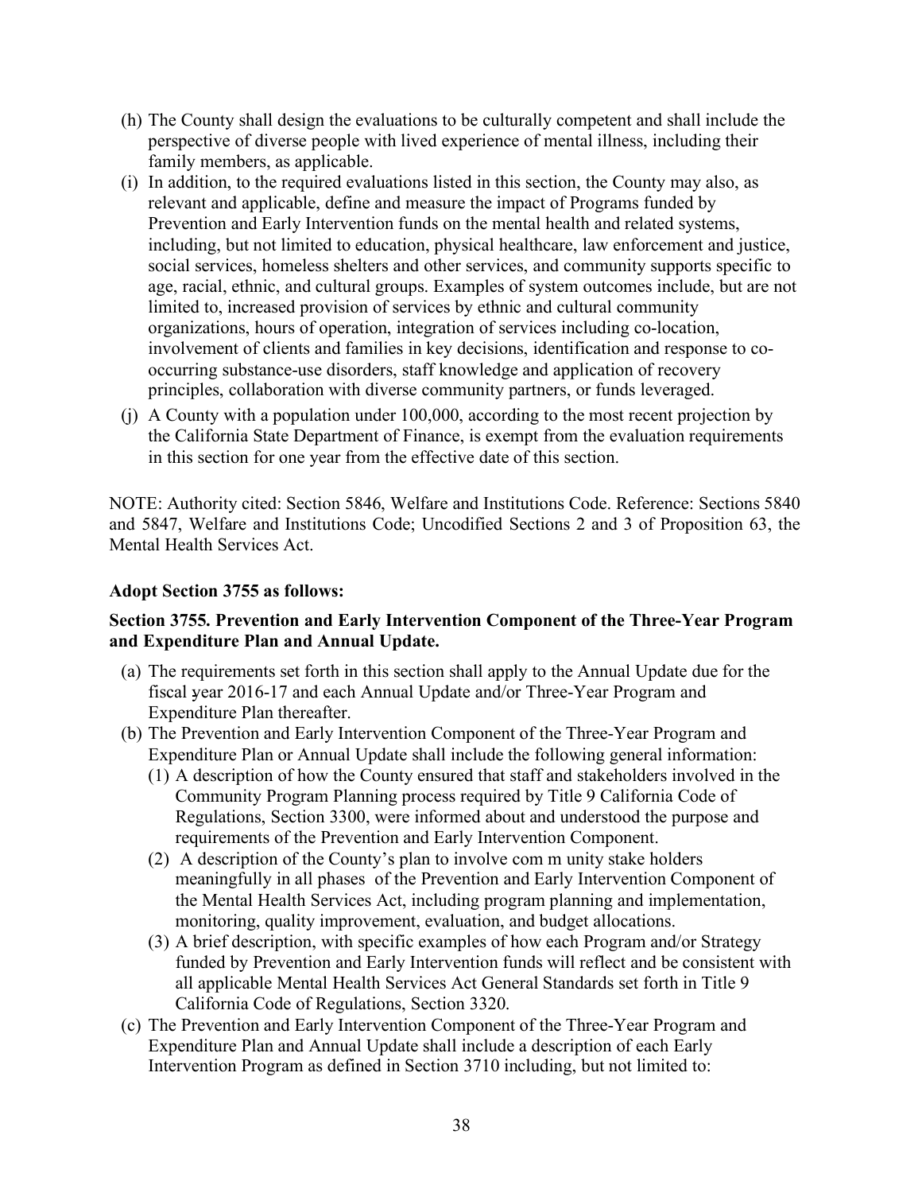(h) The County shall design the evaluations to be culturally competent and shall include the perspective of diverse people with lived experience of mental illness, including their family members, as applicable.

(i) In addition, to the required evaluations listed in this section, the County may also, as relevant and applicable, define and measure the impact of Programs funded by Prevention and Early Intervention funds on the mental health and related systems, including, but not limited to education, physical healthcare, law enforcement and justice, social services, homeless shelters and other services, and community supports specific to age, racial, ethnic, and cultural groups. Examples of system outcomes include, but are not limited to, increased provision of services by ethnic and cultural community organizations, hours of operation, integration of services including co-location, involvement of clients and families in key decisions, identification and response to co-occurring substance-use disorders, staff knowledge and application of recovery principles, collaboration with diverse community partners, or funds leveraged.

(j) A County with a population under 100,000, according to the most recent projection by the California State Department of Finance, is exempt from the evaluation requirements in this section for one year from the effective date of this section.

NOTE: Authority cited: Section 5846, Welfare and Institutions Code. Reference: Sections 5840 and 5847, Welfare and Institutions Code; Uncodified Sections 2 and 3 of Proposition 63, the Mental Health Services Act.

**Adopt Section 3755 as follows:**

**Section 3755. Prevention and Early Intervention Component of the Three-Year Program and Expenditure Plan and Annual Update.**

(a) The requirements set forth in this section shall apply to the Annual Update due for the fiscal year 2016-17 and each Annual Update and/or Three-Year Program and Expenditure Plan thereafter.

(b) The Prevention and Early Intervention Component of the Three-Year Program and Expenditure Plan or Annual Update shall include the following general information:
   (1) A description of how the County ensured that staff and stakeholders involved in the Community Program Planning process required by Title 9 California Code of Regulations, Section 3300, were informed about and understood the purpose and requirements of the Prevention and Early Intervention Component.
   (2) A description of the County's plan to involve com m unity stake holders meaningfully in all phases of the Prevention and Early Intervention Component of the Mental Health Services Act, including program planning and implementation, monitoring, quality improvement, evaluation, and budget allocations.
   (3) A brief description, with specific examples of how each Program and/or Strategy funded by Prevention and Early Intervention funds will reflect and be consistent with all applicable Mental Health Services Act General Standards set forth in Title 9 California Code of Regulations, Section 3320.

(c) The Prevention and Early Intervention Component of the Three-Year Program and Expenditure Plan and Annual Update shall include a description of each Early Intervention Program as defined in Section 3710 including, but not limited to: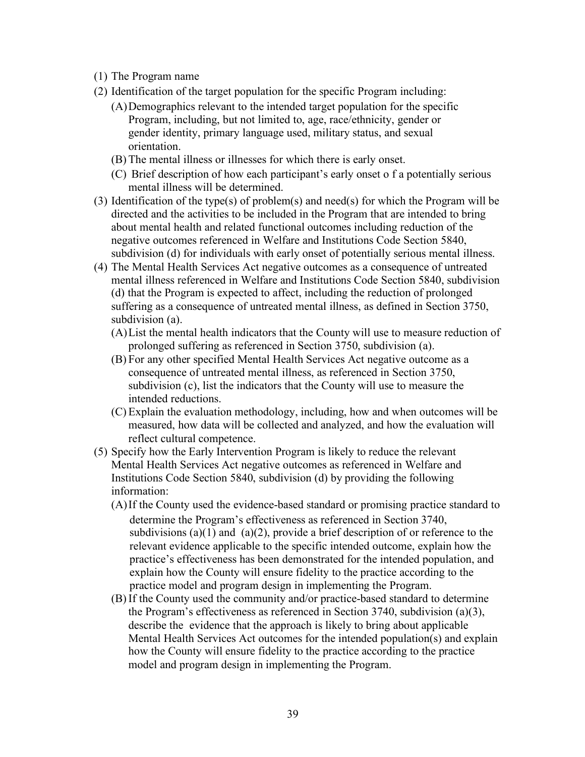(1) The Program name

(2) Identification of the target population for the specific Program including:

   (A) Demographics relevant to the intended target population for the specific Program, including, but not limited to, age, race/ethnicity, gender or gender identity, primary language used, military status, and sexual orientation.

   (B) The mental illness or illnesses for which there is early onset.

   (C) Brief description of how each participant's early onset o f a potentially serious mental illness will be determined.

(3) Identification of the type(s) of problem(s) and need(s) for which the Program will be directed and the activities to be included in the Program that are intended to bring about mental health and related functional outcomes including reduction of the negative outcomes referenced in Welfare and Institutions Code Section 5840, subdivision (d) for individuals with early onset of potentially serious mental illness.

(4) The Mental Health Services Act negative outcomes as a consequence of untreated mental illness referenced in Welfare and Institutions Code Section 5840, subdivision (d) that the Program is expected to affect, including the reduction of prolonged suffering as a consequence of untreated mental illness, as defined in Section 3750, subdivision (a).

   (A) List the mental health indicators that the County will use to measure reduction of prolonged suffering as referenced in Section 3750, subdivision (a).

   (B) For any other specified Mental Health Services Act negative outcome as a consequence of untreated mental illness, as referenced in Section 3750, subdivision (c), list the indicators that the County will use to measure the intended reductions.

   (C) Explain the evaluation methodology, including, how and when outcomes will be measured, how data will be collected and analyzed, and how the evaluation will reflect cultural competence.

(5) Specify how the Early Intervention Program is likely to reduce the relevant Mental Health Services Act negative outcomes as referenced in Welfare and Institutions Code Section 5840, subdivision (d) by providing the following information:

   (A) If the County used the evidence-based standard or promising practice standard to determine the Program's effectiveness as referenced in Section 3740, subdivisions (a)(1) and (a)(2), provide a brief description of or reference to the relevant evidence applicable to the specific intended outcome, explain how the practice's effectiveness has been demonstrated for the intended population, and explain how the County will ensure fidelity to the practice according to the practice model and program design in implementing the Program.

   (B) If the County used the community and/or practice-based standard to determine the Program's effectiveness as referenced in Section 3740, subdivision (a)(3), describe the evidence that the approach is likely to bring about applicable Mental Health Services Act outcomes for the intended population(s) and explain how the County will ensure fidelity to the practice according to the practice model and program design in implementing the Program.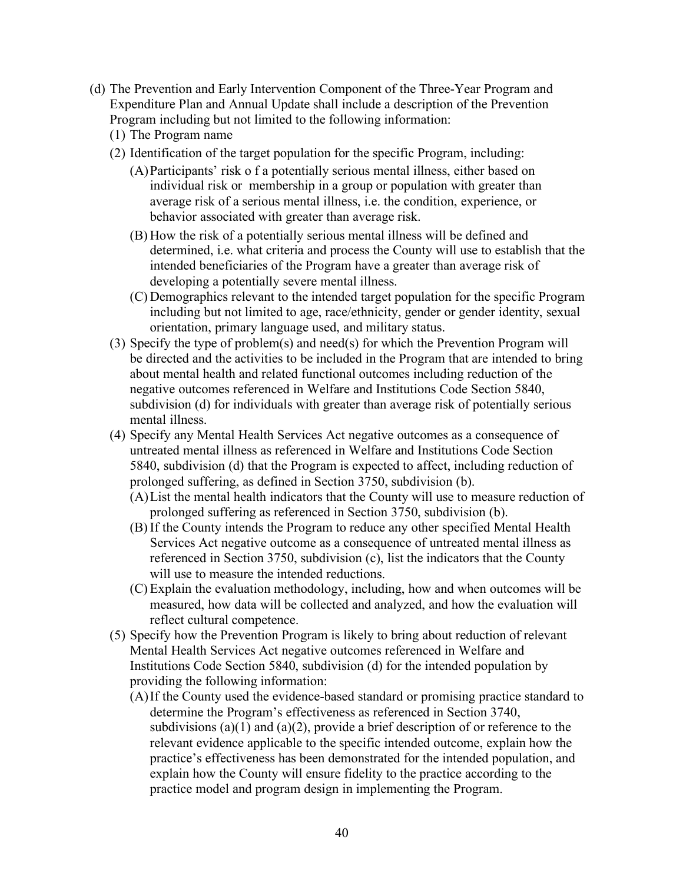(d) The Prevention and Early Intervention Component of the Three-Year Program and Expenditure Plan and Annual Update shall include a description of the Prevention Program including but not limited to the following information:

(1) The Program name

(2) Identification of the target population for the specific Program, including:

(A) Participants' risk o f a potentially serious mental illness, either based on individual risk or membership in a group or population with greater than average risk of a serious mental illness, i.e. the condition, experience, or behavior associated with greater than average risk.

(B) How the risk of a potentially serious mental illness will be defined and determined, i.e. what criteria and process the County will use to establish that the intended beneficiaries of the Program have a greater than average risk of developing a potentially severe mental illness.

(C) Demographics relevant to the intended target population for the specific Program including but not limited to age, race/ethnicity, gender or gender identity, sexual orientation, primary language used, and military status.

(3) Specify the type of problem(s) and need(s) for which the Prevention Program will be directed and the activities to be included in the Program that are intended to bring about mental health and related functional outcomes including reduction of the negative outcomes referenced in Welfare and Institutions Code Section 5840, subdivision (d) for individuals with greater than average risk of potentially serious mental illness.

(4) Specify any Mental Health Services Act negative outcomes as a consequence of untreated mental illness as referenced in Welfare and Institutions Code Section 5840, subdivision (d) that the Program is expected to affect, including reduction of prolonged suffering, as defined in Section 3750, subdivision (b).

(A) List the mental health indicators that the County will use to measure reduction of prolonged suffering as referenced in Section 3750, subdivision (b).

(B) If the County intends the Program to reduce any other specified Mental Health Services Act negative outcome as a consequence of untreated mental illness as referenced in Section 3750, subdivision (c), list the indicators that the County will use to measure the intended reductions.

(C) Explain the evaluation methodology, including, how and when outcomes will be measured, how data will be collected and analyzed, and how the evaluation will reflect cultural competence.

(5) Specify how the Prevention Program is likely to bring about reduction of relevant Mental Health Services Act negative outcomes referenced in Welfare and Institutions Code Section 5840, subdivision (d) for the intended population by providing the following information:

(A) If the County used the evidence-based standard or promising practice standard to determine the Program's effectiveness as referenced in Section 3740, subdivisions (a)(1) and (a)(2), provide a brief description of or reference to the relevant evidence applicable to the specific intended outcome, explain how the practice's effectiveness has been demonstrated for the intended population, and explain how the County will ensure fidelity to the practice according to the practice model and program design in implementing the Program.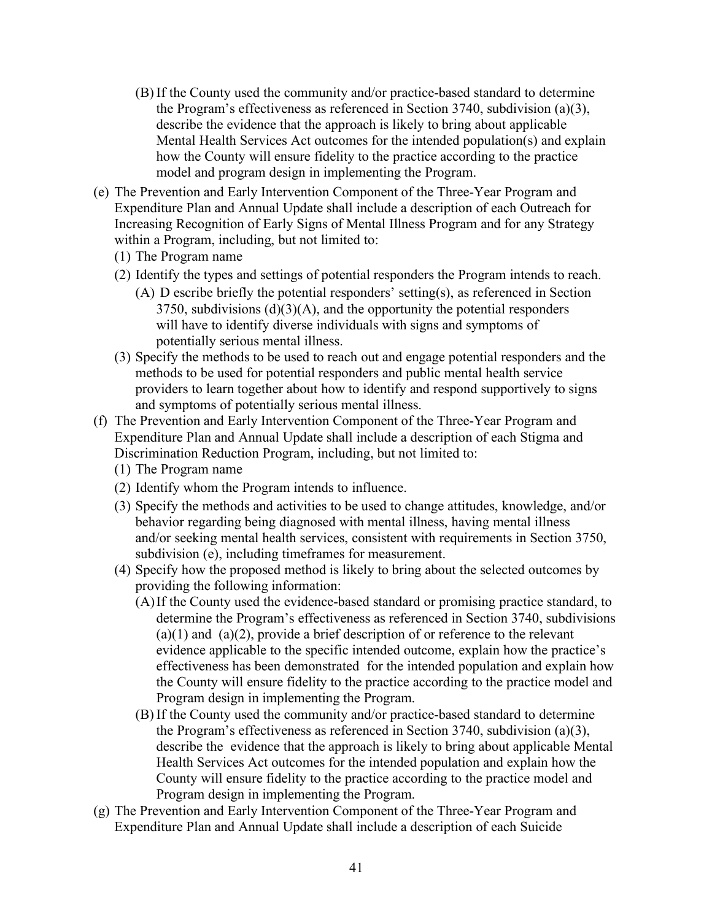(B) If the County used the community and/or practice-based standard to determine the Program's effectiveness as referenced in Section 3740, subdivision (a)(3), describe the evidence that the approach is likely to bring about applicable Mental Health Services Act outcomes for the intended population(s) and explain how the County will ensure fidelity to the practice according to the practice model and program design in implementing the Program.

(e) The Prevention and Early Intervention Component of the Three-Year Program and Expenditure Plan and Annual Update shall include a description of each Outreach for Increasing Recognition of Early Signs of Mental Illness Program and for any Strategy within a Program, including, but not limited to:

(1) The Program name

(2) Identify the types and settings of potential responders the Program intends to reach.

(A) D escribe briefly the potential responders' setting(s), as referenced in Section 3750, subdivisions (d)(3)(A), and the opportunity the potential responders will have to identify diverse individuals with signs and symptoms of potentially serious mental illness.

(3) Specify the methods to be used to reach out and engage potential responders and the methods to be used for potential responders and public mental health service providers to learn together about how to identify and respond supportively to signs and symptoms of potentially serious mental illness.

(f) The Prevention and Early Intervention Component of the Three-Year Program and Expenditure Plan and Annual Update shall include a description of each Stigma and Discrimination Reduction Program, including, but not limited to:

(1) The Program name

(2) Identify whom the Program intends to influence.

(3) Specify the methods and activities to be used to change attitudes, knowledge, and/or behavior regarding being diagnosed with mental illness, having mental illness and/or seeking mental health services, consistent with requirements in Section 3750, subdivision (e), including timeframes for measurement.

(4) Specify how the proposed method is likely to bring about the selected outcomes by providing the following information:

(A) If the County used the evidence-based standard or promising practice standard, to determine the Program's effectiveness as referenced in Section 3740, subdivisions (a)(1) and (a)(2), provide a brief description of or reference to the relevant evidence applicable to the specific intended outcome, explain how the practice's effectiveness has been demonstrated for the intended population and explain how the County will ensure fidelity to the practice according to the practice model and Program design in implementing the Program.

(B) If the County used the community and/or practice-based standard to determine the Program's effectiveness as referenced in Section 3740, subdivision (a)(3), describe the evidence that the approach is likely to bring about applicable Mental Health Services Act outcomes for the intended population and explain how the County will ensure fidelity to the practice according to the practice model and Program design in implementing the Program.

(g) The Prevention and Early Intervention Component of the Three-Year Program and Expenditure Plan and Annual Update shall include a description of each Suicide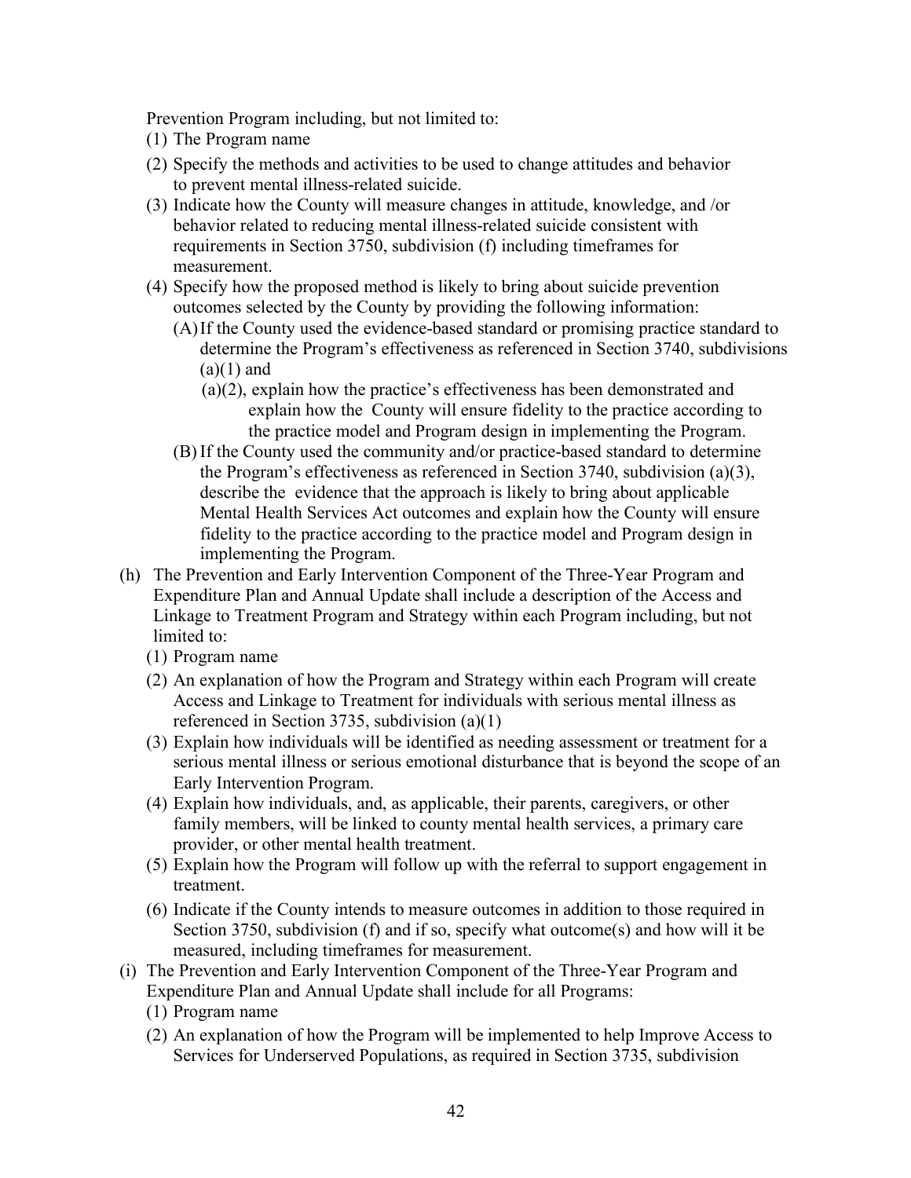Prevention Program including, but not limited to:

(1) The Program name

(2) Specify the methods and activities to be used to change attitudes and behavior to prevent mental illness-related suicide.

(3) Indicate how the County will measure changes in attitude, knowledge, and /or behavior related to reducing mental illness-related suicide consistent with requirements in Section 3750, subdivision (f) including timeframes for measurement.

(4) Specify how the proposed method is likely to bring about suicide prevention outcomes selected by the County by providing the following information:

   (A) If the County used the evidence-based standard or promising practice standard to determine the Program's effectiveness as referenced in Section 3740, subdivisions (a)(1) and (a)(2), explain how the practice's effectiveness has been demonstrated and explain how the County will ensure fidelity to the practice according to the practice model and Program design in implementing the Program.

   (B) If the County used the community and/or practice-based standard to determine the Program's effectiveness as referenced in Section 3740, subdivision (a)(3), describe the evidence that the approach is likely to bring about applicable Mental Health Services Act outcomes and explain how the County will ensure fidelity to the practice according to the practice model and Program design in implementing the Program.

(h) The Prevention and Early Intervention Component of the Three-Year Program and Expenditure Plan and Annual Update shall include a description of the Access and Linkage to Treatment Program and Strategy within each Program including, but not limited to:

(1) Program name

(2) An explanation of how the Program and Strategy within each Program will create Access and Linkage to Treatment for individuals with serious mental illness as referenced in Section 3735, subdivision (a)(1)

(3) Explain how individuals will be identified as needing assessment or treatment for a serious mental illness or serious emotional disturbance that is beyond the scope of an Early Intervention Program.

(4) Explain how individuals, and, as applicable, their parents, caregivers, or other family members, will be linked to county mental health services, a primary care provider, or other mental health treatment.

(5) Explain how the Program will follow up with the referral to support engagement in treatment.

(6) Indicate if the County intends to measure outcomes in addition to those required in Section 3750, subdivision (f) and if so, specify what outcome(s) and how will it be measured, including timeframes for measurement.

(i) The Prevention and Early Intervention Component of the Three-Year Program and Expenditure Plan and Annual Update shall include for all Programs:

(1) Program name

(2) An explanation of how the Program will be implemented to help Improve Access to Services for Underserved Populations, as required in Section 3735, subdivision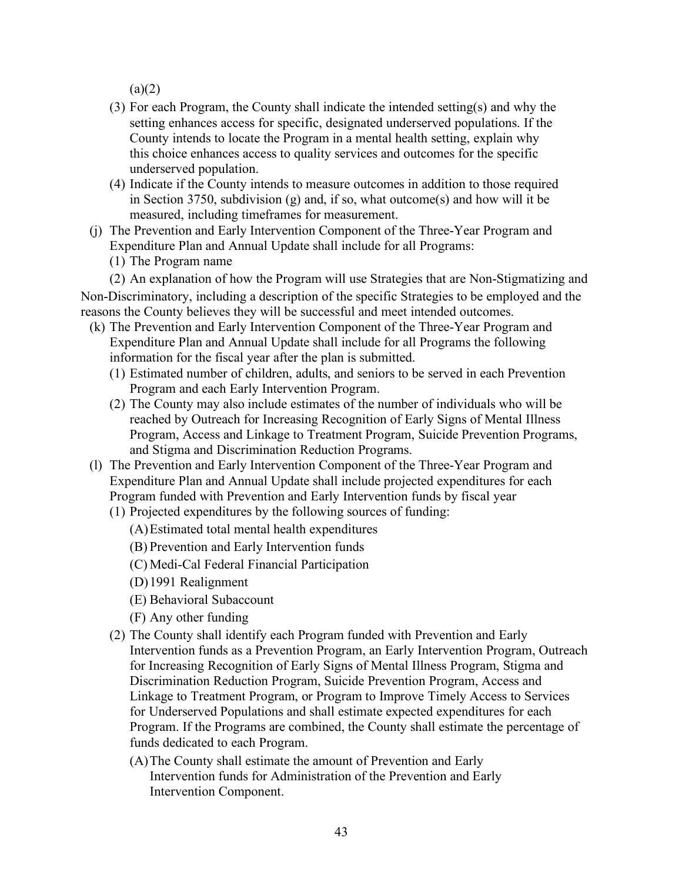(a)(2)

(3) For each Program, the County shall indicate the intended setting(s) and why the setting enhances access for specific, designated underserved populations. If the County intends to locate the Program in a mental health setting, explain why this choice enhances access to quality services and outcomes for the specific underserved population.

(4) Indicate if the County intends to measure outcomes in addition to those required in Section 3750, subdivision (g) and, if so, what outcome(s) and how will it be measured, including timeframes for measurement.

(j) The Prevention and Early Intervention Component of the Three-Year Program and Expenditure Plan and Annual Update shall include for all Programs:

(1) The Program name

(2) An explanation of how the Program will use Strategies that are Non-Stigmatizing and Non-Discriminatory, including a description of the specific Strategies to be employed and the reasons the County believes they will be successful and meet intended outcomes.

(k) The Prevention and Early Intervention Component of the Three-Year Program and Expenditure Plan and Annual Update shall include for all Programs the following information for the fiscal year after the plan is submitted.

(1) Estimated number of children, adults, and seniors to be served in each Prevention Program and each Early Intervention Program.

(2) The County may also include estimates of the number of individuals who will be reached by Outreach for Increasing Recognition of Early Signs of Mental Illness Program, Access and Linkage to Treatment Program, Suicide Prevention Programs, and Stigma and Discrimination Reduction Programs.

(l) The Prevention and Early Intervention Component of the Three-Year Program and Expenditure Plan and Annual Update shall include projected expenditures for each Program funded with Prevention and Early Intervention funds by fiscal year

(1) Projected expenditures by the following sources of funding:

(A) Estimated total mental health expenditures

(B) Prevention and Early Intervention funds

(C) Medi-Cal Federal Financial Participation

(D) 1991 Realignment

(E) Behavioral Subaccount

(F) Any other funding

(2) The County shall identify each Program funded with Prevention and Early Intervention funds as a Prevention Program, an Early Intervention Program, Outreach for Increasing Recognition of Early Signs of Mental Illness Program, Stigma and Discrimination Reduction Program, Suicide Prevention Program, Access and Linkage to Treatment Program, or Program to Improve Timely Access to Services for Underserved Populations and shall estimate expected expenditures for each Program. If the Programs are combined, the County shall estimate the percentage of funds dedicated to each Program.

(A) The County shall estimate the amount of Prevention and Early Intervention funds for Administration of the Prevention and Early Intervention Component.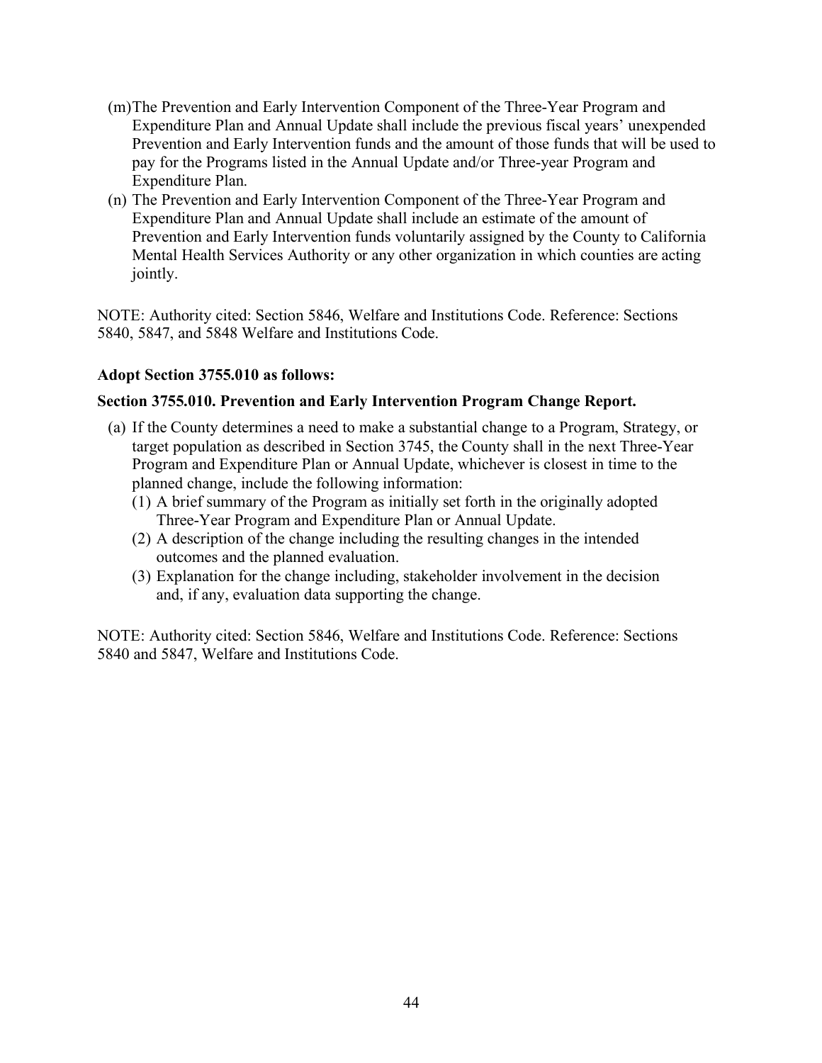(m) The Prevention and Early Intervention Component of the Three-Year Program and Expenditure Plan and Annual Update shall include the previous fiscal years' unexpended Prevention and Early Intervention funds and the amount of those funds that will be used to pay for the Programs listed in the Annual Update and/or Three-year Program and Expenditure Plan.

(n) The Prevention and Early Intervention Component of the Three-Year Program and Expenditure Plan and Annual Update shall include an estimate of the amount of Prevention and Early Intervention funds voluntarily assigned by the County to California Mental Health Services Authority or any other organization in which counties are acting jointly.

NOTE: Authority cited: Section 5846, Welfare and Institutions Code. Reference: Sections 5840, 5847, and 5848 Welfare and Institutions Code.

**Adopt Section 3755.010 as follows:**

**Section 3755.010. Prevention and Early Intervention Program Change Report.**

(a) If the County determines a need to make a substantial change to a Program, Strategy, or target population as described in Section 3745, the County shall in the next Three-Year Program and Expenditure Plan or Annual Update, whichever is closest in time to the planned change, include the following information:

  (1) A brief summary of the Program as initially set forth in the originally adopted Three-Year Program and Expenditure Plan or Annual Update.

  (2) A description of the change including the resulting changes in the intended outcomes and the planned evaluation.

  (3) Explanation for the change including, stakeholder involvement in the decision and, if any, evaluation data supporting the change.

NOTE: Authority cited: Section 5846, Welfare and Institutions Code. Reference: Sections 5840 and 5847, Welfare and Institutions Code.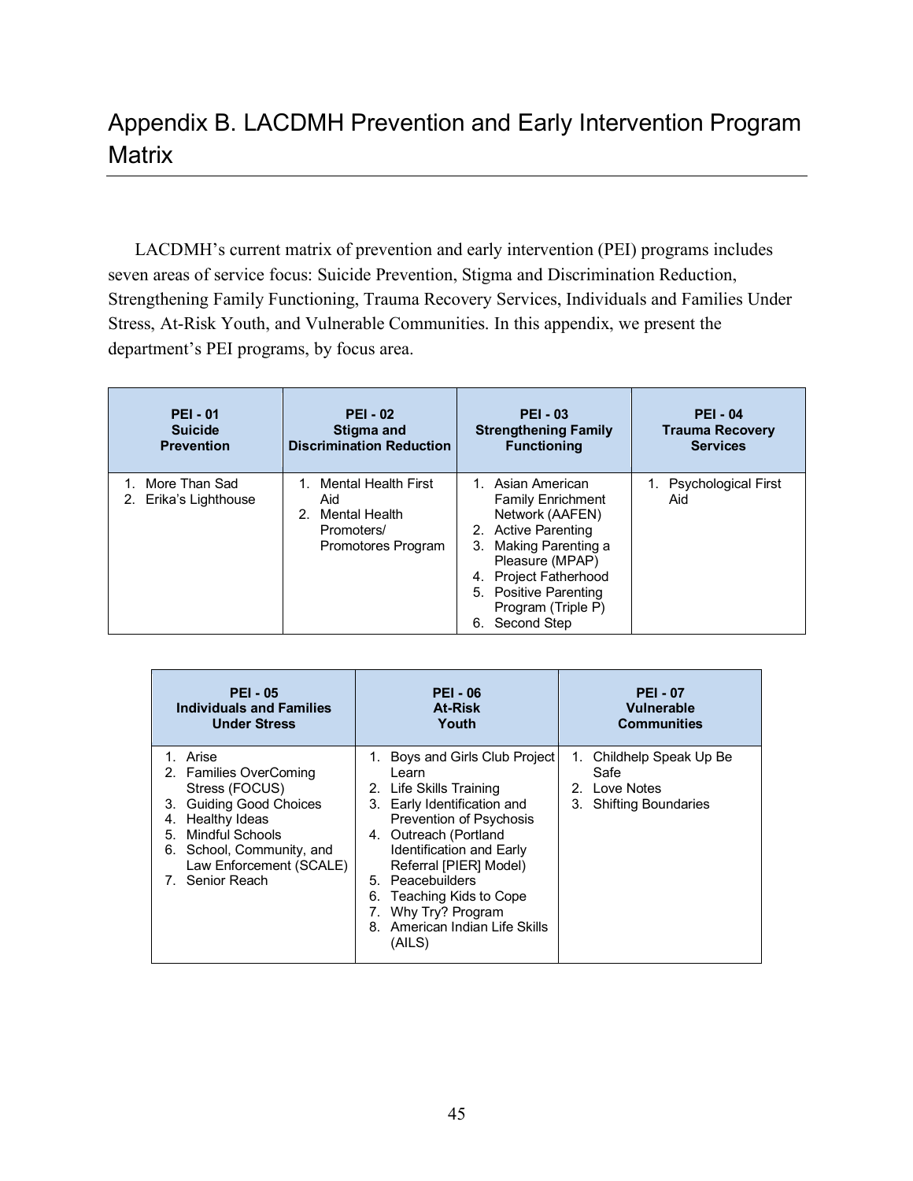# Appendix B. LACDMH Prevention and Early Intervention Program Matrix

LACDMH's current matrix of prevention and early intervention (PEI) programs includes seven areas of service focus: Suicide Prevention, Stigma and Discrimination Reduction, Strengthening Family Functioning, Trauma Recovery Services, Individuals and Families Under Stress, At-Risk Youth, and Vulnerable Communities. In this appendix, we present the department's PEI programs, by focus area.

| **PEI - 01 Suicide Prevention** | **PEI - 02 Stigma and Discrimination Reduction** | **PEI - 03 Strengthening Family Functioning** | **PEI - 04 Trauma Recovery Services** |
|---|---|---|---|
| 1. More Than Sad<br>2. Erika's Lighthouse | 1. Mental Health First Aid<br>2. Mental Health Promoters/ Promotores Program | 1. Asian American Family Enrichment Network (AAFEN)<br>2. Active Parenting<br>3. Making Parenting a Pleasure (MPAP)<br>4. Project Fatherhood<br>5. Positive Parenting Program (Triple P)<br>6. Second Step | 1. Psychological First Aid |

| **PEI - 05 Individuals and Families Under Stress** | **PEI - 06 At-Risk Youth** | **PEI - 07 Vulnerable Communities** |
|---|---|---|
| 1. Arise<br>2. Families OverComing Stress (FOCUS)<br>3. Guiding Good Choices<br>4. Healthy Ideas<br>5. Mindful Schools<br>6. School, Community, and Law Enforcement (SCALE)<br>7. Senior Reach | 1. Boys and Girls Club Project Learn<br>2. Life Skills Training<br>3. Early Identification and Prevention of Psychosis<br>4. Outreach (Portland Identification and Early Referral [PIER] Model)<br>5. Peacebuilders<br>6. Teaching Kids to Cope<br>7. Why Try? Program<br>8. American Indian Life Skills (AILS) | 1. Childhelp Speak Up Be Safe<br>2. Love Notes<br>3. Shifting Boundaries |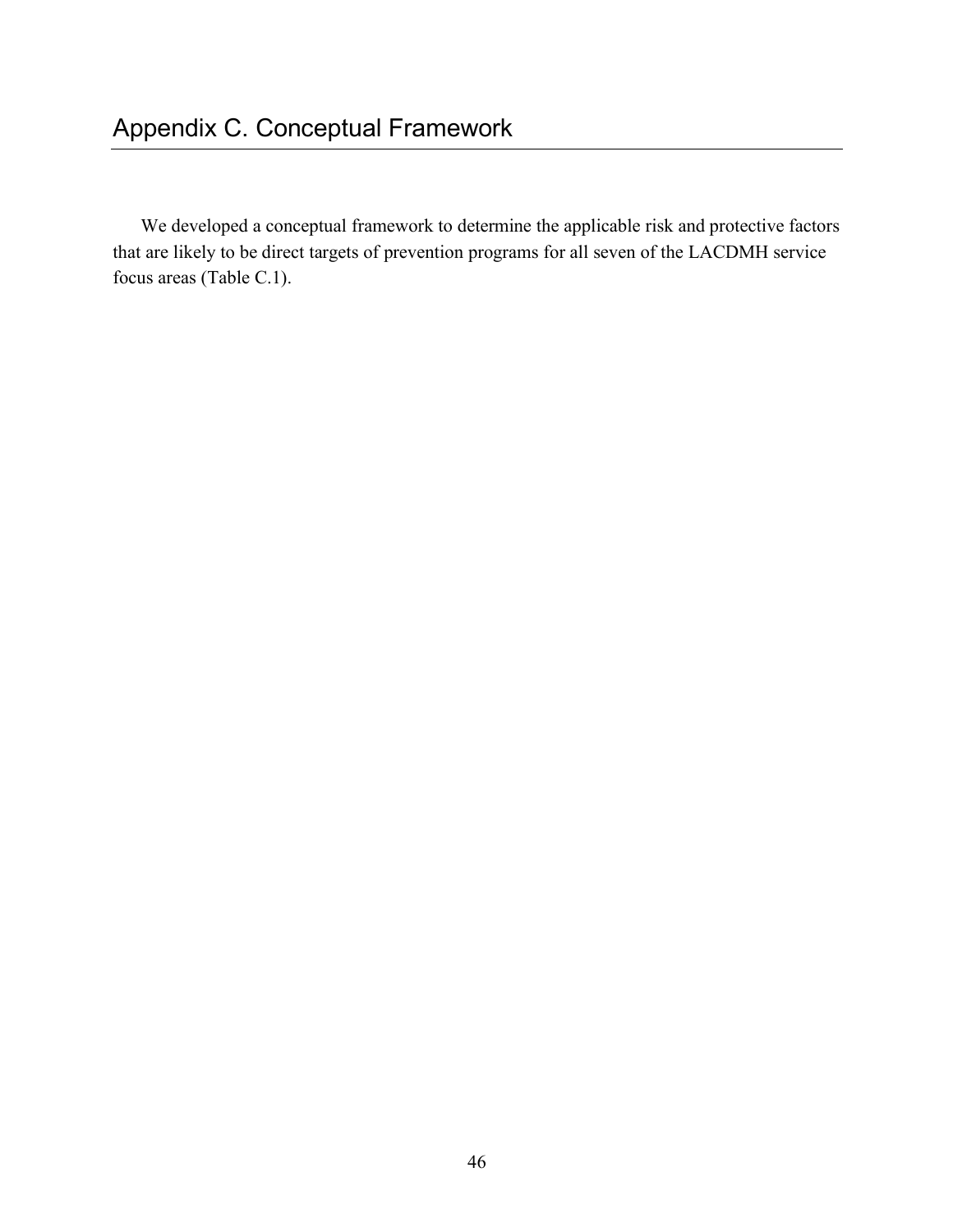# Appendix C. Conceptual Framework

We developed a conceptual framework to determine the applicable risk and protective factors that are likely to be direct targets of prevention programs for all seven of the LACDMH service focus areas (Table C.1).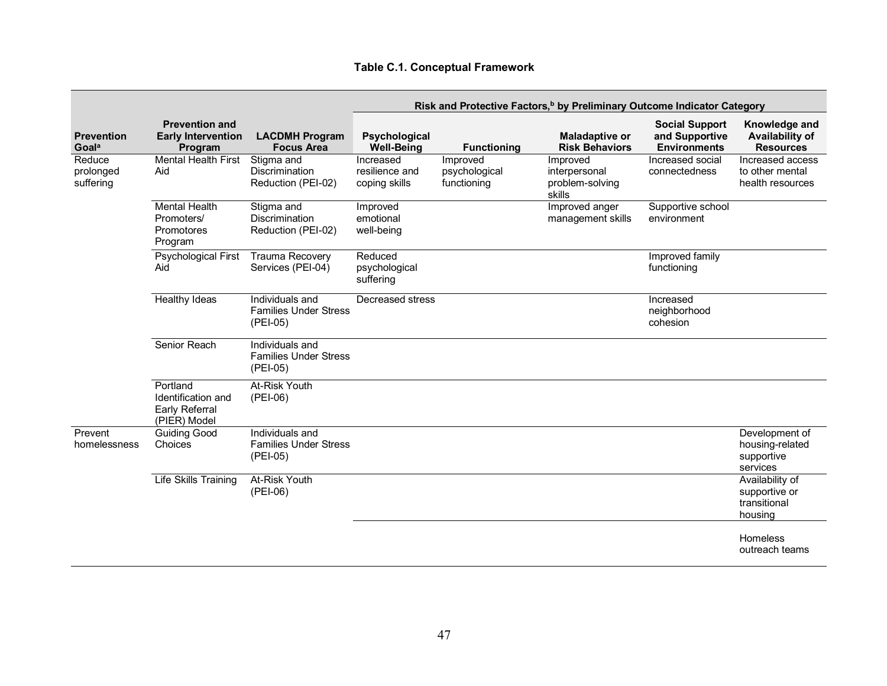**Table C.1. Conceptual Framework**

| Prevention Goal[a] | Prevention and Early Intervention Program | LACDMH Program Focus Area | Risk and Protective Factors,[b] by Preliminary Outcome Indicator Category | | | | |
|---|---|---|---|---|---|---|---|
| | | | Psychological Well-Being | Functioning | Maladaptive or Risk Behaviors | Social Support and Supportive Environments | Knowledge and Availability of Resources |
| Reduce prolonged suffering | Mental Health First Aid | Stigma and Discrimination Reduction (PEI-02) | Increased resilience and coping skills | Improved psychological functioning | Improved interpersonal problem-solving skills | Increased social connectedness | Increased access to other mental health resources |
| | Mental Health Promoters/ Promotores Program | Stigma and Discrimination Reduction (PEI-02) | Improved emotional well-being | | Improved anger management skills | Supportive school environment | |
| | Psychological First Aid | Trauma Recovery Services (PEI-04) | Reduced psychological suffering | | | Improved family functioning | |
| | Healthy Ideas | Individuals and Families Under Stress (PEI-05) | Decreased stress | | | Increased neighborhood cohesion | |
| | Senior Reach | Individuals and Families Under Stress (PEI-05) | | | | | |
| | Portland Identification and Early Referral (PIER) Model | At-Risk Youth (PEI-06) | | | | | |
| Prevent homelessness | Guiding Good Choices | Individuals and Families Under Stress (PEI-05) | | | | | Development of housing-related supportive services |
| | Life Skills Training | At-Risk Youth (PEI-06) | | | | | Availability of supportive or transitional housing |
| | | | | | | | Homeless outreach teams |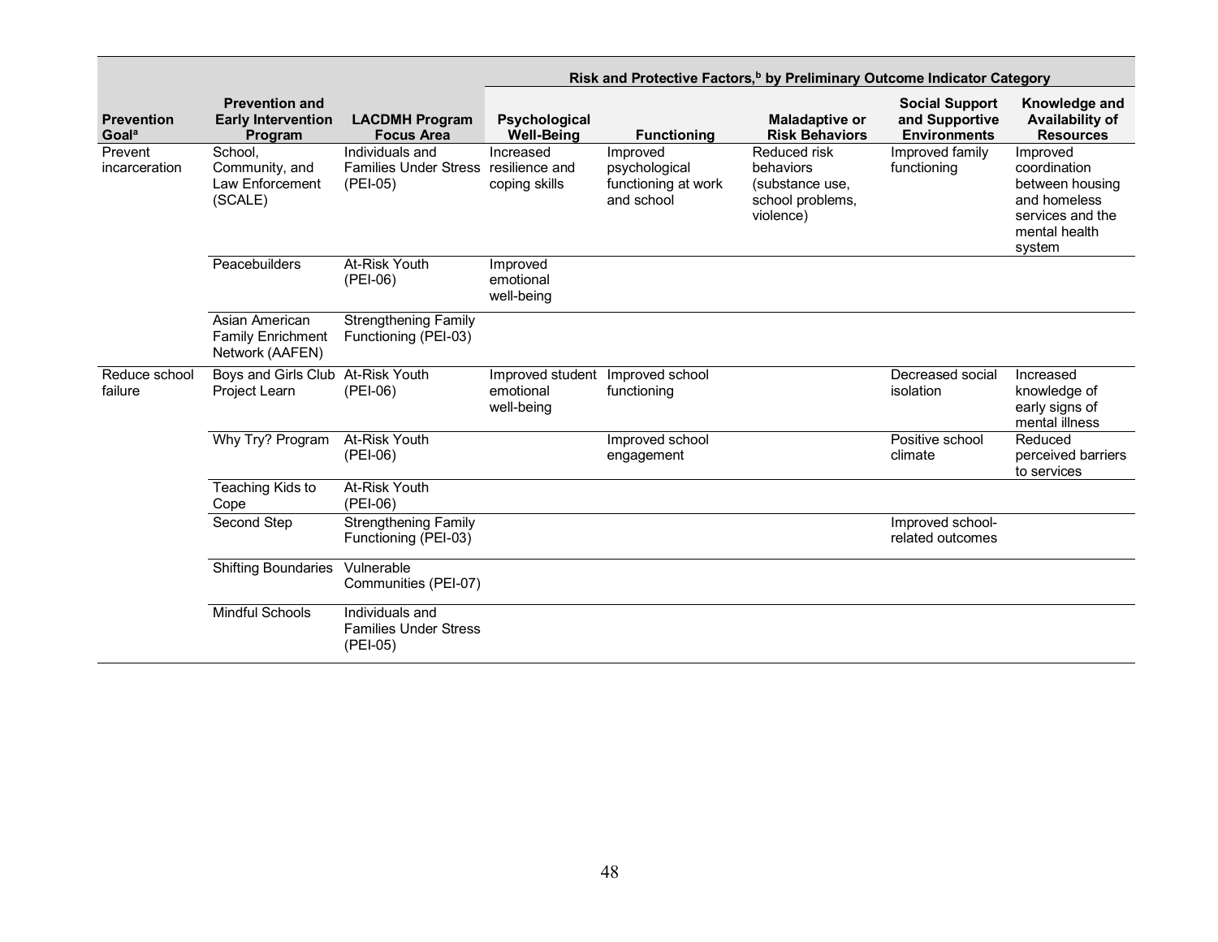| Prevention Goal[a] | Prevention and Early Intervention Program | LACDMH Program Focus Area | Risk and Protective Factors,[b] by Preliminary Outcome Indicator Category | | | | |
|---|---|---|---|---|---|---|---|
| | | | Psychological Well-Being | Functioning | Maladaptive or Risk Behaviors | Social Support and Supportive Environments | Knowledge and Availability of Resources |
| Prevent incarceration | School, Community, and Law Enforcement (SCALE) | Individuals and Families Under Stress (PEI-05) | Increased resilience and coping skills | Improved psychological functioning at work and school | Reduced risk behaviors (substance use, school problems, violence) | Improved family functioning | Improved coordination between housing and homeless services and the mental health system |
| | Peacebuilders | At-Risk Youth (PEI-06) | Improved emotional well-being | | | | |
| | Asian American Family Enrichment Network (AAFEN) | Strengthening Family Functioning (PEI-03) | | | | | |
| Reduce school failure | Boys and Girls Club Project Learn | At-Risk Youth (PEI-06) | Improved student emotional well-being | Improved school functioning | | Decreased social isolation | Increased knowledge of early signs of mental illness |
| | Why Try? Program | At-Risk Youth (PEI-06) | | Improved school engagement | | Positive school climate | Reduced perceived barriers to services |
| | Teaching Kids to Cope | At-Risk Youth (PEI-06) | | | | | |
| | Second Step | Strengthening Family Functioning (PEI-03) | | | | Improved school-related outcomes | |
| | Shifting Boundaries | Vulnerable Communities (PEI-07) | | | | | |
| | Mindful Schools | Individuals and Families Under Stress (PEI-05) | | | | | |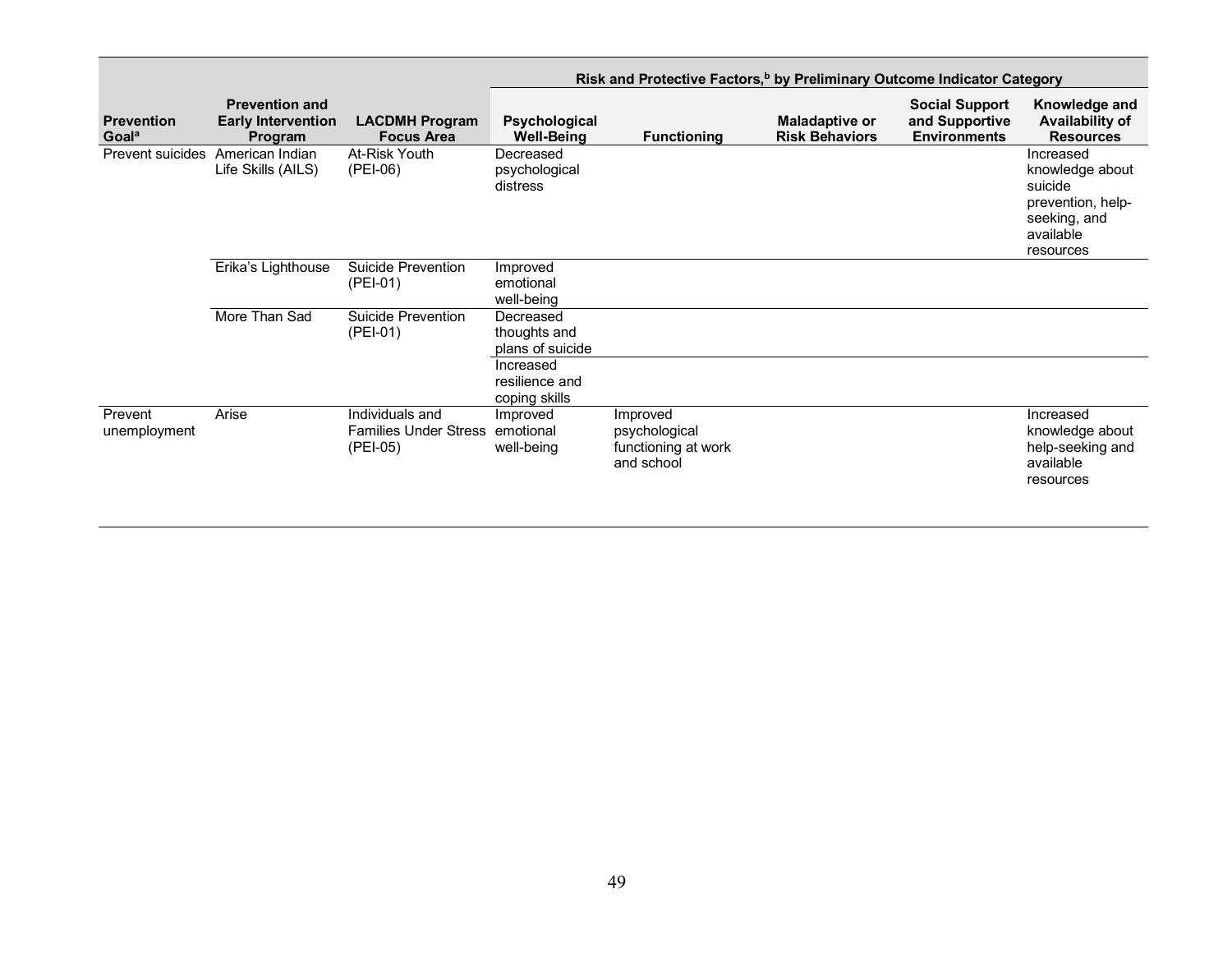| Prevention Goal[a] | Prevention and Early Intervention Program | LACDMH Program Focus Area | Risk and Protective Factors,[b] by Preliminary Outcome Indicator Category | | | | |
|---|---|---|---|---|---|---|---|
| | | | Psychological Well-Being | Functioning | Maladaptive or Risk Behaviors | Social Support and Supportive Environments | Knowledge and Availability of Resources |
| Prevent suicides | American Indian Life Skills (AILS) | At-Risk Youth (PEI-06) | Decreased psychological distress | | | | Increased knowledge about suicide prevention, help-seeking, and available resources |
| | Erika's Lighthouse | Suicide Prevention (PEI-01) | Improved emotional well-being | | | | |
| | More Than Sad | Suicide Prevention (PEI-01) | Decreased thoughts and plans of suicide | | | | |
| | | | Increased resilience and coping skills | | | | |
| Prevent unemployment | Arise | Individuals and Families Under Stress (PEI-05) | Improved emotional well-being | Improved psychological functioning at work and school | | | Increased knowledge about help-seeking and available resources |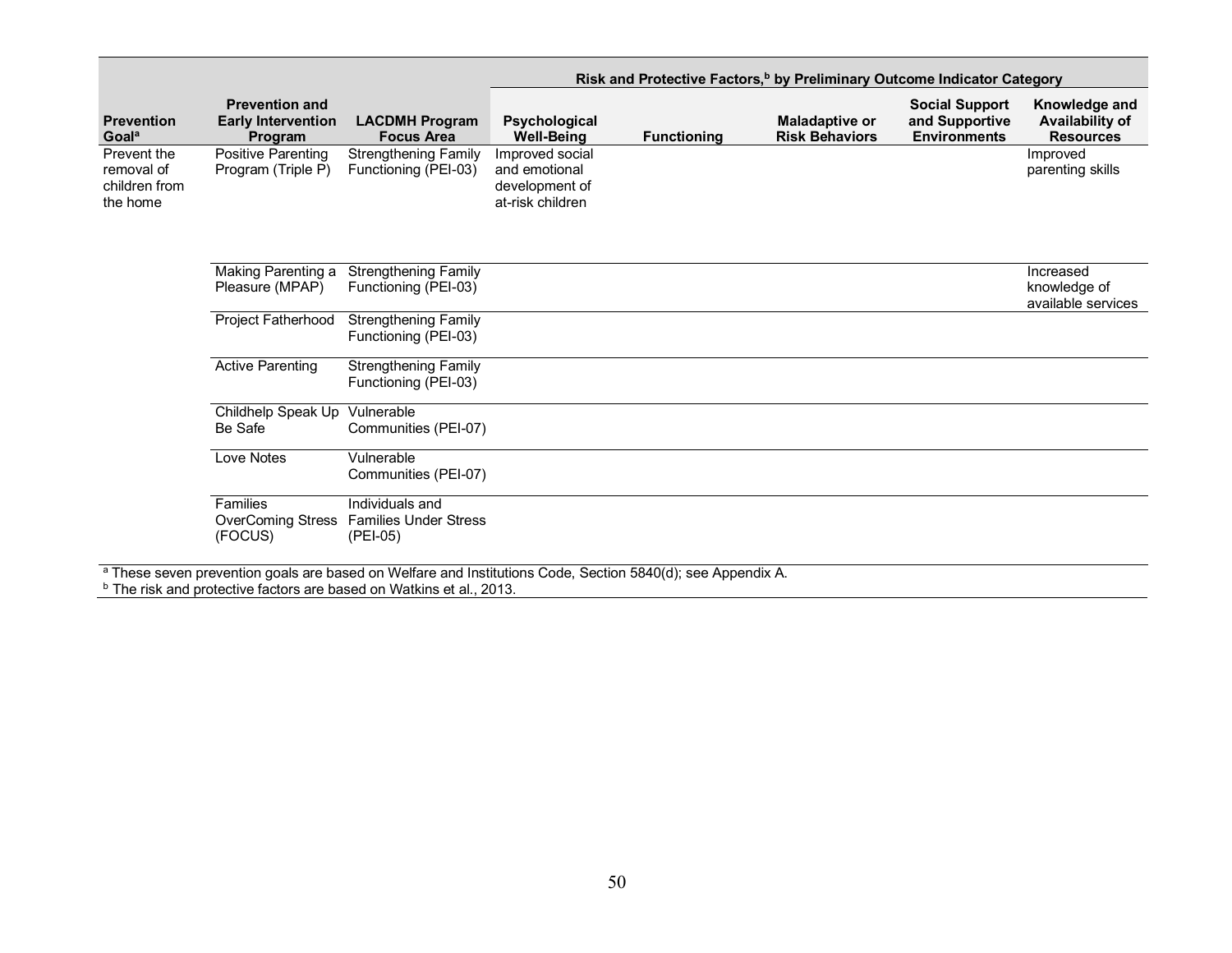| Prevention Goal[a] | Prevention and Early Intervention Program | LACDMH Program Focus Area | Risk and Protective Factors,[b] by Preliminary Outcome Indicator Category | | | | |
|---|---|---|---|---|---|---|---|
| | | | Psychological Well-Being | Functioning | Maladaptive or Risk Behaviors | Social Support and Supportive Environments | Knowledge and Availability of Resources |
| Prevent the removal of children from the home | Positive Parenting Program (Triple P) | Strengthening Family Functioning (PEI-03) | Improved social and emotional development of at-risk children | | | | Improved parenting skills |
| | Making Parenting a Pleasure (MPAP) | Strengthening Family Functioning (PEI-03) | | | | | Increased knowledge of available services |
| | Project Fatherhood | Strengthening Family Functioning (PEI-03) | | | | | |
| | Active Parenting | Strengthening Family Functioning (PEI-03) | | | | | |
| | Childhelp Speak Up Be Safe | Vulnerable Communities (PEI-07) | | | | | |
| | Love Notes | Vulnerable Communities (PEI-07) | | | | | |
| | Families OverComing Stress (FOCUS) | Individuals and Families Under Stress (PEI-05) | | | | | |

[a] These seven prevention goals are based on Welfare and Institutions Code, Section 5840(d); see Appendix A.

[b] The risk and protective factors are based on Watkins et al., 2013.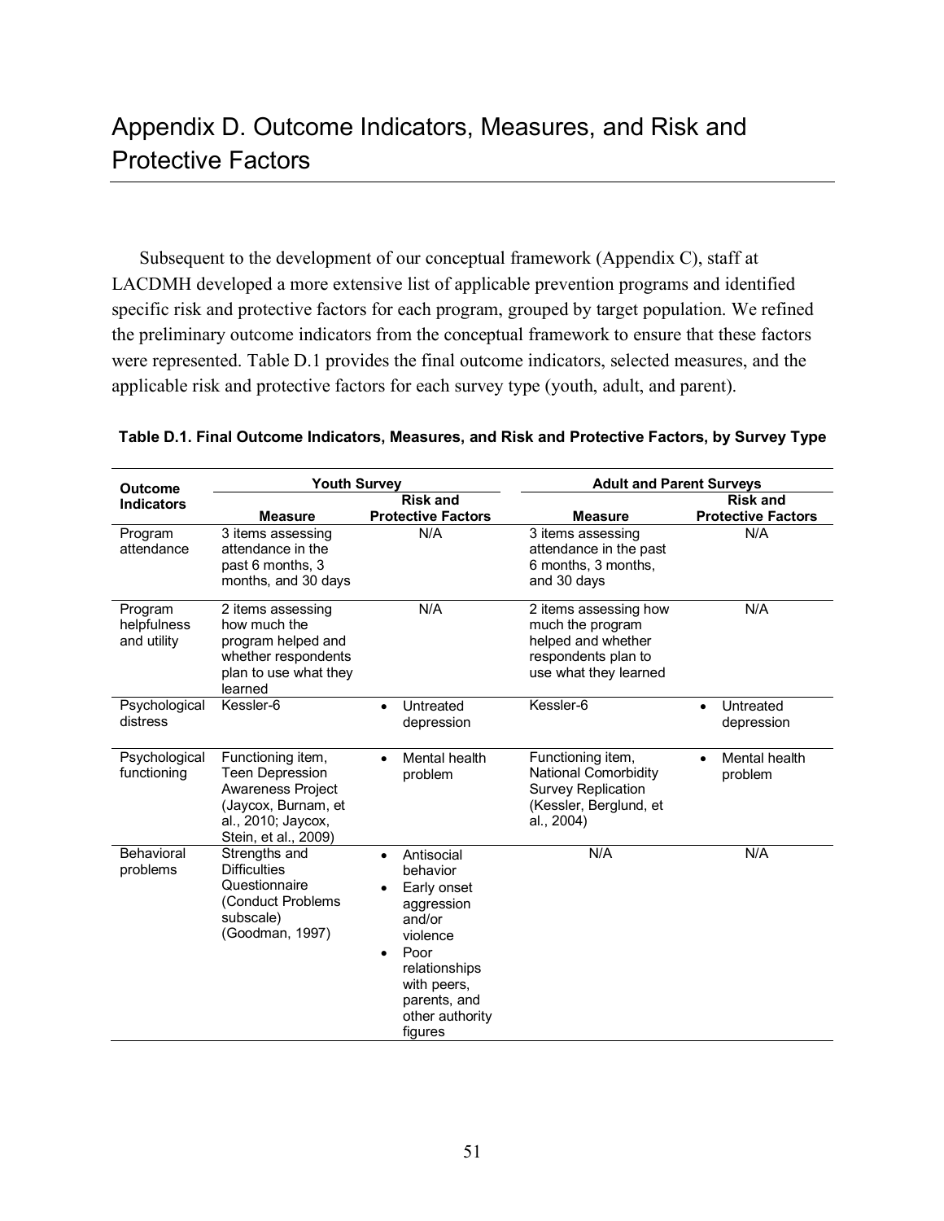# Appendix D. Outcome Indicators, Measures, and Risk and Protective Factors

Subsequent to the development of our conceptual framework (Appendix C), staff at LACDMH developed a more extensive list of applicable prevention programs and identified specific risk and protective factors for each program, grouped by target population. We refined the preliminary outcome indicators from the conceptual framework to ensure that these factors were represented. Table D.1 provides the final outcome indicators, selected measures, and the applicable risk and protective factors for each survey type (youth, adult, and parent).

**Table D.1. Final Outcome Indicators, Measures, and Risk and Protective Factors, by Survey Type**

| Outcome Indicators | Youth Survey | | Adult and Parent Surveys | |
|---|---|---|---|---|
| | **Measure** | **Risk and Protective Factors** | **Measure** | **Risk and Protective Factors** |
| Program attendance | 3 items assessing attendance in the past 6 months, 3 months, and 30 days | N/A | 3 items assessing attendance in the past 6 months, 3 months, and 30 days | N/A |
| Program helpfulness and utility | 2 items assessing how much the program helped and whether respondents plan to use what they learned | N/A | 2 items assessing how much the program helped and whether respondents plan to use what they learned | N/A |
| Psychological distress | Kessler-6 | • Untreated depression | Kessler-6 | • Untreated depression |
| Psychological functioning | Functioning item, Teen Depression Awareness Project (Jaycox, Burnam, et al., 2010; Jaycox, Stein, et al., 2009) | • Mental health problem | Functioning item, National Comorbidity Survey Replication (Kessler, Berglund, et al., 2004) | • Mental health problem |
| Behavioral problems | Strengths and Difficulties Questionnaire (Conduct Problems subscale) (Goodman, 1997) | • Antisocial behavior<br>• Early onset aggression and/or violence<br>• Poor relationships with peers, parents, and other authority figures | N/A | N/A |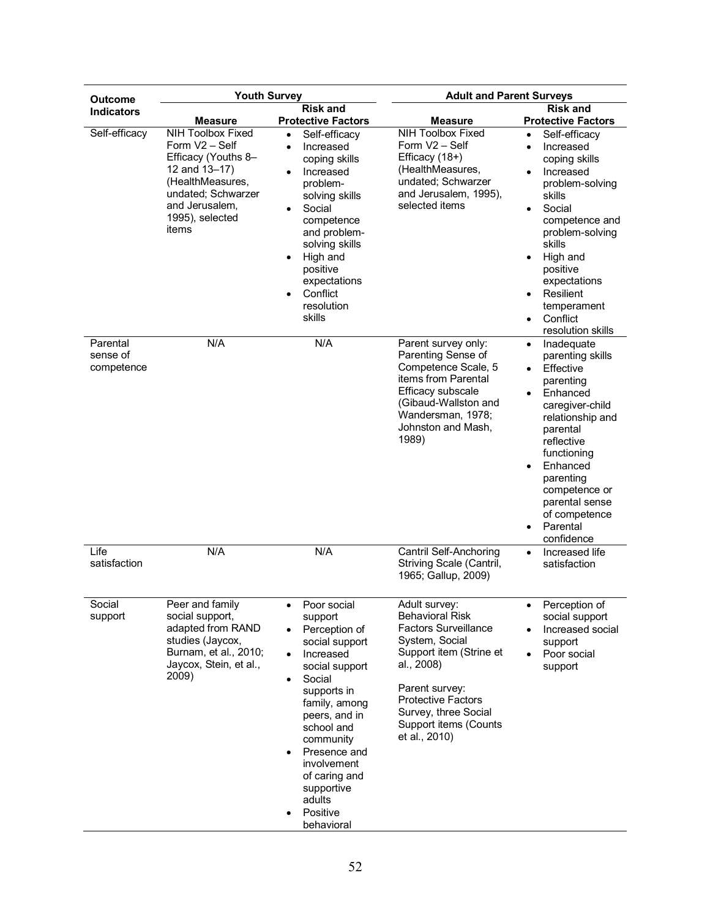| Outcome Indicators | Youth Survey | | Adult and Parent Surveys | |
|---|---|---|---|---|
| | Measure | Risk and Protective Factors | Measure | Risk and Protective Factors |
| Self-efficacy | NIH Toolbox Fixed Form V2 – Self Efficacy (Youths 8–12 and 13–17) (HealthMeasures, undated; Schwarzer and Jerusalem, 1995), selected items | • Self-efficacy<br>• Increased coping skills<br>• Increased problem-solving skills<br>• Social competence and problem-solving skills<br>• High and positive expectations<br>• Conflict resolution skills | NIH Toolbox Fixed Form V2 – Self Efficacy (18+) (HealthMeasures, undated; Schwarzer and Jerusalem, 1995), selected items | • Self-efficacy<br>• Increased coping skills<br>• Increased problem-solving skills<br>• Social competence and problem-solving skills<br>• High and positive expectations<br>• Resilient temperament<br>• Conflict resolution skills |
| Parental sense of competence | N/A | N/A | Parent survey only: Parenting Sense of Competence Scale, 5 items from Parental Efficacy subscale (Gibaud-Wallston and Wandersman, 1978; Johnston and Mash, 1989) | • Inadequate parenting skills<br>• Effective parenting<br>• Enhanced caregiver-child relationship and parental reflective functioning<br>• Enhanced parenting competence or parental sense of competence<br>• Parental confidence |
| Life satisfaction | N/A | N/A | Cantril Self-Anchoring Striving Scale (Cantril, 1965; Gallup, 2009) | • Increased life satisfaction |
| Social support | Peer and family social support, adapted from RAND studies (Jaycox, Burnam, et al., 2010; Jaycox, Stein, et al., 2009) | • Poor social support<br>• Perception of social support<br>• Increased social support<br>• Social supports in family, among peers, and in school and community<br>• Presence and involvement of caring and supportive adults<br>• Positive behavioral | Adult survey: Behavioral Risk Factors Surveillance System, Social Support item (Strine et al., 2008)<br><br>Parent survey: Protective Factors Survey, three Social Support items (Counts et al., 2010) | • Perception of social support<br>• Increased social support<br>• Poor social support |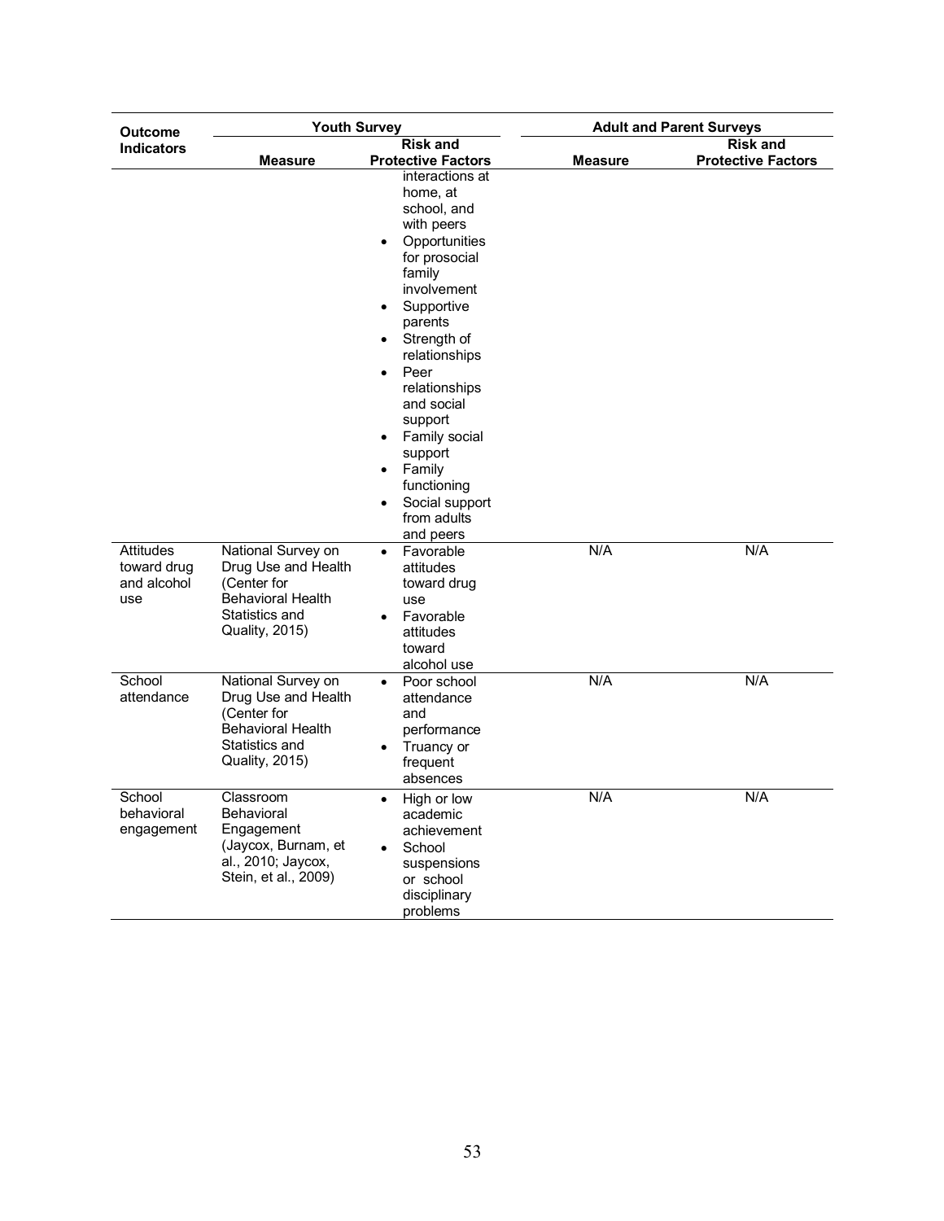| Outcome Indicators | Youth Survey | | Adult and Parent Surveys | |
|---|---|---|---|---|
| | Measure | Risk and Protective Factors | Measure | Risk and Protective Factors |
| | | interactions at home, at school, and with peers<br>• Opportunities for prosocial family involvement<br>• Supportive parents<br>• Strength of relationships<br>• Peer relationships and social support<br>• Family social support<br>• Family functioning<br>• Social support from adults and peers | | |
| Attitudes toward drug and alcohol use | National Survey on Drug Use and Health (Center for Behavioral Health Statistics and Quality, 2015) | • Favorable attitudes toward drug use<br>• Favorable attitudes toward alcohol use | N/A | N/A |
| School attendance | National Survey on Drug Use and Health (Center for Behavioral Health Statistics and Quality, 2015) | • Poor school attendance and performance<br>• Truancy or frequent absences | N/A | N/A |
| School behavioral engagement | Classroom Behavioral Engagement (Jaycox, Burnam, et al., 2010; Jaycox, Stein, et al., 2009) | • High or low academic achievement<br>• School suspensions or school disciplinary problems | N/A | N/A |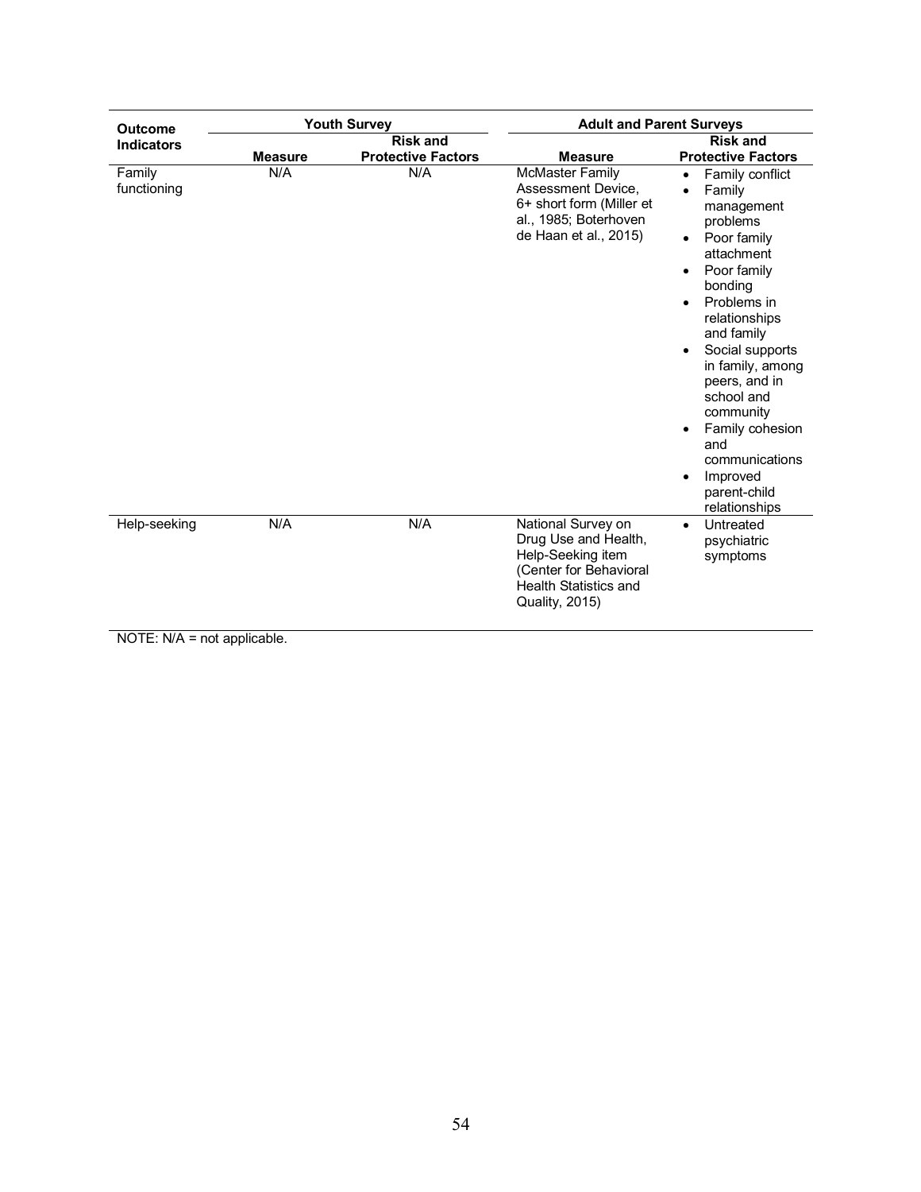| Outcome Indicators | Youth Survey | | Adult and Parent Surveys | |
|---|---|---|---|---|
| | Measure | Risk and Protective Factors | Measure | Risk and Protective Factors |
| Family functioning | N/A | N/A | McMaster Family Assessment Device, 6+ short form (Miller et al., 1985; Boterhoven de Haan et al., 2015) | • Family conflict<br>• Family management problems<br>• Poor family attachment<br>• Poor family bonding<br>• Problems in relationships and family<br>• Social supports in family, among peers, and in school and community<br>• Family cohesion and communications<br>• Improved parent-child relationships |
| Help-seeking | N/A | N/A | National Survey on Drug Use and Health, Help-Seeking item (Center for Behavioral Health Statistics and Quality, 2015) | • Untreated psychiatric symptoms |

NOTE: N/A = not applicable.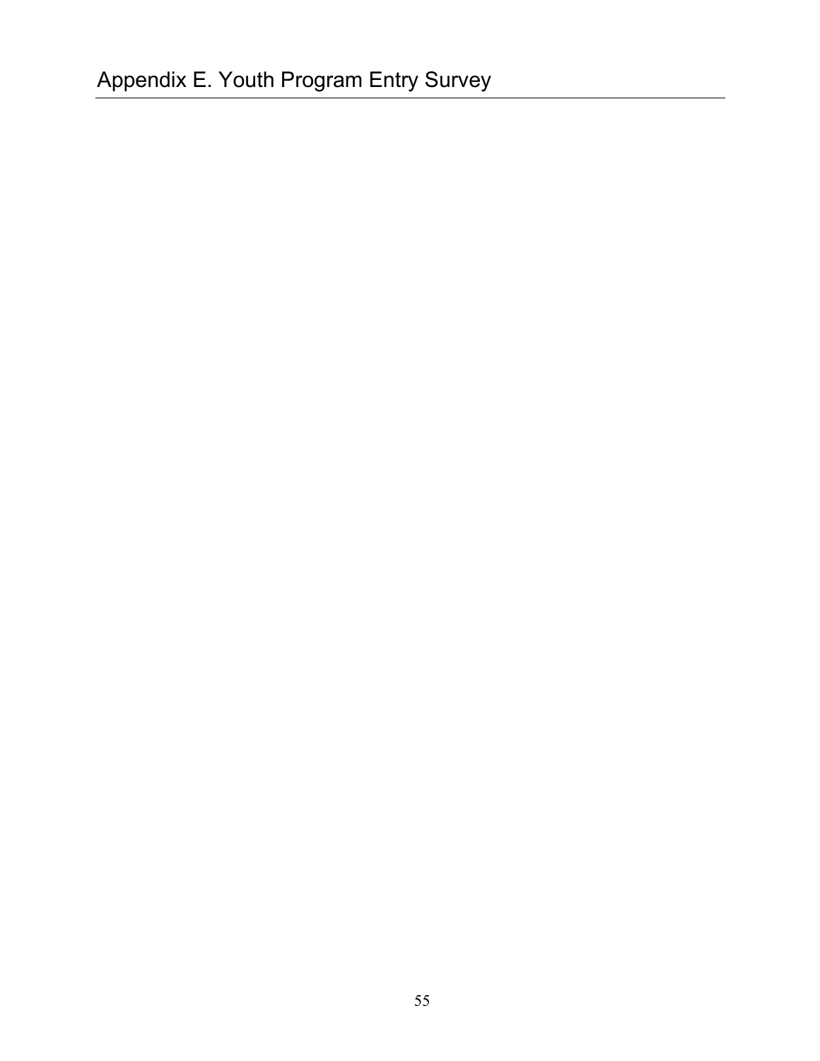# Appendix E. Youth Program Entry Survey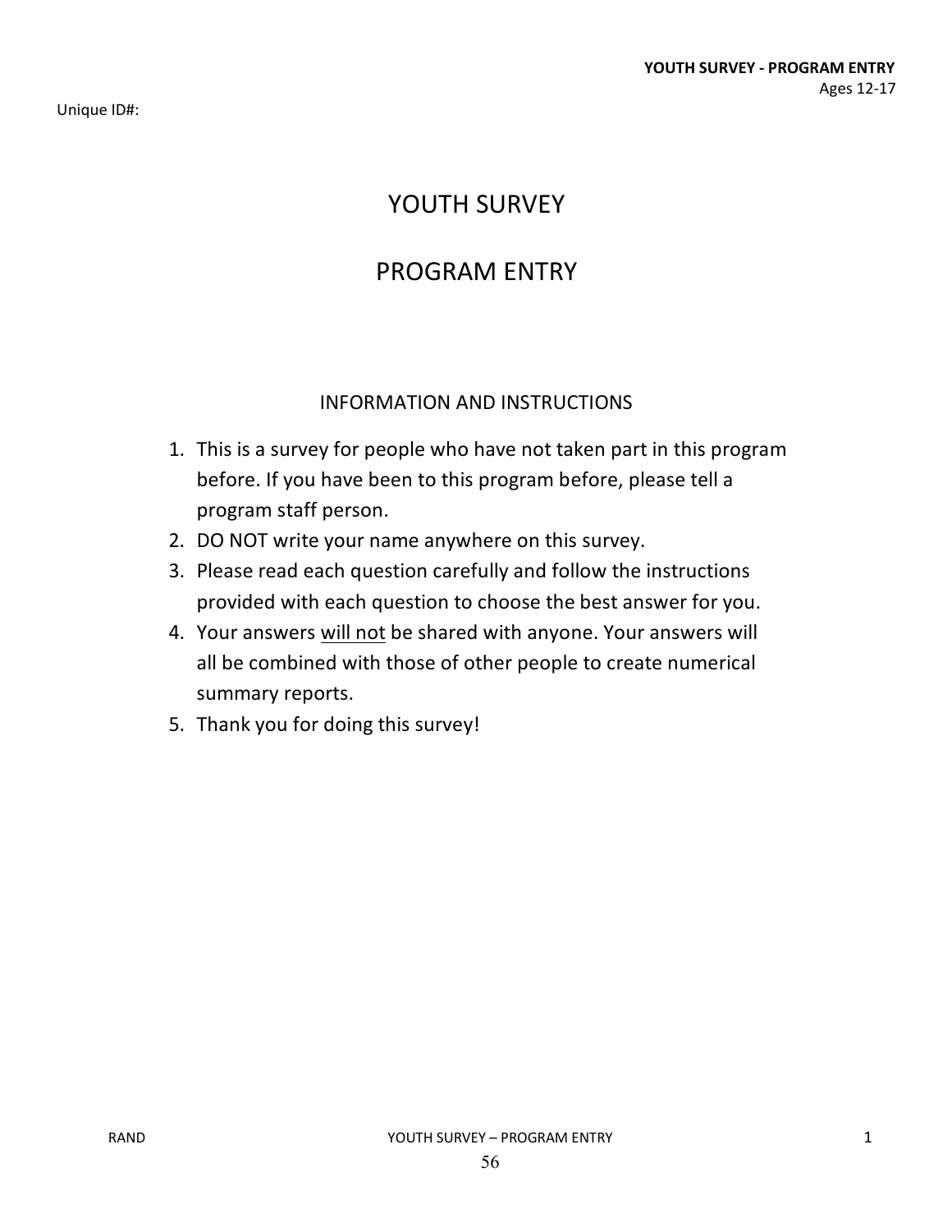Unique ID#:

# YOUTH SURVEY

# PROGRAM ENTRY

## INFORMATION AND INSTRUCTIONS

1. This is a survey for people who have not taken part in this program before. If you have been to this program before, please tell a program staff person.
2. DO NOT write your name anywhere on this survey.
3. Please read each question carefully and follow the instructions provided with each question to choose the best answer for you.
4. Your answers <u>will not</u> be shared with anyone. Your answers will all be combined with those of other people to create numerical summary reports.
5. Thank you for doing this survey!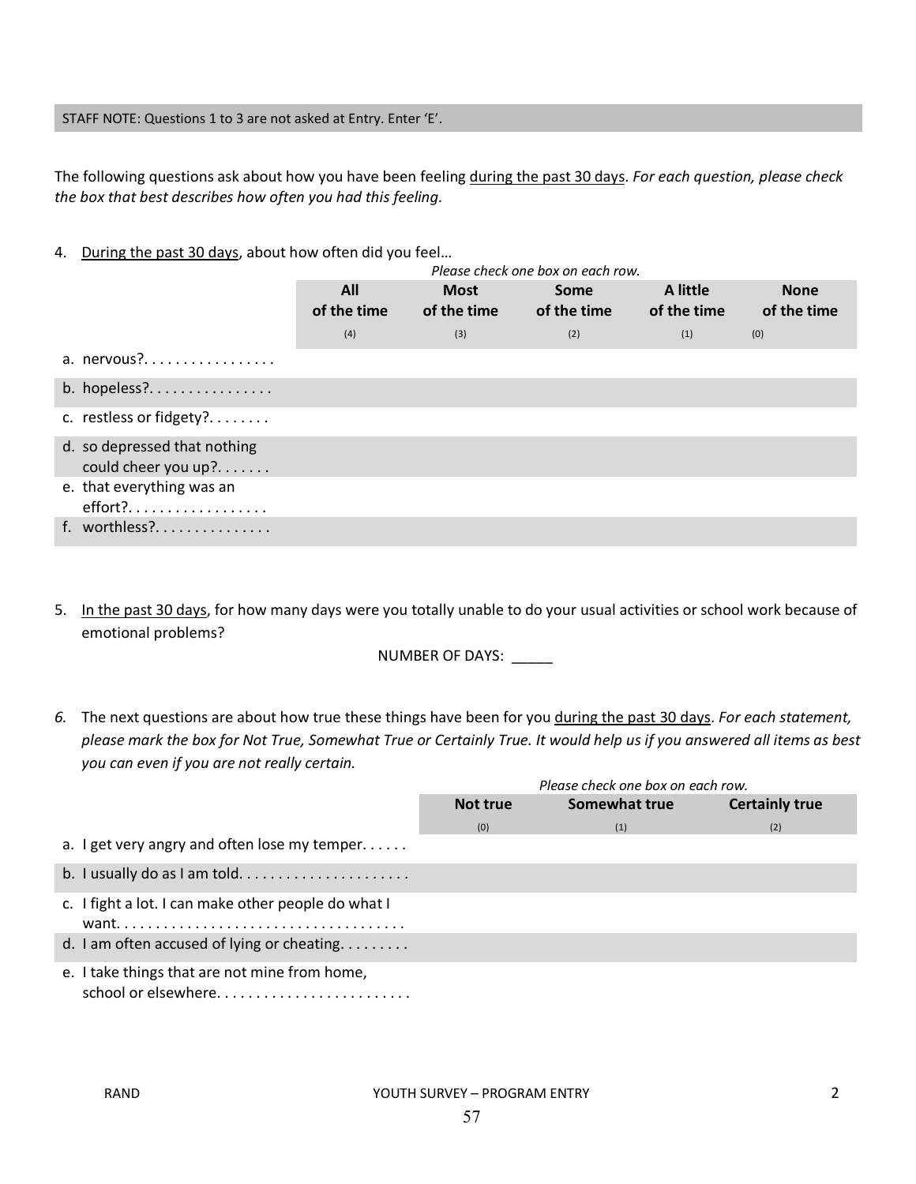STAFF NOTE: Questions 1 to 3 are not asked at Entry. Enter 'E'.

The following questions ask about how you have been feeling during the past 30 days. *For each question, please check the box that best describes how often you had this feeling.*

4. During the past 30 days, about how often did you feel…

*Please check one box on each row.*

| | All of the time (4) | Most of the time (3) | Some of the time (2) | A little of the time (1) | None of the time (0) |
|---|---|---|---|---|---|
| a. nervous?. . . . . . . . . . . . . . . . . | | | | | |
| b. hopeless?. . . . . . . . . . . . . . . . | | | | | |
| c. restless or fidgety?. . . . . . . . | | | | | |
| d. so depressed that nothing could cheer you up?. . . . . . . | | | | | |
| e. that everything was an effort?. . . . . . . . . . . . . . . . . . | | | | | |
| f. worthless?. . . . . . . . . . . . . . . | | | | | |

5. In the past 30 days, for how many days were you totally unable to do your usual activities or school work because of emotional problems?

NUMBER OF DAYS: _____

*6.* The next questions are about how true these things have been for you during the past 30 days. *For each statement, please mark the box for Not True, Somewhat True or Certainly True. It would help us if you answered all items as best you can even if you are not really certain.*

*Please check one box on each row.*

| | Not true (0) | Somewhat true (1) | Certainly true (2) |
|---|---|---|---|
| a. I get very angry and often lose my temper. . . . . . | | | |
| b. I usually do as I am told. . . . . . . . . . . . . . . . . . . . . . | | | |
| c. I fight a lot. I can make other people do what I want. . . . . . . . . . . . . . . . . . . . . . . . . . . . . . . . . . . . . | | | |
| d. I am often accused of lying or cheating. . . . . . . . . | | | |
| e. I take things that are not mine from home, school or elsewhere. . . . . . . . . . . . . . . . . . . . . . . . . | | | |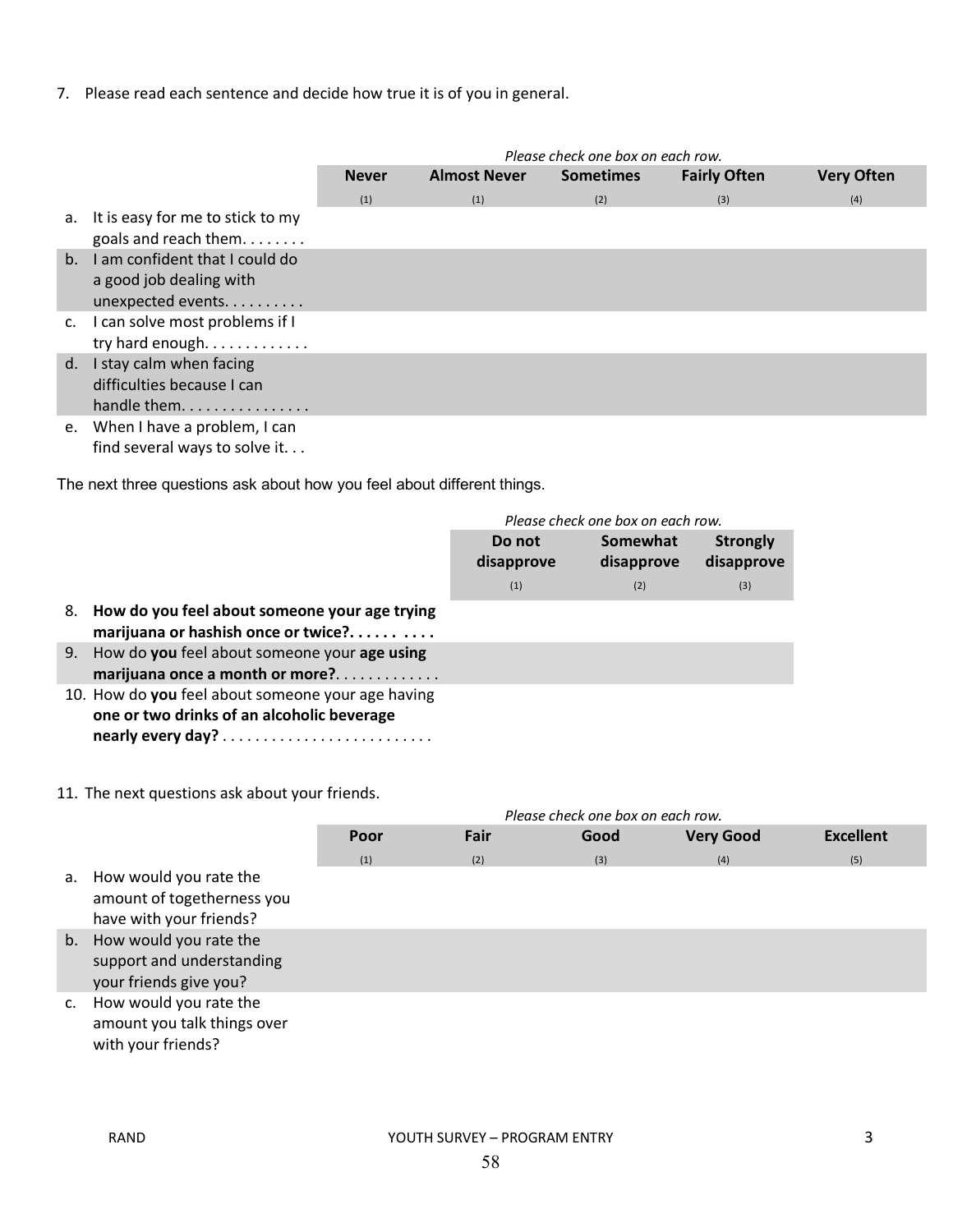7. Please read each sentence and decide how true it is of you in general.

*Please check one box on each row.*

| | Never<br>(1) | Almost Never<br>(1) | Sometimes<br>(2) | Fairly Often<br>(3) | Very Often<br>(4) |
|---|---|---|---|---|---|
| a. It is easy for me to stick to my goals and reach them. . . . . . . . | | | | | |
| b. I am confident that I could do a good job dealing with unexpected events. . . . . . . . . . | | | | | |
| c. I can solve most problems if I try hard enough. . . . . . . . . . . . . | | | | | |
| d. I stay calm when facing difficulties because I can handle them. . . . . . . . . . . . . . . . | | | | | |
| e. When I have a problem, I can find several ways to solve it. . . | | | | | |

The next three questions ask about how you feel about different things.

*Please check one box on each row.*

| | Do not disapprove<br>(1) | Somewhat disapprove<br>(2) | Strongly disapprove<br>(3) |
|---|---|---|---|
| 8. **How do you feel about someone your age trying marijuana or hashish once or twice?. . . . . . . . . . .** | | | |
| 9. How do **you** feel about someone your **age using marijuana once a month or more?**. . . . . . . . . . . . . | | | |
| 10. How do **you** feel about someone your age having **one or two drinks of an alcoholic beverage nearly every day?** . . . . . . . . . . . . . . . . . . . . . . . . . . | | | |

11. The next questions ask about your friends.

*Please check one box on each row.*

| | Poor<br>(1) | Fair<br>(2) | Good<br>(3) | Very Good<br>(4) | Excellent<br>(5) |
|---|---|---|---|---|---|
| a. How would you rate the amount of togetherness you have with your friends? | | | | | |
| b. How would you rate the support and understanding your friends give you? | | | | | |
| c. How would you rate the amount you talk things over with your friends? | | | | | |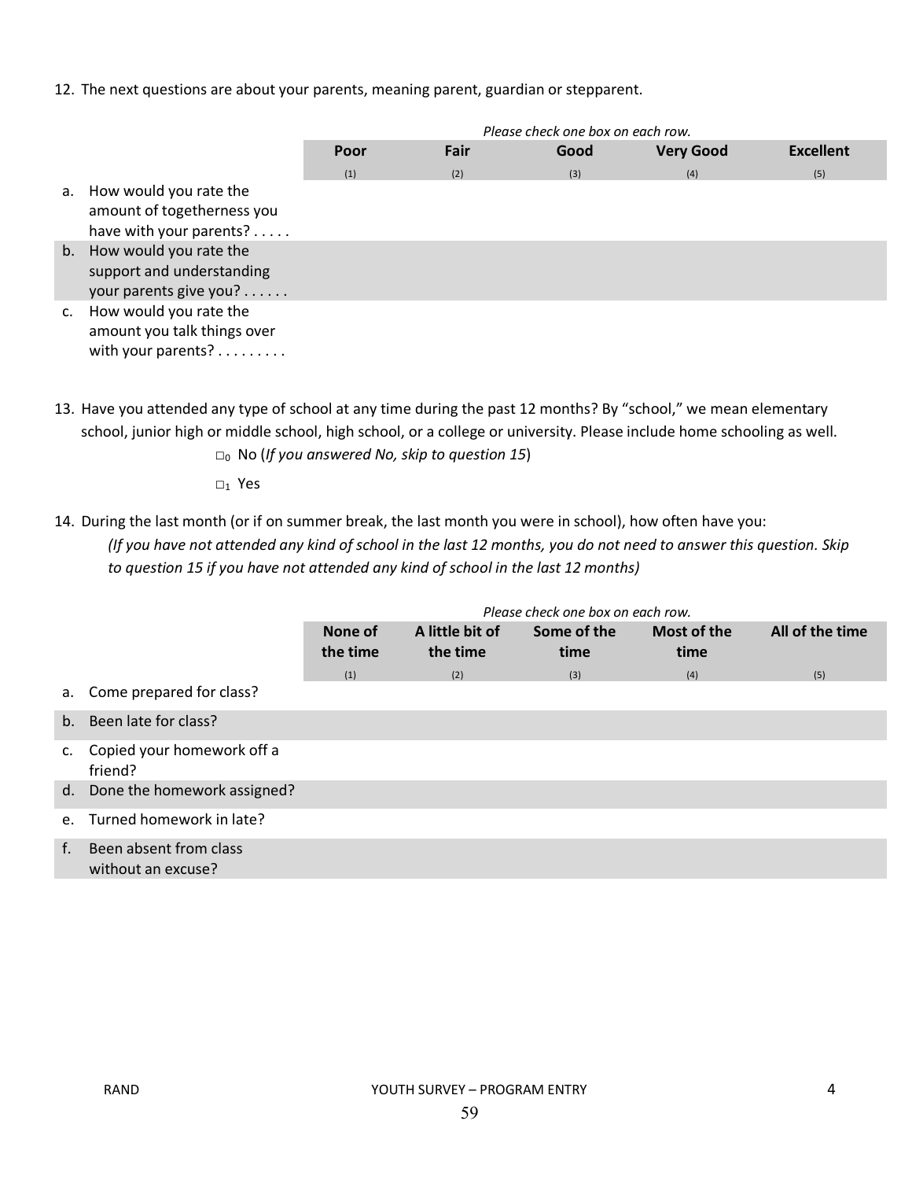12. The next questions are about your parents, meaning parent, guardian or stepparent.

*Please check one box on each row.*

| | Poor (1) | Fair (2) | Good (3) | Very Good (4) | Excellent (5) |
|---|---|---|---|---|---|
| a. How would you rate the amount of togetherness you have with your parents? . . . . . | | | | | |
| b. How would you rate the support and understanding your parents give you? . . . . . . | | | | | |
| c. How would you rate the amount you talk things over with your parents? . . . . . . . . . | | | | | |

13. Have you attended any type of school at any time during the past 12 months? By "school," we mean elementary school, junior high or middle school, high school, or a college or university. Please include home schooling as well.

    □ $_0$ No (*If you answered No, skip to question 15*)

    □ $_1$ Yes

14. During the last month (or if on summer break, the last month you were in school), how often have you:
    *(If you have not attended any kind of school in the last 12 months, you do not need to answer this question. Skip to question 15 if you have not attended any kind of school in the last 12 months)*

*Please check one box on each row.*

| | None of the time (1) | A little bit of the time (2) | Some of the time (3) | Most of the time (4) | All of the time (5) |
|---|---|---|---|---|---|
| a. Come prepared for class? | | | | | |
| b. Been late for class? | | | | | |
| c. Copied your homework off a friend? | | | | | |
| d. Done the homework assigned? | | | | | |
| e. Turned homework in late? | | | | | |
| f. Been absent from class without an excuse? | | | | | |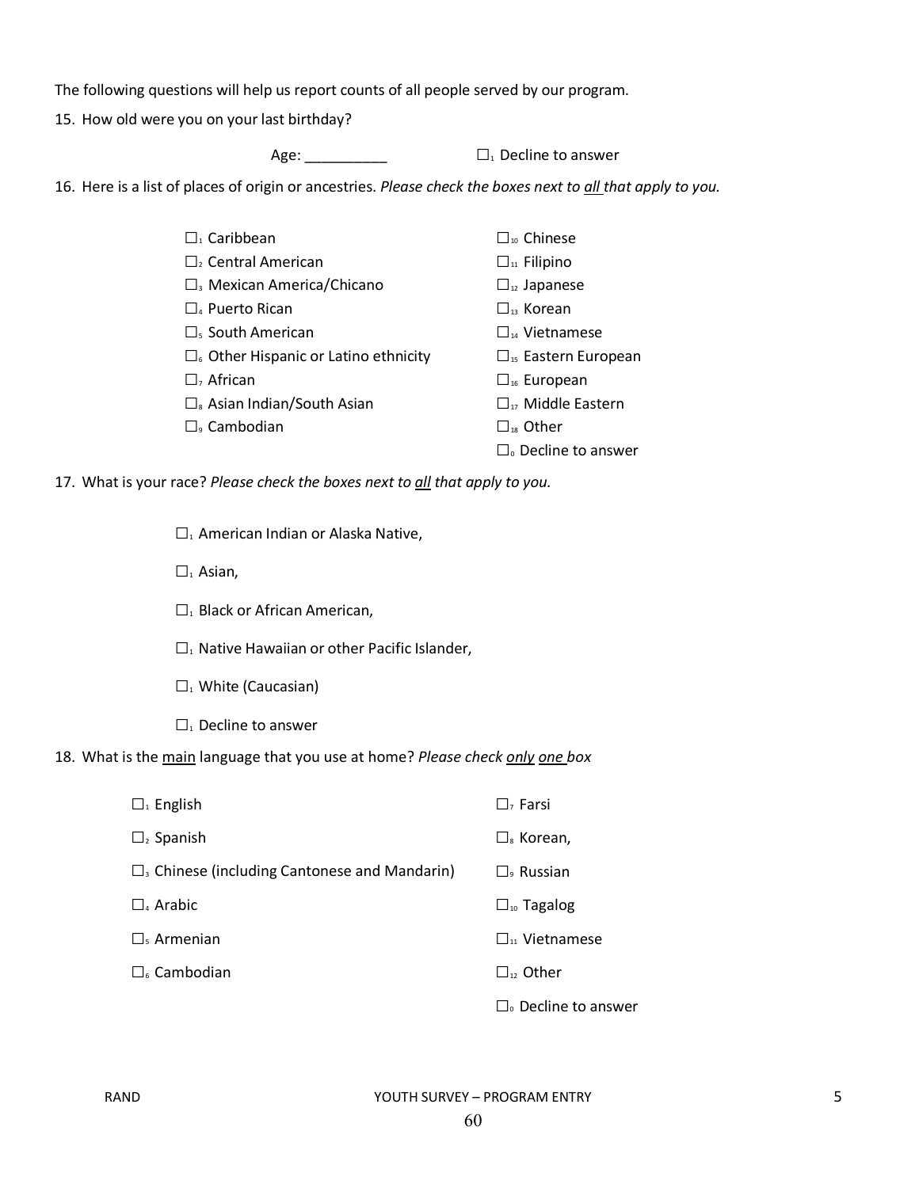The following questions will help us report counts of all people served by our program.

15. How old were you on your last birthday?

Age: __________ ☐1 Decline to answer

16. Here is a list of places of origin or ancestries. *Please check the boxes next to all that apply to you.*

- ☐1 Caribbean
- ☐2 Central American
- ☐3 Mexican America/Chicano
- ☐4 Puerto Rican
- ☐5 South American
- ☐6 Other Hispanic or Latino ethnicity
- ☐7 African
- ☐8 Asian Indian/South Asian
- ☐9 Cambodian
- ☐10 Chinese
- ☐11 Filipino
- ☐12 Japanese
- ☐13 Korean
- ☐14 Vietnamese
- ☐15 Eastern European
- ☐16 European
- ☐17 Middle Eastern
- ☐18 Other
- ☐0 Decline to answer

17. What is your race? *Please check the boxes next to all that apply to you.*

- ☐1 American Indian or Alaska Native,
- ☐1 Asian,
- ☐1 Black or African American,
- ☐1 Native Hawaiian or other Pacific Islander,
- ☐1 White (Caucasian)
- ☐1 Decline to answer

18. What is the main language that you use at home? *Please check only one box*

- ☐1 English
- ☐2 Spanish
- ☐3 Chinese (including Cantonese and Mandarin)
- ☐4 Arabic
- ☐5 Armenian
- ☐6 Cambodian
- ☐7 Farsi
- ☐8 Korean,
- ☐9 Russian
- ☐10 Tagalog
- ☐11 Vietnamese
- ☐12 Other
- ☐0 Decline to answer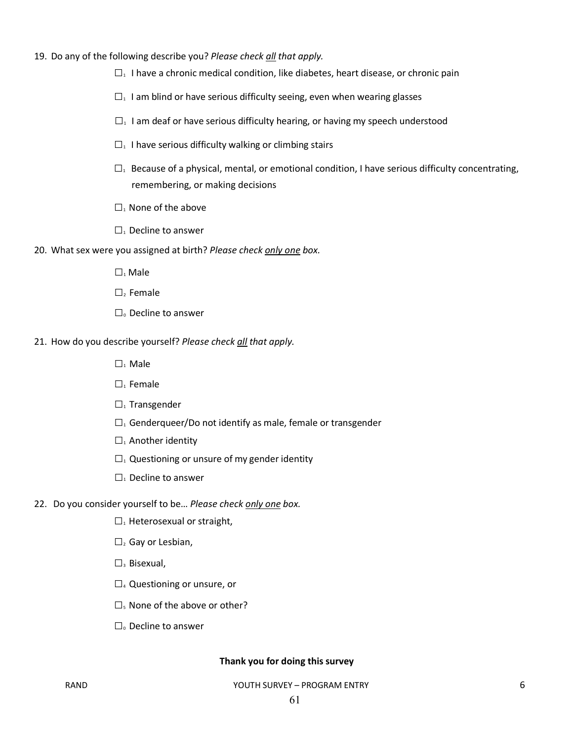19. Do any of the following describe you? *Please check all that apply.*

    ☐1 I have a chronic medical condition, like diabetes, heart disease, or chronic pain

    ☐1 I am blind or have serious difficulty seeing, even when wearing glasses

    ☐1 I am deaf or have serious difficulty hearing, or having my speech understood

    ☐1 I have serious difficulty walking or climbing stairs

    ☐1 Because of a physical, mental, or emotional condition, I have serious difficulty concentrating, remembering, or making decisions

    ☐1 None of the above

    ☐1 Decline to answer

20. What sex were you assigned at birth? *Please check only one box.*

    ☐1 Male

    ☐2 Female

    ☐0 Decline to answer

21. How do you describe yourself? *Please check all that apply.*

    ☐1 Male

    ☐1 Female

    ☐1 Transgender

    ☐1 Genderqueer/Do not identify as male, female or transgender

    ☐1 Another identity

    ☐1 Questioning or unsure of my gender identity

    ☐1 Decline to answer

22. Do you consider yourself to be… *Please check only one box.*

    ☐1 Heterosexual or straight,

    ☐2 Gay or Lesbian,

    ☐3 Bisexual,

    ☐4 Questioning or unsure, or

    ☐5 None of the above or other?

    ☐0 Decline to answer

**Thank you for doing this survey**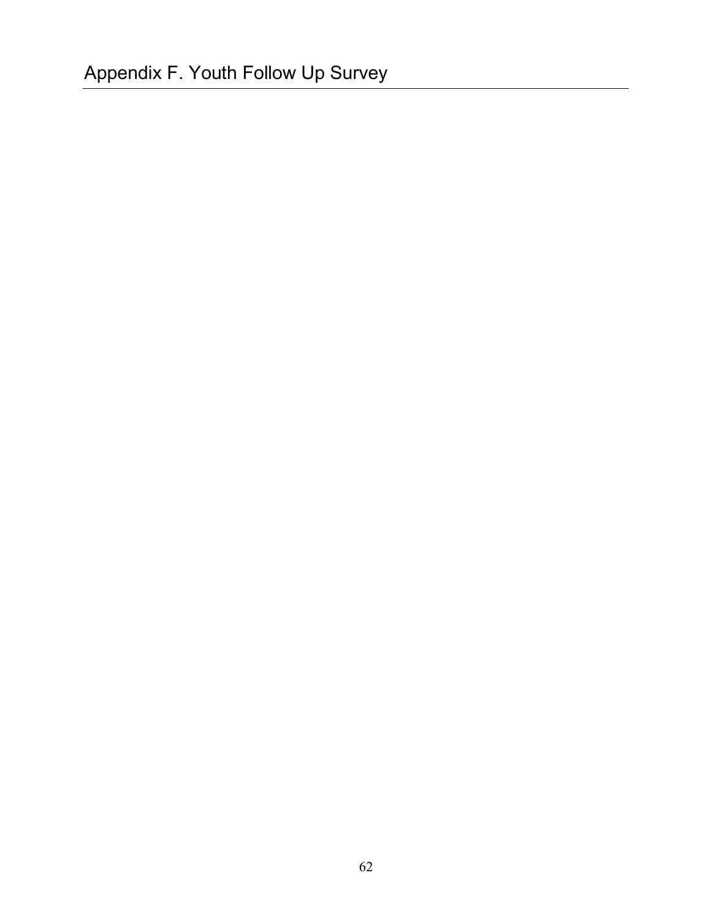# Appendix F. Youth Follow Up Survey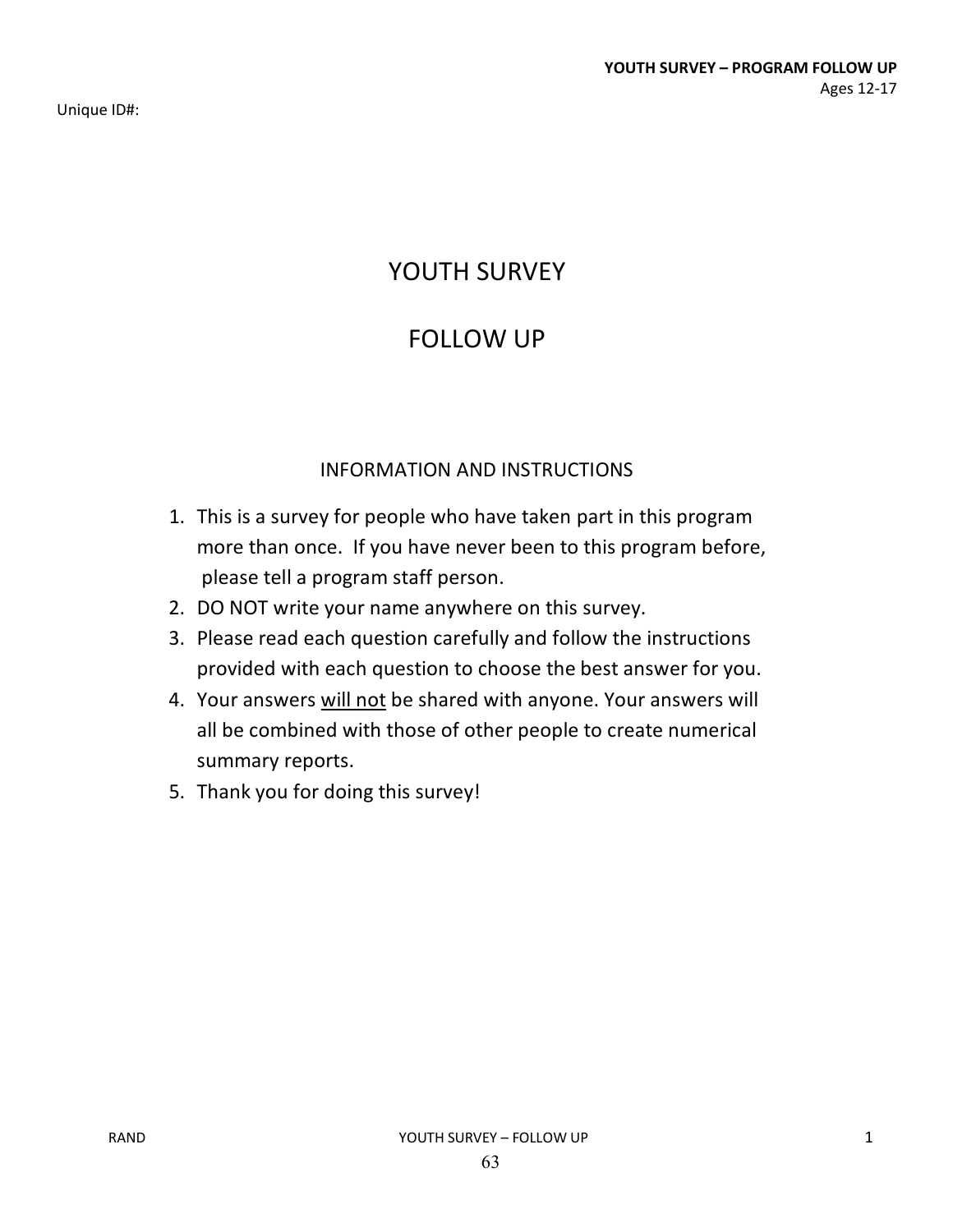YOUTH SURVEY – PROGRAM FOLLOW UP
Ages 12-17

Unique ID#:

# YOUTH SURVEY

# FOLLOW UP

## INFORMATION AND INSTRUCTIONS

1. This is a survey for people who have taken part in this program more than once. If you have never been to this program before, please tell a program staff person.
2. DO NOT write your name anywhere on this survey.
3. Please read each question carefully and follow the instructions provided with each question to choose the best answer for you.
4. Your answers <u>will not</u> be shared with anyone. Your answers will all be combined with those of other people to create numerical summary reports.
5. Thank you for doing this survey!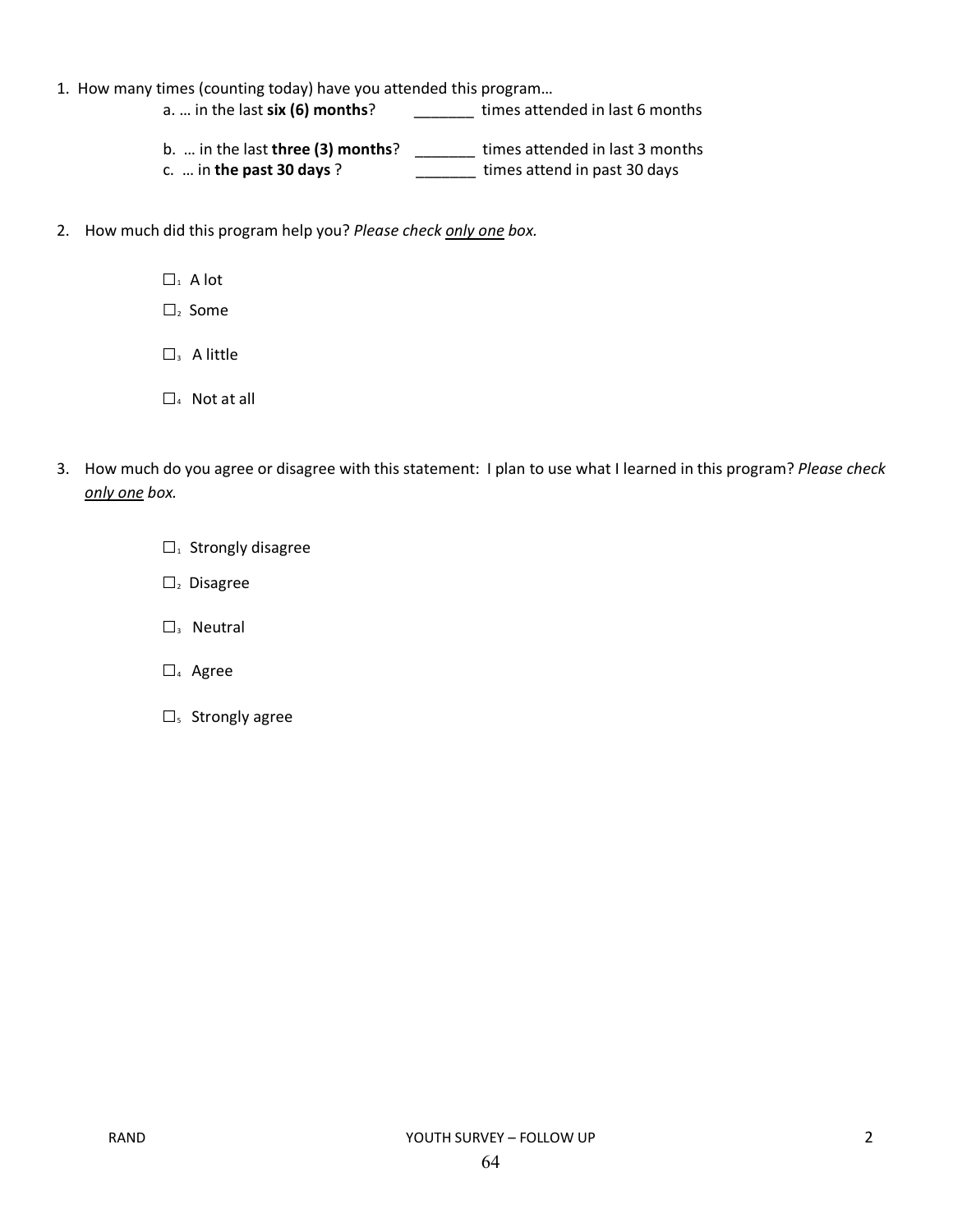1. How many times (counting today) have you attended this program…

   a. … in the last **six (6) months**? _______ times attended in last 6 months

   b. … in the last **three (3) months**? _______ times attended in last 3 months

   c. … in **the past 30 days** ? _______ times attend in past 30 days

2. How much did this program help you? *Please check only one box.*

   ☐1 A lot

   ☐2 Some

   ☐3 A little

   ☐4 Not at all

3. How much do you agree or disagree with this statement: I plan to use what I learned in this program? *Please check only one box.*

   ☐1 Strongly disagree

   ☐2 Disagree

   ☐3 Neutral

   ☐4 Agree

   ☐5 Strongly agree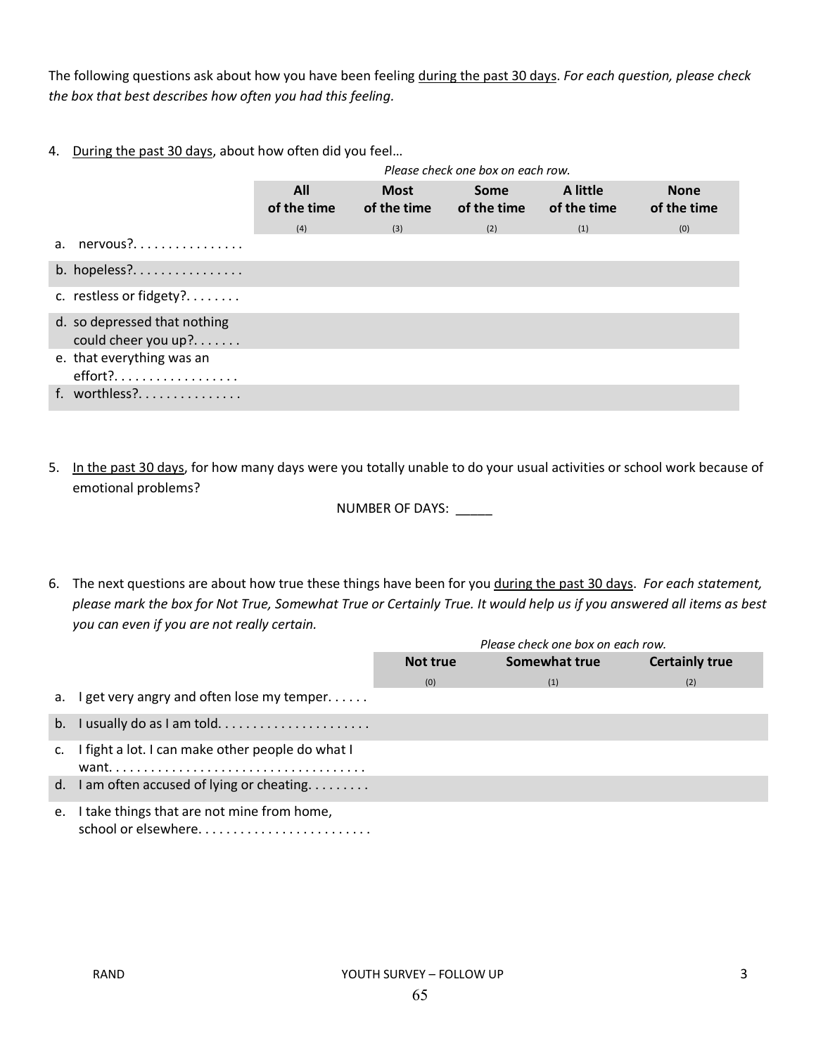The following questions ask about how you have been feeling <u>during the past 30 days</u>. *For each question, please check the box that best describes how often you had this feeling.*

4. <u>During the past 30 days</u>, about how often did you feel…

*Please check one box on each row.*

| | All of the time (4) | Most of the time (3) | Some of the time (2) | A little of the time (1) | None of the time (0) |
|---|---|---|---|---|---|
| a. nervous?. . . . . . . . . . . . . . . . | | | | | |
| b. hopeless?. . . . . . . . . . . . . . . . | | | | | |
| c. restless or fidgety?. . . . . . . . | | | | | |
| d. so depressed that nothing could cheer you up?. . . . . . . | | | | | |
| e. that everything was an effort?. . . . . . . . . . . . . . . . . . | | | | | |
| f. worthless?. . . . . . . . . . . . . . . | | | | | |

5. <u>In the past 30 days</u>, for how many days were you totally unable to do your usual activities or school work because of emotional problems?

NUMBER OF DAYS: _____

6. The next questions are about how true these things have been for you <u>during the past 30 days</u>. *For each statement, please mark the box for Not True, Somewhat True or Certainly True. It would help us if you answered all items as best you can even if you are not really certain.*

*Please check one box on each row.*

| | Not true (0) | Somewhat true (1) | Certainly true (2) |
|---|---|---|---|
| a. I get very angry and often lose my temper. . . . . . | | | |
| b. I usually do as I am told. . . . . . . . . . . . . . . . . . . . . . | | | |
| c. I fight a lot. I can make other people do what I want. . . . . . . . . . . . . . . . . . . . . . . . . . . . . . . . . . . . . | | | |
| d. I am often accused of lying or cheating. . . . . . . . . | | | |
| e. I take things that are not mine from home, school or elsewhere. . . . . . . . . . . . . . . . . . . . . . . . . | | | |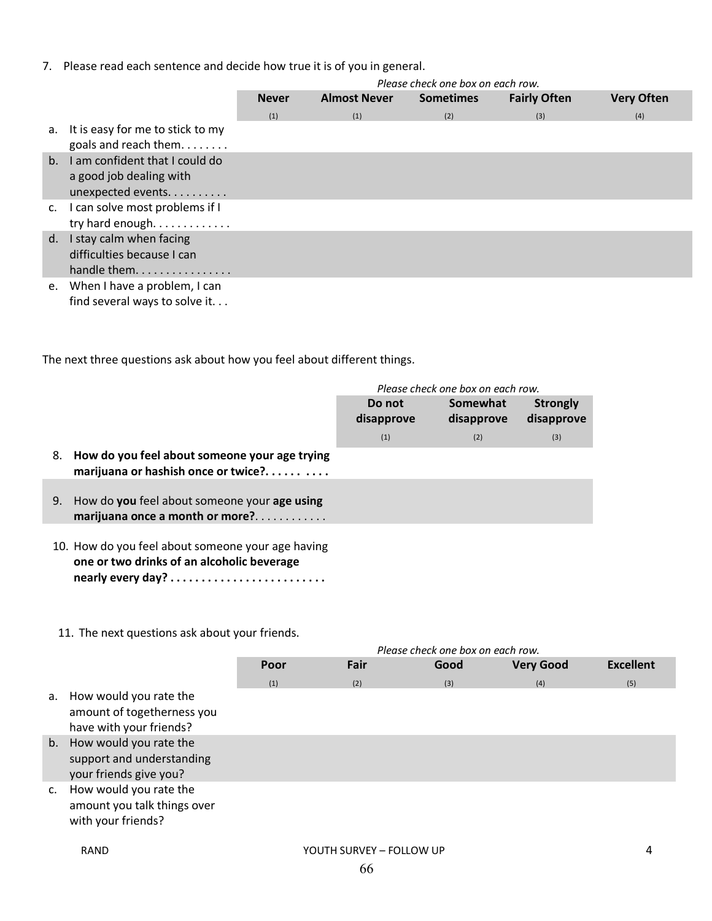7. Please read each sentence and decide how true it is of you in general.

*Please check one box on each row.*

| | Never (1) | Almost Never (1) | Sometimes (2) | Fairly Often (3) | Very Often (4) |
|---|---|---|---|---|---|
| a. It is easy for me to stick to my goals and reach them. . . . . . . . | | | | | |
| b. I am confident that I could do a good job dealing with unexpected events. . . . . . . . . . | | | | | |
| c. I can solve most problems if I try hard enough. . . . . . . . . . . . . | | | | | |
| d. I stay calm when facing difficulties because I can handle them. . . . . . . . . . . . . . . . | | | | | |
| e. When I have a problem, I can find several ways to solve it. . . | | | | | |

The next three questions ask about how you feel about different things.

*Please check one box on each row.*

| | Do not disapprove (1) | Somewhat disapprove (2) | Strongly disapprove (3) |
|---|---|---|---|
| 8. **How do you feel about someone your age trying marijuana or hashish once or twice?. . . . . . . . . .** | | | |
| 9. How do **you** feel about someone your **age using marijuana once a month or more?**. . . . . . . . . . . | | | |
| 10. How do you feel about someone your age having **one or two drinks of an alcoholic beverage nearly every day? . . . . . . . . . . . . . . . . . . . . . . . .** | | | |

11. The next questions ask about your friends.

*Please check one box on each row.*

| | Poor (1) | Fair (2) | Good (3) | Very Good (4) | Excellent (5) |
|---|---|---|---|---|---|
| a. How would you rate the amount of togetherness you have with your friends? | | | | | |
| b. How would you rate the support and understanding your friends give you? | | | | | |
| c. How would you rate the amount you talk things over with your friends? | | | | | |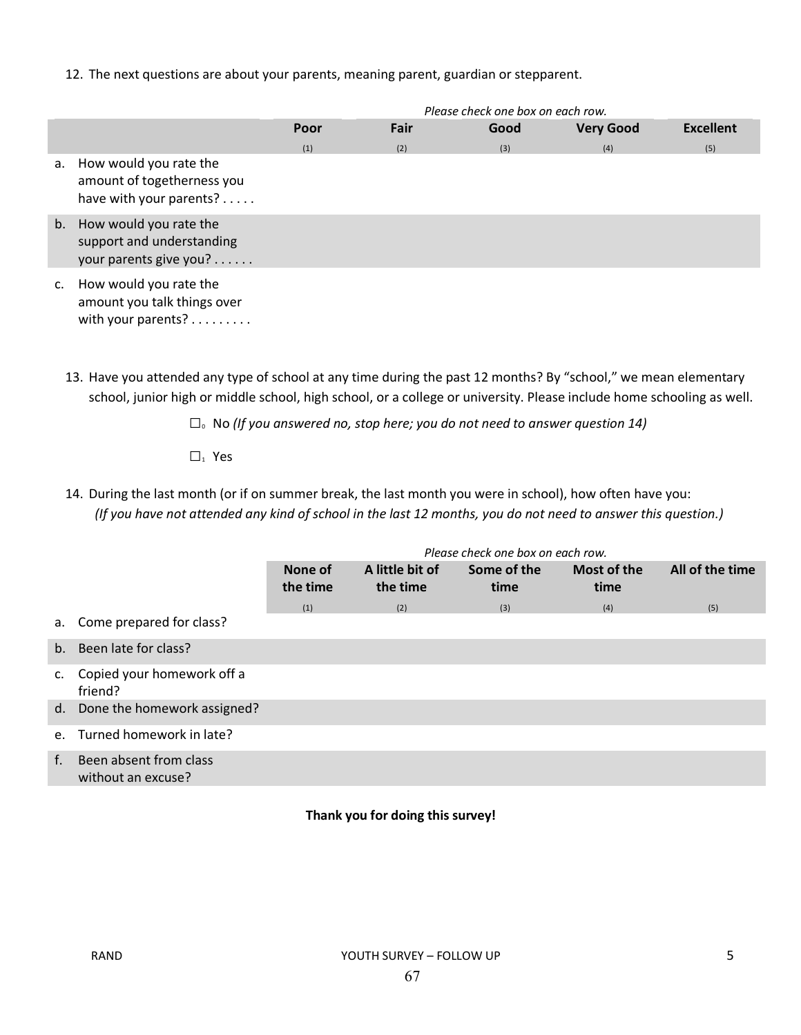12. The next questions are about your parents, meaning parent, guardian or stepparent.

*Please check one box on each row.*

| | Poor (1) | Fair (2) | Good (3) | Very Good (4) | Excellent (5) |
|---|---|---|---|---|---|
| a. How would you rate the amount of togetherness you have with your parents? . . . . . | | | | | |
| b. How would you rate the support and understanding your parents give you? . . . . . . | | | | | |
| c. How would you rate the amount you talk things over with your parents? . . . . . . . . . | | | | | |

13. Have you attended any type of school at any time during the past 12 months? By "school," we mean elementary school, junior high or middle school, high school, or a college or university. Please include home schooling as well.

☐0 No *(If you answered no, stop here; you do not need to answer question 14)*

☐1 Yes

14. During the last month (or if on summer break, the last month you were in school), how often have you:
*(If you have not attended any kind of school in the last 12 months, you do not need to answer this question.)*

*Please check one box on each row.*

| | None of the time (1) | A little bit of the time (2) | Some of the time (3) | Most of the time (4) | All of the time (5) |
|---|---|---|---|---|---|
| a. Come prepared for class? | | | | | |
| b. Been late for class? | | | | | |
| c. Copied your homework off a friend? | | | | | |
| d. Done the homework assigned? | | | | | |
| e. Turned homework in late? | | | | | |
| f. Been absent from class without an excuse? | | | | | |

**Thank you for doing this survey!**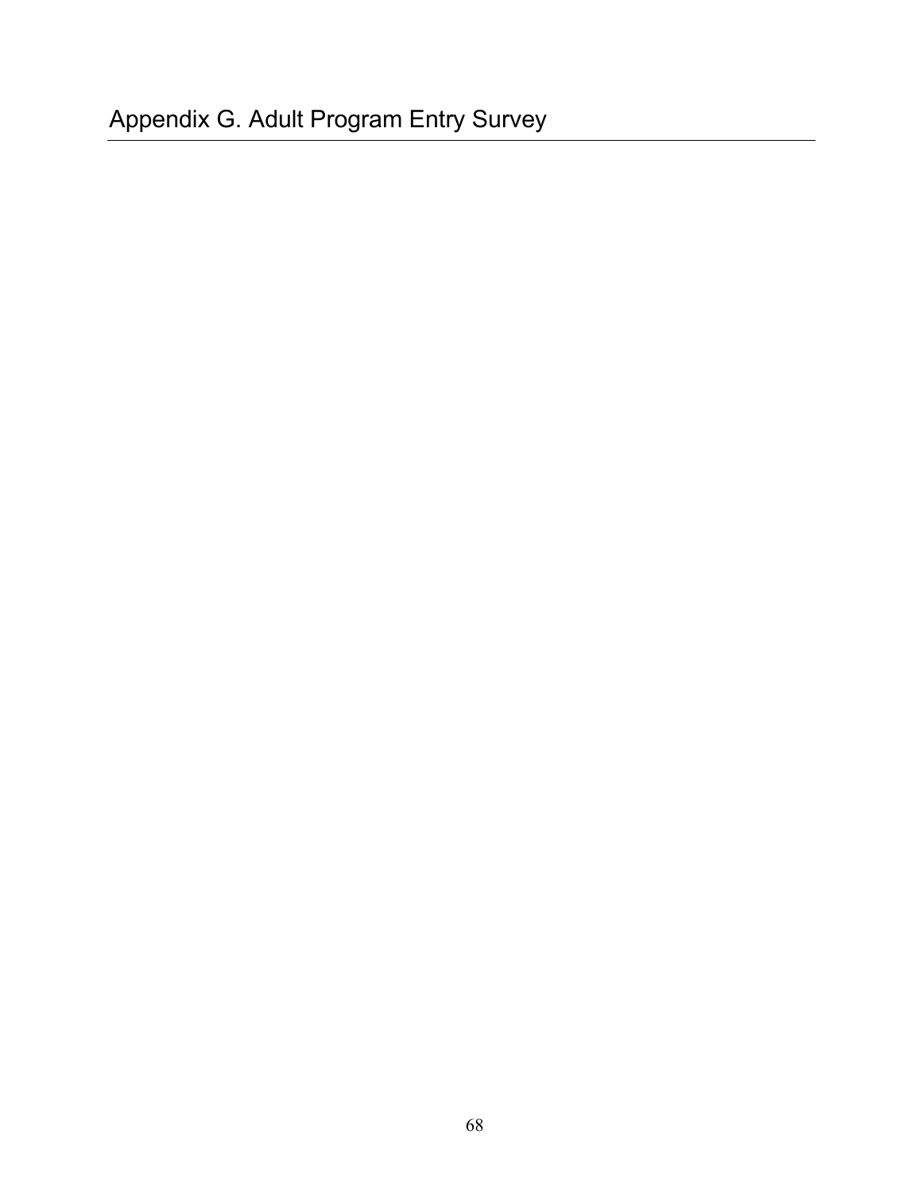# Appendix G. Adult Program Entry Survey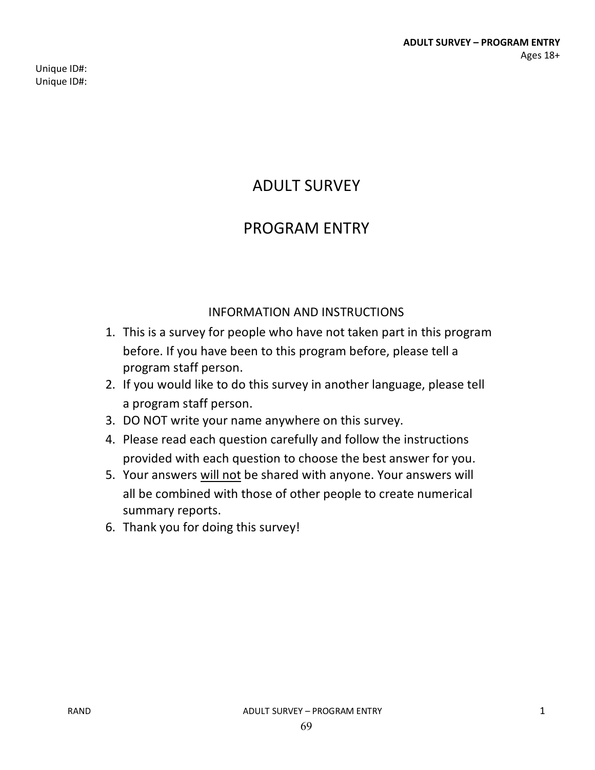Unique ID#:
Unique ID#:

# ADULT SURVEY

# PROGRAM ENTRY

## INFORMATION AND INSTRUCTIONS

1. This is a survey for people who have not taken part in this program before. If you have been to this program before, please tell a program staff person.
2. If you would like to do this survey in another language, please tell a program staff person.
3. DO NOT write your name anywhere on this survey.
4. Please read each question carefully and follow the instructions provided with each question to choose the best answer for you.
5. Your answers <u>will not</u> be shared with anyone. Your answers will all be combined with those of other people to create numerical summary reports.
6. Thank you for doing this survey!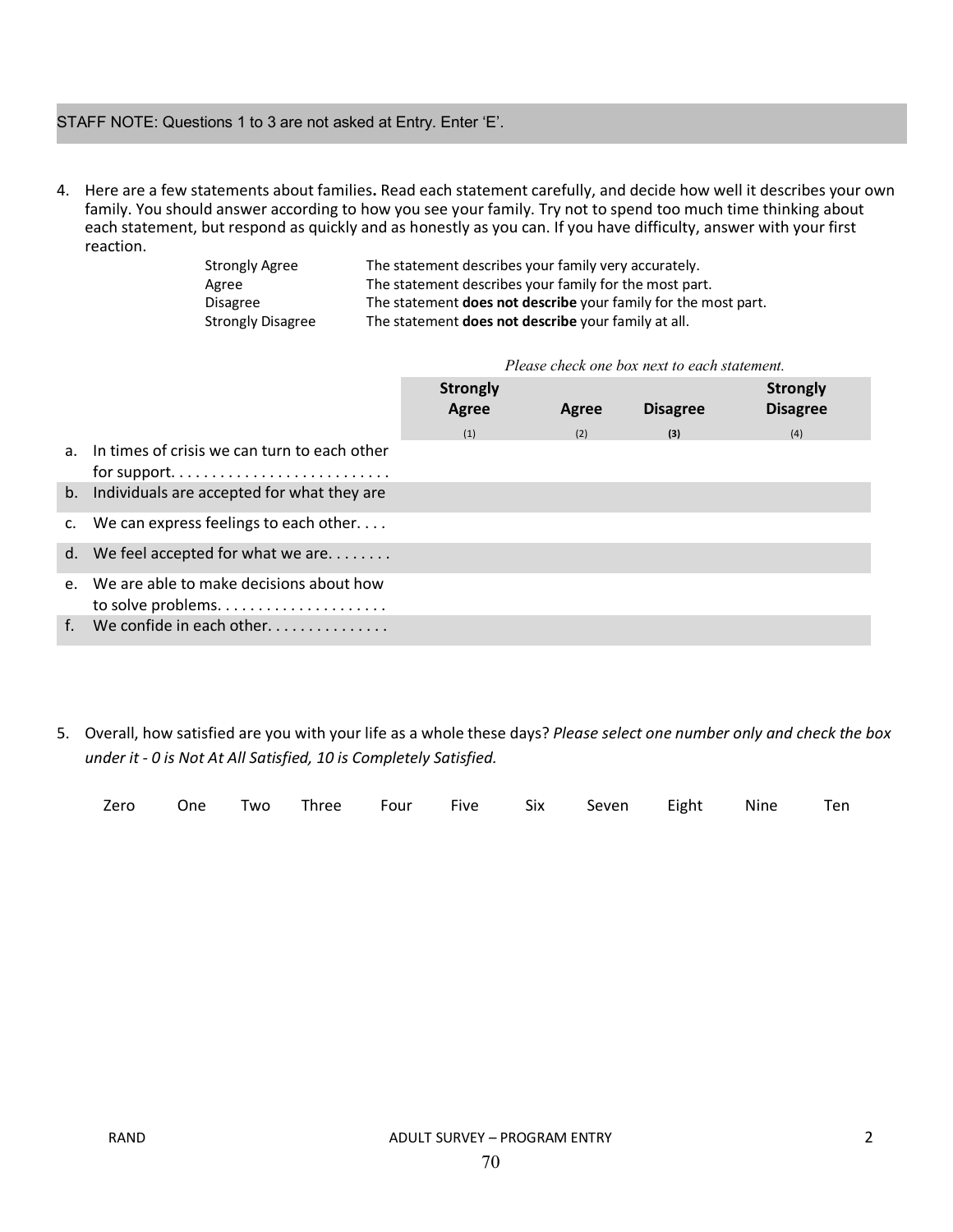STAFF NOTE: Questions 1 to 3 are not asked at Entry. Enter 'E'.

4. Here are a few statements about families**.** Read each statement carefully, and decide how well it describes your own family. You should answer according to how you see your family. Try not to spend too much time thinking about each statement, but respond as quickly and as honestly as you can. If you have difficulty, answer with your first reaction.

| | |
|---|---|
| Strongly Agree | The statement describes your family very accurately. |
| Agree | The statement describes your family for the most part. |
| Disagree | The statement **does not describe** your family for the most part. |
| Strongly Disagree | The statement **does not describe** your family at all. |

*Please check one box next to each statement.*

| | **Strongly Agree** (1) | **Agree** (2) | **Disagree** (3) | **Strongly Disagree** (4) |
|---|---|---|---|---|
| a. In times of crisis we can turn to each other for support. . . . . . . . . . . . . . . . . . . . . . . . . . | | | | |
| b. Individuals are accepted for what they are | | | | |
| c. We can express feelings to each other. . . . | | | | |
| d. We feel accepted for what we are. . . . . . . . | | | | |
| e. We are able to make decisions about how to solve problems. . . . . . . . . . . . . . . . . . . . . | | | | |
| f. We confide in each other. . . . . . . . . . . . . . . | | | | |

5. Overall, how satisfied are you with your life as a whole these days? *Please select one number only and check the box under it - 0 is Not At All Satisfied, 10 is Completely Satisfied.*

| Zero | One | Two | Three | Four | Five | Six | Seven | Eight | Nine | Ten |
|---|---|---|---|---|---|---|---|---|---|---|
| | | | | | | | | | | |

RAND ADULT SURVEY – PROGRAM ENTRY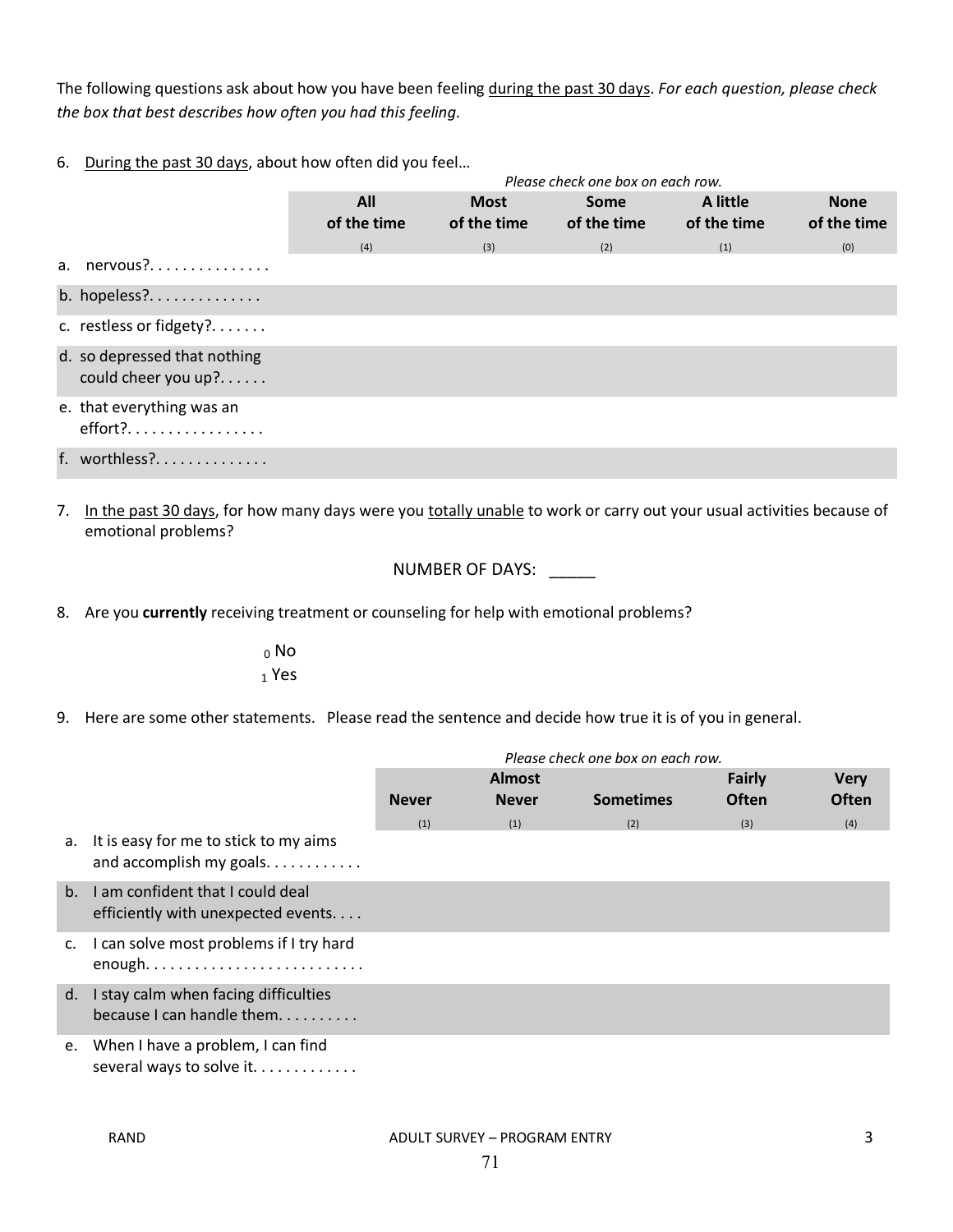The following questions ask about how you have been feeling <u>during the past 30 days</u>. *For each question, please check the box that best describes how often you had this feeling.*

6. <u>During the past 30 days</u>, about how often did you feel…

*Please check one box on each row.*

| | All of the time (4) | Most of the time (3) | Some of the time (2) | A little of the time (1) | None of the time (0) |
|---|---|---|---|---|---|
| a. nervous?. . . . . . . . . . . . . . . | | | | | |
| b. hopeless?. . . . . . . . . . . . . . | | | | | |
| c. restless or fidgety?. . . . . . . | | | | | |
| d. so depressed that nothing could cheer you up?. . . . . . | | | | | |
| e. that everything was an effort?. . . . . . . . . . . . . . . . . | | | | | |
| f. worthless?. . . . . . . . . . . . . | | | | | |

7. <u>In the past 30 days</u>, for how many days were you <u>totally unable</u> to work or carry out your usual activities because of emotional problems?

NUMBER OF DAYS: _____

8. Are you **currently** receiving treatment or counseling for help with emotional problems?

- 0 No
- 1 Yes

9. Here are some other statements. Please read the sentence and decide how true it is of you in general.

*Please check one box on each row.*

| | Never (1) | Almost Never (1) | Sometimes (2) | Fairly Often (3) | Very Often (4) |
|---|---|---|---|---|---|
| a. It is easy for me to stick to my aims and accomplish my goals. . . . . . . . . . . . | | | | | |
| b. I am confident that I could deal efficiently with unexpected events. . . . | | | | | |
| c. I can solve most problems if I try hard enough. . . . . . . . . . . . . . . . . . . . . . . . . . | | | | | |
| d. I stay calm when facing difficulties because I can handle them. . . . . . . . . . | | | | | |
| e. When I have a problem, I can find several ways to solve it. . . . . . . . . . . . . | | | | | |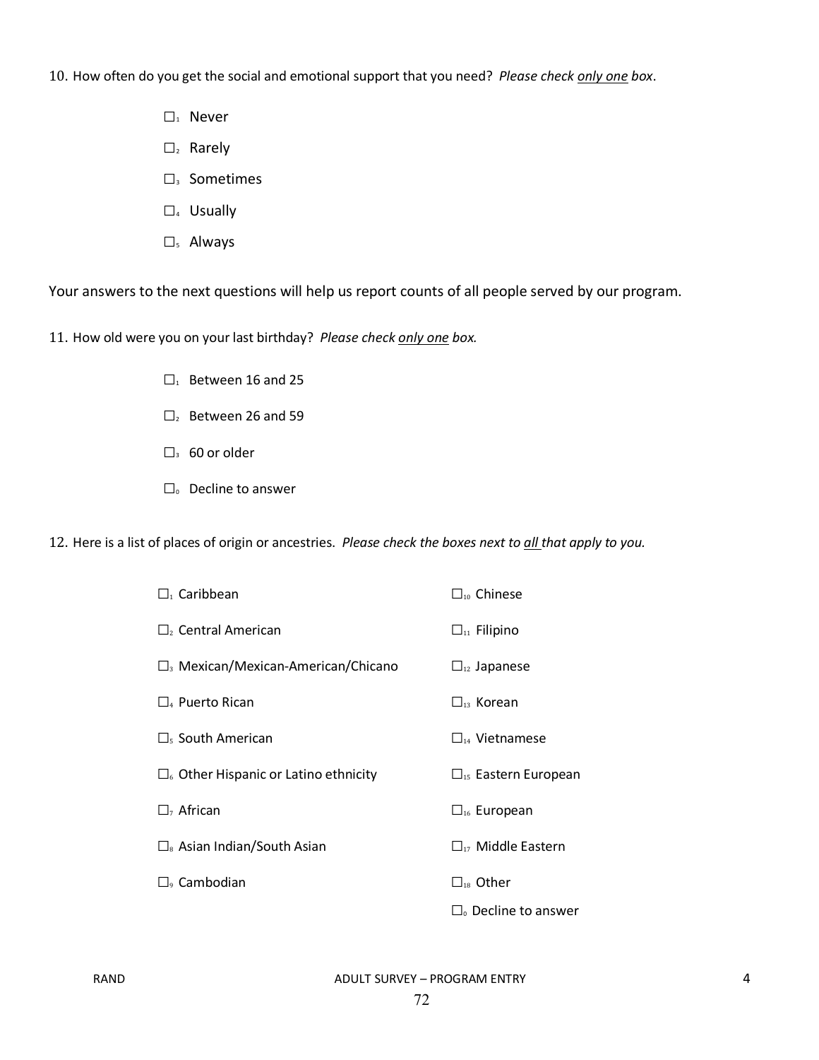10. How often do you get the social and emotional support that you need? *Please check only one box*.

- ☐1 Never
- ☐2 Rarely
- ☐3 Sometimes
- ☐4 Usually
- ☐5 Always

Your answers to the next questions will help us report counts of all people served by our program.

11. How old were you on your last birthday? *Please check only one box.*

- ☐1 Between 16 and 25
- ☐2 Between 26 and 59
- ☐3 60 or older
- ☐0 Decline to answer

12. Here is a list of places of origin or ancestries. *Please check the boxes next to all that apply to you.*

- ☐1 Caribbean
- ☐2 Central American
- ☐3 Mexican/Mexican-American/Chicano
- ☐4 Puerto Rican
- ☐5 South American
- ☐6 Other Hispanic or Latino ethnicity
- ☐7 African
- ☐8 Asian Indian/South Asian
- ☐9 Cambodian
- ☐10 Chinese
- ☐11 Filipino
- ☐12 Japanese
- ☐13 Korean
- ☐14 Vietnamese
- ☐15 Eastern European
- ☐16 European
- ☐17 Middle Eastern
- ☐18 Other
- ☐0 Decline to answer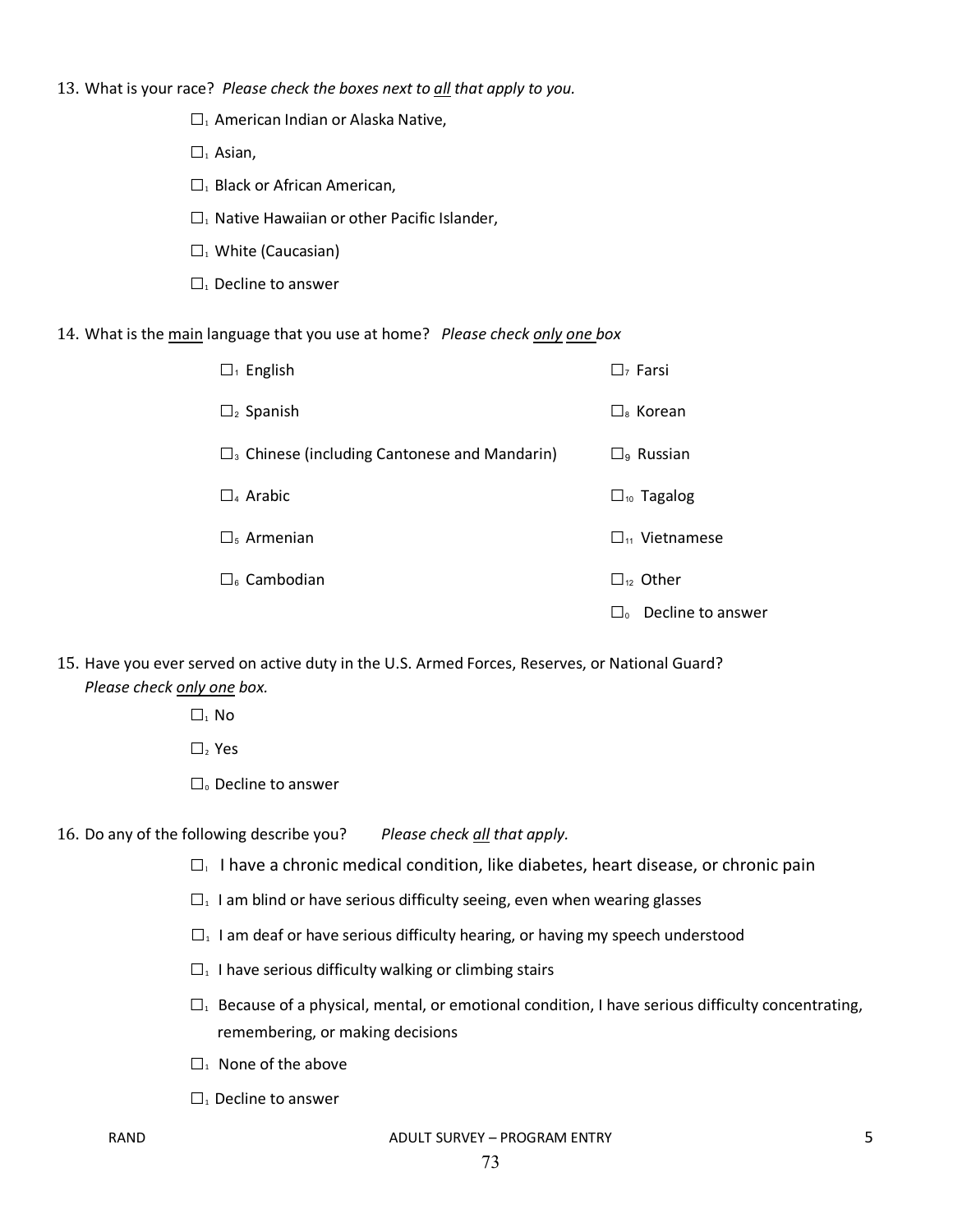13. What is your race? *Please check the boxes next to <u>all</u> that apply to you.*

☐1 American Indian or Alaska Native,

☐1 Asian,

☐1 Black or African American,

☐1 Native Hawaiian or other Pacific Islander,

☐1 White (Caucasian)

☐1 Decline to answer

14. What is the <u>main</u> language that you use at home? *Please check <u>only</u> <u>one</u> box*

☐1 English

☐2 Spanish

☐3 Chinese (including Cantonese and Mandarin)

☐4 Arabic

☐5 Armenian

☐6 Cambodian

☐7 Farsi

☐8 Korean

☐9 Russian

☐10 Tagalog

☐11 Vietnamese

☐12 Other

☐0 Decline to answer

15. Have you ever served on active duty in the U.S. Armed Forces, Reserves, or National Guard? *Please check <u>only one</u> box.*

☐1 No

☐2 Yes

☐0 Decline to answer

16. Do any of the following describe you? *Please check <u>all</u> that apply.*

☐1 I have a chronic medical condition, like diabetes, heart disease, or chronic pain

☐1 I am blind or have serious difficulty seeing, even when wearing glasses

☐1 I am deaf or have serious difficulty hearing, or having my speech understood

☐1 I have serious difficulty walking or climbing stairs

☐1 Because of a physical, mental, or emotional condition, I have serious difficulty concentrating, remembering, or making decisions

☐1 None of the above

☐1 Decline to answer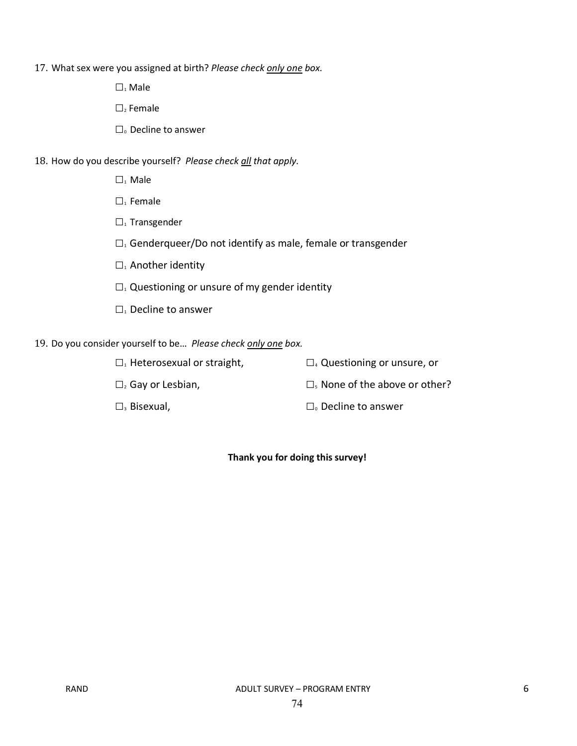17. What sex were you assigned at birth? *Please check only one box.*

☐$_1$ Male

☐$_2$ Female

☐$_0$ Decline to answer

18. How do you describe yourself? *Please check all that apply.*

☐$_1$ Male

☐$_1$ Female

☐$_1$ Transgender

☐$_1$ Genderqueer/Do not identify as male, female or transgender

☐$_1$ Another identity

☐$_1$ Questioning or unsure of my gender identity

☐$_1$ Decline to answer

19. Do you consider yourself to be… *Please check only one box.*

☐$_1$ Heterosexual or straight,

☐$_2$ Gay or Lesbian,

☐$_3$ Bisexual,

☐$_4$ Questioning or unsure, or

☐$_5$ None of the above or other?

☐$_0$ Decline to answer

**Thank you for doing this survey!**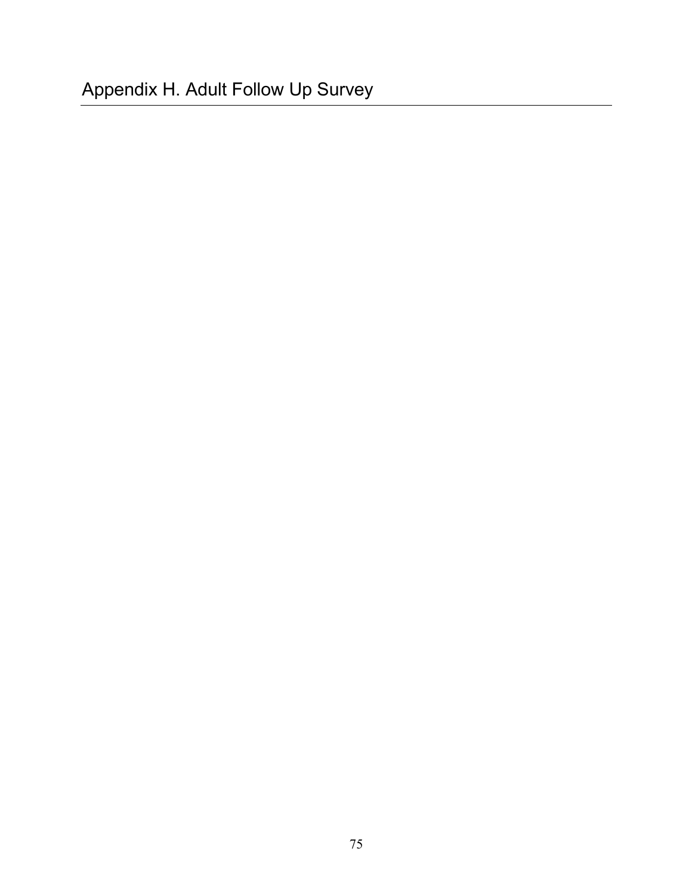# Appendix H. Adult Follow Up Survey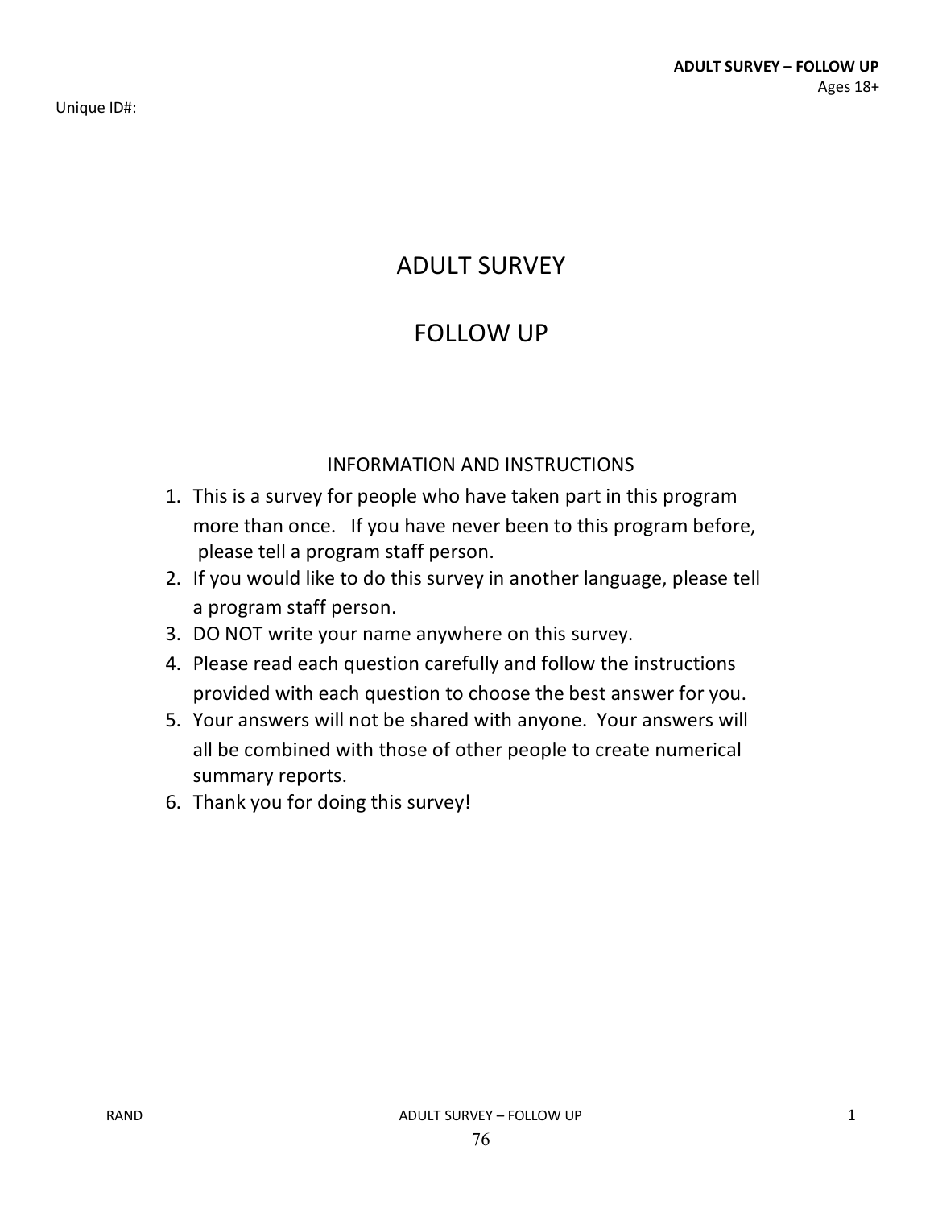Unique ID#:

# ADULT SURVEY

# FOLLOW UP

## INFORMATION AND INSTRUCTIONS

1. This is a survey for people who have taken part in this program more than once. If you have never been to this program before, please tell a program staff person.
2. If you would like to do this survey in another language, please tell a program staff person.
3. DO NOT write your name anywhere on this survey.
4. Please read each question carefully and follow the instructions provided with each question to choose the best answer for you.
5. Your answers <u>will not</u> be shared with anyone. Your answers will all be combined with those of other people to create numerical summary reports.
6. Thank you for doing this survey!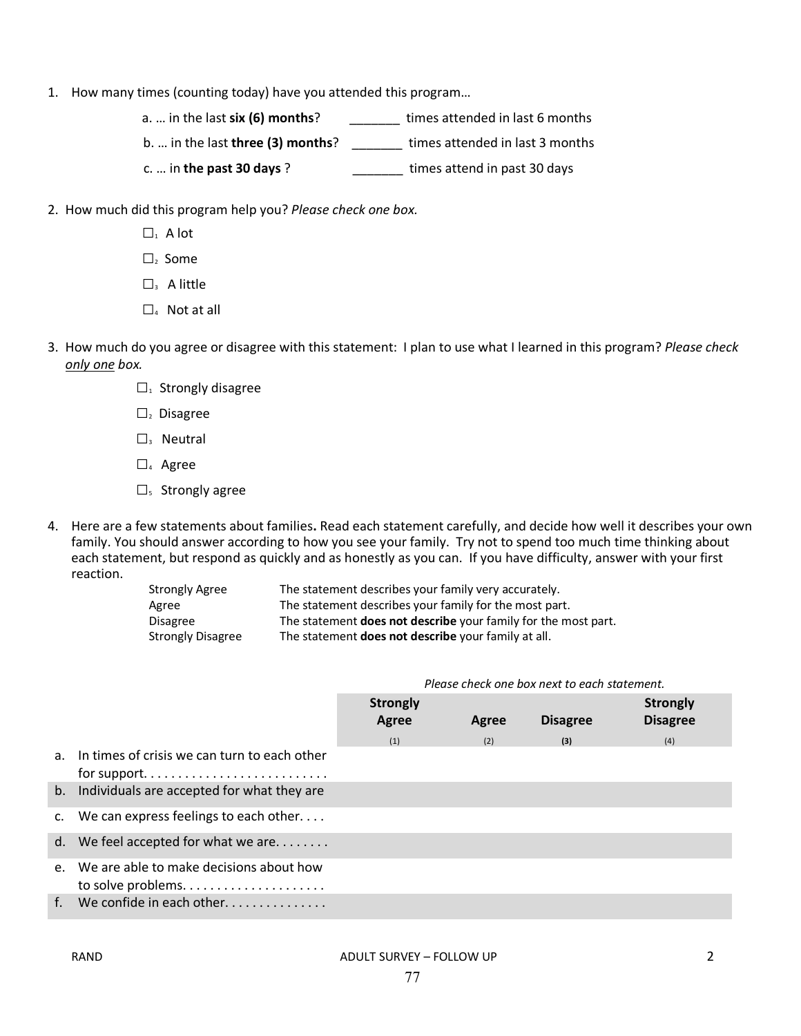1. How many times (counting today) have you attended this program…

   a. … in the last **six (6) months**? _______ times attended in last 6 months

   b. … in the last **three (3) months**? _______ times attended in last 3 months

   c. … in **the past 30 days** ? _______ times attend in past 30 days

2. How much did this program help you? *Please check one box.*

   ☐1 A lot

   ☐2 Some

   ☐3 A little

   ☐4 Not at all

3. How much do you agree or disagree with this statement: I plan to use what I learned in this program? *Please check only one box.*

   ☐1 Strongly disagree

   ☐2 Disagree

   ☐3 Neutral

   ☐4 Agree

   ☐5 Strongly agree

4. Here are a few statements about families**.** Read each statement carefully, and decide how well it describes your own family. You should answer according to how you see your family. Try not to spend too much time thinking about each statement, but respond as quickly and as honestly as you can. If you have difficulty, answer with your first reaction.

   | | |
   |---|---|
   | Strongly Agree | The statement describes your family very accurately. |
   | Agree | The statement describes your family for the most part. |
   | Disagree | The statement **does not describe** your family for the most part. |
   | Strongly Disagree | The statement **does not describe** your family at all. |

*Please check one box next to each statement.*

| | **Strongly Agree** (1) | **Agree** (2) | **Disagree** (3) | **Strongly Disagree** (4) |
|---|---|---|---|---|
| a. In times of crisis we can turn to each other for support. . . . . . . . . . . . . . . . . . . . . . . . . . . | | | | |
| b. Individuals are accepted for what they are | | | | |
| c. We can express feelings to each other. . . . | | | | |
| d. We feel accepted for what we are. . . . . . . . | | | | |
| e. We are able to make decisions about how to solve problems. . . . . . . . . . . . . . . . . . . . . | | | | |
| f. We confide in each other. . . . . . . . . . . . . . . | | | | |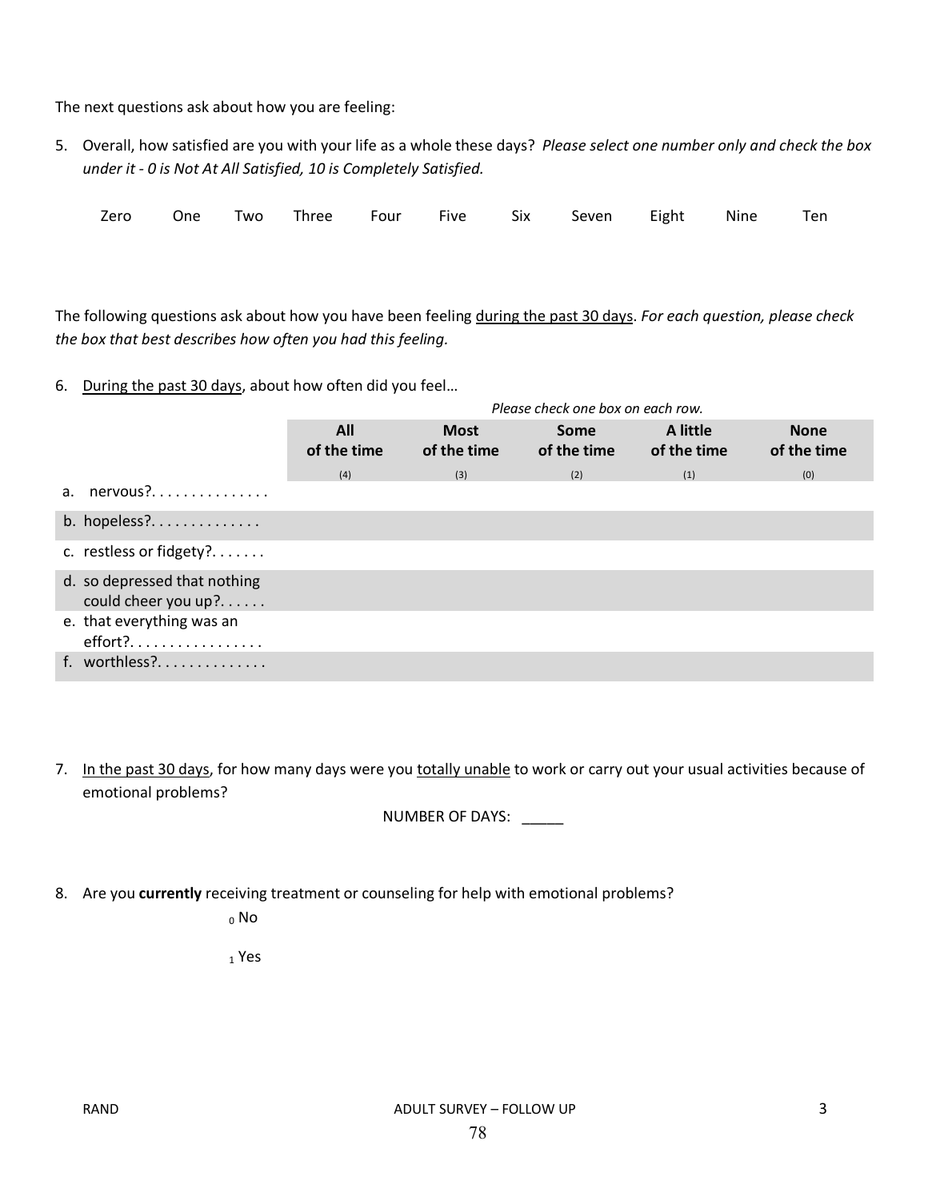The next questions ask about how you are feeling:

5. Overall, how satisfied are you with your life as a whole these days? *Please select one number only and check the box under it - 0 is Not At All Satisfied, 10 is Completely Satisfied.*

| Zero | One | Two | Three | Four | Five | Six | Seven | Eight | Nine | Ten |
|---|---|---|---|---|---|---|---|---|---|---|
| | | | | | | | | | | |

The following questions ask about how you have been feeling <u>during the past 30 days</u>. *For each question, please check the box that best describes how often you had this feeling.*

6. <u>During the past 30 days</u>, about how often did you feel…

*Please check one box on each row.*

| | All of the time (4) | Most of the time (3) | Some of the time (2) | A little of the time (1) | None of the time (0) |
|---|---|---|---|---|---|
| a. nervous?. . . . . . . . . . . . . . . | | | | | |
| b. hopeless?. . . . . . . . . . . . . . | | | | | |
| c. restless or fidgety?. . . . . . . | | | | | |
| d. so depressed that nothing could cheer you up?. . . . . . | | | | | |
| e. that everything was an effort?. . . . . . . . . . . . . . . . . | | | | | |
| f. worthless?. . . . . . . . . . . . . . | | | | | |

7. <u>In the past 30 days</u>, for how many days were you <u>totally unable</u> to work or carry out your usual activities because of emotional problems?

   NUMBER OF DAYS: _____

8. Are you **currently** receiving treatment or counseling for help with emotional problems?

   $_0$ No

   $_1$ Yes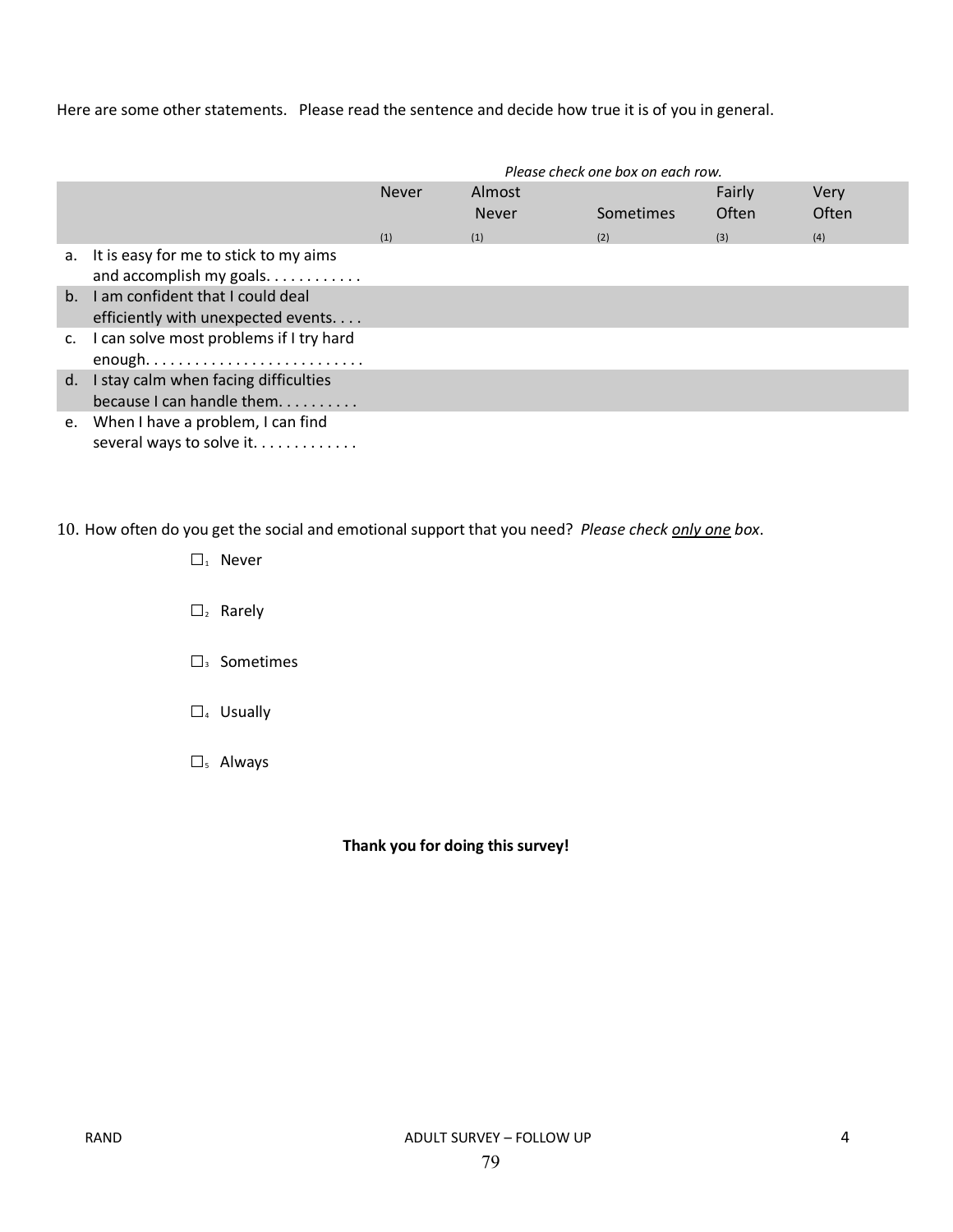Here are some other statements. Please read the sentence and decide how true it is of you in general.

*Please check one box on each row.*

| | Never (1) | Almost Never (1) | Sometimes (2) | Fairly Often (3) | Very Often (4) |
|---|---|---|---|---|---|
| a. It is easy for me to stick to my aims and accomplish my goals. . . . . . . . . . . . | | | | | |
| b. I am confident that I could deal efficiently with unexpected events. . . . | | | | | |
| c. I can solve most problems if I try hard enough. . . . . . . . . . . . . . . . . . . . . . . . . . . | | | | | |
| d. I stay calm when facing difficulties because I can handle them. . . . . . . . . . | | | | | |
| e. When I have a problem, I can find several ways to solve it. . . . . . . . . . . . . | | | | | |

10. How often do you get the social and emotional support that you need? *Please check <u>only one</u> box*.

- ☐1 Never
- ☐2 Rarely
- ☐3 Sometimes
- ☐4 Usually
- ☐5 Always

**Thank you for doing this survey!**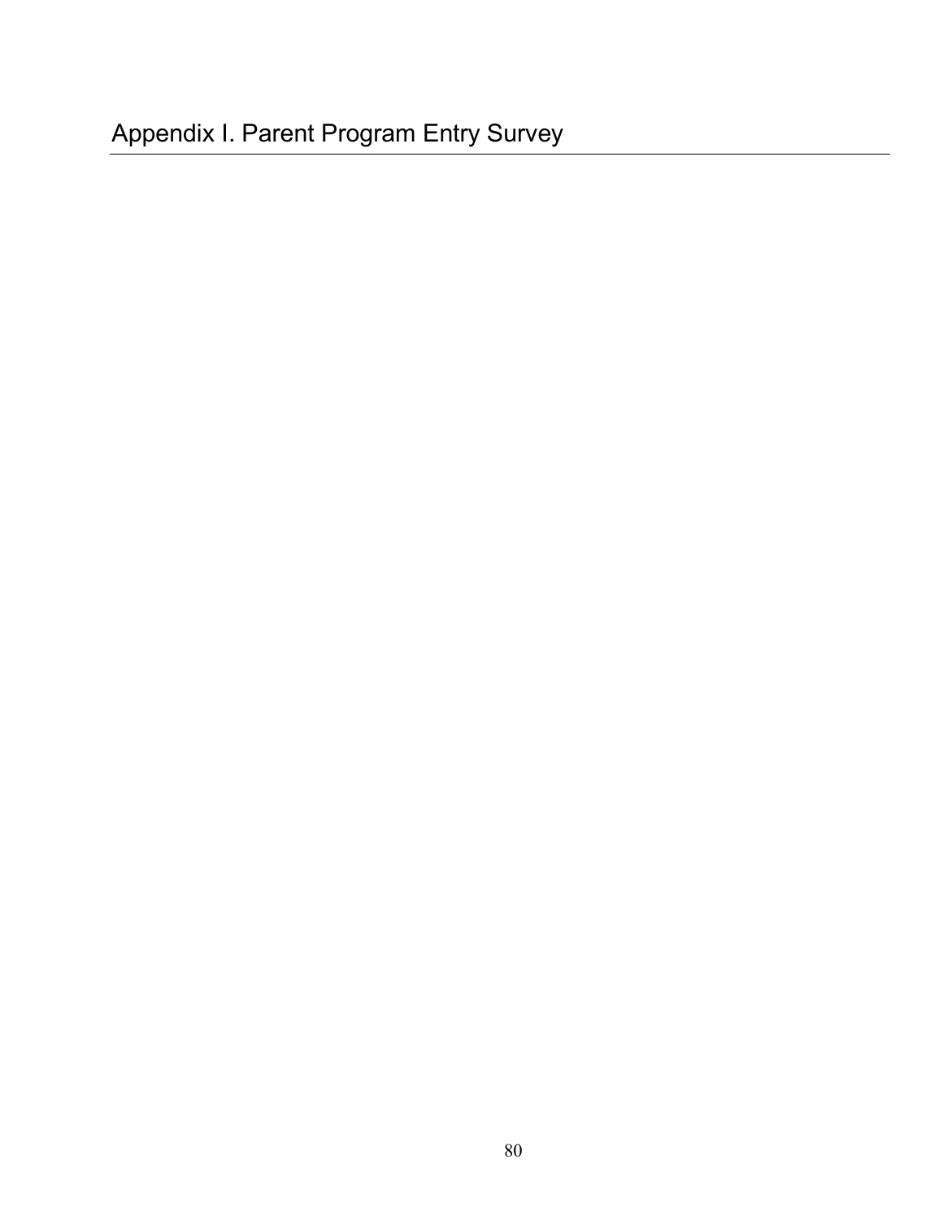# Appendix I. Parent Program Entry Survey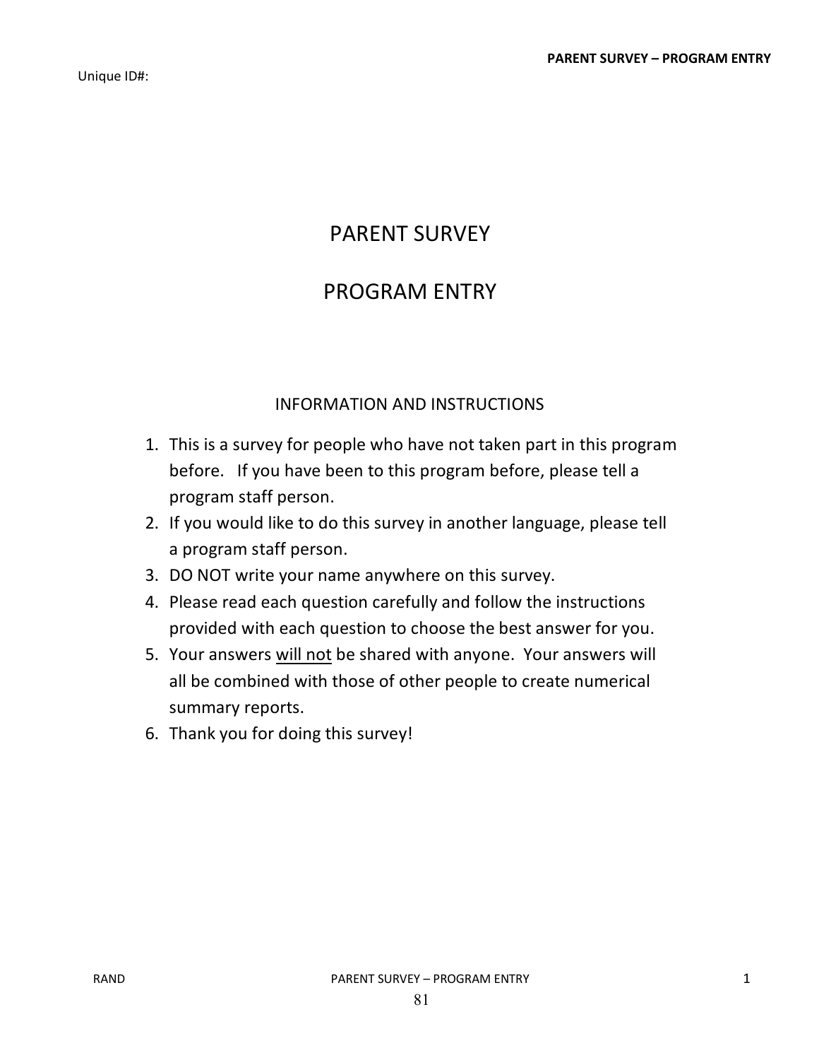Unique ID#:

# PARENT SURVEY

# PROGRAM ENTRY

## INFORMATION AND INSTRUCTIONS

1. This is a survey for people who have not taken part in this program before. If you have been to this program before, please tell a program staff person.
2. If you would like to do this survey in another language, please tell a program staff person.
3. DO NOT write your name anywhere on this survey.
4. Please read each question carefully and follow the instructions provided with each question to choose the best answer for you.
5. Your answers <u>will not</u> be shared with anyone. Your answers will all be combined with those of other people to create numerical summary reports.
6. Thank you for doing this survey!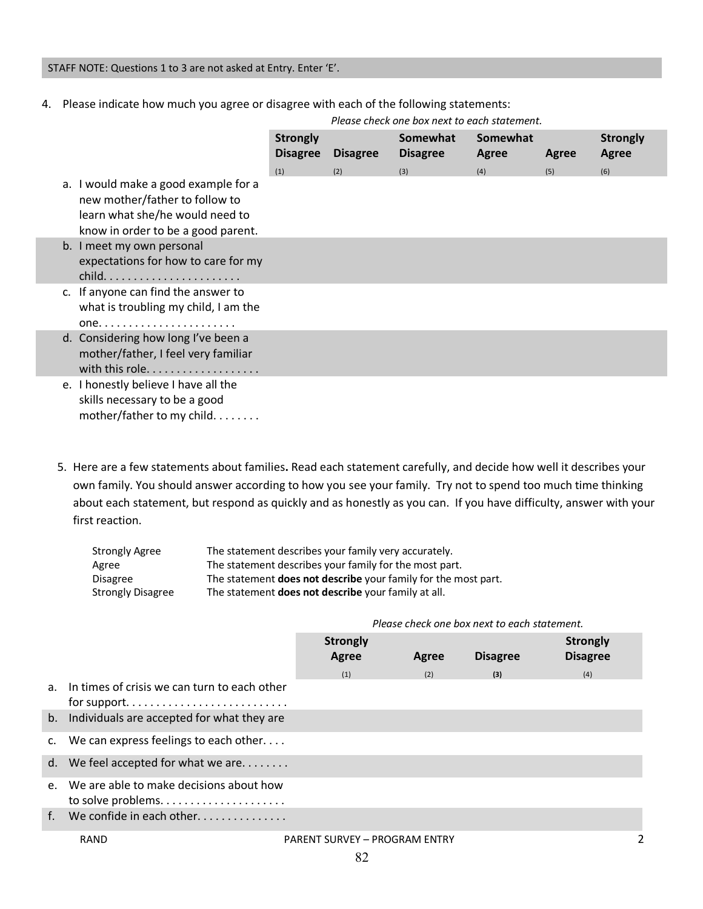STAFF NOTE: Questions 1 to 3 are not asked at Entry. Enter 'E'.

4. Please indicate how much you agree or disagree with each of the following statements:

*Please check one box next to each statement.*

| | Strongly Disagree (1) | Disagree (2) | Somewhat Disagree (3) | Somewhat Agree (4) | Agree (5) | Strongly Agree (6) |
|---|---|---|---|---|---|---|
| a. I would make a good example for a new mother/father to follow to learn what she/he would need to know in order to be a good parent. | | | | | | |
| b. I meet my own personal expectations for how to care for my child. . . . . . . . . . . . . . . . . . . . . . . | | | | | | |
| c. If anyone can find the answer to what is troubling my child, I am the one. . . . . . . . . . . . . . . . . . . . . . . | | | | | | |
| d. Considering how long I've been a mother/father, I feel very familiar with this role. . . . . . . . . . . . . . . . . . . | | | | | | |
| e. I honestly believe I have all the skills necessary to be a good mother/father to my child. . . . . . . . | | | | | | |

5. Here are a few statements about families**.** Read each statement carefully, and decide how well it describes your own family. You should answer according to how you see your family. Try not to spend too much time thinking about each statement, but respond as quickly and as honestly as you can. If you have difficulty, answer with your first reaction.

| | |
|---|---|
| Strongly Agree | The statement describes your family very accurately. |
| Agree | The statement describes your family for the most part. |
| Disagree | The statement **does not describe** your family for the most part. |
| Strongly Disagree | The statement **does not describe** your family at all. |

*Please check one box next to each statement.*

| | Strongly Agree (1) | Agree (2) | Disagree (3) | Strongly Disagree (4) |
|---|---|---|---|---|
| a. In times of crisis we can turn to each other for support. . . . . . . . . . . . . . . . . . . . . . . . . . . | | | | |
| b. Individuals are accepted for what they are | | | | |
| c. We can express feelings to each other. . . . | | | | |
| d. We feel accepted for what we are. . . . . . . . | | | | |
| e. We are able to make decisions about how to solve problems. . . . . . . . . . . . . . . . . . . . . | | | | |
| f. We confide in each other. . . . . . . . . . . . . . | | | | |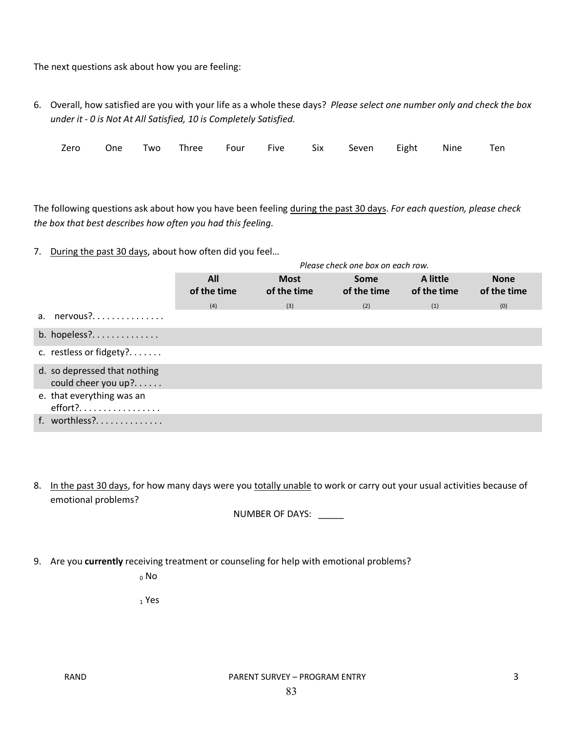The next questions ask about how you are feeling:

6. Overall, how satisfied are you with your life as a whole these days? *Please select one number only and check the box under it - 0 is Not At All Satisfied, 10 is Completely Satisfied.*

| Zero | One | Two | Three | Four | Five | Six | Seven | Eight | Nine | Ten |
|---|---|---|---|---|---|---|---|---|---|---|
| | | | | | | | | | | |

The following questions ask about how you have been feeling <u>during the past 30 days</u>. *For each question, please check the box that best describes how often you had this feeling.*

7. <u>During the past 30 days</u>, about how often did you feel…

*Please check one box on each row.*

| | All of the time (4) | Most of the time (3) | Some of the time (2) | A little of the time (1) | None of the time (0) |
|---|---|---|---|---|---|
| a. nervous?. . . . . . . . . . . . . . . | | | | | |
| b. hopeless?. . . . . . . . . . . . . . | | | | | |
| c. restless or fidgety?. . . . . . . | | | | | |
| d. so depressed that nothing could cheer you up?. . . . . . | | | | | |
| e. that everything was an effort?. . . . . . . . . . . . . . . . . | | | | | |
| f. worthless?. . . . . . . . . . . . . . | | | | | |

8. <u>In the past 30 days</u>, for how many days were you <u>totally unable</u> to work or carry out your usual activities because of emotional problems?

NUMBER OF DAYS: _____

9. Are you **currently** receiving treatment or counseling for help with emotional problems?

$_0$ No

$_1$ Yes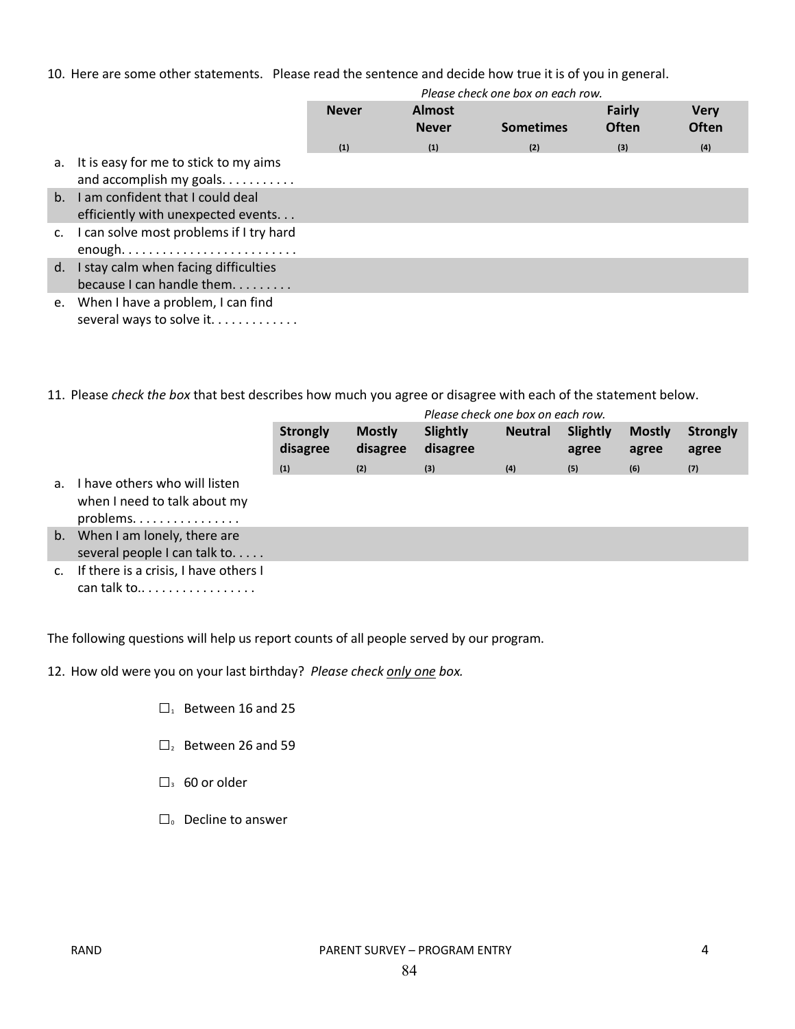10. Here are some other statements. Please read the sentence and decide how true it is of you in general.

*Please check one box on each row.*

| | Never (1) | Almost Never (1) | Sometimes (2) | Fairly Often (3) | Very Often (4) |
|---|---|---|---|---|---|
| a. It is easy for me to stick to my aims and accomplish my goals. . . . . . . . . . . | | | | | |
| b. I am confident that I could deal efficiently with unexpected events. . . | | | | | |
| c. I can solve most problems if I try hard enough. . . . . . . . . . . . . . . . . . . . . . . . . . | | | | | |
| d. I stay calm when facing difficulties because I can handle them. . . . . . . . . | | | | | |
| e. When I have a problem, I can find several ways to solve it. . . . . . . . . . . . . | | | | | |

11. Please *check the box* that best describes how much you agree or disagree with each of the statement below.

*Please check one box on each row.*

| | Strongly disagree (1) | Mostly disagree (2) | Slightly disagree (3) | Neutral (4) | Slightly agree (5) | Mostly agree (6) | Strongly agree (7) |
|---|---|---|---|---|---|---|---|
| a. I have others who will listen when I need to talk about my problems. . . . . . . . . . . . . . . . | | | | | | | |
| b. When I am lonely, there are several people I can talk to. . . . . | | | | | | | |
| c. If there is a crisis, I have others I can talk to.. . . . . . . . . . . . . . . . . | | | | | | | |

The following questions will help us report counts of all people served by our program.

12. How old were you on your last birthday? *Please check only one box.*

- ☐1 Between 16 and 25
- ☐2 Between 26 and 59
- ☐3 60 or older
- ☐0 Decline to answer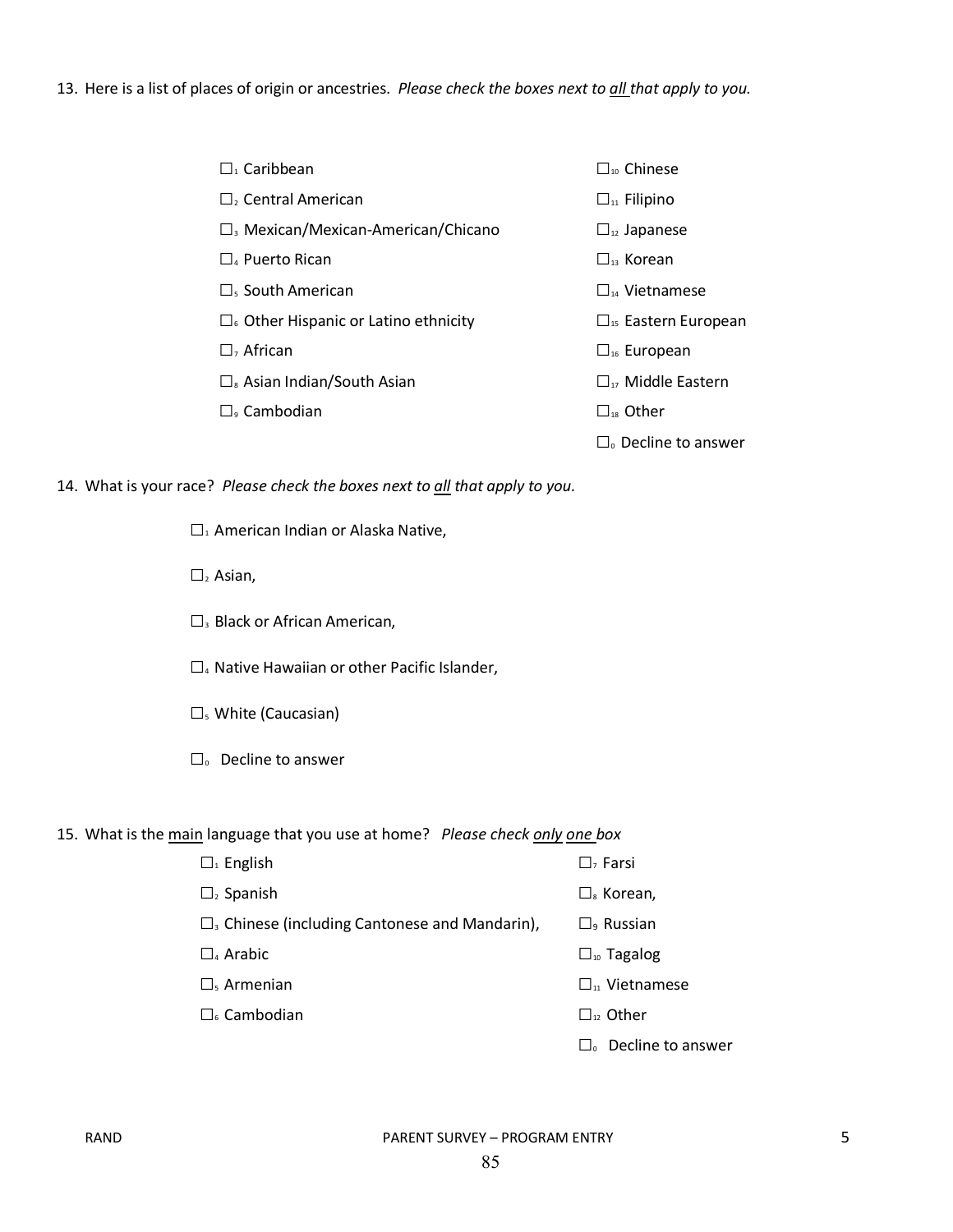13. Here is a list of places of origin or ancestries. *Please check the boxes next to <u>all</u> that apply to you.*

- ☐[1] Caribbean
- ☐[2] Central American
- ☐[3] Mexican/Mexican-American/Chicano
- ☐[4] Puerto Rican
- ☐[5] South American
- ☐[6] Other Hispanic or Latino ethnicity
- ☐[7] African
- ☐[8] Asian Indian/South Asian
- ☐[9] Cambodian
- ☐[10] Chinese
- ☐[11] Filipino
- ☐[12] Japanese
- ☐[13] Korean
- ☐[14] Vietnamese
- ☐[15] Eastern European
- ☐[16] European
- ☐[17] Middle Eastern
- ☐[18] Other
- ☐[0] Decline to answer

14. What is your race? *Please check the boxes next to <u>all</u> that apply to you.*

- ☐[1] American Indian or Alaska Native,
- ☐[2] Asian,
- ☐[3] Black or African American,
- ☐[4] Native Hawaiian or other Pacific Islander,
- ☐[5] White (Caucasian)
- ☐[0] Decline to answer

15. What is the <u>main</u> language that you use at home? *Please check <u>only one</u> box*

- ☐[1] English
- ☐[2] Spanish
- ☐[3] Chinese (including Cantonese and Mandarin),
- ☐[4] Arabic
- ☐[5] Armenian
- ☐[6] Cambodian
- ☐[7] Farsi
- ☐[8] Korean,
- ☐[9] Russian
- ☐[10] Tagalog
- ☐[11] Vietnamese
- ☐[12] Other
- ☐[0] Decline to answer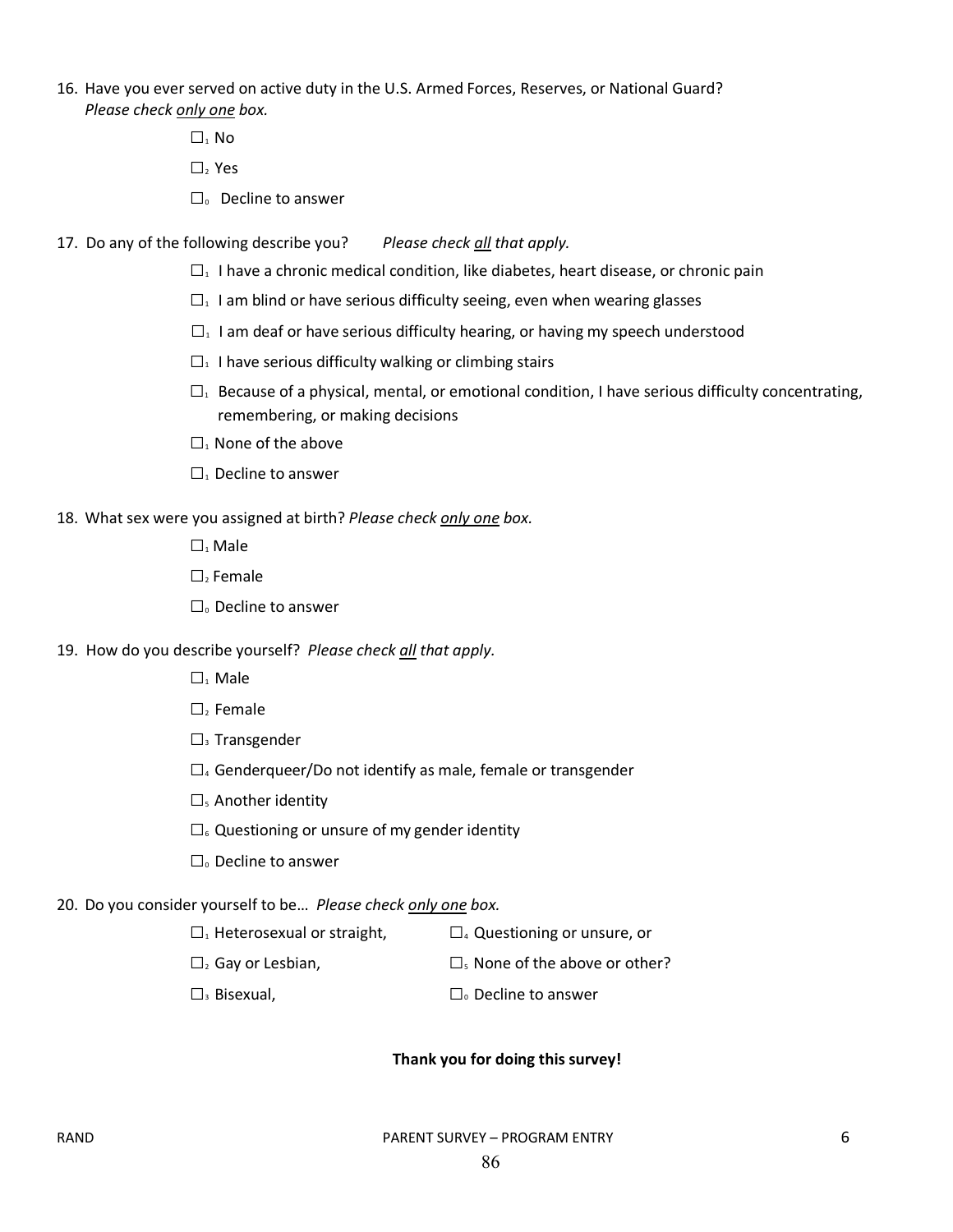16. Have you ever served on active duty in the U.S. Armed Forces, Reserves, or National Guard? *Please check only one box.*

    ☐1 No

    ☐2 Yes

    ☐0 Decline to answer

17. Do any of the following describe you? *Please check all that apply.*

    ☐1 I have a chronic medical condition, like diabetes, heart disease, or chronic pain

    ☐1 I am blind or have serious difficulty seeing, even when wearing glasses

    ☐1 I am deaf or have serious difficulty hearing, or having my speech understood

    ☐1 I have serious difficulty walking or climbing stairs

    ☐1 Because of a physical, mental, or emotional condition, I have serious difficulty concentrating, remembering, or making decisions

    ☐1 None of the above

    ☐1 Decline to answer

18. What sex were you assigned at birth? *Please check only one box.*

    ☐1 Male

    ☐2 Female

    ☐0 Decline to answer

19. How do you describe yourself? *Please check all that apply.*

    ☐1 Male

    ☐2 Female

    ☐3 Transgender

    ☐4 Genderqueer/Do not identify as male, female or transgender

    ☐5 Another identity

    ☐6 Questioning or unsure of my gender identity

    ☐0 Decline to answer

20. Do you consider yourself to be… *Please check only one box.*

    ☐1 Heterosexual or straight,

    ☐2 Gay or Lesbian,

    ☐3 Bisexual,

    ☐4 Questioning or unsure, or

    ☐5 None of the above or other?

    ☐0 Decline to answer

**Thank you for doing this survey!**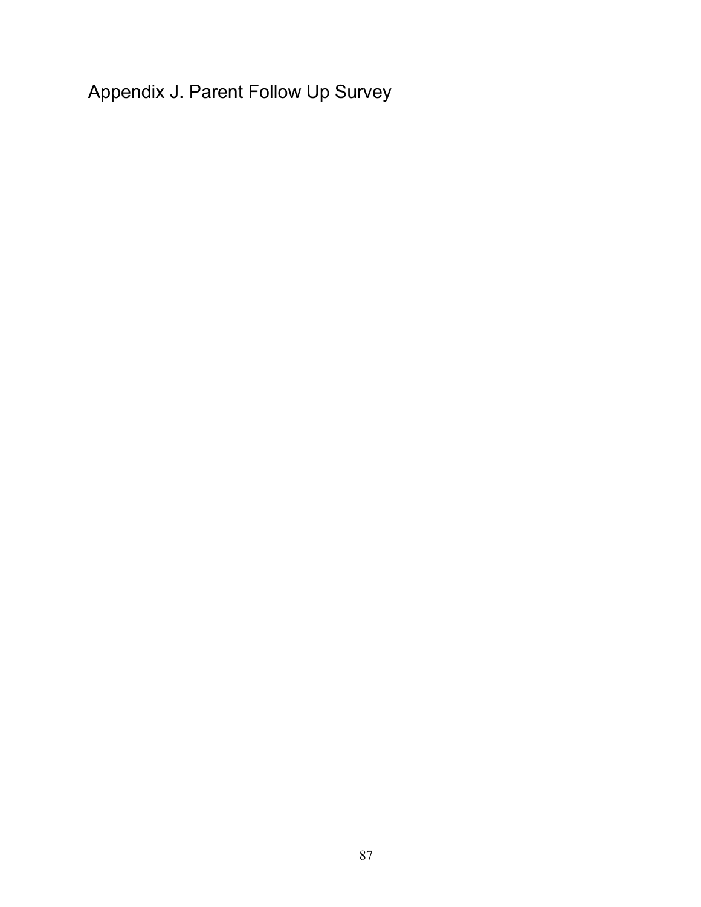# Appendix J. Parent Follow Up Survey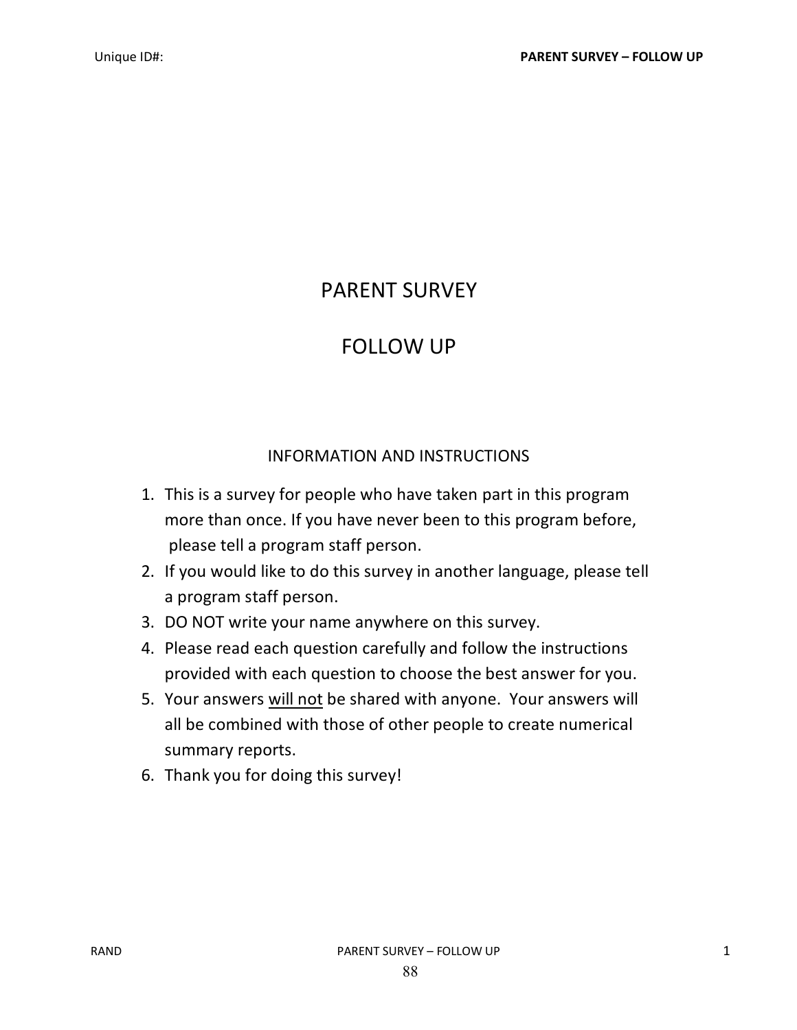Unique ID#:

# PARENT SURVEY

# FOLLOW UP

## INFORMATION AND INSTRUCTIONS

1. This is a survey for people who have taken part in this program more than once. If you have never been to this program before, please tell a program staff person.
2. If you would like to do this survey in another language, please tell a program staff person.
3. DO NOT write your name anywhere on this survey.
4. Please read each question carefully and follow the instructions provided with each question to choose the best answer for you.
5. Your answers <u>will not</u> be shared with anyone. Your answers will all be combined with those of other people to create numerical summary reports.
6. Thank you for doing this survey!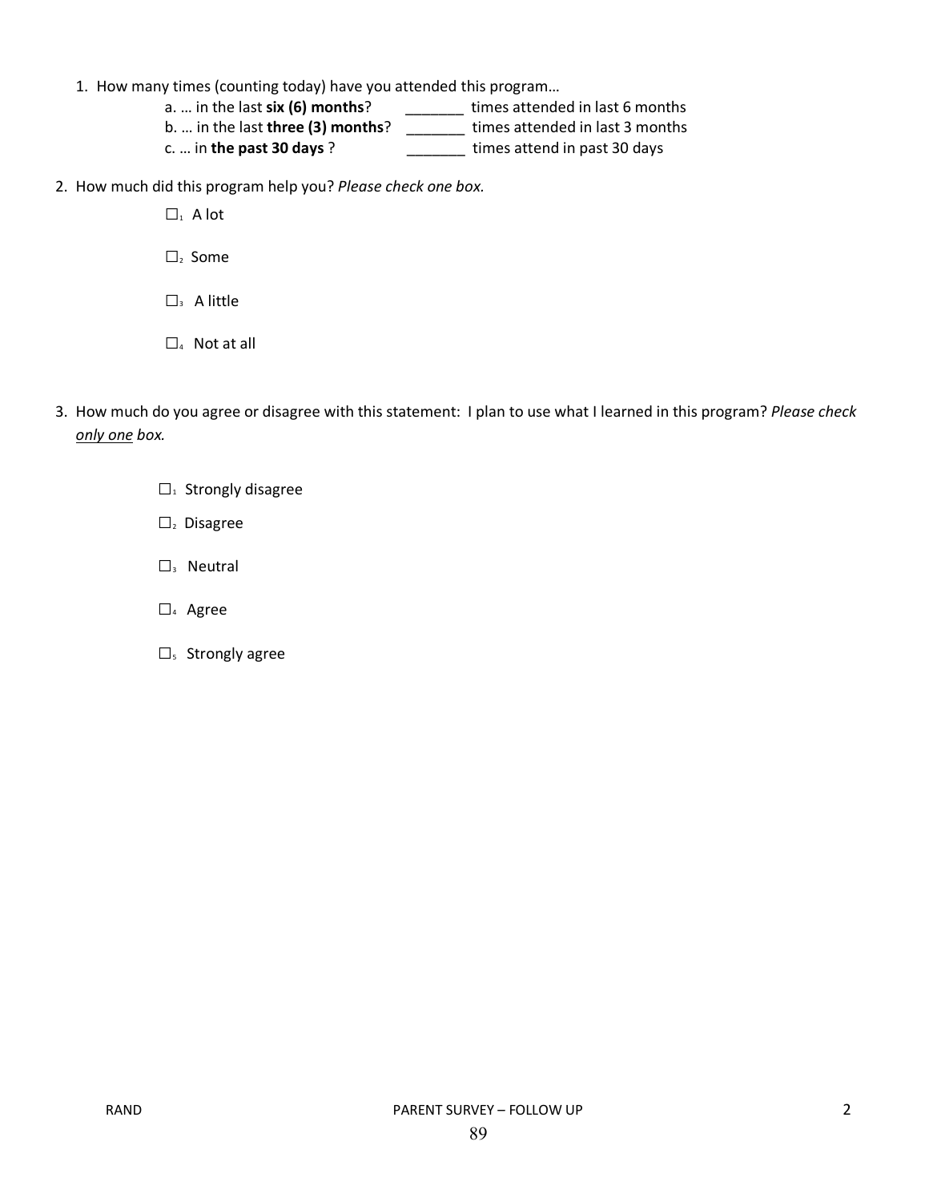1. How many times (counting today) have you attended this program…

   a. … in the last **six (6) months**? _______ times attended in last 6 months

   b. … in the last **three (3) months**? _______ times attended in last 3 months

   c. … in **the past 30 days** ? _______ times attend in past 30 days

2. How much did this program help you? *Please check one box.*

   ☐[1] A lot

   ☐[2] Some

   ☐[3] A little

   ☐[4] Not at all

3. How much do you agree or disagree with this statement: I plan to use what I learned in this program? *Please check <u>only one</u> box.*

   ☐[1] Strongly disagree

   ☐[2] Disagree

   ☐[3] Neutral

   ☐[4] Agree

   ☐[5] Strongly agree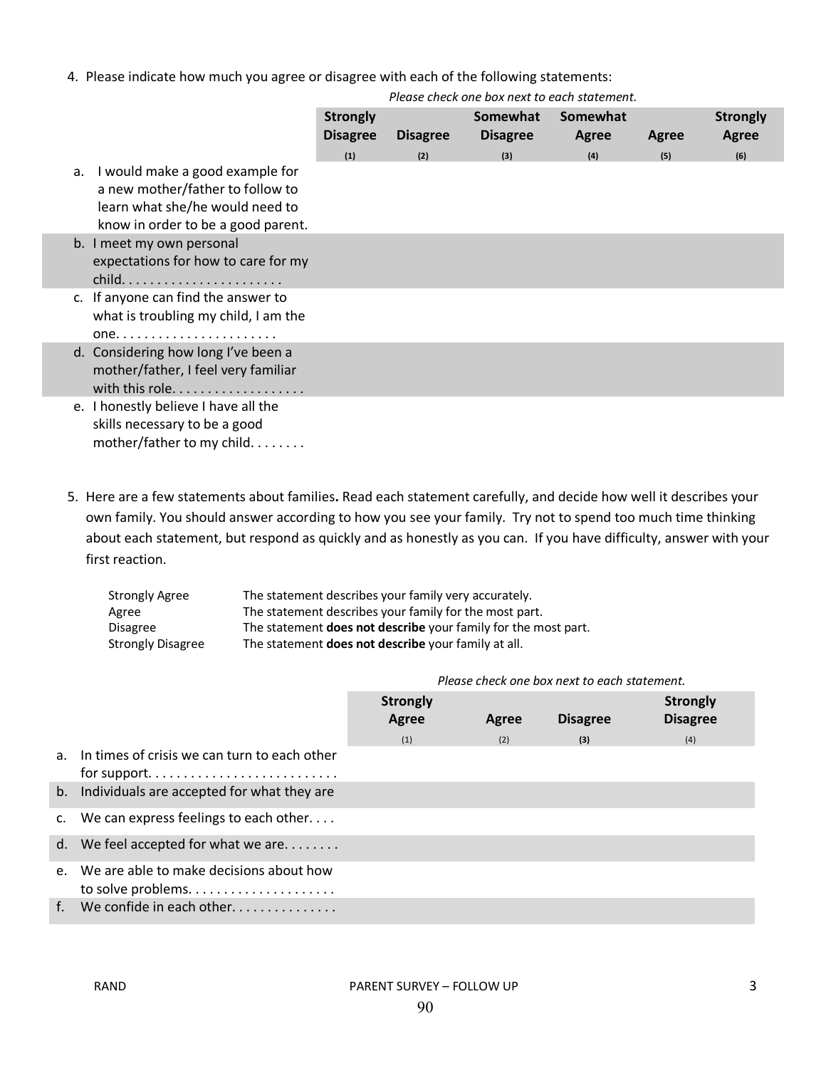4. Please indicate how much you agree or disagree with each of the following statements:

*Please check one box next to each statement.*

| | Strongly Disagree (1) | Disagree (2) | Somewhat Disagree (3) | Somewhat Agree (4) | Agree (5) | Strongly Agree (6) |
|---|---|---|---|---|---|---|
| a. I would make a good example for a new mother/father to follow to learn what she/he would need to know in order to be a good parent. | | | | | | |
| b. I meet my own personal expectations for how to care for my child. . . . . . . . . . . . . . . . . . . . . . . | | | | | | |
| c. If anyone can find the answer to what is troubling my child, I am the one. . . . . . . . . . . . . . . . . . . . . . . | | | | | | |
| d. Considering how long I've been a mother/father, I feel very familiar with this role. . . . . . . . . . . . . . . . . . . | | | | | | |
| e. I honestly believe I have all the skills necessary to be a good mother/father to my child. . . . . . . . | | | | | | |

5. Here are a few statements about families**.** Read each statement carefully, and decide how well it describes your own family. You should answer according to how you see your family. Try not to spend too much time thinking about each statement, but respond as quickly and as honestly as you can. If you have difficulty, answer with your first reaction.

| | |
|---|---|
| Strongly Agree | The statement describes your family very accurately. |
| Agree | The statement describes your family for the most part. |
| Disagree | The statement **does not describe** your family for the most part. |
| Strongly Disagree | The statement **does not describe** your family at all. |

*Please check one box next to each statement.*

| | Strongly Agree (1) | Agree (2) | Disagree (3) | Strongly Disagree (4) |
|---|---|---|---|---|
| a. In times of crisis we can turn to each other for support. . . . . . . . . . . . . . . . . . . . . . . . . . | | | | |
| b. Individuals are accepted for what they are | | | | |
| c. We can express feelings to each other. . . . | | | | |
| d. We feel accepted for what we are. . . . . . . . | | | | |
| e. We are able to make decisions about how to solve problems. . . . . . . . . . . . . . . . . . . . . | | | | |
| f. We confide in each other. . . . . . . . . . . . . . | | | | |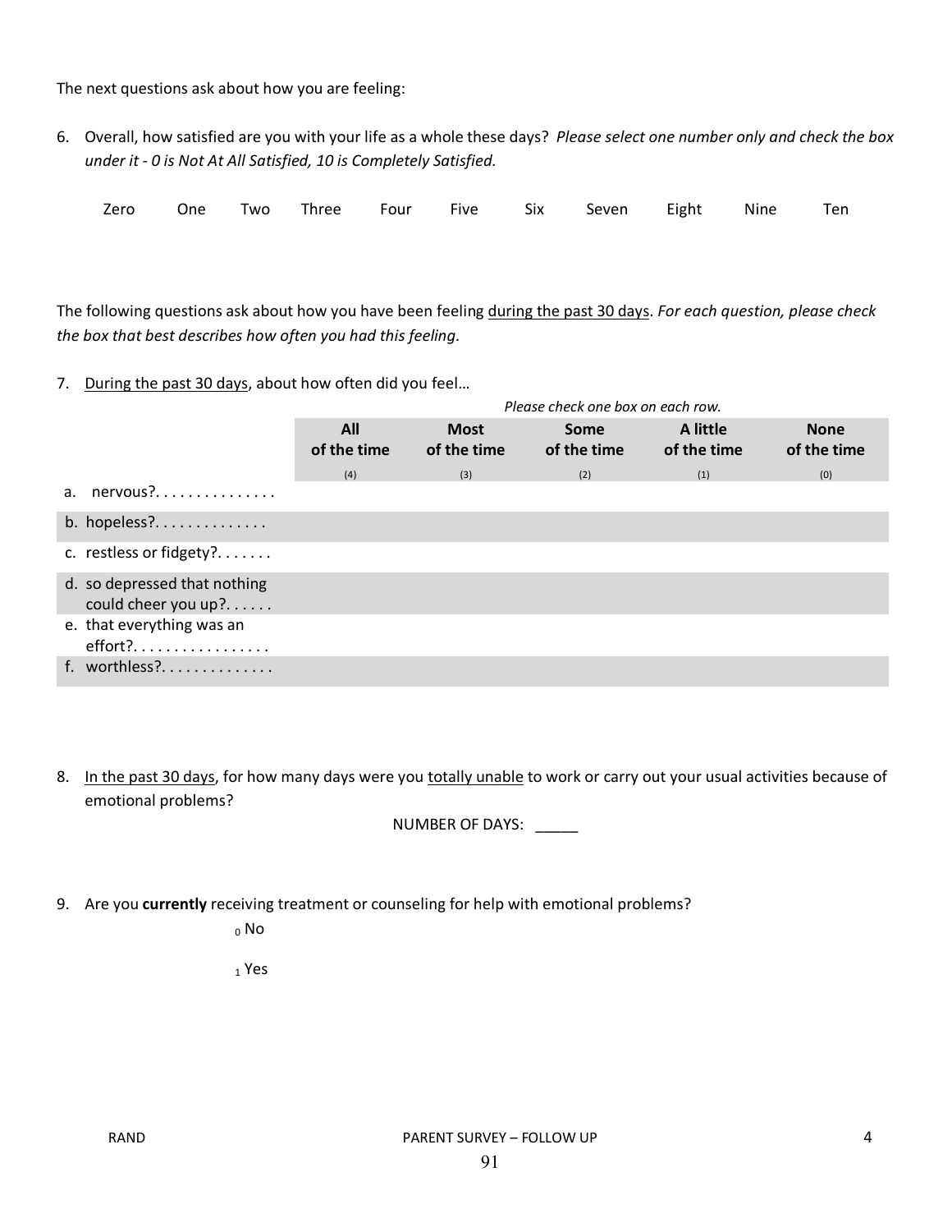The next questions ask about how you are feeling:

6. Overall, how satisfied are you with your life as a whole these days? *Please select one number only and check the box under it - 0 is Not At All Satisfied, 10 is Completely Satisfied.*

| Zero | One | Two | Three | Four | Five | Six | Seven | Eight | Nine | Ten |
|---|---|---|---|---|---|---|---|---|---|---|
| | | | | | | | | | | |

The following questions ask about how you have been feeling <u>during the past 30 days</u>. *For each question, please check the box that best describes how often you had this feeling.*

7. <u>During the past 30 days</u>, about how often did you feel…

*Please check one box on each row.*

| | All of the time (4) | Most of the time (3) | Some of the time (2) | A little of the time (1) | None of the time (0) |
|---|---|---|---|---|---|
| a. nervous?. . . . . . . . . . . . . . . | | | | | |
| b. hopeless?. . . . . . . . . . . . . . | | | | | |
| c. restless or fidgety?. . . . . . . | | | | | |
| d. so depressed that nothing could cheer you up?. . . . . . | | | | | |
| e. that everything was an effort?. . . . . . . . . . . . . . . . . | | | | | |
| f. worthless?. . . . . . . . . . . . . | | | | | |

8. <u>In the past 30 days</u>, for how many days were you <u>totally unable</u> to work or carry out your usual activities because of emotional problems?

NUMBER OF DAYS: _____

9. Are you **currently** receiving treatment or counseling for help with emotional problems?

$_0$ No

$_1$ Yes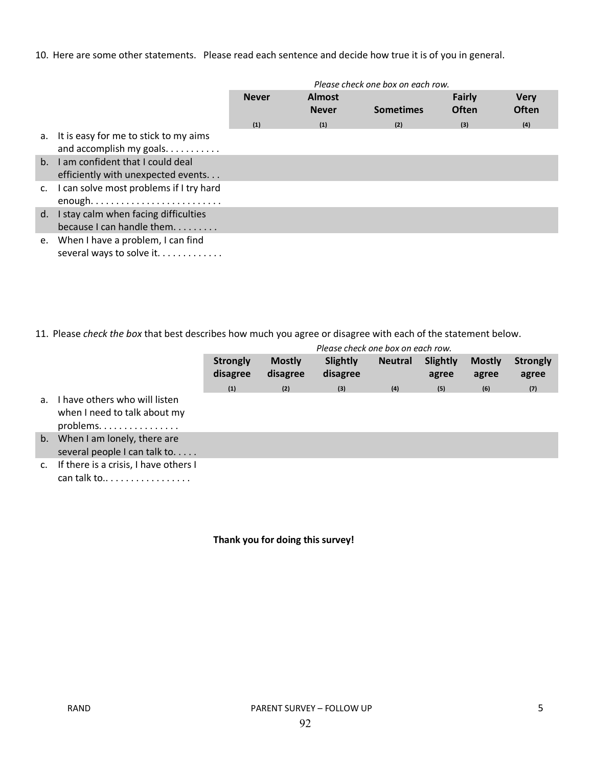10. Here are some other statements. Please read each sentence and decide how true it is of you in general.

*Please check one box on each row.*

| | Never (1) | Almost Never (1) | Sometimes (2) | Fairly Often (3) | Very Often (4) |
|---|---|---|---|---|---|
| a. It is easy for me to stick to my aims and accomplish my goals. . . . . . . . . . . | | | | | |
| b. I am confident that I could deal efficiently with unexpected events. . . | | | | | |
| c. I can solve most problems if I try hard enough. . . . . . . . . . . . . . . . . . . . . . . . . . | | | | | |
| d. I stay calm when facing difficulties because I can handle them. . . . . . . . . | | | | | |
| e. When I have a problem, I can find several ways to solve it. . . . . . . . . . . . | | | | | |

11. Please *check the box* that best describes how much you agree or disagree with each of the statement below.

*Please check one box on each row.*

| | Strongly disagree (1) | Mostly disagree (2) | Slightly disagree (3) | Neutral (4) | Slightly agree (5) | Mostly agree (6) | Strongly agree (7) |
|---|---|---|---|---|---|---|---|
| a. I have others who will listen when I need to talk about my problems. . . . . . . . . . . . . . . . | | | | | | | |
| b. When I am lonely, there are several people I can talk to. . . . . | | | | | | | |
| c. If there is a crisis, I have others I can talk to.. . . . . . . . . . . . . . . . . | | | | | | | |

**Thank you for doing this survey!**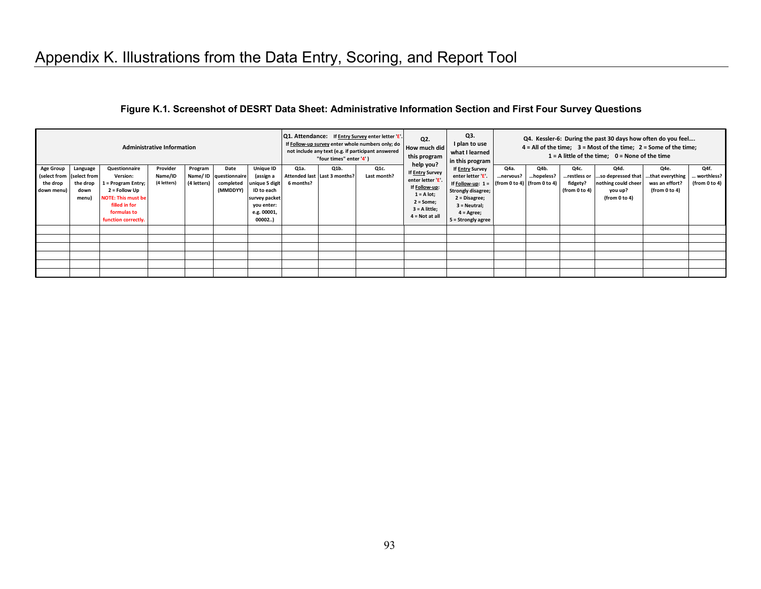# Appendix K. Illustrations from the Data Entry, Scoring, and Report Tool

**Figure K.1. Screenshot of DESRT Data Sheet: Administrative Information Section and First Four Survey Questions**

| Administrative Information | | | | | | | Q1. Attendance: If Entry Survey enter letter 'E'. If Follow-up survey enter whole numbers only; do not include any text (e.g. if participant answered "four times" enter '4') | | | Q2. How much did this program help you? | Q3. I plan to use what I learned in this program | Q4. Kessler-6: During the past 30 days how often do you feel…. 4 = All of the time; 3 = Most of the time; 2 = Some of the time; 1 = A little of the time; 0 = None of the time | | | | | |
|---|---|---|---|---|---|---|---|---|---|---|---|---|---|---|---|---|---|
| Age Group (select from the drop down menu) | Language (select from the drop down menu) | Questionnaire Version: 1 = Program Entry; 2 = Follow Up NOTE: This must be filled in for formulas to function correctly. | Provider Name/ID (4 letters) | Program Name/ ID (4 letters) | Date questionnaire completed (MMDDYY) | Unique ID (assign a unique 5 digit ID to each survey packet you enter: e.g. 00001, 00002..) | Q1a. Attended last 6 months? | Q1b. Last 3 months? | Q1c. Last month? | If Entry Survey enter letter 'E'. If Follow-up: 1 = A lot; 2 = Some; 3 = A little; 4 = Not at all | If Entry Survey enter letter 'E'. If Follow-up: 1 = Strongly disagree; 2 = Disagree; 3 = Neutral; 4 = Agree; 5 = Strongly agree | Q4a. …nervous? (from 0 to 4) | Q4b. …hopeless? (from 0 to 4) | Q4c. …restless or fidgety? (from 0 to 4) | Q4d. …so depressed that nothing could cheer you up? (from 0 to 4) | Q4e. …that everything was an effort? (from 0 to 4) | Q4f. … worthless? (from 0 to 4) |
| | | | | | | | | | | | | | | | | | |
| | | | | | | | | | | | | | | | | | |
| | | | | | | | | | | | | | | | | | |
| | | | | | | | | | | | | | | | | | |
| | | | | | | | | | | | | | | | | | |
| | | | | | | | | | | | | | | | | | |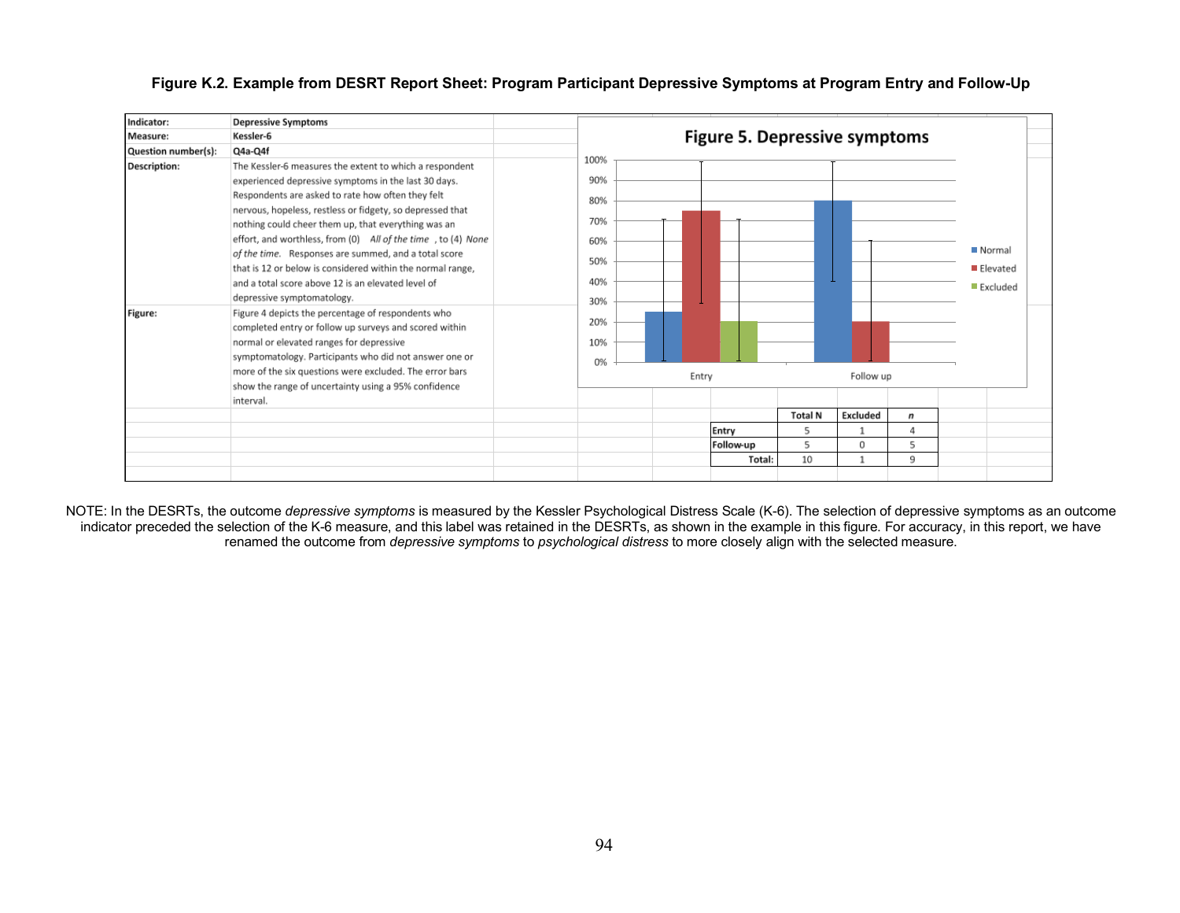**Figure K.2. Example from DESRT Report Sheet: Program Participant Depressive Symptoms at Program Entry and Follow-Up**

| | |
|---|---|
| **Indicator:** | **Depressive Symptoms** |
| **Measure:** | **Kessler-6** |
| **Question number(s):** | **Q4a-Q4f** |
| **Description:** | The Kessler-6 measures the extent to which a respondent experienced depressive symptoms in the last 30 days. Respondents are asked to rate how often they felt nervous, hopeless, restless or fidgety, so depressed that nothing could cheer them up, that everything was an effort, and worthless, from (0) *All of the time*, to (4) *None of the time.* Responses are summed, and a total score that is 12 or below is considered within the normal range, and a total score above 12 is an elevated level of depressive symptomatology. |
| **Figure:** | Figure 4 depicts the percentage of respondents who completed entry or follow up surveys and scored within normal or elevated ranges for depressive symptomatology. Participants who did not answer one or more of the six questions were excluded. The error bars show the range of uncertainty using a 95% confidence interval. |

**Figure 5. Depressive symptoms**

| | Normal | Elevated | Excluded |
|---|---|---|---|
| Entry | 25% | 75% | 20% |
| Follow up | 80% | 20% | |

| | Total N | Excluded | *n* |
|---|---|---|---|
| **Entry** | 5 | 1 | 4 |
| **Follow-up** | 5 | 0 | 5 |
| **Total:** | 10 | 1 | 9 |

NOTE: In the DESRTs, the outcome *depressive symptoms* is measured by the Kessler Psychological Distress Scale (K-6). The selection of depressive symptoms as an outcome indicator preceded the selection of the K-6 measure, and this label was retained in the DESRTs, as shown in the example in this figure. For accuracy, in this report, we have renamed the outcome from *depressive symptoms* to *psychological distress* to more closely align with the selected measure.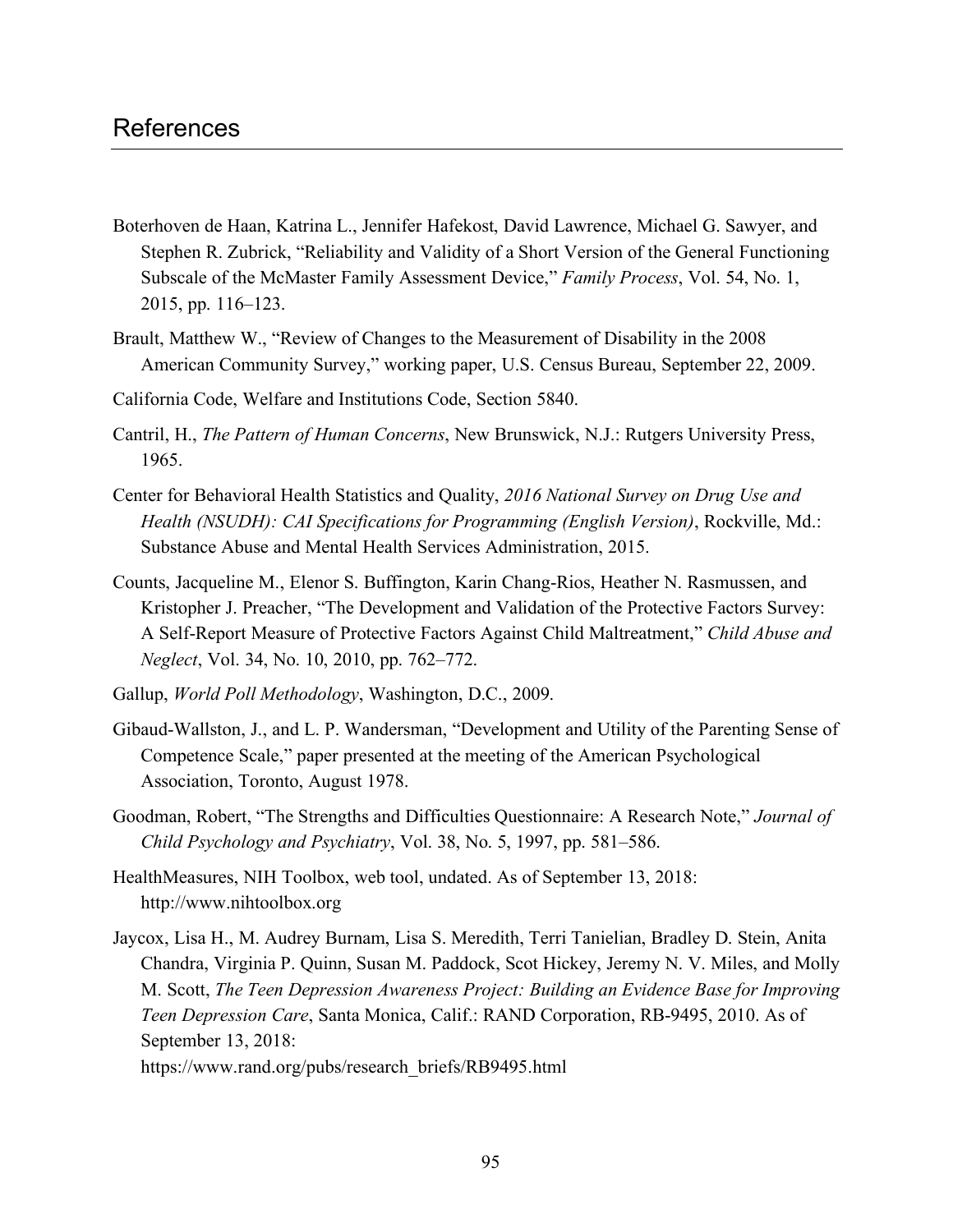# References

Boterhoven de Haan, Katrina L., Jennifer Hafekost, David Lawrence, Michael G. Sawyer, and Stephen R. Zubrick, "Reliability and Validity of a Short Version of the General Functioning Subscale of the McMaster Family Assessment Device," *Family Process*, Vol. 54, No. 1, 2015, pp. 116–123.

Brault, Matthew W., "Review of Changes to the Measurement of Disability in the 2008 American Community Survey," working paper, U.S. Census Bureau, September 22, 2009.

California Code, Welfare and Institutions Code, Section 5840.

Cantril, H., *The Pattern of Human Concerns*, New Brunswick, N.J.: Rutgers University Press, 1965.

Center for Behavioral Health Statistics and Quality, *2016 National Survey on Drug Use and Health (NSUDH): CAI Specifications for Programming (English Version)*, Rockville, Md.: Substance Abuse and Mental Health Services Administration, 2015.

Counts, Jacqueline M., Elenor S. Buffington, Karin Chang-Rios, Heather N. Rasmussen, and Kristopher J. Preacher, "The Development and Validation of the Protective Factors Survey: A Self-Report Measure of Protective Factors Against Child Maltreatment," *Child Abuse and Neglect*, Vol. 34, No. 10, 2010, pp. 762–772.

Gallup, *World Poll Methodology*, Washington, D.C., 2009.

Gibaud-Wallston, J., and L. P. Wandersman, "Development and Utility of the Parenting Sense of Competence Scale," paper presented at the meeting of the American Psychological Association, Toronto, August 1978.

Goodman, Robert, "The Strengths and Difficulties Questionnaire: A Research Note," *Journal of Child Psychology and Psychiatry*, Vol. 38, No. 5, 1997, pp. 581–586.

HealthMeasures, NIH Toolbox, web tool, undated. As of September 13, 2018: http://www.nihtoolbox.org

Jaycox, Lisa H., M. Audrey Burnam, Lisa S. Meredith, Terri Tanielian, Bradley D. Stein, Anita Chandra, Virginia P. Quinn, Susan M. Paddock, Scot Hickey, Jeremy N. V. Miles, and Molly M. Scott, *The Teen Depression Awareness Project: Building an Evidence Base for Improving Teen Depression Care*, Santa Monica, Calif.: RAND Corporation, RB-9495, 2010. As of September 13, 2018:
https://www.rand.org/pubs/research_briefs/RB9495.html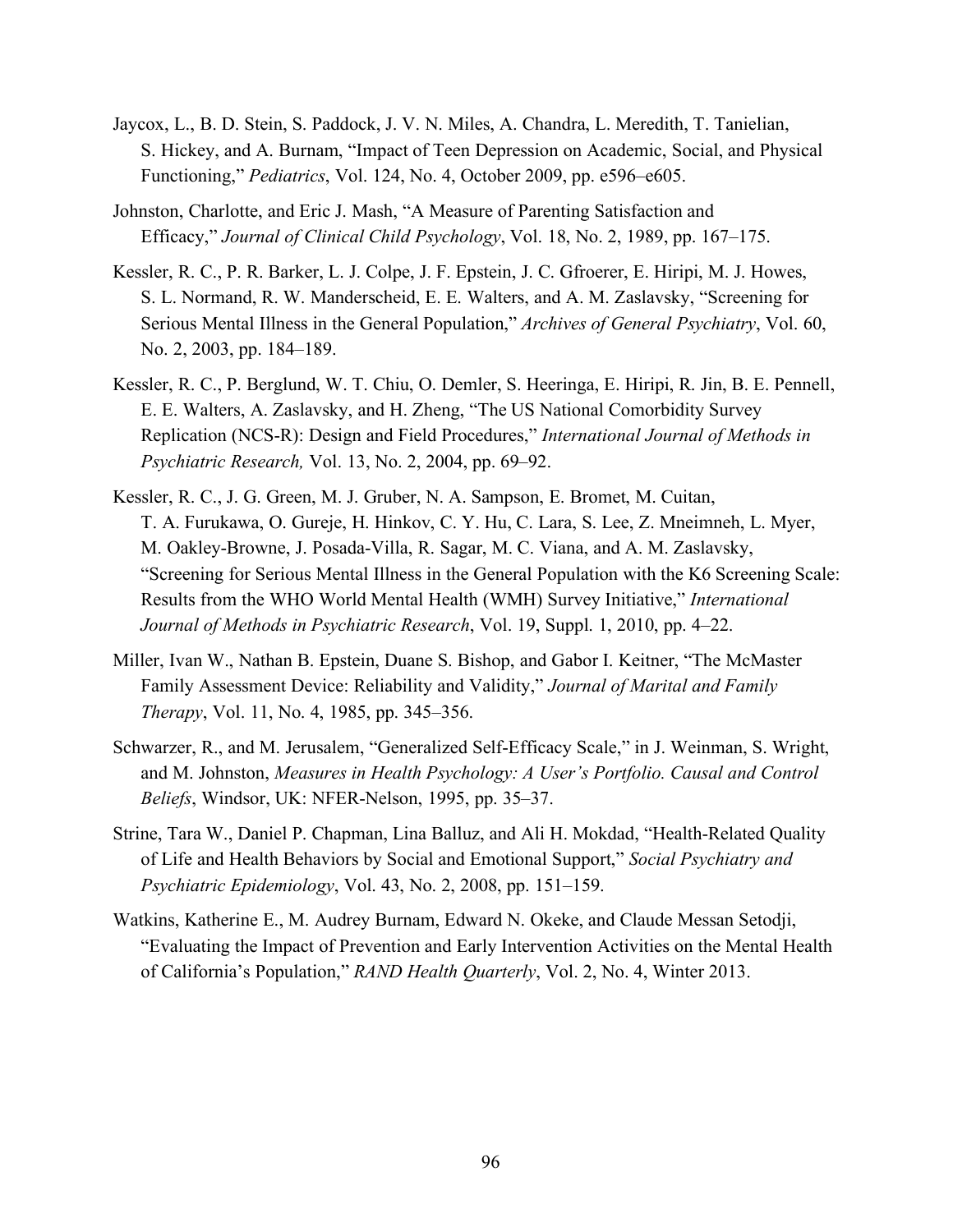Jaycox, L., B. D. Stein, S. Paddock, J. V. N. Miles, A. Chandra, L. Meredith, T. Tanielian, S. Hickey, and A. Burnam, "Impact of Teen Depression on Academic, Social, and Physical Functioning," *Pediatrics*, Vol. 124, No. 4, October 2009, pp. e596–e605.

Johnston, Charlotte, and Eric J. Mash, "A Measure of Parenting Satisfaction and Efficacy," *Journal of Clinical Child Psychology*, Vol. 18, No. 2, 1989, pp. 167–175.

Kessler, R. C., P. R. Barker, L. J. Colpe, J. F. Epstein, J. C. Gfroerer, E. Hiripi, M. J. Howes, S. L. Normand, R. W. Manderscheid, E. E. Walters, and A. M. Zaslavsky, "Screening for Serious Mental Illness in the General Population," *Archives of General Psychiatry*, Vol. 60, No. 2, 2003, pp. 184–189.

Kessler, R. C., P. Berglund, W. T. Chiu, O. Demler, S. Heeringa, E. Hiripi, R. Jin, B. E. Pennell, E. E. Walters, A. Zaslavsky, and H. Zheng, "The US National Comorbidity Survey Replication (NCS-R): Design and Field Procedures," *International Journal of Methods in Psychiatric Research,* Vol. 13, No. 2, 2004, pp. 69–92.

Kessler, R. C., J. G. Green, M. J. Gruber, N. A. Sampson, E. Bromet, M. Cuitan, T. A. Furukawa, O. Gureje, H. Hinkov, C. Y. Hu, C. Lara, S. Lee, Z. Mneimneh, L. Myer, M. Oakley-Browne, J. Posada-Villa, R. Sagar, M. C. Viana, and A. M. Zaslavsky, "Screening for Serious Mental Illness in the General Population with the K6 Screening Scale: Results from the WHO World Mental Health (WMH) Survey Initiative," *International Journal of Methods in Psychiatric Research*, Vol. 19, Suppl. 1, 2010, pp. 4–22.

Miller, Ivan W., Nathan B. Epstein, Duane S. Bishop, and Gabor I. Keitner, "The McMaster Family Assessment Device: Reliability and Validity," *Journal of Marital and Family Therapy*, Vol. 11, No. 4, 1985, pp. 345–356.

Schwarzer, R., and M. Jerusalem, "Generalized Self-Efficacy Scale," in J. Weinman, S. Wright, and M. Johnston, *Measures in Health Psychology: A User's Portfolio. Causal and Control Beliefs*, Windsor, UK: NFER-Nelson, 1995, pp. 35–37.

Strine, Tara W., Daniel P. Chapman, Lina Balluz, and Ali H. Mokdad, "Health-Related Quality of Life and Health Behaviors by Social and Emotional Support," *Social Psychiatry and Psychiatric Epidemiology*, Vol. 43, No. 2, 2008, pp. 151–159.

Watkins, Katherine E., M. Audrey Burnam, Edward N. Okeke, and Claude Messan Setodji, "Evaluating the Impact of Prevention and Early Intervention Activities on the Mental Health of California's Population," *RAND Health Quarterly*, Vol. 2, No. 4, Winter 2013.